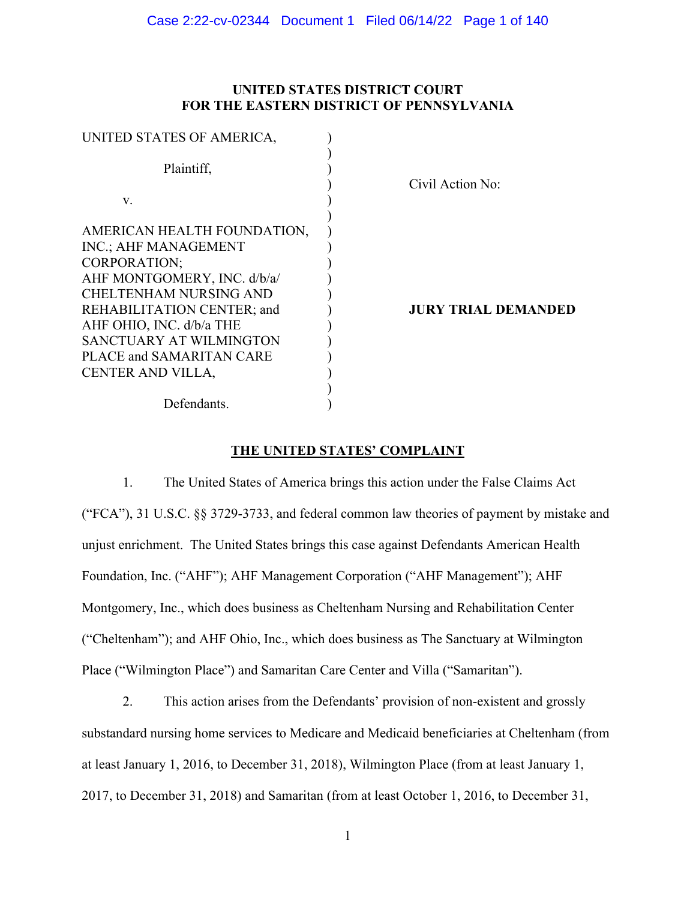**UNITED STATES DISTRICT COURT**
**FOR THE EASTERN DISTRICT OF PENNSYLVANIA**

| | |
|---|---|
| UNITED STATES OF AMERICA,<br><br>Plaintiff,<br><br>v.<br><br>AMERICAN HEALTH FOUNDATION, INC.; AHF MANAGEMENT CORPORATION; AHF MONTGOMERY, INC. d/b/a/ CHELTENHAM NURSING AND REHABILITATION CENTER; and AHF OHIO, INC. d/b/a THE SANCTUARY AT WILMINGTON PLACE and SAMARITAN CARE CENTER AND VILLA,<br><br>Defendants. | Civil Action No:<br><br>**JURY TRIAL DEMANDED** |

## THE UNITED STATES' COMPLAINT

1. The United States of America brings this action under the False Claims Act ("FCA"), 31 U.S.C. §§ 3729-3733, and federal common law theories of payment by mistake and unjust enrichment. The United States brings this case against Defendants American Health Foundation, Inc. ("AHF"); AHF Management Corporation ("AHF Management"); AHF Montgomery, Inc., which does business as Cheltenham Nursing and Rehabilitation Center ("Cheltenham"); and AHF Ohio, Inc., which does business as The Sanctuary at Wilmington Place ("Wilmington Place") and Samaritan Care Center and Villa ("Samaritan").

2. This action arises from the Defendants' provision of non-existent and grossly substandard nursing home services to Medicare and Medicaid beneficiaries at Cheltenham (from at least January 1, 2016, to December 31, 2018), Wilmington Place (from at least January 1, 2017, to December 31, 2018) and Samaritan (from at least October 1, 2016, to December 31,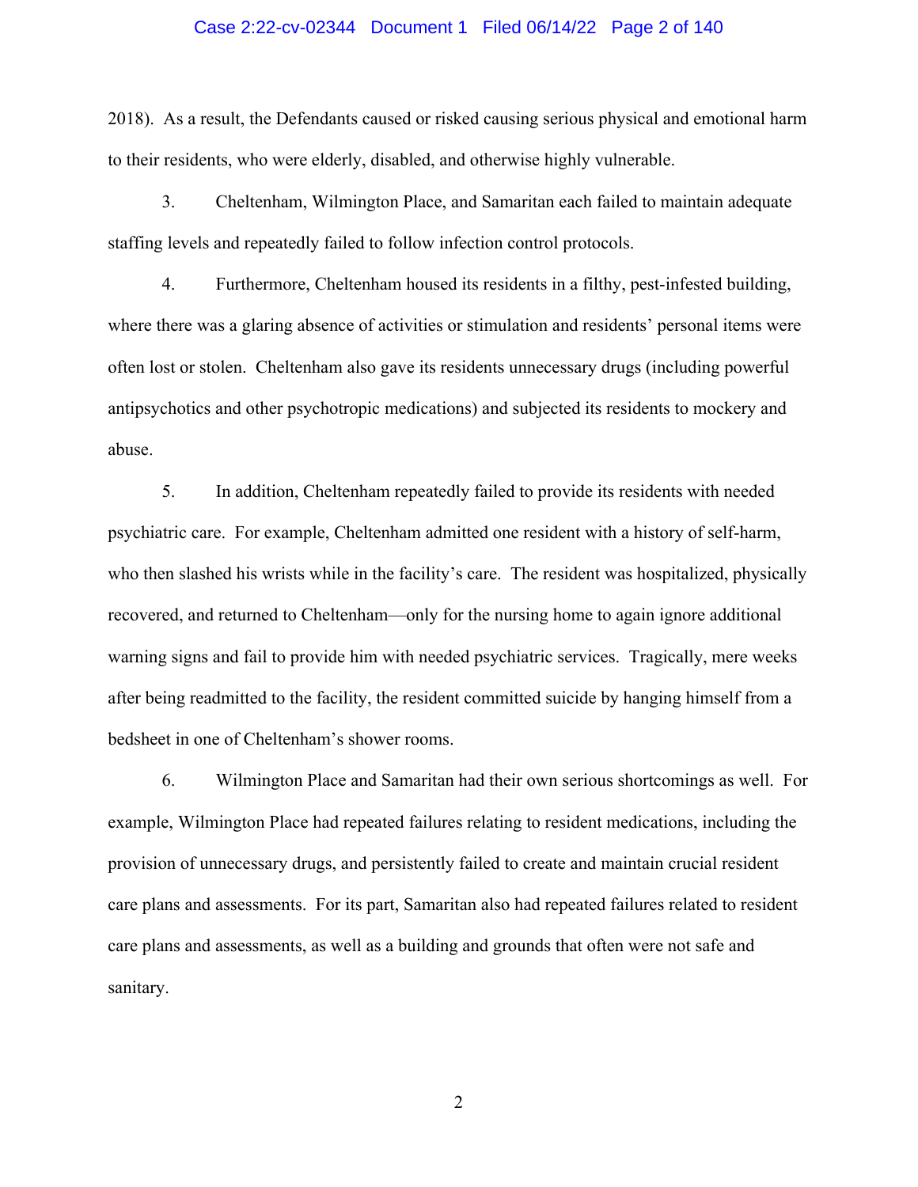2018). As a result, the Defendants caused or risked causing serious physical and emotional harm to their residents, who were elderly, disabled, and otherwise highly vulnerable.

3. Cheltenham, Wilmington Place, and Samaritan each failed to maintain adequate staffing levels and repeatedly failed to follow infection control protocols.

4. Furthermore, Cheltenham housed its residents in a filthy, pest-infested building, where there was a glaring absence of activities or stimulation and residents' personal items were often lost or stolen. Cheltenham also gave its residents unnecessary drugs (including powerful antipsychotics and other psychotropic medications) and subjected its residents to mockery and abuse.

5. In addition, Cheltenham repeatedly failed to provide its residents with needed psychiatric care. For example, Cheltenham admitted one resident with a history of self-harm, who then slashed his wrists while in the facility's care. The resident was hospitalized, physically recovered, and returned to Cheltenham—only for the nursing home to again ignore additional warning signs and fail to provide him with needed psychiatric services. Tragically, mere weeks after being readmitted to the facility, the resident committed suicide by hanging himself from a bedsheet in one of Cheltenham's shower rooms.

6. Wilmington Place and Samaritan had their own serious shortcomings as well. For example, Wilmington Place had repeated failures relating to resident medications, including the provision of unnecessary drugs, and persistently failed to create and maintain crucial resident care plans and assessments. For its part, Samaritan also had repeated failures related to resident care plans and assessments, as well as a building and grounds that often were not safe and sanitary.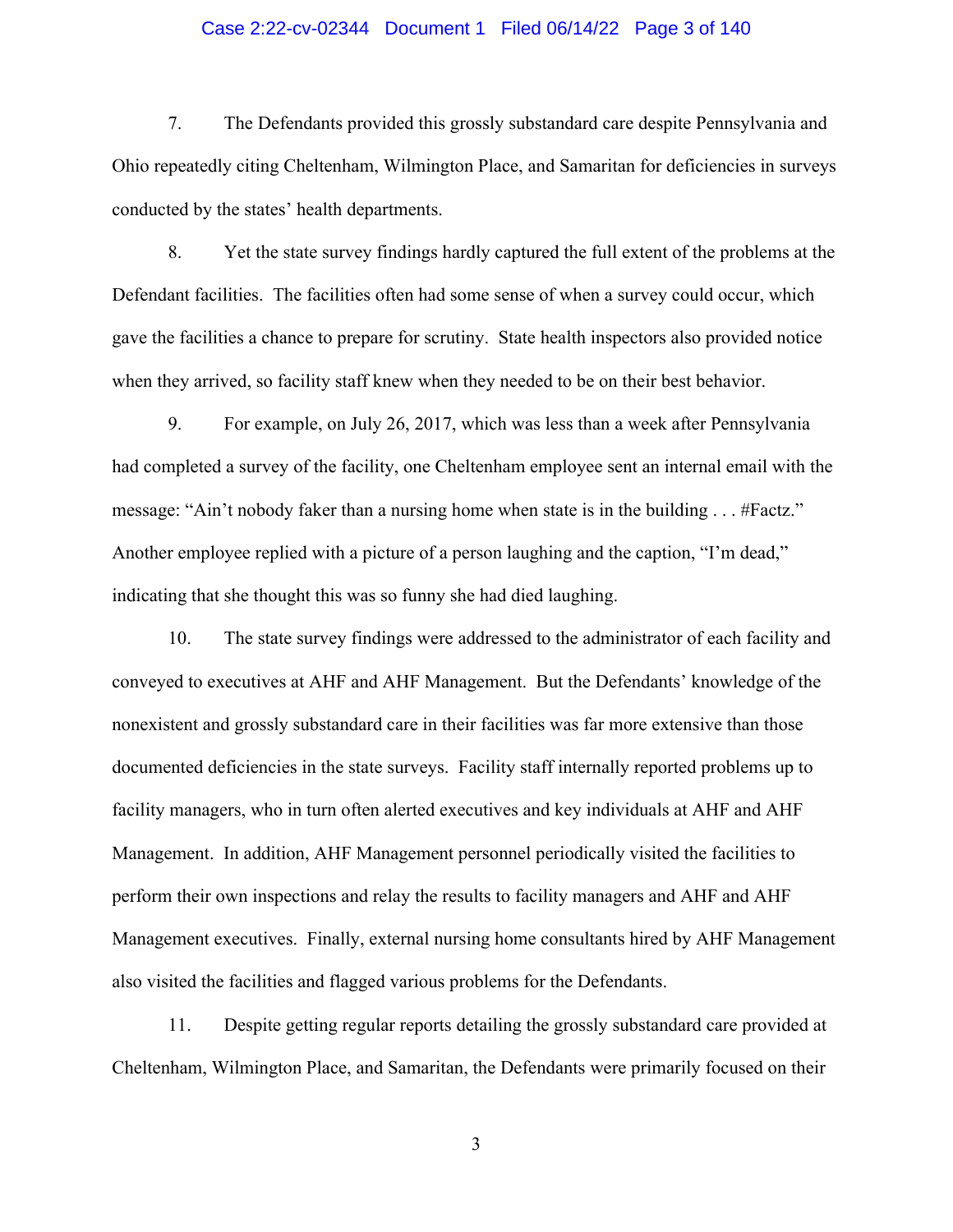7. The Defendants provided this grossly substandard care despite Pennsylvania and Ohio repeatedly citing Cheltenham, Wilmington Place, and Samaritan for deficiencies in surveys conducted by the states' health departments.

8. Yet the state survey findings hardly captured the full extent of the problems at the Defendant facilities. The facilities often had some sense of when a survey could occur, which gave the facilities a chance to prepare for scrutiny. State health inspectors also provided notice when they arrived, so facility staff knew when they needed to be on their best behavior.

9. For example, on July 26, 2017, which was less than a week after Pennsylvania had completed a survey of the facility, one Cheltenham employee sent an internal email with the message: "Ain't nobody faker than a nursing home when state is in the building . . . #Factz." Another employee replied with a picture of a person laughing and the caption, "I'm dead," indicating that she thought this was so funny she had died laughing.

10. The state survey findings were addressed to the administrator of each facility and conveyed to executives at AHF and AHF Management. But the Defendants' knowledge of the nonexistent and grossly substandard care in their facilities was far more extensive than those documented deficiencies in the state surveys. Facility staff internally reported problems up to facility managers, who in turn often alerted executives and key individuals at AHF and AHF Management. In addition, AHF Management personnel periodically visited the facilities to perform their own inspections and relay the results to facility managers and AHF and AHF Management executives. Finally, external nursing home consultants hired by AHF Management also visited the facilities and flagged various problems for the Defendants.

11. Despite getting regular reports detailing the grossly substandard care provided at Cheltenham, Wilmington Place, and Samaritan, the Defendants were primarily focused on their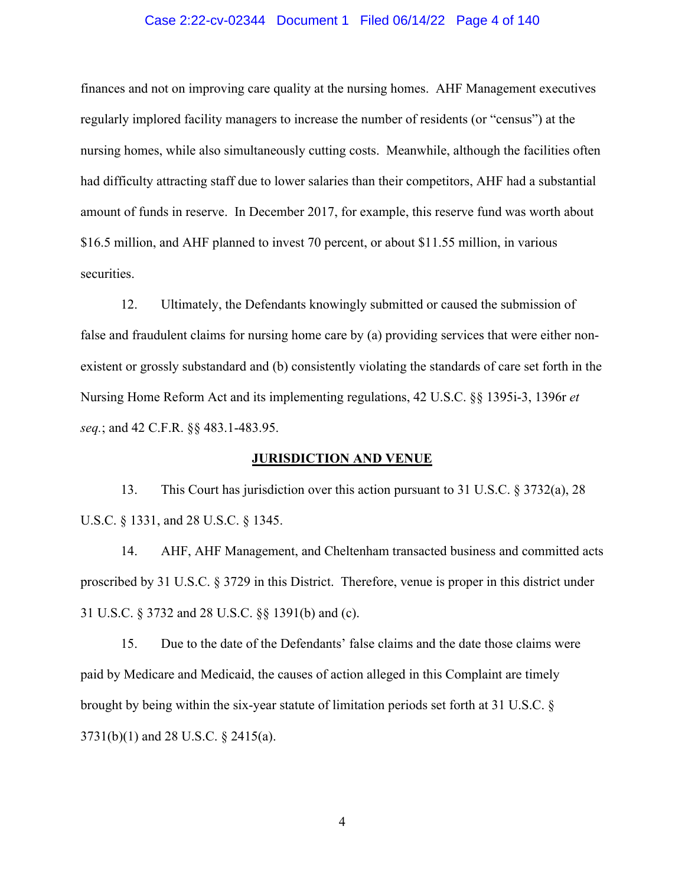finances and not on improving care quality at the nursing homes. AHF Management executives regularly implored facility managers to increase the number of residents (or "census") at the nursing homes, while also simultaneously cutting costs. Meanwhile, although the facilities often had difficulty attracting staff due to lower salaries than their competitors, AHF had a substantial amount of funds in reserve. In December 2017, for example, this reserve fund was worth about $16.5 million, and AHF planned to invest 70 percent, or about $11.55 million, in various securities.

12. Ultimately, the Defendants knowingly submitted or caused the submission of false and fraudulent claims for nursing home care by (a) providing services that were either non-existent or grossly substandard and (b) consistently violating the standards of care set forth in the Nursing Home Reform Act and its implementing regulations, 42 U.S.C. §§ 1395i-3, 1396r *et seq.*; and 42 C.F.R. §§ 483.1-483.95.

## JURISDICTION AND VENUE

13. This Court has jurisdiction over this action pursuant to 31 U.S.C. § 3732(a), 28 U.S.C. § 1331, and 28 U.S.C. § 1345.

14. AHF, AHF Management, and Cheltenham transacted business and committed acts proscribed by 31 U.S.C. § 3729 in this District. Therefore, venue is proper in this district under 31 U.S.C. § 3732 and 28 U.S.C. §§ 1391(b) and (c).

15. Due to the date of the Defendants' false claims and the date those claims were paid by Medicare and Medicaid, the causes of action alleged in this Complaint are timely brought by being within the six-year statute of limitation periods set forth at 31 U.S.C. § 3731(b)(1) and 28 U.S.C. § 2415(a).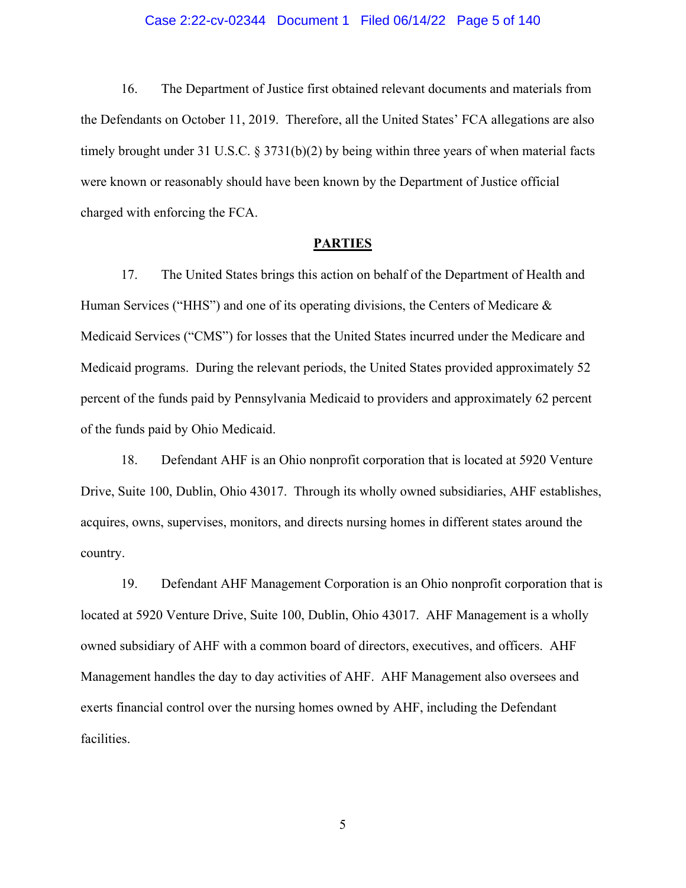16. The Department of Justice first obtained relevant documents and materials from the Defendants on October 11, 2019. Therefore, all the United States' FCA allegations are also timely brought under 31 U.S.C. § 3731(b)(2) by being within three years of when material facts were known or reasonably should have been known by the Department of Justice official charged with enforcing the FCA.

## PARTIES

17. The United States brings this action on behalf of the Department of Health and Human Services ("HHS") and one of its operating divisions, the Centers of Medicare & Medicaid Services ("CMS") for losses that the United States incurred under the Medicare and Medicaid programs. During the relevant periods, the United States provided approximately 52 percent of the funds paid by Pennsylvania Medicaid to providers and approximately 62 percent of the funds paid by Ohio Medicaid.

18. Defendant AHF is an Ohio nonprofit corporation that is located at 5920 Venture Drive, Suite 100, Dublin, Ohio 43017. Through its wholly owned subsidiaries, AHF establishes, acquires, owns, supervises, monitors, and directs nursing homes in different states around the country.

19. Defendant AHF Management Corporation is an Ohio nonprofit corporation that is located at 5920 Venture Drive, Suite 100, Dublin, Ohio 43017. AHF Management is a wholly owned subsidiary of AHF with a common board of directors, executives, and officers. AHF Management handles the day to day activities of AHF. AHF Management also oversees and exerts financial control over the nursing homes owned by AHF, including the Defendant facilities.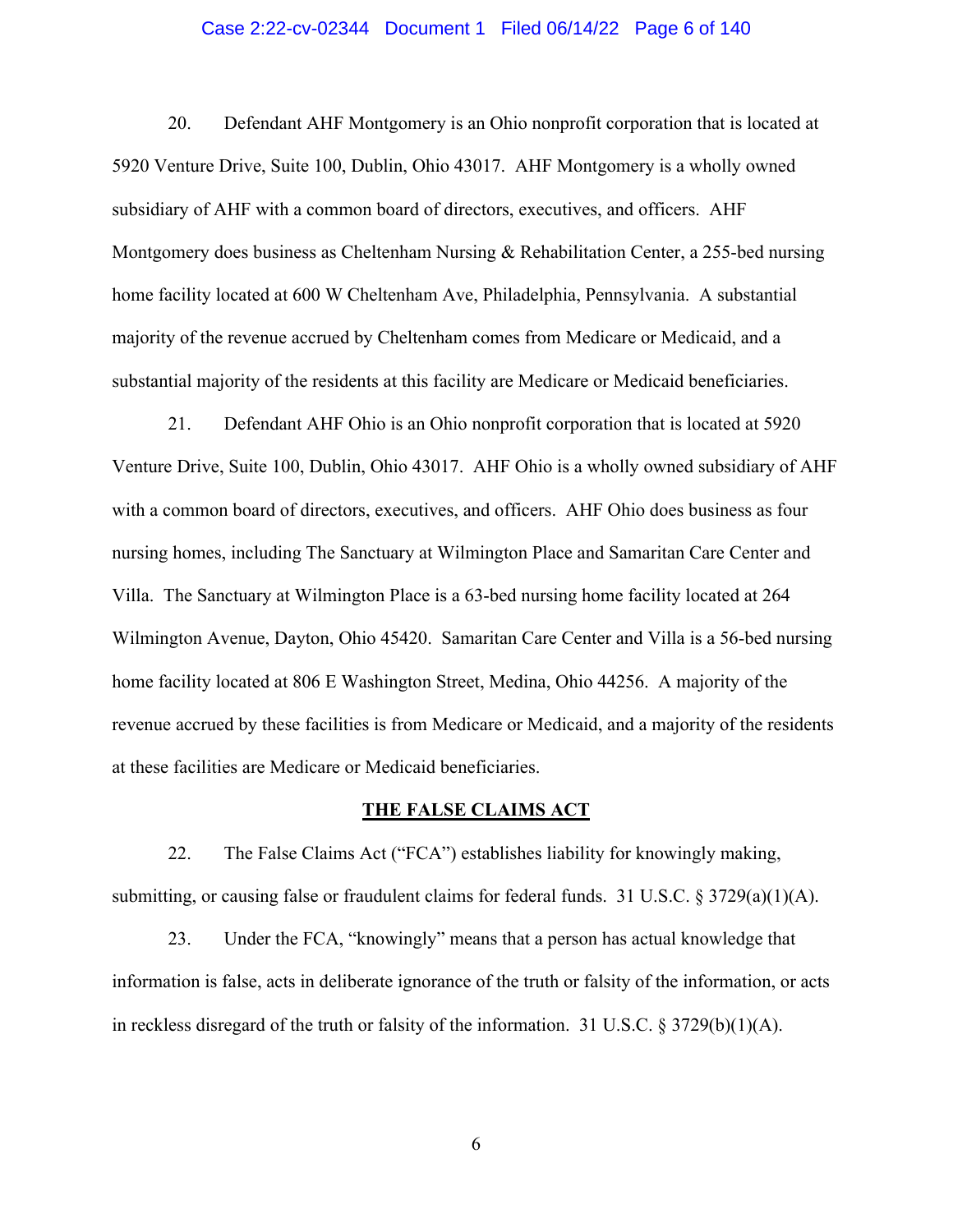20. Defendant AHF Montgomery is an Ohio nonprofit corporation that is located at 5920 Venture Drive, Suite 100, Dublin, Ohio 43017. AHF Montgomery is a wholly owned subsidiary of AHF with a common board of directors, executives, and officers. AHF Montgomery does business as Cheltenham Nursing & Rehabilitation Center, a 255-bed nursing home facility located at 600 W Cheltenham Ave, Philadelphia, Pennsylvania. A substantial majority of the revenue accrued by Cheltenham comes from Medicare or Medicaid, and a substantial majority of the residents at this facility are Medicare or Medicaid beneficiaries.

21. Defendant AHF Ohio is an Ohio nonprofit corporation that is located at 5920 Venture Drive, Suite 100, Dublin, Ohio 43017. AHF Ohio is a wholly owned subsidiary of AHF with a common board of directors, executives, and officers. AHF Ohio does business as four nursing homes, including The Sanctuary at Wilmington Place and Samaritan Care Center and Villa. The Sanctuary at Wilmington Place is a 63-bed nursing home facility located at 264 Wilmington Avenue, Dayton, Ohio 45420. Samaritan Care Center and Villa is a 56-bed nursing home facility located at 806 E Washington Street, Medina, Ohio 44256. A majority of the revenue accrued by these facilities is from Medicare or Medicaid, and a majority of the residents at these facilities are Medicare or Medicaid beneficiaries.

## THE FALSE CLAIMS ACT

22. The False Claims Act ("FCA") establishes liability for knowingly making, submitting, or causing false or fraudulent claims for federal funds. 31 U.S.C. § 3729(a)(1)(A).

23. Under the FCA, "knowingly" means that a person has actual knowledge that information is false, acts in deliberate ignorance of the truth or falsity of the information, or acts in reckless disregard of the truth or falsity of the information. 31 U.S.C. § 3729(b)(1)(A).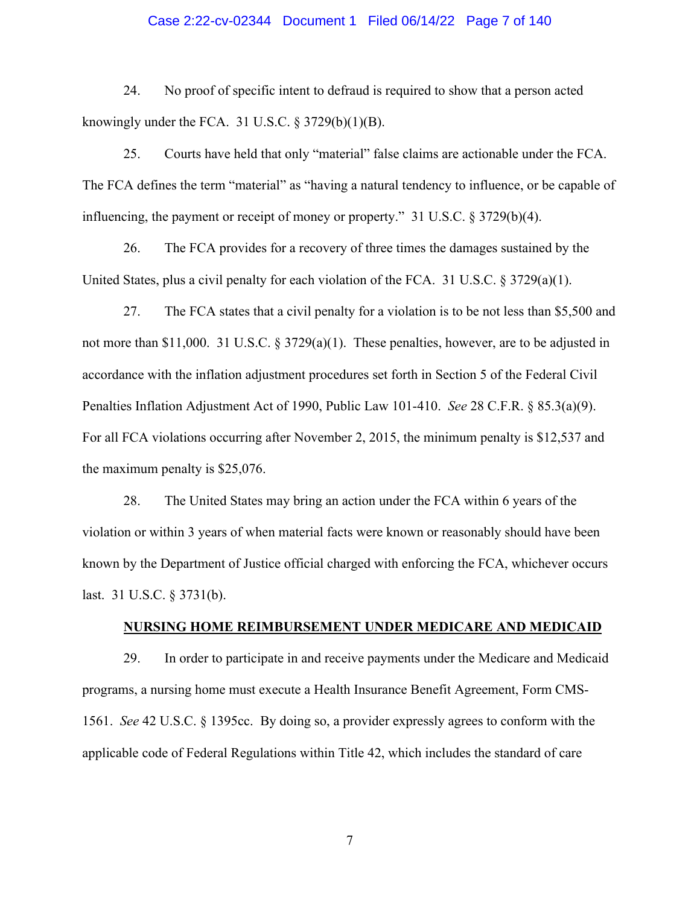24. No proof of specific intent to defraud is required to show that a person acted knowingly under the FCA. 31 U.S.C. § 3729(b)(1)(B).

25. Courts have held that only "material" false claims are actionable under the FCA. The FCA defines the term "material" as "having a natural tendency to influence, or be capable of influencing, the payment or receipt of money or property." 31 U.S.C. § 3729(b)(4).

26. The FCA provides for a recovery of three times the damages sustained by the United States, plus a civil penalty for each violation of the FCA. 31 U.S.C. § 3729(a)(1).

27. The FCA states that a civil penalty for a violation is to be not less than $5,500 and not more than $11,000. 31 U.S.C. § 3729(a)(1). These penalties, however, are to be adjusted in accordance with the inflation adjustment procedures set forth in Section 5 of the Federal Civil Penalties Inflation Adjustment Act of 1990, Public Law 101-410. *See* 28 C.F.R. § 85.3(a)(9). For all FCA violations occurring after November 2, 2015, the minimum penalty is $12,537 and the maximum penalty is $25,076.

28. The United States may bring an action under the FCA within 6 years of the violation or within 3 years of when material facts were known or reasonably should have been known by the Department of Justice official charged with enforcing the FCA, whichever occurs last. 31 U.S.C. § 3731(b).

## NURSING HOME REIMBURSEMENT UNDER MEDICARE AND MEDICAID

29. In order to participate in and receive payments under the Medicare and Medicaid programs, a nursing home must execute a Health Insurance Benefit Agreement, Form CMS-1561. *See* 42 U.S.C. § 1395cc. By doing so, a provider expressly agrees to conform with the applicable code of Federal Regulations within Title 42, which includes the standard of care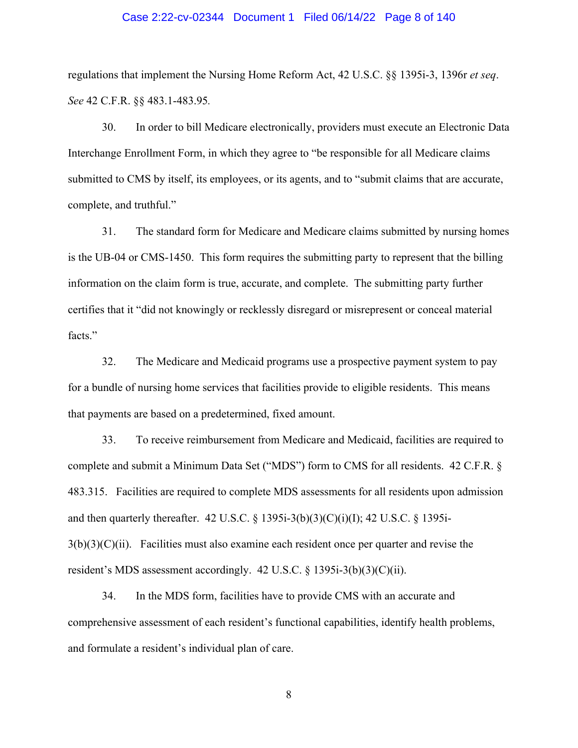regulations that implement the Nursing Home Reform Act, 42 U.S.C. §§ 1395i-3, 1396r *et seq*. *See* 42 C.F.R. §§ 483.1-483.95.

30. In order to bill Medicare electronically, providers must execute an Electronic Data Interchange Enrollment Form, in which they agree to "be responsible for all Medicare claims submitted to CMS by itself, its employees, or its agents, and to "submit claims that are accurate, complete, and truthful."

31. The standard form for Medicare and Medicare claims submitted by nursing homes is the UB-04 or CMS-1450. This form requires the submitting party to represent that the billing information on the claim form is true, accurate, and complete. The submitting party further certifies that it "did not knowingly or recklessly disregard or misrepresent or conceal material facts."

32. The Medicare and Medicaid programs use a prospective payment system to pay for a bundle of nursing home services that facilities provide to eligible residents. This means that payments are based on a predetermined, fixed amount.

33. To receive reimbursement from Medicare and Medicaid, facilities are required to complete and submit a Minimum Data Set ("MDS") form to CMS for all residents. 42 C.F.R. § 483.315. Facilities are required to complete MDS assessments for all residents upon admission and then quarterly thereafter. 42 U.S.C. § 1395i-3(b)(3)(C)(i)(I); 42 U.S.C. § 1395i-3(b)(3)(C)(ii). Facilities must also examine each resident once per quarter and revise the resident's MDS assessment accordingly. 42 U.S.C. § 1395i-3(b)(3)(C)(ii).

34. In the MDS form, facilities have to provide CMS with an accurate and comprehensive assessment of each resident's functional capabilities, identify health problems, and formulate a resident's individual plan of care.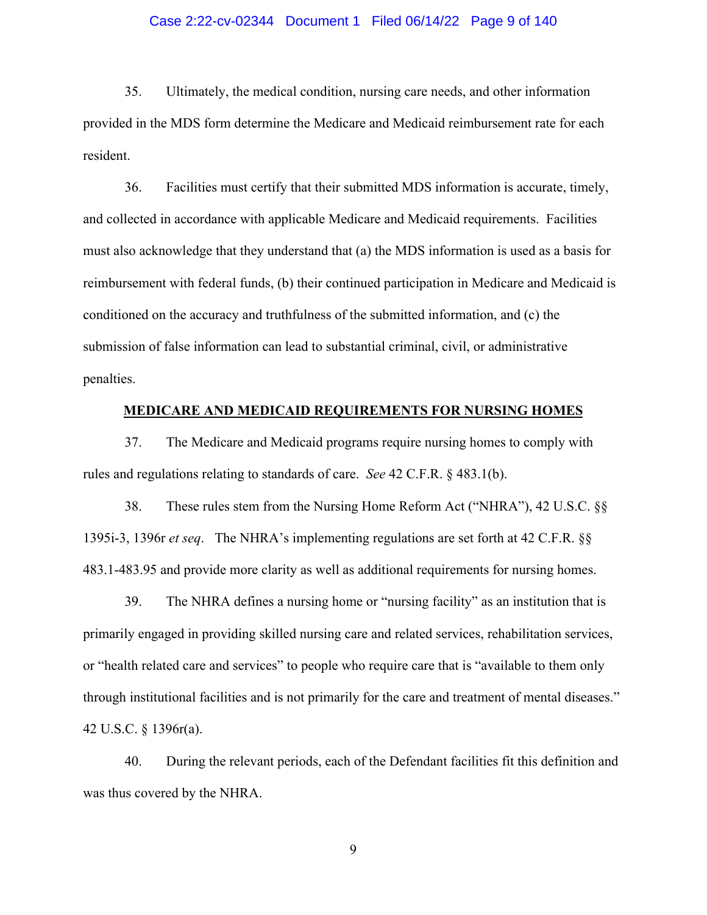35. Ultimately, the medical condition, nursing care needs, and other information provided in the MDS form determine the Medicare and Medicaid reimbursement rate for each resident.

36. Facilities must certify that their submitted MDS information is accurate, timely, and collected in accordance with applicable Medicare and Medicaid requirements. Facilities must also acknowledge that they understand that (a) the MDS information is used as a basis for reimbursement with federal funds, (b) their continued participation in Medicare and Medicaid is conditioned on the accuracy and truthfulness of the submitted information, and (c) the submission of false information can lead to substantial criminal, civil, or administrative penalties.

## MEDICARE AND MEDICAID REQUIREMENTS FOR NURSING HOMES

37. The Medicare and Medicaid programs require nursing homes to comply with rules and regulations relating to standards of care. *See* 42 C.F.R. § 483.1(b).

38. These rules stem from the Nursing Home Reform Act ("NHRA"), 42 U.S.C. §§ 1395i-3, 1396r *et seq*. The NHRA's implementing regulations are set forth at 42 C.F.R. §§ 483.1-483.95 and provide more clarity as well as additional requirements for nursing homes.

39. The NHRA defines a nursing home or "nursing facility" as an institution that is primarily engaged in providing skilled nursing care and related services, rehabilitation services, or "health related care and services" to people who require care that is "available to them only through institutional facilities and is not primarily for the care and treatment of mental diseases." 42 U.S.C. § 1396r(a).

40. During the relevant periods, each of the Defendant facilities fit this definition and was thus covered by the NHRA.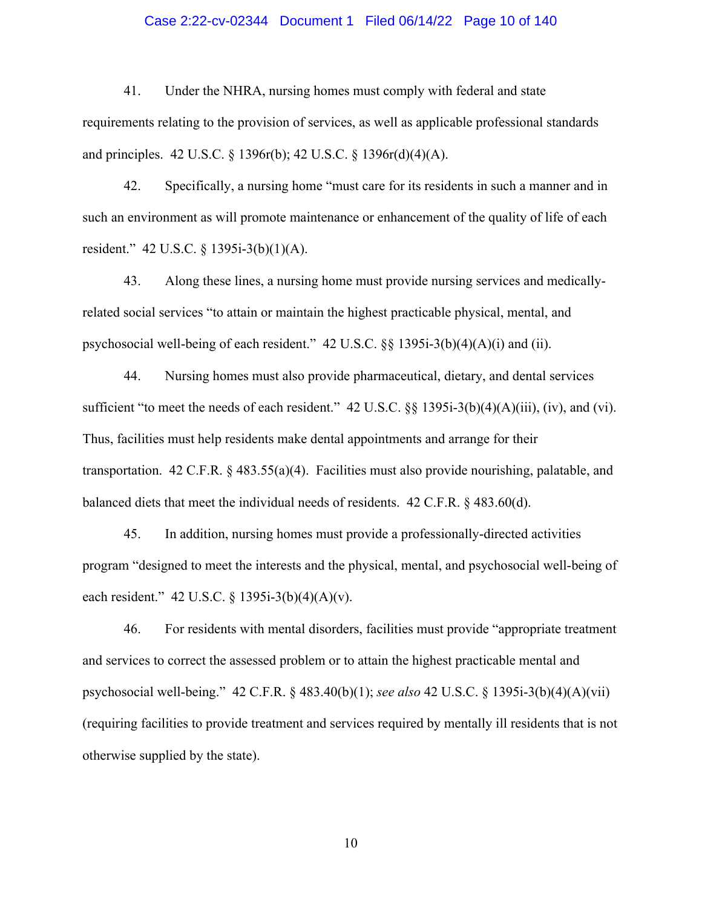41. Under the NHRA, nursing homes must comply with federal and state requirements relating to the provision of services, as well as applicable professional standards and principles. 42 U.S.C. § 1396r(b); 42 U.S.C. § 1396r(d)(4)(A).

42. Specifically, a nursing home "must care for its residents in such a manner and in such an environment as will promote maintenance or enhancement of the quality of life of each resident." 42 U.S.C. § 1395i-3(b)(1)(A).

43. Along these lines, a nursing home must provide nursing services and medically-related social services "to attain or maintain the highest practicable physical, mental, and psychosocial well-being of each resident." 42 U.S.C. §§ 1395i-3(b)(4)(A)(i) and (ii).

44. Nursing homes must also provide pharmaceutical, dietary, and dental services sufficient "to meet the needs of each resident." 42 U.S.C. §§ 1395i-3(b)(4)(A)(iii), (iv), and (vi). Thus, facilities must help residents make dental appointments and arrange for their transportation. 42 C.F.R. § 483.55(a)(4). Facilities must also provide nourishing, palatable, and balanced diets that meet the individual needs of residents. 42 C.F.R. § 483.60(d).

45. In addition, nursing homes must provide a professionally-directed activities program "designed to meet the interests and the physical, mental, and psychosocial well-being of each resident." 42 U.S.C. § 1395i-3(b)(4)(A)(v).

46. For residents with mental disorders, facilities must provide "appropriate treatment and services to correct the assessed problem or to attain the highest practicable mental and psychosocial well-being." 42 C.F.R. § 483.40(b)(1); *see also* 42 U.S.C. § 1395i-3(b)(4)(A)(vii) (requiring facilities to provide treatment and services required by mentally ill residents that is not otherwise supplied by the state).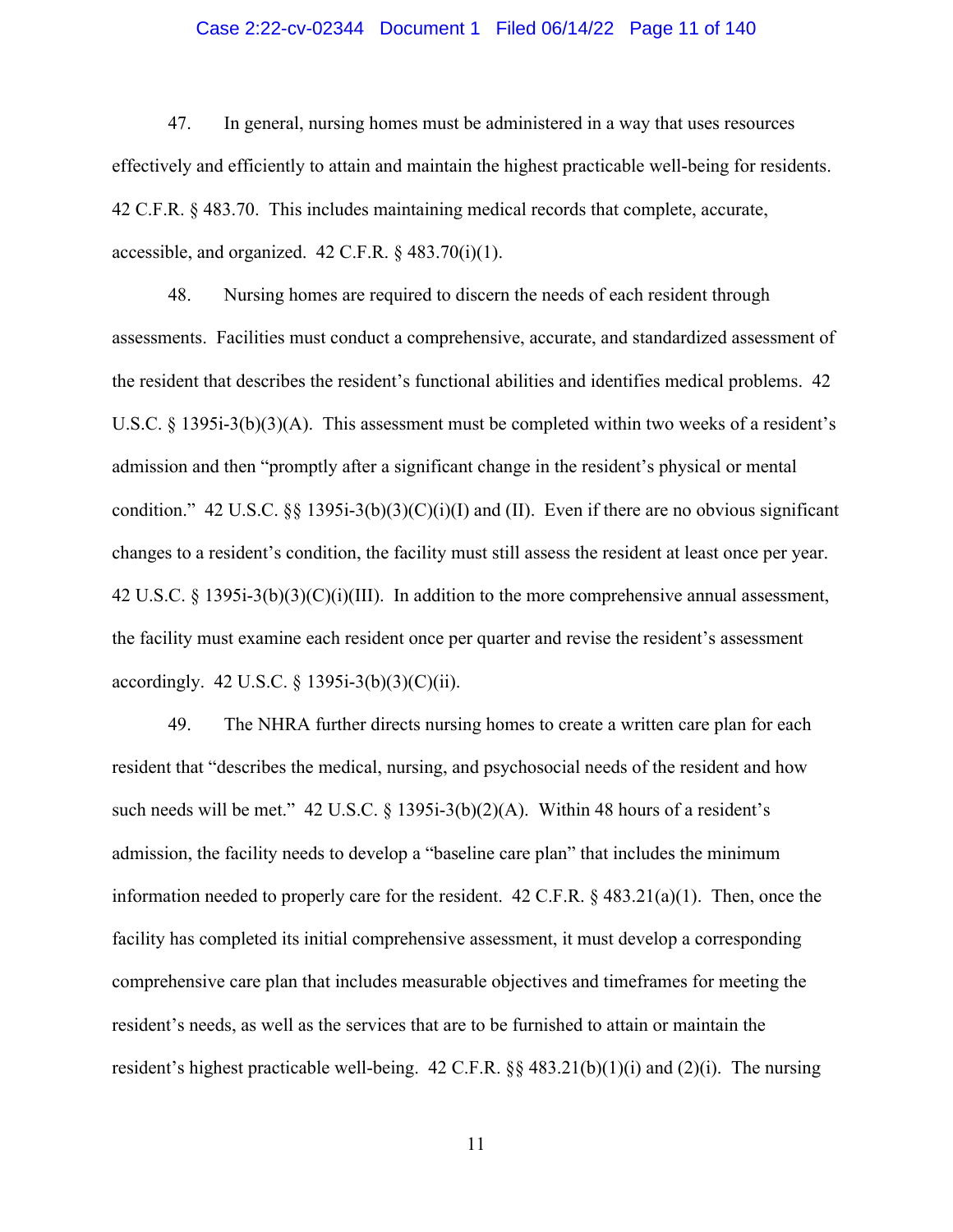47. In general, nursing homes must be administered in a way that uses resources effectively and efficiently to attain and maintain the highest practicable well-being for residents. 42 C.F.R. § 483.70. This includes maintaining medical records that complete, accurate, accessible, and organized. 42 C.F.R. § 483.70(i)(1).

48. Nursing homes are required to discern the needs of each resident through assessments. Facilities must conduct a comprehensive, accurate, and standardized assessment of the resident that describes the resident's functional abilities and identifies medical problems. 42 U.S.C. § 1395i-3(b)(3)(A). This assessment must be completed within two weeks of a resident's admission and then "promptly after a significant change in the resident's physical or mental condition." 42 U.S.C. §§ 1395i-3(b)(3)(C)(i)(I) and (II). Even if there are no obvious significant changes to a resident's condition, the facility must still assess the resident at least once per year. 42 U.S.C. § 1395i-3(b)(3)(C)(i)(III). In addition to the more comprehensive annual assessment, the facility must examine each resident once per quarter and revise the resident's assessment accordingly. 42 U.S.C. § 1395i-3(b)(3)(C)(ii).

49. The NHRA further directs nursing homes to create a written care plan for each resident that "describes the medical, nursing, and psychosocial needs of the resident and how such needs will be met." 42 U.S.C. § 1395i-3(b)(2)(A). Within 48 hours of a resident's admission, the facility needs to develop a "baseline care plan" that includes the minimum information needed to properly care for the resident. 42 C.F.R. § 483.21(a)(1). Then, once the facility has completed its initial comprehensive assessment, it must develop a corresponding comprehensive care plan that includes measurable objectives and timeframes for meeting the resident's needs, as well as the services that are to be furnished to attain or maintain the resident's highest practicable well-being. 42 C.F.R. §§ 483.21(b)(1)(i) and (2)(i). The nursing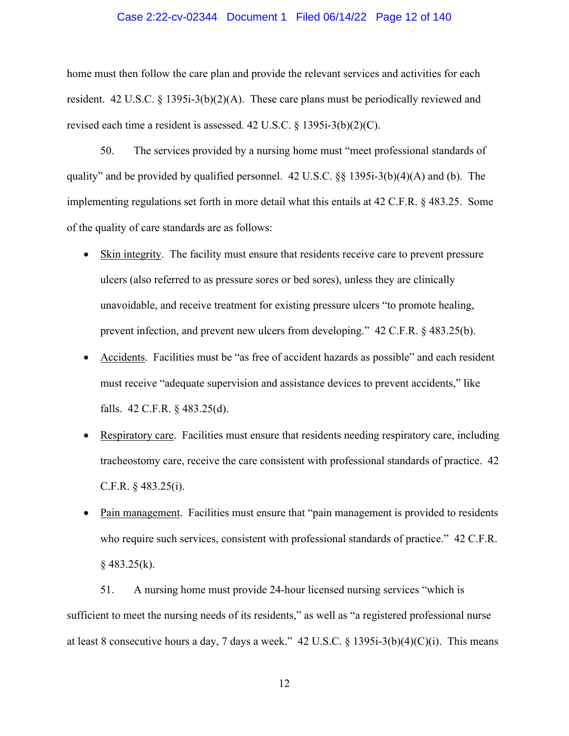home must then follow the care plan and provide the relevant services and activities for each resident. 42 U.S.C. § 1395i-3(b)(2)(A). These care plans must be periodically reviewed and revised each time a resident is assessed. 42 U.S.C. § 1395i-3(b)(2)(C).

50. The services provided by a nursing home must "meet professional standards of quality" and be provided by qualified personnel. 42 U.S.C. §§ 1395i-3(b)(4)(A) and (b). The implementing regulations set forth in more detail what this entails at 42 C.F.R. § 483.25. Some of the quality of care standards are as follows:

- Skin integrity. The facility must ensure that residents receive care to prevent pressure ulcers (also referred to as pressure sores or bed sores), unless they are clinically unavoidable, and receive treatment for existing pressure ulcers "to promote healing, prevent infection, and prevent new ulcers from developing." 42 C.F.R. § 483.25(b).
- Accidents. Facilities must be "as free of accident hazards as possible" and each resident must receive "adequate supervision and assistance devices to prevent accidents," like falls. 42 C.F.R. § 483.25(d).
- Respiratory care. Facilities must ensure that residents needing respiratory care, including tracheostomy care, receive the care consistent with professional standards of practice. 42 C.F.R. § 483.25(i).
- Pain management. Facilities must ensure that "pain management is provided to residents who require such services, consistent with professional standards of practice." 42 C.F.R. § 483.25(k).

51. A nursing home must provide 24-hour licensed nursing services "which is sufficient to meet the nursing needs of its residents," as well as "a registered professional nurse at least 8 consecutive hours a day, 7 days a week." 42 U.S.C. § 1395i-3(b)(4)(C)(i). This means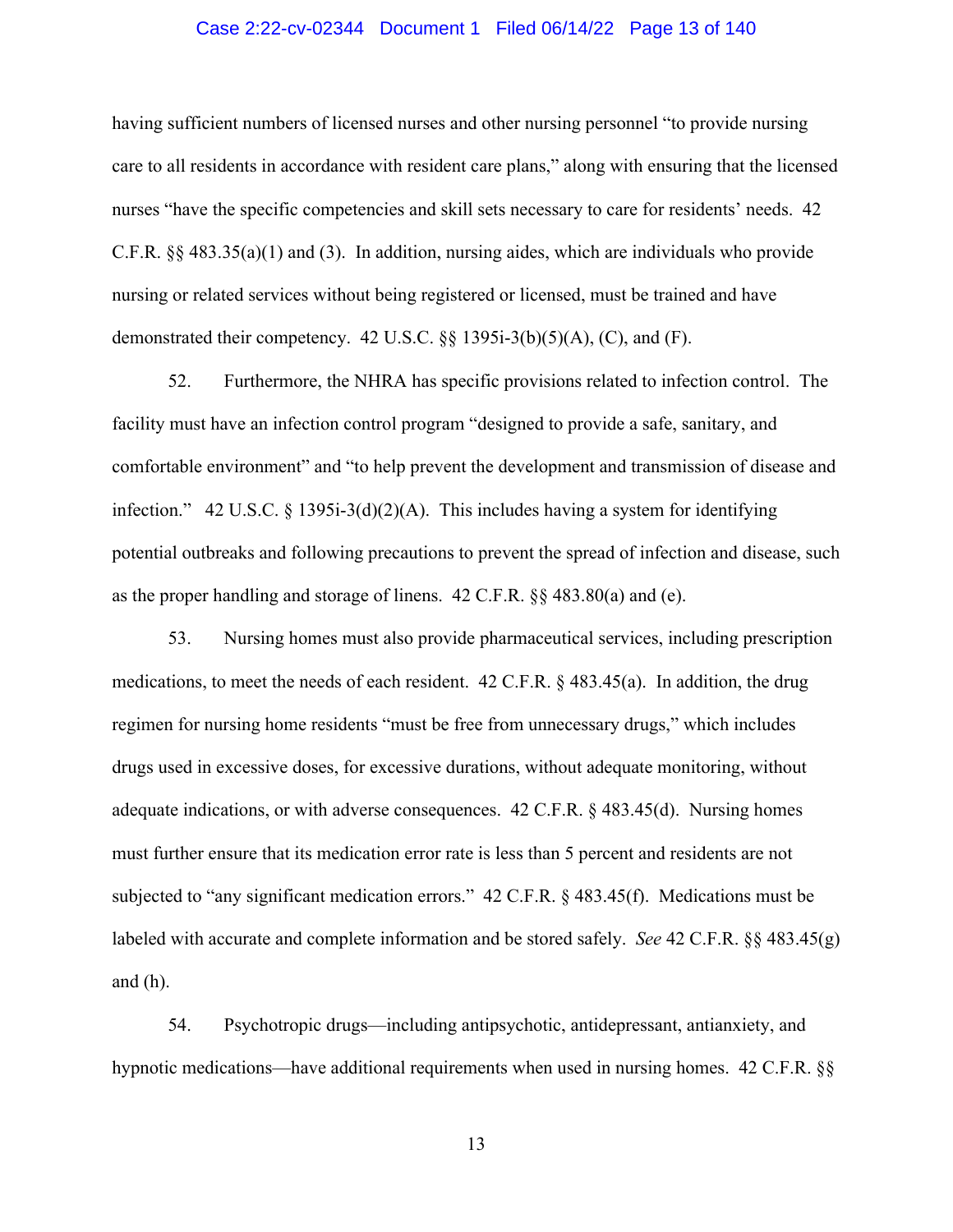having sufficient numbers of licensed nurses and other nursing personnel "to provide nursing care to all residents in accordance with resident care plans," along with ensuring that the licensed nurses "have the specific competencies and skill sets necessary to care for residents' needs. 42 C.F.R. §§ 483.35(a)(1) and (3). In addition, nursing aides, which are individuals who provide nursing or related services without being registered or licensed, must be trained and have demonstrated their competency. 42 U.S.C. §§ 1395i-3(b)(5)(A), (C), and (F).

52. Furthermore, the NHRA has specific provisions related to infection control. The facility must have an infection control program "designed to provide a safe, sanitary, and comfortable environment" and "to help prevent the development and transmission of disease and infection." 42 U.S.C. § 1395i-3(d)(2)(A). This includes having a system for identifying potential outbreaks and following precautions to prevent the spread of infection and disease, such as the proper handling and storage of linens. 42 C.F.R. §§ 483.80(a) and (e).

53. Nursing homes must also provide pharmaceutical services, including prescription medications, to meet the needs of each resident. 42 C.F.R. § 483.45(a). In addition, the drug regimen for nursing home residents "must be free from unnecessary drugs," which includes drugs used in excessive doses, for excessive durations, without adequate monitoring, without adequate indications, or with adverse consequences. 42 C.F.R. § 483.45(d). Nursing homes must further ensure that its medication error rate is less than 5 percent and residents are not subjected to "any significant medication errors." 42 C.F.R. § 483.45(f). Medications must be labeled with accurate and complete information and be stored safely. *See* 42 C.F.R. §§ 483.45(g) and (h).

54. Psychotropic drugs—including antipsychotic, antidepressant, antianxiety, and hypnotic medications—have additional requirements when used in nursing homes. 42 C.F.R. §§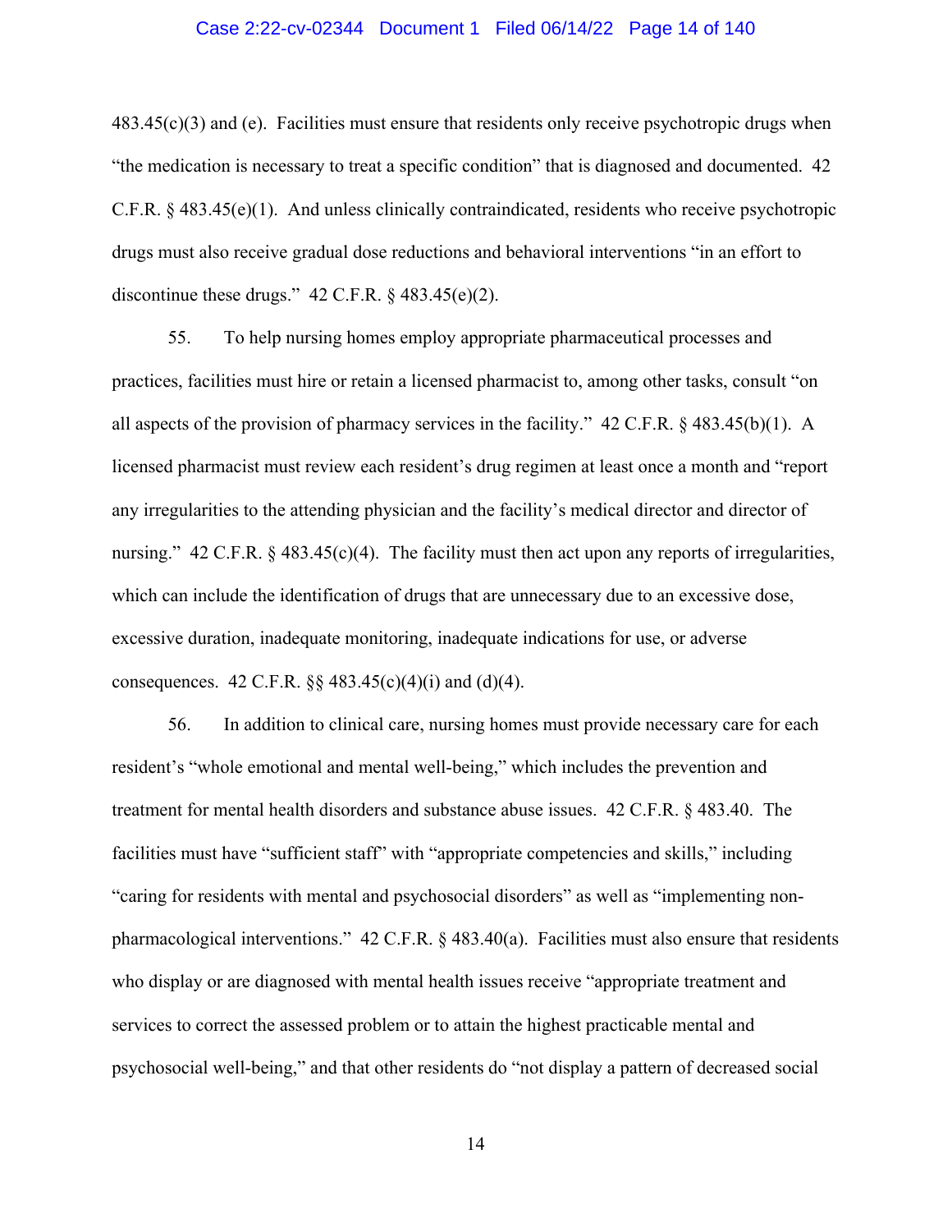483.45(c)(3) and (e). Facilities must ensure that residents only receive psychotropic drugs when "the medication is necessary to treat a specific condition" that is diagnosed and documented. 42 C.F.R. § 483.45(e)(1). And unless clinically contraindicated, residents who receive psychotropic drugs must also receive gradual dose reductions and behavioral interventions "in an effort to discontinue these drugs." 42 C.F.R. § 483.45(e)(2).

55. To help nursing homes employ appropriate pharmaceutical processes and practices, facilities must hire or retain a licensed pharmacist to, among other tasks, consult "on all aspects of the provision of pharmacy services in the facility." 42 C.F.R. § 483.45(b)(1). A licensed pharmacist must review each resident's drug regimen at least once a month and "report any irregularities to the attending physician and the facility's medical director and director of nursing." 42 C.F.R. § 483.45(c)(4). The facility must then act upon any reports of irregularities, which can include the identification of drugs that are unnecessary due to an excessive dose, excessive duration, inadequate monitoring, inadequate indications for use, or adverse consequences. 42 C.F.R. §§ 483.45(c)(4)(i) and (d)(4).

56. In addition to clinical care, nursing homes must provide necessary care for each resident's "whole emotional and mental well-being," which includes the prevention and treatment for mental health disorders and substance abuse issues. 42 C.F.R. § 483.40. The facilities must have "sufficient staff" with "appropriate competencies and skills," including "caring for residents with mental and psychosocial disorders" as well as "implementing non-pharmacological interventions." 42 C.F.R. § 483.40(a). Facilities must also ensure that residents who display or are diagnosed with mental health issues receive "appropriate treatment and services to correct the assessed problem or to attain the highest practicable mental and psychosocial well-being," and that other residents do "not display a pattern of decreased social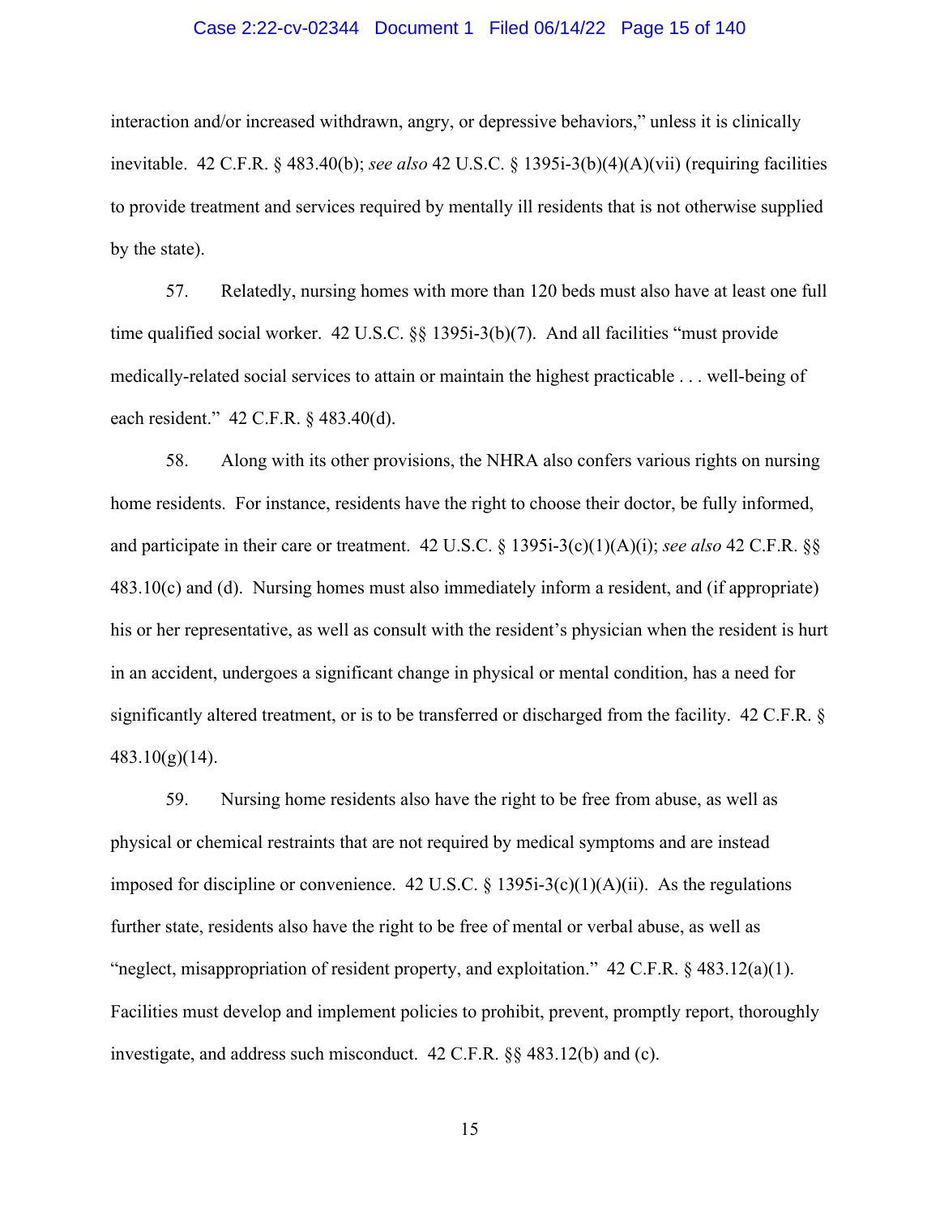interaction and/or increased withdrawn, angry, or depressive behaviors," unless it is clinically inevitable. 42 C.F.R. § 483.40(b); *see also* 42 U.S.C. § 1395i-3(b)(4)(A)(vii) (requiring facilities to provide treatment and services required by mentally ill residents that is not otherwise supplied by the state).

57. Relatedly, nursing homes with more than 120 beds must also have at least one full time qualified social worker. 42 U.S.C. §§ 1395i-3(b)(7). And all facilities "must provide medically-related social services to attain or maintain the highest practicable . . . well-being of each resident." 42 C.F.R. § 483.40(d).

58. Along with its other provisions, the NHRA also confers various rights on nursing home residents. For instance, residents have the right to choose their doctor, be fully informed, and participate in their care or treatment. 42 U.S.C. § 1395i-3(c)(1)(A)(i); *see also* 42 C.F.R. §§ 483.10(c) and (d). Nursing homes must also immediately inform a resident, and (if appropriate) his or her representative, as well as consult with the resident's physician when the resident is hurt in an accident, undergoes a significant change in physical or mental condition, has a need for significantly altered treatment, or is to be transferred or discharged from the facility. 42 C.F.R. § 483.10(g)(14).

59. Nursing home residents also have the right to be free from abuse, as well as physical or chemical restraints that are not required by medical symptoms and are instead imposed for discipline or convenience. 42 U.S.C. § 1395i-3(c)(1)(A)(ii). As the regulations further state, residents also have the right to be free of mental or verbal abuse, as well as "neglect, misappropriation of resident property, and exploitation." 42 C.F.R. § 483.12(a)(1). Facilities must develop and implement policies to prohibit, prevent, promptly report, thoroughly investigate, and address such misconduct. 42 C.F.R. §§ 483.12(b) and (c).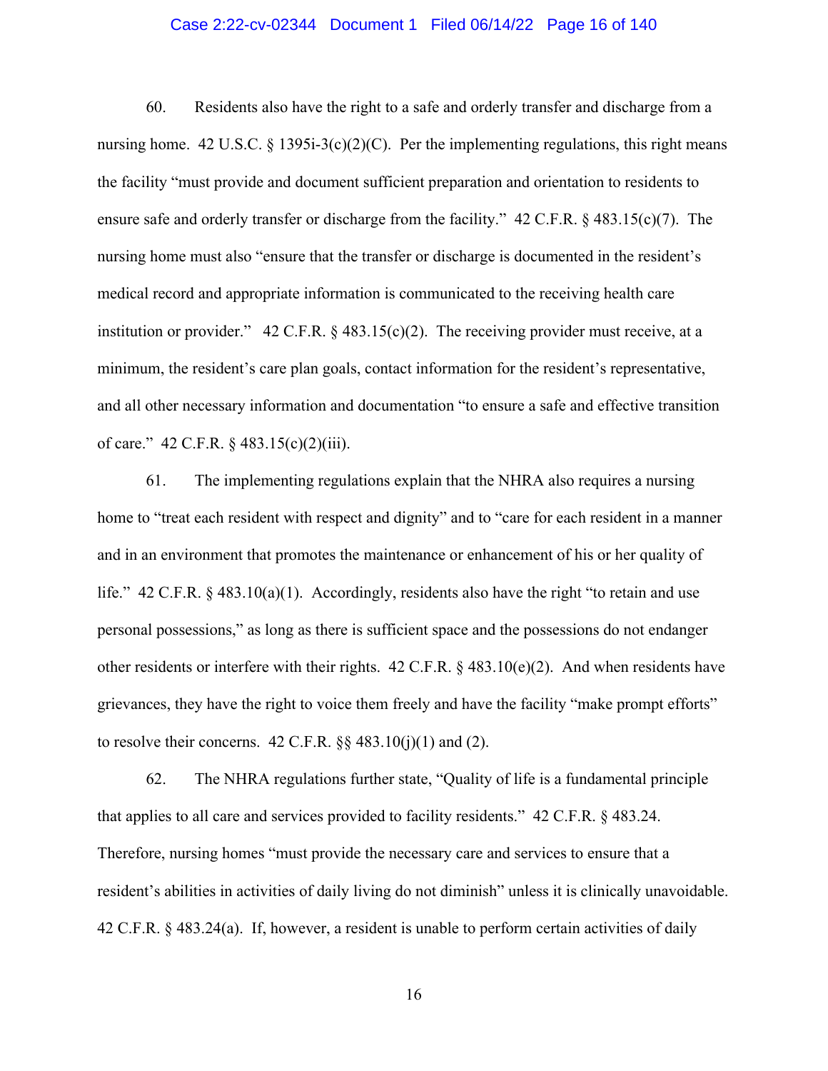60. Residents also have the right to a safe and orderly transfer and discharge from a nursing home. 42 U.S.C. § 1395i-3(c)(2)(C). Per the implementing regulations, this right means the facility "must provide and document sufficient preparation and orientation to residents to ensure safe and orderly transfer or discharge from the facility." 42 C.F.R. § 483.15(c)(7). The nursing home must also "ensure that the transfer or discharge is documented in the resident's medical record and appropriate information is communicated to the receiving health care institution or provider." 42 C.F.R. § 483.15(c)(2). The receiving provider must receive, at a minimum, the resident's care plan goals, contact information for the resident's representative, and all other necessary information and documentation "to ensure a safe and effective transition of care." 42 C.F.R. § 483.15(c)(2)(iii).

61. The implementing regulations explain that the NHRA also requires a nursing home to "treat each resident with respect and dignity" and to "care for each resident in a manner and in an environment that promotes the maintenance or enhancement of his or her quality of life." 42 C.F.R. § 483.10(a)(1). Accordingly, residents also have the right "to retain and use personal possessions," as long as there is sufficient space and the possessions do not endanger other residents or interfere with their rights. 42 C.F.R. § 483.10(e)(2). And when residents have grievances, they have the right to voice them freely and have the facility "make prompt efforts" to resolve their concerns. 42 C.F.R. §§ 483.10(j)(1) and (2).

62. The NHRA regulations further state, "Quality of life is a fundamental principle that applies to all care and services provided to facility residents." 42 C.F.R. § 483.24. Therefore, nursing homes "must provide the necessary care and services to ensure that a resident's abilities in activities of daily living do not diminish" unless it is clinically unavoidable. 42 C.F.R. § 483.24(a). If, however, a resident is unable to perform certain activities of daily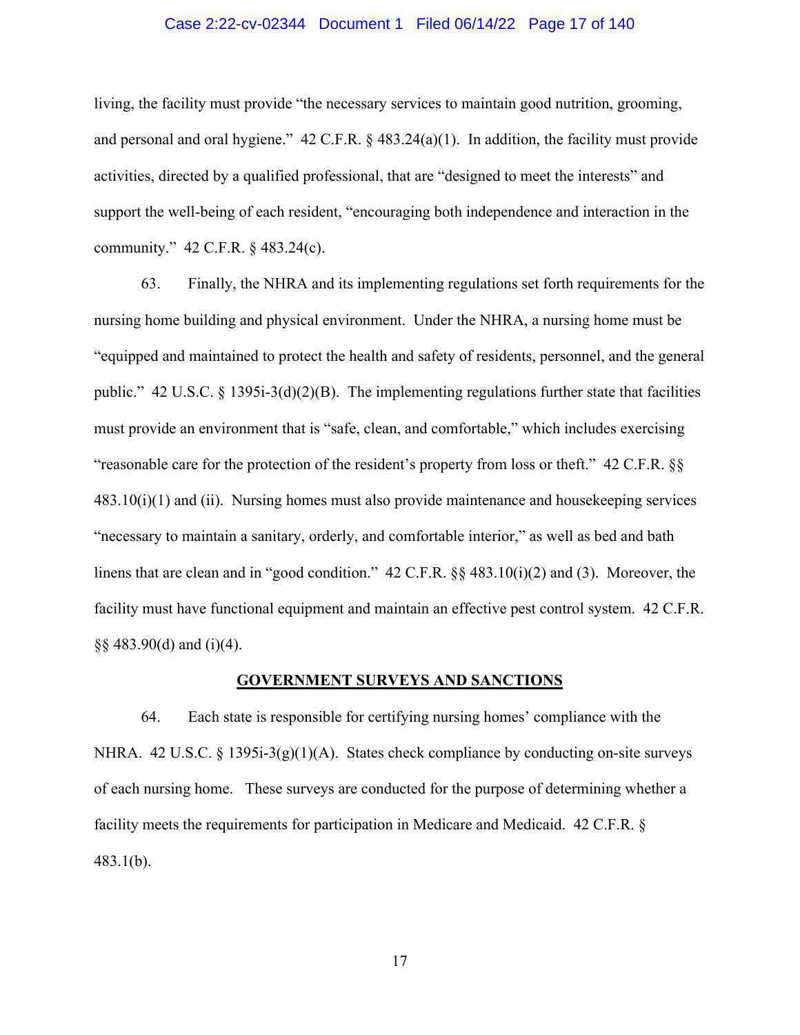living, the facility must provide "the necessary services to maintain good nutrition, grooming, and personal and oral hygiene." 42 C.F.R. § 483.24(a)(1). In addition, the facility must provide activities, directed by a qualified professional, that are "designed to meet the interests" and support the well-being of each resident, "encouraging both independence and interaction in the community." 42 C.F.R. § 483.24(c).

63. Finally, the NHRA and its implementing regulations set forth requirements for the nursing home building and physical environment. Under the NHRA, a nursing home must be "equipped and maintained to protect the health and safety of residents, personnel, and the general public." 42 U.S.C. § 1395i-3(d)(2)(B). The implementing regulations further state that facilities must provide an environment that is "safe, clean, and comfortable," which includes exercising "reasonable care for the protection of the resident's property from loss or theft." 42 C.F.R. §§ 483.10(i)(1) and (ii). Nursing homes must also provide maintenance and housekeeping services "necessary to maintain a sanitary, orderly, and comfortable interior," as well as bed and bath linens that are clean and in "good condition." 42 C.F.R. §§ 483.10(i)(2) and (3). Moreover, the facility must have functional equipment and maintain an effective pest control system. 42 C.F.R. §§ 483.90(d) and (i)(4).

**GOVERNMENT SURVEYS AND SANCTIONS**

64. Each state is responsible for certifying nursing homes' compliance with the NHRA. 42 U.S.C. § 1395i-3(g)(1)(A). States check compliance by conducting on-site surveys of each nursing home. These surveys are conducted for the purpose of determining whether a facility meets the requirements for participation in Medicare and Medicaid. 42 C.F.R. § 483.1(b).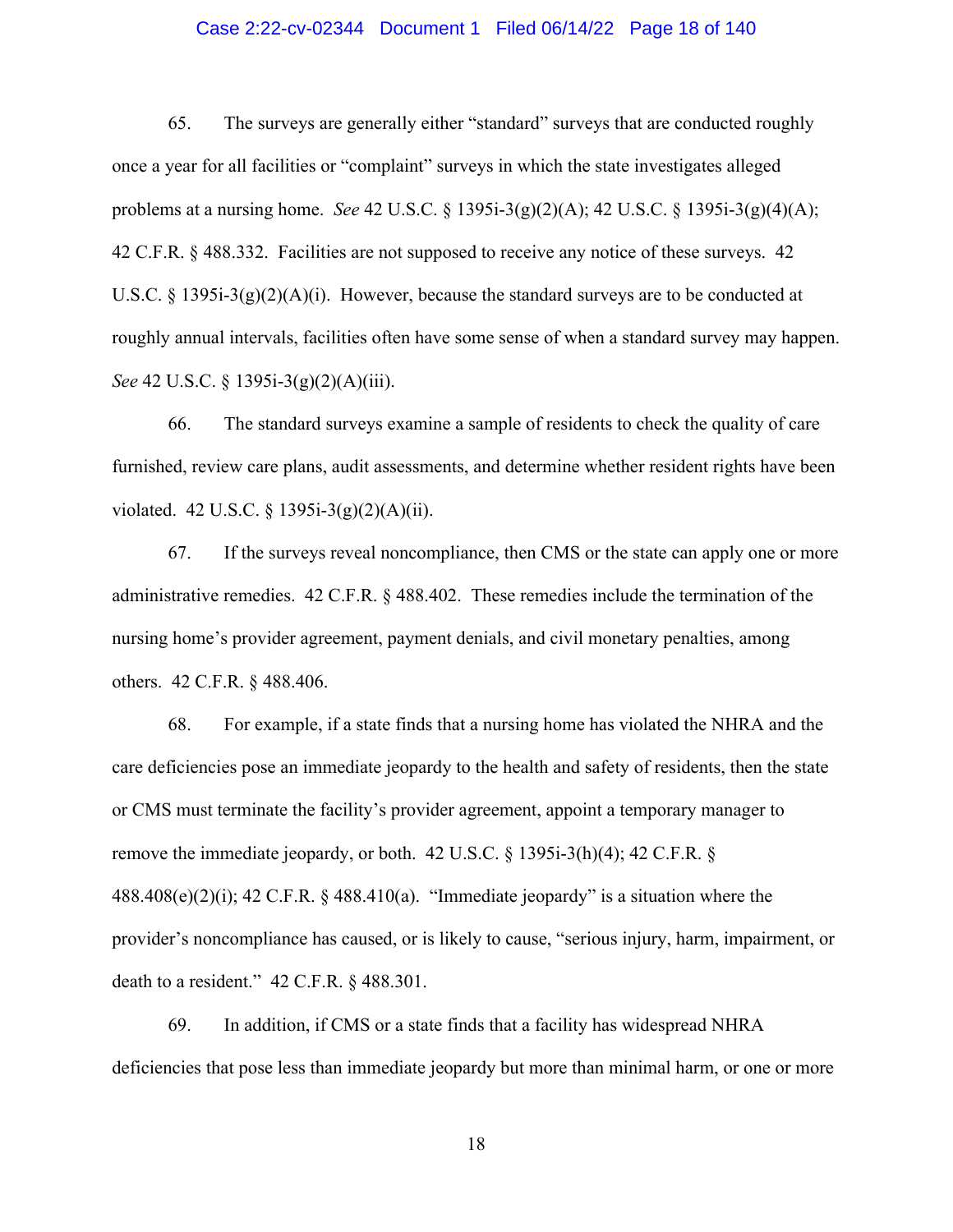65. The surveys are generally either "standard" surveys that are conducted roughly once a year for all facilities or "complaint" surveys in which the state investigates alleged problems at a nursing home. *See* 42 U.S.C. § 1395i-3(g)(2)(A); 42 U.S.C. § 1395i-3(g)(4)(A); 42 C.F.R. § 488.332. Facilities are not supposed to receive any notice of these surveys. 42 U.S.C. § 1395i-3(g)(2)(A)(i). However, because the standard surveys are to be conducted at roughly annual intervals, facilities often have some sense of when a standard survey may happen. *See* 42 U.S.C. § 1395i-3(g)(2)(A)(iii).

66. The standard surveys examine a sample of residents to check the quality of care furnished, review care plans, audit assessments, and determine whether resident rights have been violated. 42 U.S.C. § 1395i-3(g)(2)(A)(ii).

67. If the surveys reveal noncompliance, then CMS or the state can apply one or more administrative remedies. 42 C.F.R. § 488.402. These remedies include the termination of the nursing home's provider agreement, payment denials, and civil monetary penalties, among others. 42 C.F.R. § 488.406.

68. For example, if a state finds that a nursing home has violated the NHRA and the care deficiencies pose an immediate jeopardy to the health and safety of residents, then the state or CMS must terminate the facility's provider agreement, appoint a temporary manager to remove the immediate jeopardy, or both. 42 U.S.C. § 1395i-3(h)(4); 42 C.F.R. § 488.408(e)(2)(i); 42 C.F.R. § 488.410(a). "Immediate jeopardy" is a situation where the provider's noncompliance has caused, or is likely to cause, "serious injury, harm, impairment, or death to a resident." 42 C.F.R. § 488.301.

69. In addition, if CMS or a state finds that a facility has widespread NHRA deficiencies that pose less than immediate jeopardy but more than minimal harm, or one or more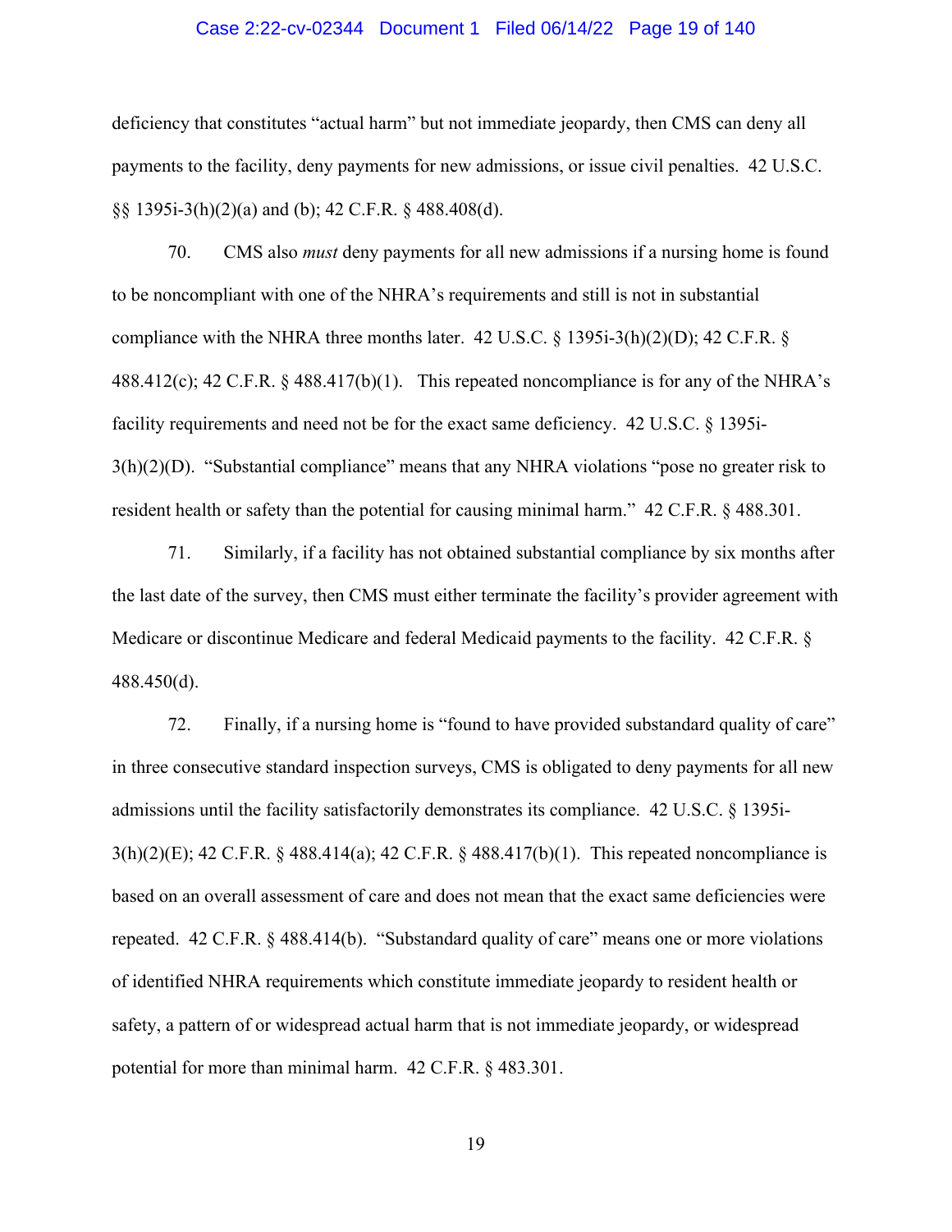deficiency that constitutes "actual harm" but not immediate jeopardy, then CMS can deny all payments to the facility, deny payments for new admissions, or issue civil penalties. 42 U.S.C. §§ 1395i-3(h)(2)(a) and (b); 42 C.F.R. § 488.408(d).

70. CMS also *must* deny payments for all new admissions if a nursing home is found to be noncompliant with one of the NHRA's requirements and still is not in substantial compliance with the NHRA three months later. 42 U.S.C. § 1395i-3(h)(2)(D); 42 C.F.R. § 488.412(c); 42 C.F.R. § 488.417(b)(1). This repeated noncompliance is for any of the NHRA's facility requirements and need not be for the exact same deficiency. 42 U.S.C. § 1395i-3(h)(2)(D). "Substantial compliance" means that any NHRA violations "pose no greater risk to resident health or safety than the potential for causing minimal harm." 42 C.F.R. § 488.301.

71. Similarly, if a facility has not obtained substantial compliance by six months after the last date of the survey, then CMS must either terminate the facility's provider agreement with Medicare or discontinue Medicare and federal Medicaid payments to the facility. 42 C.F.R. § 488.450(d).

72. Finally, if a nursing home is "found to have provided substandard quality of care" in three consecutive standard inspection surveys, CMS is obligated to deny payments for all new admissions until the facility satisfactorily demonstrates its compliance. 42 U.S.C. § 1395i-3(h)(2)(E); 42 C.F.R. § 488.414(a); 42 C.F.R. § 488.417(b)(1). This repeated noncompliance is based on an overall assessment of care and does not mean that the exact same deficiencies were repeated. 42 C.F.R. § 488.414(b). "Substandard quality of care" means one or more violations of identified NHRA requirements which constitute immediate jeopardy to resident health or safety, a pattern of or widespread actual harm that is not immediate jeopardy, or widespread potential for more than minimal harm. 42 C.F.R. § 483.301.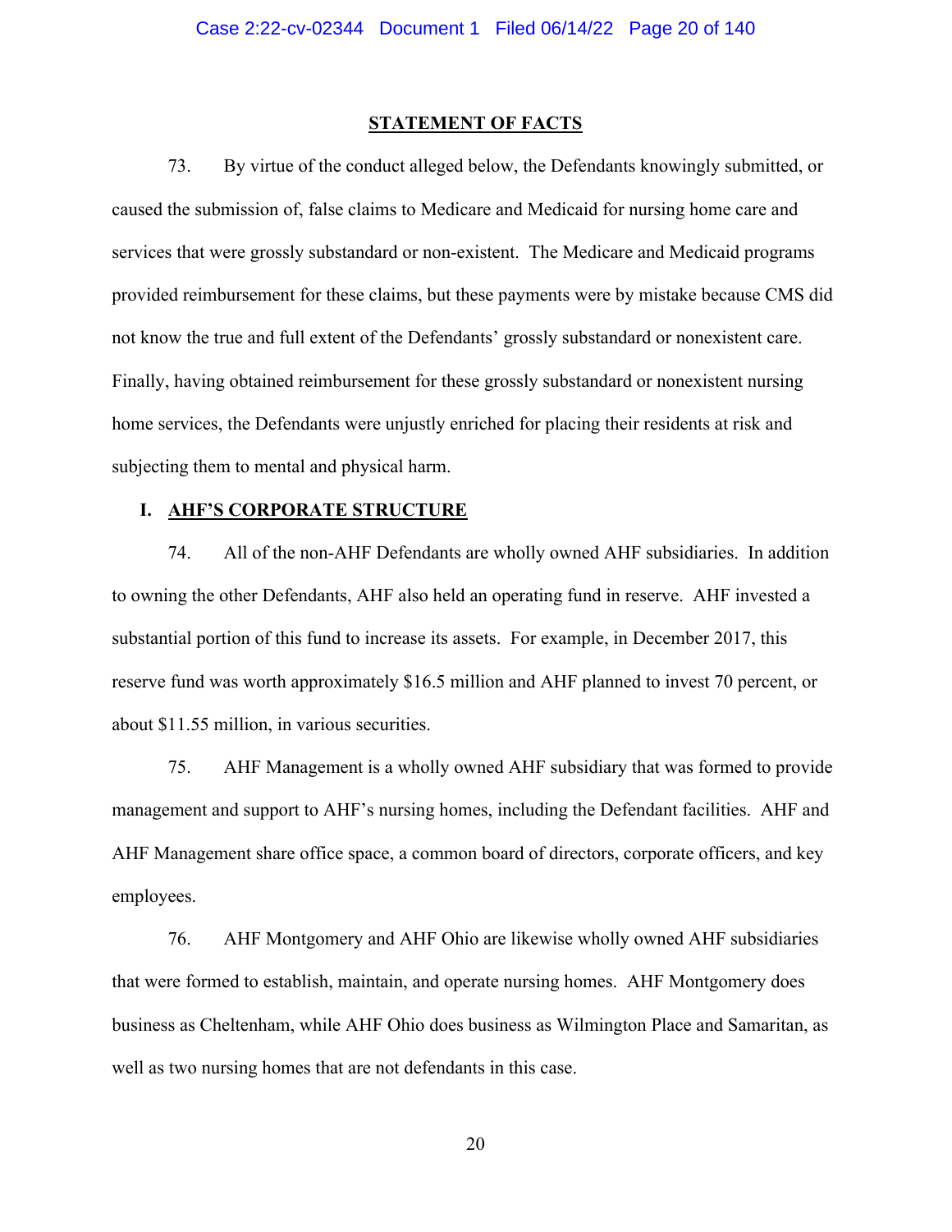## STATEMENT OF FACTS

73. By virtue of the conduct alleged below, the Defendants knowingly submitted, or caused the submission of, false claims to Medicare and Medicaid for nursing home care and services that were grossly substandard or non-existent. The Medicare and Medicaid programs provided reimbursement for these claims, but these payments were by mistake because CMS did not know the true and full extent of the Defendants' grossly substandard or nonexistent care. Finally, having obtained reimbursement for these grossly substandard or nonexistent nursing home services, the Defendants were unjustly enriched for placing their residents at risk and subjecting them to mental and physical harm.

### I. AHF'S CORPORATE STRUCTURE

74. All of the non-AHF Defendants are wholly owned AHF subsidiaries. In addition to owning the other Defendants, AHF also held an operating fund in reserve. AHF invested a substantial portion of this fund to increase its assets. For example, in December 2017, this reserve fund was worth approximately $16.5 million and AHF planned to invest 70 percent, or about $11.55 million, in various securities.

75. AHF Management is a wholly owned AHF subsidiary that was formed to provide management and support to AHF's nursing homes, including the Defendant facilities. AHF and AHF Management share office space, a common board of directors, corporate officers, and key employees.

76. AHF Montgomery and AHF Ohio are likewise wholly owned AHF subsidiaries that were formed to establish, maintain, and operate nursing homes. AHF Montgomery does business as Cheltenham, while AHF Ohio does business as Wilmington Place and Samaritan, as well as two nursing homes that are not defendants in this case.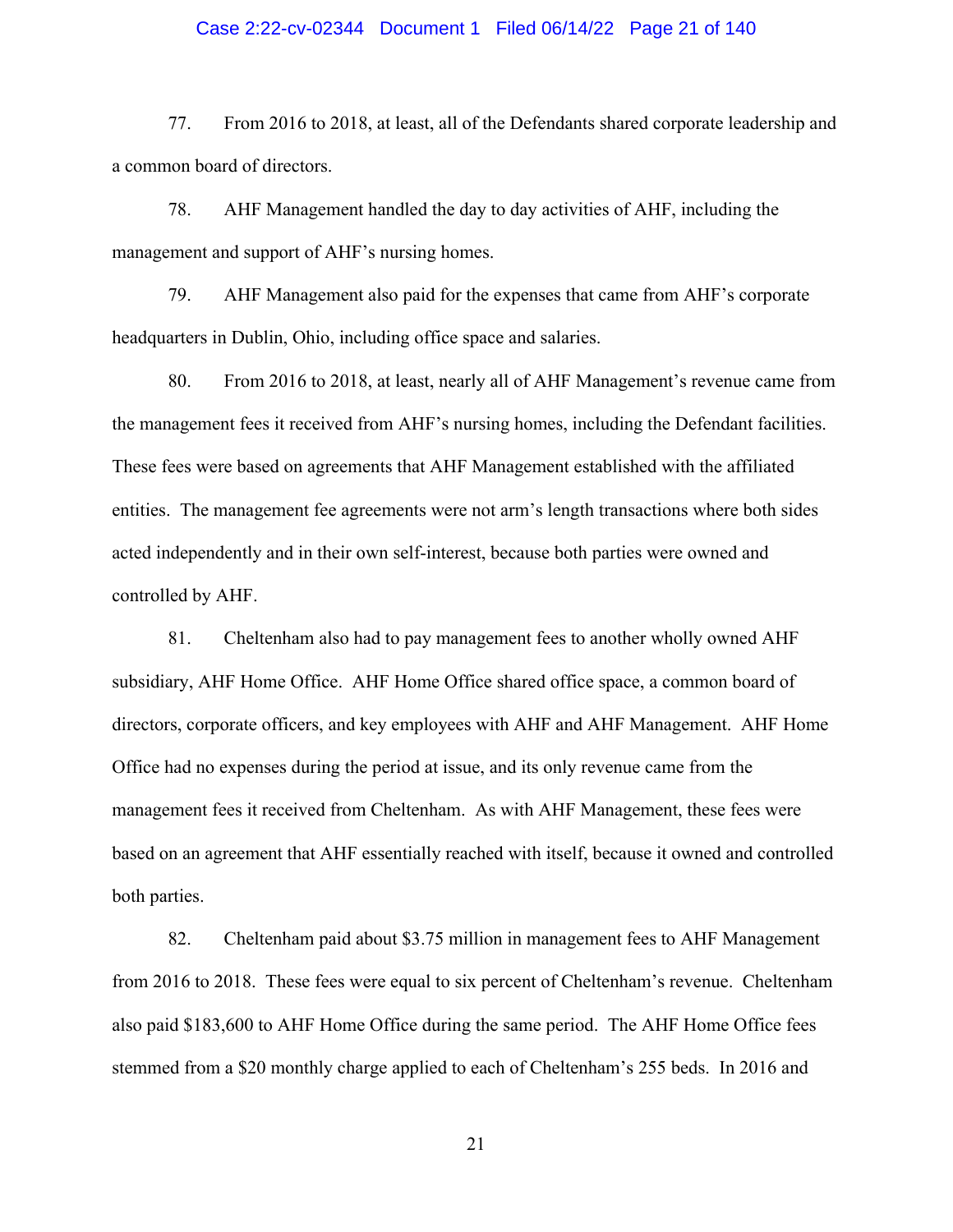77. From 2016 to 2018, at least, all of the Defendants shared corporate leadership and a common board of directors.

78. AHF Management handled the day to day activities of AHF, including the management and support of AHF's nursing homes.

79. AHF Management also paid for the expenses that came from AHF's corporate headquarters in Dublin, Ohio, including office space and salaries.

80. From 2016 to 2018, at least, nearly all of AHF Management's revenue came from the management fees it received from AHF's nursing homes, including the Defendant facilities. These fees were based on agreements that AHF Management established with the affiliated entities. The management fee agreements were not arm's length transactions where both sides acted independently and in their own self-interest, because both parties were owned and controlled by AHF.

81. Cheltenham also had to pay management fees to another wholly owned AHF subsidiary, AHF Home Office. AHF Home Office shared office space, a common board of directors, corporate officers, and key employees with AHF and AHF Management. AHF Home Office had no expenses during the period at issue, and its only revenue came from the management fees it received from Cheltenham. As with AHF Management, these fees were based on an agreement that AHF essentially reached with itself, because it owned and controlled both parties.

82. Cheltenham paid about $3.75 million in management fees to AHF Management from 2016 to 2018. These fees were equal to six percent of Cheltenham's revenue. Cheltenham also paid $183,600 to AHF Home Office during the same period. The AHF Home Office fees stemmed from a $20 monthly charge applied to each of Cheltenham's 255 beds. In 2016 and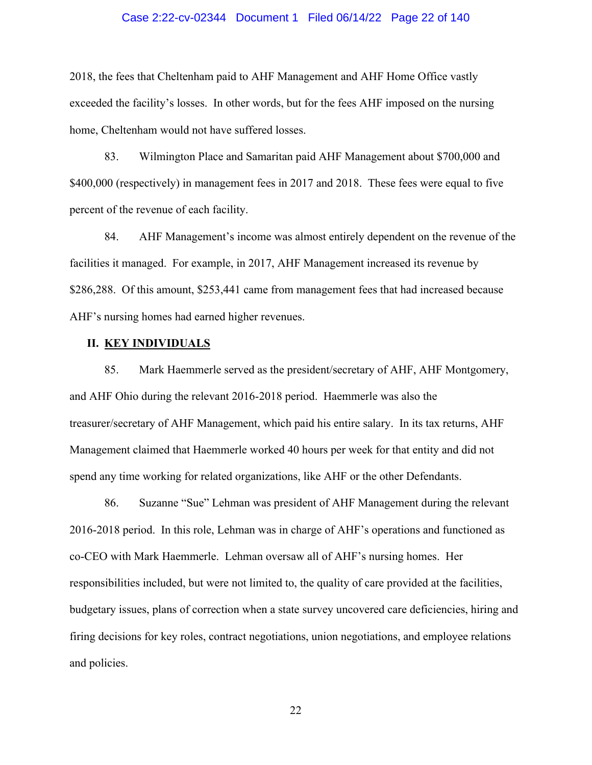2018, the fees that Cheltenham paid to AHF Management and AHF Home Office vastly exceeded the facility's losses. In other words, but for the fees AHF imposed on the nursing home, Cheltenham would not have suffered losses.

83. Wilmington Place and Samaritan paid AHF Management about $700,000 and $400,000 (respectively) in management fees in 2017 and 2018. These fees were equal to five percent of the revenue of each facility.

84. AHF Management's income was almost entirely dependent on the revenue of the facilities it managed. For example, in 2017, AHF Management increased its revenue by $286,288. Of this amount, $253,441 came from management fees that had increased because AHF's nursing homes had earned higher revenues.

## II. <u>KEY INDIVIDUALS</u>

85. Mark Haemmerle served as the president/secretary of AHF, AHF Montgomery, and AHF Ohio during the relevant 2016-2018 period. Haemmerle was also the treasurer/secretary of AHF Management, which paid his entire salary. In its tax returns, AHF Management claimed that Haemmerle worked 40 hours per week for that entity and did not spend any time working for related organizations, like AHF or the other Defendants.

86. Suzanne "Sue" Lehman was president of AHF Management during the relevant 2016-2018 period. In this role, Lehman was in charge of AHF's operations and functioned as co-CEO with Mark Haemmerle. Lehman oversaw all of AHF's nursing homes. Her responsibilities included, but were not limited to, the quality of care provided at the facilities, budgetary issues, plans of correction when a state survey uncovered care deficiencies, hiring and firing decisions for key roles, contract negotiations, union negotiations, and employee relations and policies.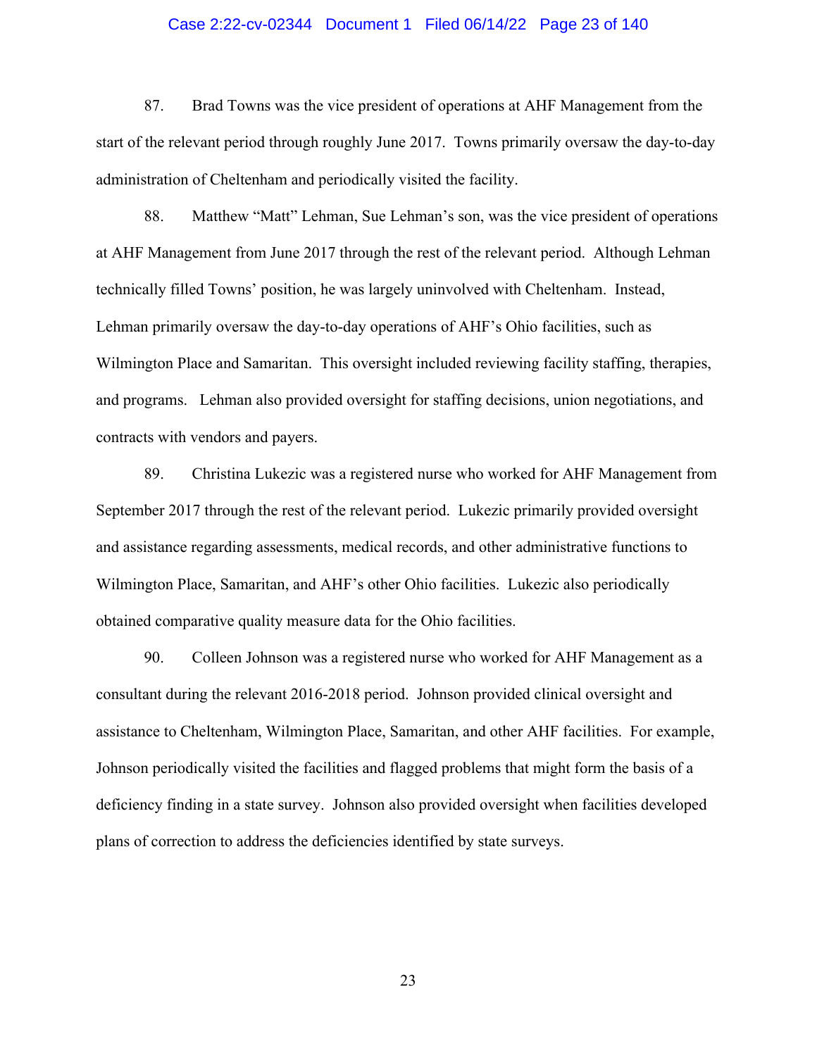87. Brad Towns was the vice president of operations at AHF Management from the start of the relevant period through roughly June 2017. Towns primarily oversaw the day-to-day administration of Cheltenham and periodically visited the facility.

88. Matthew "Matt" Lehman, Sue Lehman's son, was the vice president of operations at AHF Management from June 2017 through the rest of the relevant period. Although Lehman technically filled Towns' position, he was largely uninvolved with Cheltenham. Instead, Lehman primarily oversaw the day-to-day operations of AHF's Ohio facilities, such as Wilmington Place and Samaritan. This oversight included reviewing facility staffing, therapies, and programs. Lehman also provided oversight for staffing decisions, union negotiations, and contracts with vendors and payers.

89. Christina Lukezic was a registered nurse who worked for AHF Management from September 2017 through the rest of the relevant period. Lukezic primarily provided oversight and assistance regarding assessments, medical records, and other administrative functions to Wilmington Place, Samaritan, and AHF's other Ohio facilities. Lukezic also periodically obtained comparative quality measure data for the Ohio facilities.

90. Colleen Johnson was a registered nurse who worked for AHF Management as a consultant during the relevant 2016-2018 period. Johnson provided clinical oversight and assistance to Cheltenham, Wilmington Place, Samaritan, and other AHF facilities. For example, Johnson periodically visited the facilities and flagged problems that might form the basis of a deficiency finding in a state survey. Johnson also provided oversight when facilities developed plans of correction to address the deficiencies identified by state surveys.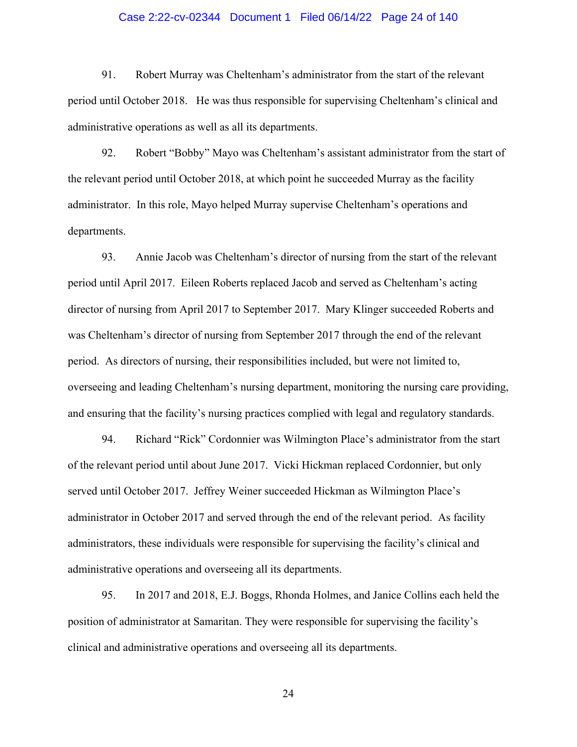91. Robert Murray was Cheltenham's administrator from the start of the relevant period until October 2018. He was thus responsible for supervising Cheltenham's clinical and administrative operations as well as all its departments.

92. Robert "Bobby" Mayo was Cheltenham's assistant administrator from the start of the relevant period until October 2018, at which point he succeeded Murray as the facility administrator. In this role, Mayo helped Murray supervise Cheltenham's operations and departments.

93. Annie Jacob was Cheltenham's director of nursing from the start of the relevant period until April 2017. Eileen Roberts replaced Jacob and served as Cheltenham's acting director of nursing from April 2017 to September 2017. Mary Klinger succeeded Roberts and was Cheltenham's director of nursing from September 2017 through the end of the relevant period. As directors of nursing, their responsibilities included, but were not limited to, overseeing and leading Cheltenham's nursing department, monitoring the nursing care providing, and ensuring that the facility's nursing practices complied with legal and regulatory standards.

94. Richard "Rick" Cordonnier was Wilmington Place's administrator from the start of the relevant period until about June 2017. Vicki Hickman replaced Cordonnier, but only served until October 2017. Jeffrey Weiner succeeded Hickman as Wilmington Place's administrator in October 2017 and served through the end of the relevant period. As facility administrators, these individuals were responsible for supervising the facility's clinical and administrative operations and overseeing all its departments.

95. In 2017 and 2018, E.J. Boggs, Rhonda Holmes, and Janice Collins each held the position of administrator at Samaritan. They were responsible for supervising the facility's clinical and administrative operations and overseeing all its departments.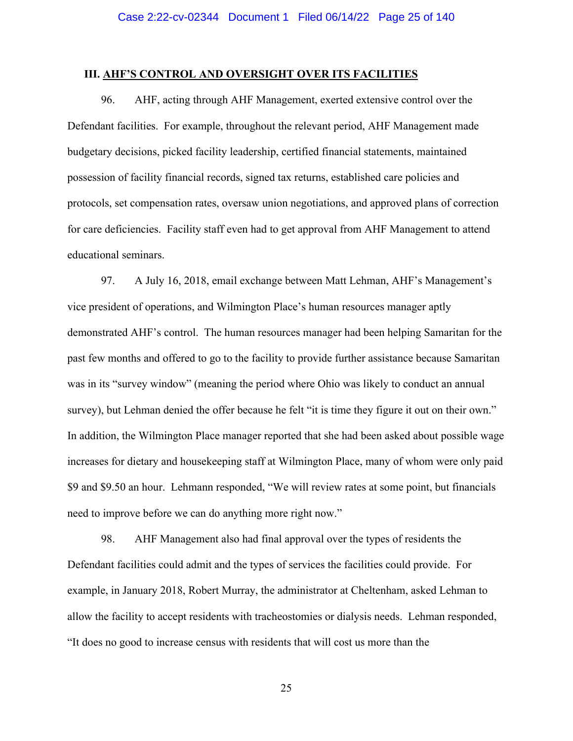### III. AHF'S CONTROL AND OVERSIGHT OVER ITS FACILITIES

96. AHF, acting through AHF Management, exerted extensive control over the Defendant facilities. For example, throughout the relevant period, AHF Management made budgetary decisions, picked facility leadership, certified financial statements, maintained possession of facility financial records, signed tax returns, established care policies and protocols, set compensation rates, oversaw union negotiations, and approved plans of correction for care deficiencies. Facility staff even had to get approval from AHF Management to attend educational seminars.

97. A July 16, 2018, email exchange between Matt Lehman, AHF's Management's vice president of operations, and Wilmington Place's human resources manager aptly demonstrated AHF's control. The human resources manager had been helping Samaritan for the past few months and offered to go to the facility to provide further assistance because Samaritan was in its "survey window" (meaning the period where Ohio was likely to conduct an annual survey), but Lehman denied the offer because he felt "it is time they figure it out on their own." In addition, the Wilmington Place manager reported that she had been asked about possible wage increases for dietary and housekeeping staff at Wilmington Place, many of whom were only paid $9 and $9.50 an hour. Lehmann responded, "We will review rates at some point, but financials need to improve before we can do anything more right now."

98. AHF Management also had final approval over the types of residents the Defendant facilities could admit and the types of services the facilities could provide. For example, in January 2018, Robert Murray, the administrator at Cheltenham, asked Lehman to allow the facility to accept residents with tracheostomies or dialysis needs. Lehman responded, "It does no good to increase census with residents that will cost us more than the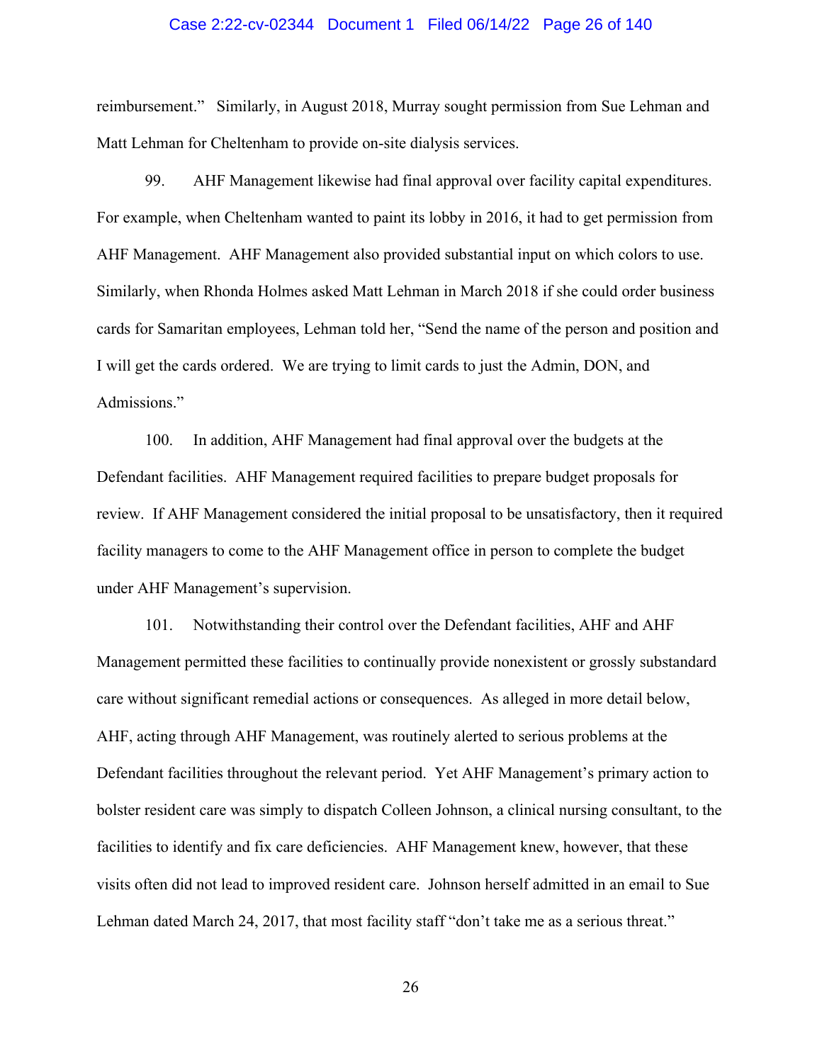reimbursement." Similarly, in August 2018, Murray sought permission from Sue Lehman and Matt Lehman for Cheltenham to provide on-site dialysis services.

99. AHF Management likewise had final approval over facility capital expenditures. For example, when Cheltenham wanted to paint its lobby in 2016, it had to get permission from AHF Management. AHF Management also provided substantial input on which colors to use. Similarly, when Rhonda Holmes asked Matt Lehman in March 2018 if she could order business cards for Samaritan employees, Lehman told her, "Send the name of the person and position and I will get the cards ordered. We are trying to limit cards to just the Admin, DON, and Admissions."

100. In addition, AHF Management had final approval over the budgets at the Defendant facilities. AHF Management required facilities to prepare budget proposals for review. If AHF Management considered the initial proposal to be unsatisfactory, then it required facility managers to come to the AHF Management office in person to complete the budget under AHF Management's supervision.

101. Notwithstanding their control over the Defendant facilities, AHF and AHF Management permitted these facilities to continually provide nonexistent or grossly substandard care without significant remedial actions or consequences. As alleged in more detail below, AHF, acting through AHF Management, was routinely alerted to serious problems at the Defendant facilities throughout the relevant period. Yet AHF Management's primary action to bolster resident care was simply to dispatch Colleen Johnson, a clinical nursing consultant, to the facilities to identify and fix care deficiencies. AHF Management knew, however, that these visits often did not lead to improved resident care. Johnson herself admitted in an email to Sue Lehman dated March 24, 2017, that most facility staff "don't take me as a serious threat."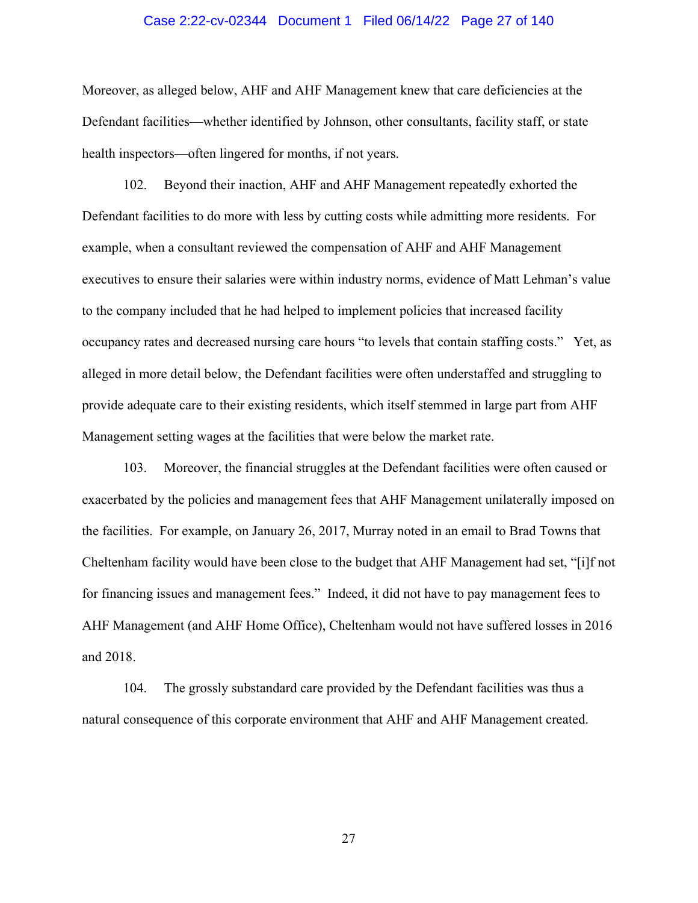Moreover, as alleged below, AHF and AHF Management knew that care deficiencies at the Defendant facilities—whether identified by Johnson, other consultants, facility staff, or state health inspectors—often lingered for months, if not years.

102. Beyond their inaction, AHF and AHF Management repeatedly exhorted the Defendant facilities to do more with less by cutting costs while admitting more residents. For example, when a consultant reviewed the compensation of AHF and AHF Management executives to ensure their salaries were within industry norms, evidence of Matt Lehman's value to the company included that he had helped to implement policies that increased facility occupancy rates and decreased nursing care hours "to levels that contain staffing costs." Yet, as alleged in more detail below, the Defendant facilities were often understaffed and struggling to provide adequate care to their existing residents, which itself stemmed in large part from AHF Management setting wages at the facilities that were below the market rate.

103. Moreover, the financial struggles at the Defendant facilities were often caused or exacerbated by the policies and management fees that AHF Management unilaterally imposed on the facilities. For example, on January 26, 2017, Murray noted in an email to Brad Towns that Cheltenham facility would have been close to the budget that AHF Management had set, "[i]f not for financing issues and management fees." Indeed, it did not have to pay management fees to AHF Management (and AHF Home Office), Cheltenham would not have suffered losses in 2016 and 2018.

104. The grossly substandard care provided by the Defendant facilities was thus a natural consequence of this corporate environment that AHF and AHF Management created.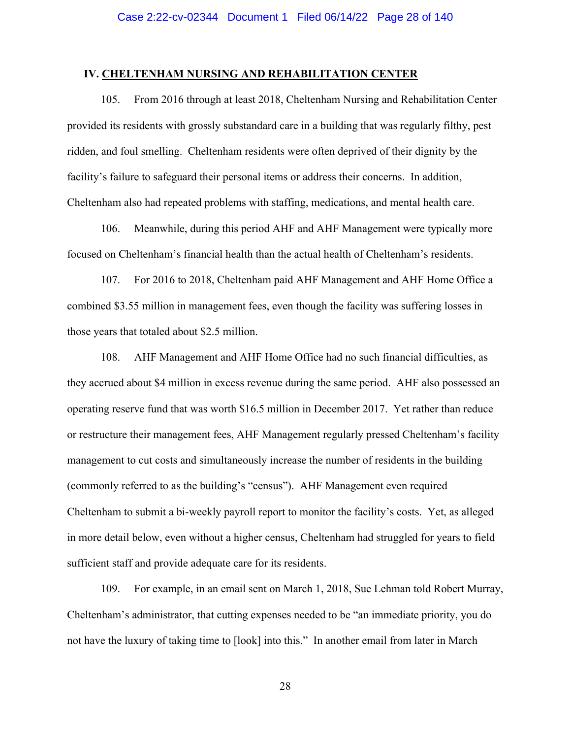## IV. CHELTENHAM NURSING AND REHABILITATION CENTER

105. From 2016 through at least 2018, Cheltenham Nursing and Rehabilitation Center provided its residents with grossly substandard care in a building that was regularly filthy, pest ridden, and foul smelling. Cheltenham residents were often deprived of their dignity by the facility's failure to safeguard their personal items or address their concerns. In addition, Cheltenham also had repeated problems with staffing, medications, and mental health care.

106. Meanwhile, during this period AHF and AHF Management were typically more focused on Cheltenham's financial health than the actual health of Cheltenham's residents.

107. For 2016 to 2018, Cheltenham paid AHF Management and AHF Home Office a combined $3.55 million in management fees, even though the facility was suffering losses in those years that totaled about $2.5 million.

108. AHF Management and AHF Home Office had no such financial difficulties, as they accrued about $4 million in excess revenue during the same period. AHF also possessed an operating reserve fund that was worth $16.5 million in December 2017. Yet rather than reduce or restructure their management fees, AHF Management regularly pressed Cheltenham's facility management to cut costs and simultaneously increase the number of residents in the building (commonly referred to as the building's "census"). AHF Management even required Cheltenham to submit a bi-weekly payroll report to monitor the facility's costs. Yet, as alleged in more detail below, even without a higher census, Cheltenham had struggled for years to field sufficient staff and provide adequate care for its residents.

109. For example, in an email sent on March 1, 2018, Sue Lehman told Robert Murray, Cheltenham's administrator, that cutting expenses needed to be "an immediate priority, you do not have the luxury of taking time to [look] into this." In another email from later in March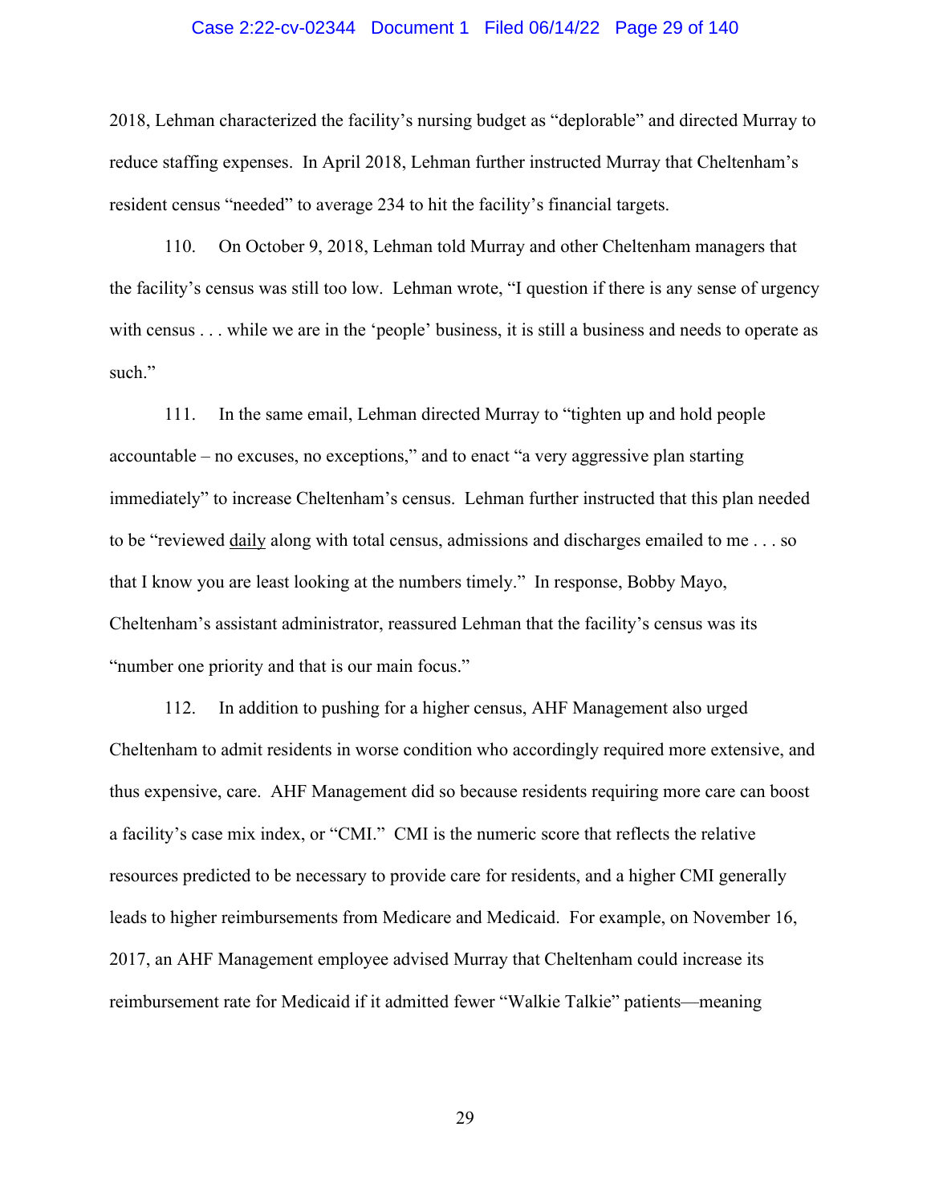2018, Lehman characterized the facility's nursing budget as "deplorable" and directed Murray to reduce staffing expenses. In April 2018, Lehman further instructed Murray that Cheltenham's resident census "needed" to average 234 to hit the facility's financial targets.

110. On October 9, 2018, Lehman told Murray and other Cheltenham managers that the facility's census was still too low. Lehman wrote, "I question if there is any sense of urgency with census . . . while we are in the 'people' business, it is still a business and needs to operate as such."

111. In the same email, Lehman directed Murray to "tighten up and hold people accountable – no excuses, no exceptions," and to enact "a very aggressive plan starting immediately" to increase Cheltenham's census. Lehman further instructed that this plan needed to be "reviewed <u>daily</u> along with total census, admissions and discharges emailed to me . . . so that I know you are least looking at the numbers timely." In response, Bobby Mayo, Cheltenham's assistant administrator, reassured Lehman that the facility's census was its "number one priority and that is our main focus."

112. In addition to pushing for a higher census, AHF Management also urged Cheltenham to admit residents in worse condition who accordingly required more extensive, and thus expensive, care. AHF Management did so because residents requiring more care can boost a facility's case mix index, or "CMI." CMI is the numeric score that reflects the relative resources predicted to be necessary to provide care for residents, and a higher CMI generally leads to higher reimbursements from Medicare and Medicaid. For example, on November 16, 2017, an AHF Management employee advised Murray that Cheltenham could increase its reimbursement rate for Medicaid if it admitted fewer "Walkie Talkie" patients—meaning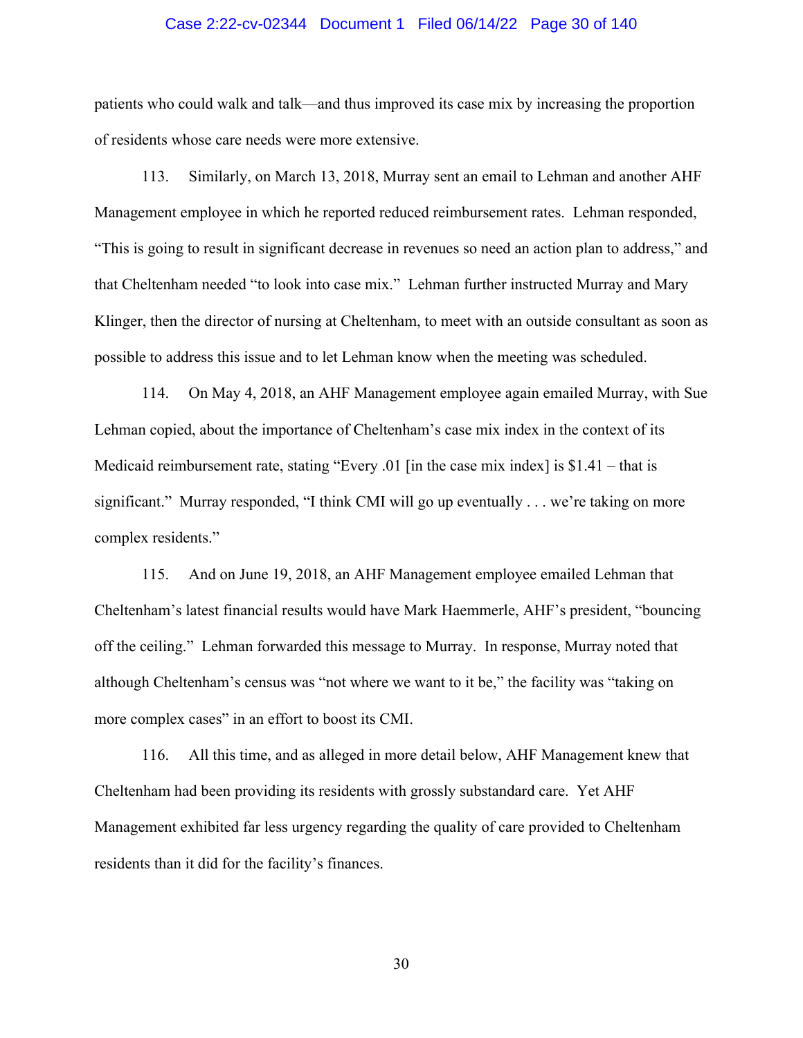patients who could walk and talk—and thus improved its case mix by increasing the proportion of residents whose care needs were more extensive.

113. Similarly, on March 13, 2018, Murray sent an email to Lehman and another AHF Management employee in which he reported reduced reimbursement rates. Lehman responded, "This is going to result in significant decrease in revenues so need an action plan to address," and that Cheltenham needed "to look into case mix." Lehman further instructed Murray and Mary Klinger, then the director of nursing at Cheltenham, to meet with an outside consultant as soon as possible to address this issue and to let Lehman know when the meeting was scheduled.

114. On May 4, 2018, an AHF Management employee again emailed Murray, with Sue Lehman copied, about the importance of Cheltenham's case mix index in the context of its Medicaid reimbursement rate, stating "Every .01 [in the case mix index] is $1.41 – that is significant." Murray responded, "I think CMI will go up eventually . . . we're taking on more complex residents."

115. And on June 19, 2018, an AHF Management employee emailed Lehman that Cheltenham's latest financial results would have Mark Haemmerle, AHF's president, "bouncing off the ceiling." Lehman forwarded this message to Murray. In response, Murray noted that although Cheltenham's census was "not where we want to it be," the facility was "taking on more complex cases" in an effort to boost its CMI.

116. All this time, and as alleged in more detail below, AHF Management knew that Cheltenham had been providing its residents with grossly substandard care. Yet AHF Management exhibited far less urgency regarding the quality of care provided to Cheltenham residents than it did for the facility's finances.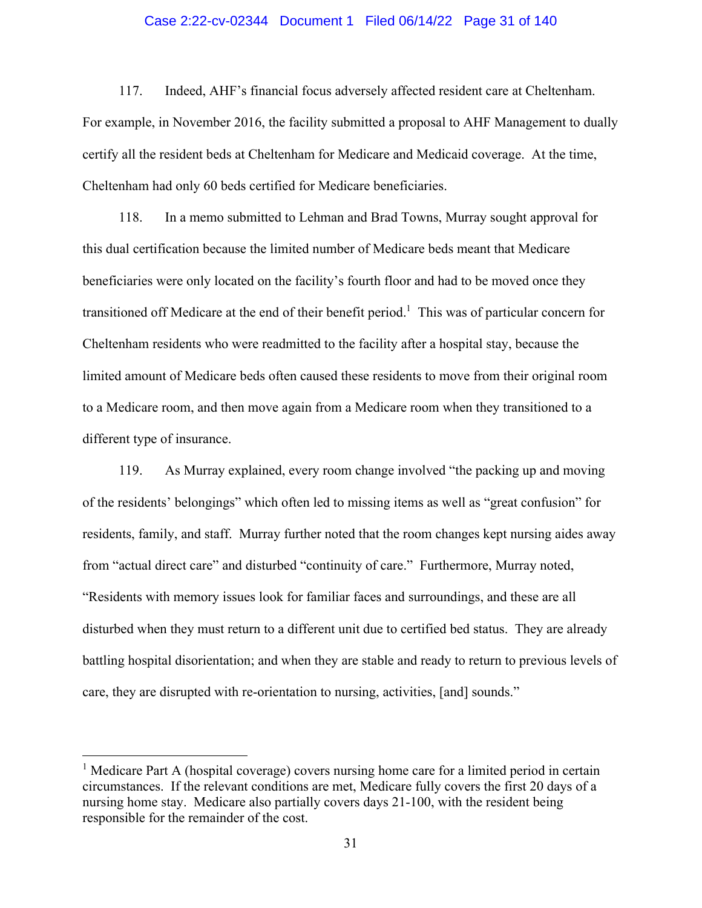117. Indeed, AHF's financial focus adversely affected resident care at Cheltenham. For example, in November 2016, the facility submitted a proposal to AHF Management to dually certify all the resident beds at Cheltenham for Medicare and Medicaid coverage. At the time, Cheltenham had only 60 beds certified for Medicare beneficiaries.

118. In a memo submitted to Lehman and Brad Towns, Murray sought approval for this dual certification because the limited number of Medicare beds meant that Medicare beneficiaries were only located on the facility's fourth floor and had to be moved once they transitioned off Medicare at the end of their benefit period.[1] This was of particular concern for Cheltenham residents who were readmitted to the facility after a hospital stay, because the limited amount of Medicare beds often caused these residents to move from their original room to a Medicare room, and then move again from a Medicare room when they transitioned to a different type of insurance.

119. As Murray explained, every room change involved "the packing up and moving of the residents' belongings" which often led to missing items as well as "great confusion" for residents, family, and staff. Murray further noted that the room changes kept nursing aides away from "actual direct care" and disturbed "continuity of care." Furthermore, Murray noted, "Residents with memory issues look for familiar faces and surroundings, and these are all disturbed when they must return to a different unit due to certified bed status. They are already battling hospital disorientation; and when they are stable and ready to return to previous levels of care, they are disrupted with re-orientation to nursing, activities, [and] sounds."

---

[1] Medicare Part A (hospital coverage) covers nursing home care for a limited period in certain circumstances. If the relevant conditions are met, Medicare fully covers the first 20 days of a nursing home stay. Medicare also partially covers days 21-100, with the resident being responsible for the remainder of the cost.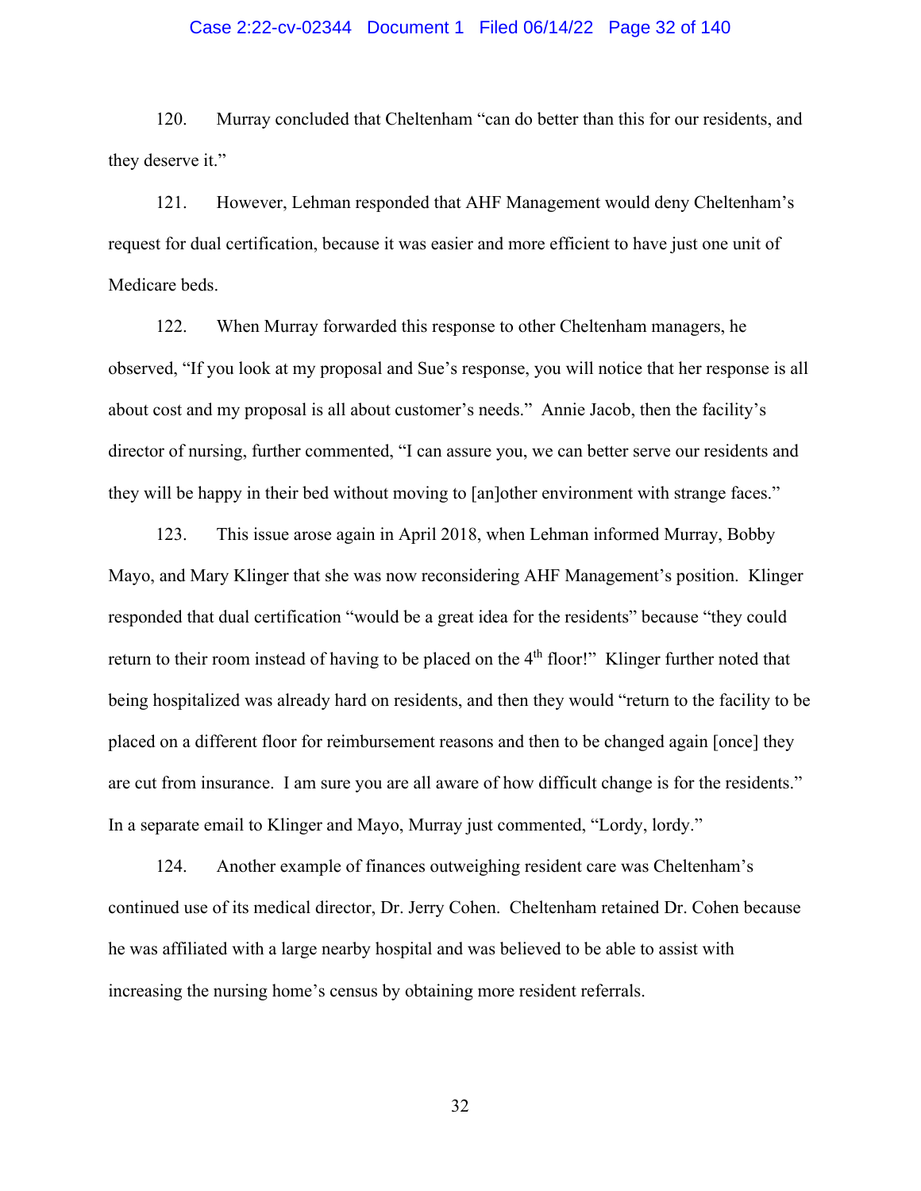120. Murray concluded that Cheltenham "can do better than this for our residents, and they deserve it."

121. However, Lehman responded that AHF Management would deny Cheltenham's request for dual certification, because it was easier and more efficient to have just one unit of Medicare beds.

122. When Murray forwarded this response to other Cheltenham managers, he observed, "If you look at my proposal and Sue's response, you will notice that her response is all about cost and my proposal is all about customer's needs." Annie Jacob, then the facility's director of nursing, further commented, "I can assure you, we can better serve our residents and they will be happy in their bed without moving to [an]other environment with strange faces."

123. This issue arose again in April 2018, when Lehman informed Murray, Bobby Mayo, and Mary Klinger that she was now reconsidering AHF Management's position. Klinger responded that dual certification "would be a great idea for the residents" because "they could return to their room instead of having to be placed on the 4th floor!" Klinger further noted that being hospitalized was already hard on residents, and then they would "return to the facility to be placed on a different floor for reimbursement reasons and then to be changed again [once] they are cut from insurance. I am sure you are all aware of how difficult change is for the residents." In a separate email to Klinger and Mayo, Murray just commented, "Lordy, lordy."

124. Another example of finances outweighing resident care was Cheltenham's continued use of its medical director, Dr. Jerry Cohen. Cheltenham retained Dr. Cohen because he was affiliated with a large nearby hospital and was believed to be able to assist with increasing the nursing home's census by obtaining more resident referrals.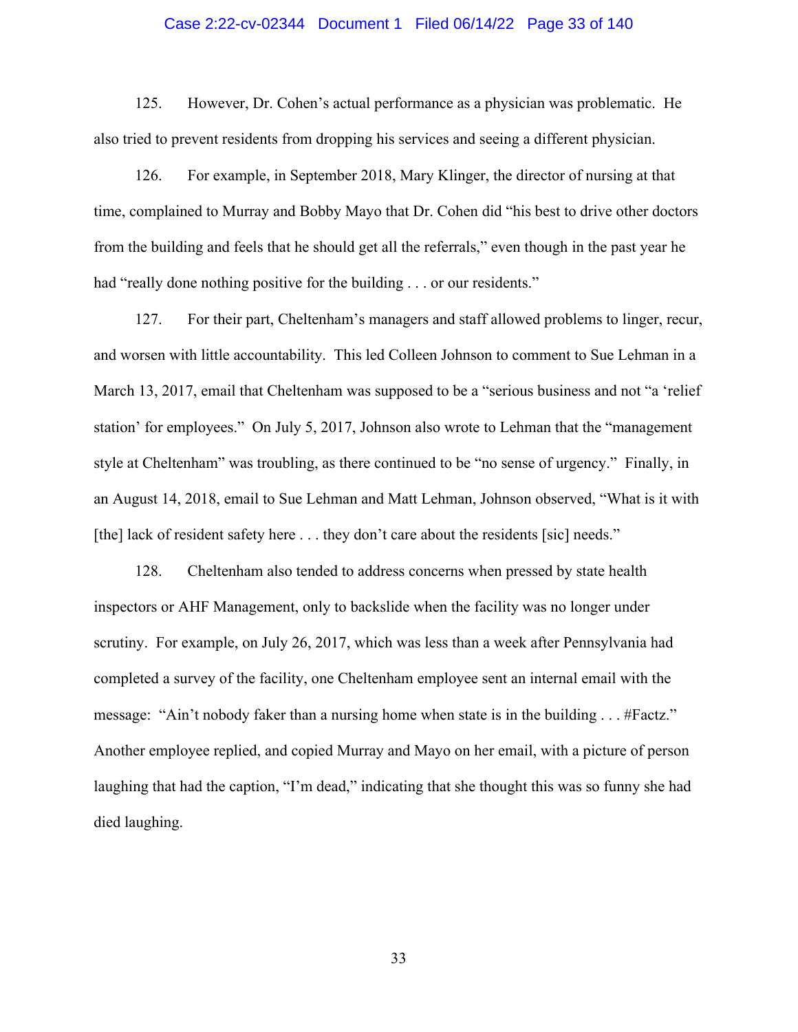125. However, Dr. Cohen's actual performance as a physician was problematic. He also tried to prevent residents from dropping his services and seeing a different physician.

126. For example, in September 2018, Mary Klinger, the director of nursing at that time, complained to Murray and Bobby Mayo that Dr. Cohen did "his best to drive other doctors from the building and feels that he should get all the referrals," even though in the past year he had "really done nothing positive for the building . . . or our residents."

127. For their part, Cheltenham's managers and staff allowed problems to linger, recur, and worsen with little accountability. This led Colleen Johnson to comment to Sue Lehman in a March 13, 2017, email that Cheltenham was supposed to be a "serious business and not "a 'relief station' for employees." On July 5, 2017, Johnson also wrote to Lehman that the "management style at Cheltenham" was troubling, as there continued to be "no sense of urgency." Finally, in an August 14, 2018, email to Sue Lehman and Matt Lehman, Johnson observed, "What is it with [the] lack of resident safety here . . . they don't care about the residents [sic] needs."

128. Cheltenham also tended to address concerns when pressed by state health inspectors or AHF Management, only to backslide when the facility was no longer under scrutiny. For example, on July 26, 2017, which was less than a week after Pennsylvania had completed a survey of the facility, one Cheltenham employee sent an internal email with the message: "Ain't nobody faker than a nursing home when state is in the building . . . #Factz." Another employee replied, and copied Murray and Mayo on her email, with a picture of person laughing that had the caption, "I'm dead," indicating that she thought this was so funny she had died laughing.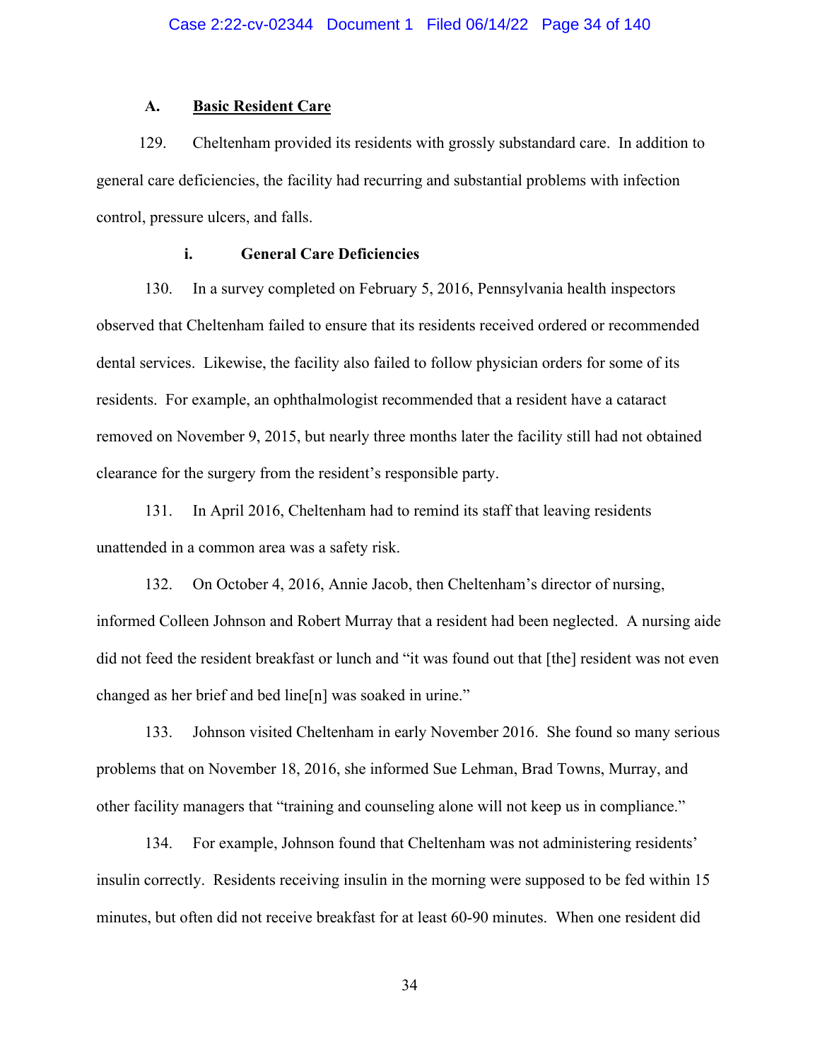### A. Basic Resident Care

129. Cheltenham provided its residents with grossly substandard care. In addition to general care deficiencies, the facility had recurring and substantial problems with infection control, pressure ulcers, and falls.

#### i. General Care Deficiencies

130. In a survey completed on February 5, 2016, Pennsylvania health inspectors observed that Cheltenham failed to ensure that its residents received ordered or recommended dental services. Likewise, the facility also failed to follow physician orders for some of its residents. For example, an ophthalmologist recommended that a resident have a cataract removed on November 9, 2015, but nearly three months later the facility still had not obtained clearance for the surgery from the resident's responsible party.

131. In April 2016, Cheltenham had to remind its staff that leaving residents unattended in a common area was a safety risk.

132. On October 4, 2016, Annie Jacob, then Cheltenham's director of nursing, informed Colleen Johnson and Robert Murray that a resident had been neglected. A nursing aide did not feed the resident breakfast or lunch and "it was found out that [the] resident was not even changed as her brief and bed line[n] was soaked in urine."

133. Johnson visited Cheltenham in early November 2016. She found so many serious problems that on November 18, 2016, she informed Sue Lehman, Brad Towns, Murray, and other facility managers that "training and counseling alone will not keep us in compliance."

134. For example, Johnson found that Cheltenham was not administering residents' insulin correctly. Residents receiving insulin in the morning were supposed to be fed within 15 minutes, but often did not receive breakfast for at least 60-90 minutes. When one resident did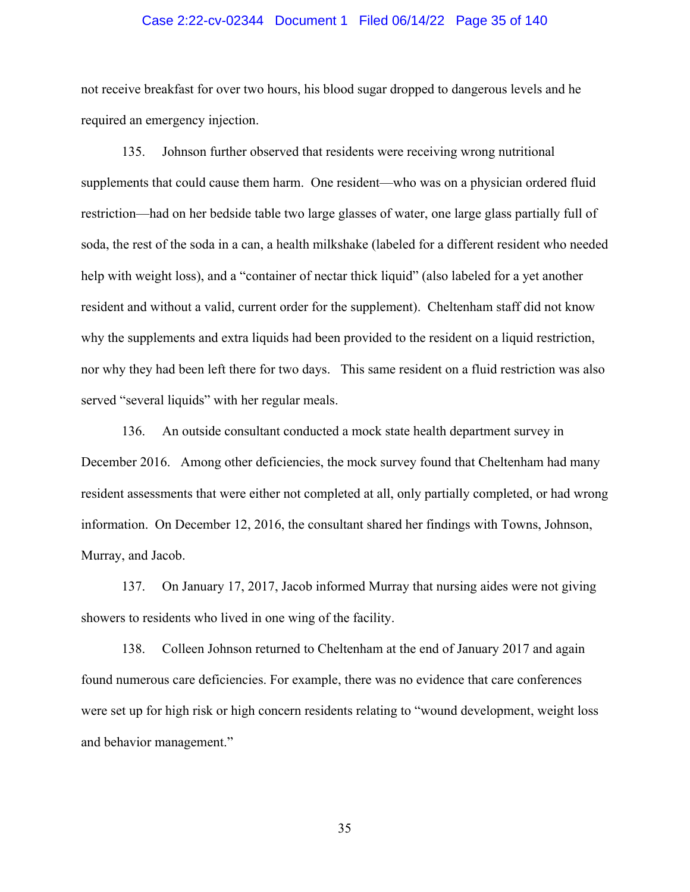not receive breakfast for over two hours, his blood sugar dropped to dangerous levels and he required an emergency injection.

135. Johnson further observed that residents were receiving wrong nutritional supplements that could cause them harm. One resident—who was on a physician ordered fluid restriction—had on her bedside table two large glasses of water, one large glass partially full of soda, the rest of the soda in a can, a health milkshake (labeled for a different resident who needed help with weight loss), and a "container of nectar thick liquid" (also labeled for a yet another resident and without a valid, current order for the supplement). Cheltenham staff did not know why the supplements and extra liquids had been provided to the resident on a liquid restriction, nor why they had been left there for two days. This same resident on a fluid restriction was also served "several liquids" with her regular meals.

136. An outside consultant conducted a mock state health department survey in December 2016. Among other deficiencies, the mock survey found that Cheltenham had many resident assessments that were either not completed at all, only partially completed, or had wrong information. On December 12, 2016, the consultant shared her findings with Towns, Johnson, Murray, and Jacob.

137. On January 17, 2017, Jacob informed Murray that nursing aides were not giving showers to residents who lived in one wing of the facility.

138. Colleen Johnson returned to Cheltenham at the end of January 2017 and again found numerous care deficiencies. For example, there was no evidence that care conferences were set up for high risk or high concern residents relating to "wound development, weight loss and behavior management."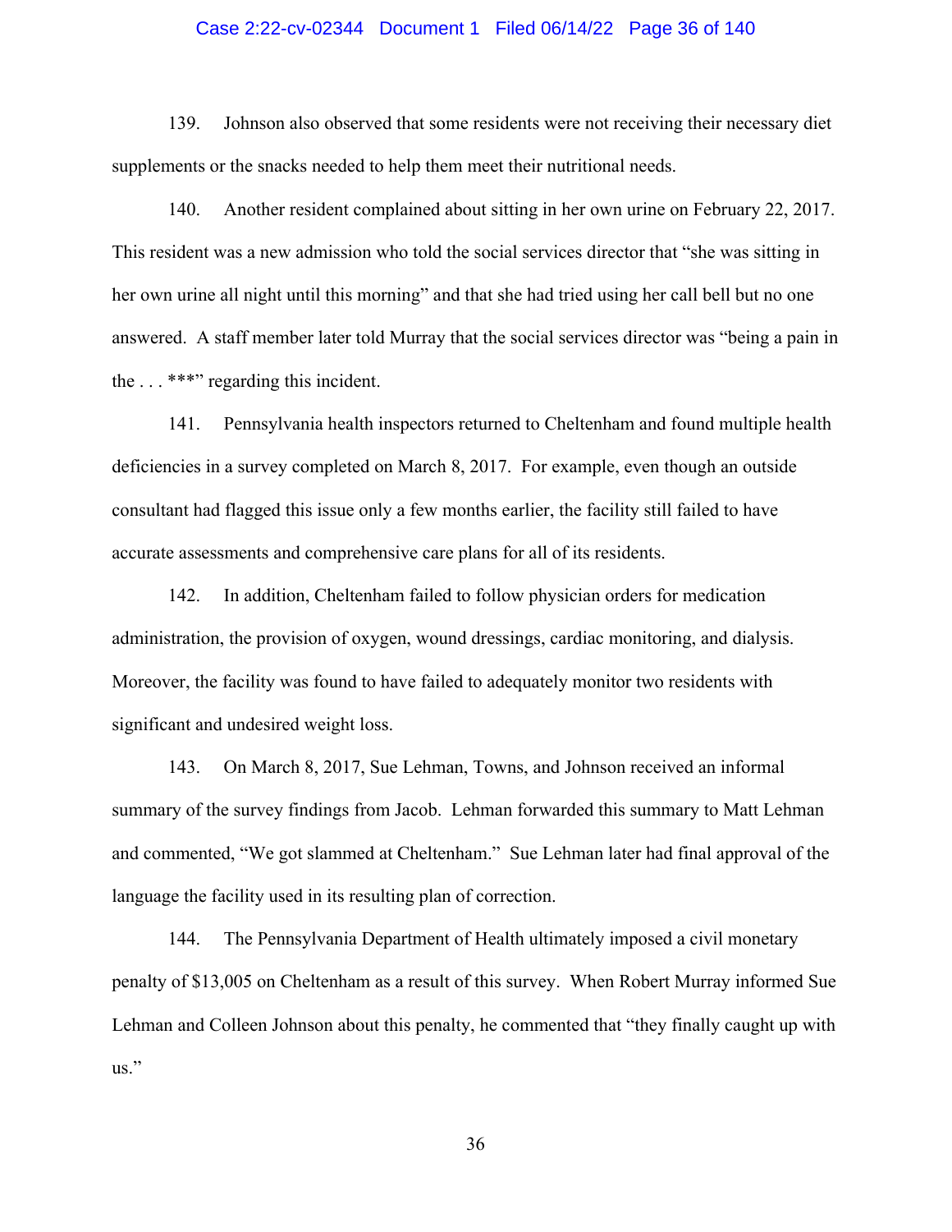139. Johnson also observed that some residents were not receiving their necessary diet supplements or the snacks needed to help them meet their nutritional needs.

140. Another resident complained about sitting in her own urine on February 22, 2017. This resident was a new admission who told the social services director that "she was sitting in her own urine all night until this morning" and that she had tried using her call bell but no one answered. A staff member later told Murray that the social services director was "being a pain in the . . . ***" regarding this incident.

141. Pennsylvania health inspectors returned to Cheltenham and found multiple health deficiencies in a survey completed on March 8, 2017. For example, even though an outside consultant had flagged this issue only a few months earlier, the facility still failed to have accurate assessments and comprehensive care plans for all of its residents.

142. In addition, Cheltenham failed to follow physician orders for medication administration, the provision of oxygen, wound dressings, cardiac monitoring, and dialysis. Moreover, the facility was found to have failed to adequately monitor two residents with significant and undesired weight loss.

143. On March 8, 2017, Sue Lehman, Towns, and Johnson received an informal summary of the survey findings from Jacob. Lehman forwarded this summary to Matt Lehman and commented, "We got slammed at Cheltenham." Sue Lehman later had final approval of the language the facility used in its resulting plan of correction.

144. The Pennsylvania Department of Health ultimately imposed a civil monetary penalty of $13,005 on Cheltenham as a result of this survey. When Robert Murray informed Sue Lehman and Colleen Johnson about this penalty, he commented that "they finally caught up with us."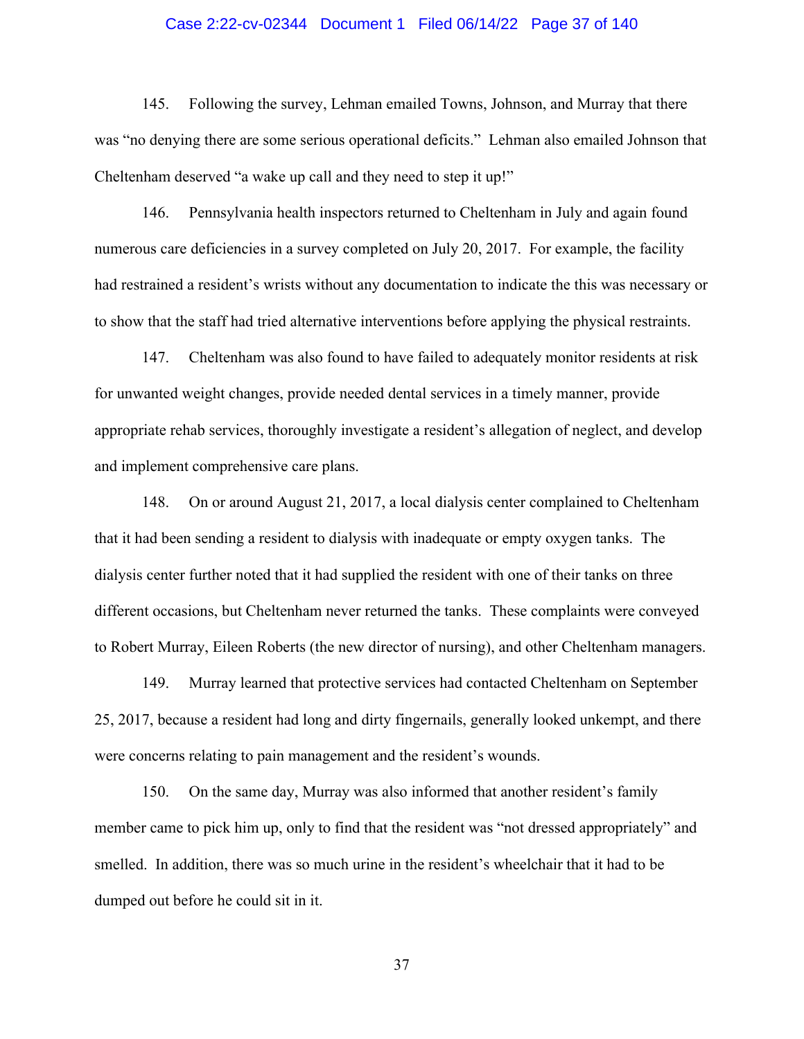145. Following the survey, Lehman emailed Towns, Johnson, and Murray that there was "no denying there are some serious operational deficits." Lehman also emailed Johnson that Cheltenham deserved "a wake up call and they need to step it up!"

146. Pennsylvania health inspectors returned to Cheltenham in July and again found numerous care deficiencies in a survey completed on July 20, 2017. For example, the facility had restrained a resident's wrists without any documentation to indicate the this was necessary or to show that the staff had tried alternative interventions before applying the physical restraints.

147. Cheltenham was also found to have failed to adequately monitor residents at risk for unwanted weight changes, provide needed dental services in a timely manner, provide appropriate rehab services, thoroughly investigate a resident's allegation of neglect, and develop and implement comprehensive care plans.

148. On or around August 21, 2017, a local dialysis center complained to Cheltenham that it had been sending a resident to dialysis with inadequate or empty oxygen tanks. The dialysis center further noted that it had supplied the resident with one of their tanks on three different occasions, but Cheltenham never returned the tanks. These complaints were conveyed to Robert Murray, Eileen Roberts (the new director of nursing), and other Cheltenham managers.

149. Murray learned that protective services had contacted Cheltenham on September 25, 2017, because a resident had long and dirty fingernails, generally looked unkempt, and there were concerns relating to pain management and the resident's wounds.

150. On the same day, Murray was also informed that another resident's family member came to pick him up, only to find that the resident was "not dressed appropriately" and smelled. In addition, there was so much urine in the resident's wheelchair that it had to be dumped out before he could sit in it.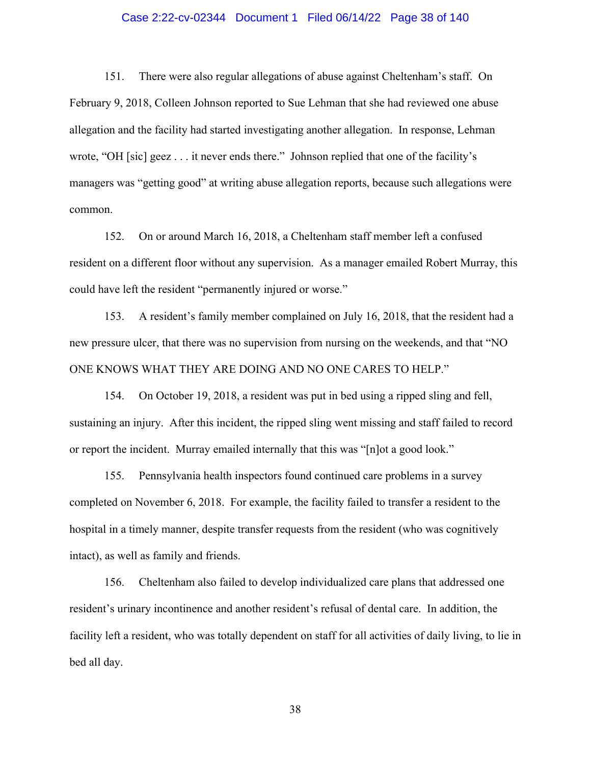151. There were also regular allegations of abuse against Cheltenham's staff. On February 9, 2018, Colleen Johnson reported to Sue Lehman that she had reviewed one abuse allegation and the facility had started investigating another allegation. In response, Lehman wrote, "OH [sic] geez . . . it never ends there." Johnson replied that one of the facility's managers was "getting good" at writing abuse allegation reports, because such allegations were common.

152. On or around March 16, 2018, a Cheltenham staff member left a confused resident on a different floor without any supervision. As a manager emailed Robert Murray, this could have left the resident "permanently injured or worse."

153. A resident's family member complained on July 16, 2018, that the resident had a new pressure ulcer, that there was no supervision from nursing on the weekends, and that "NO ONE KNOWS WHAT THEY ARE DOING AND NO ONE CARES TO HELP."

154. On October 19, 2018, a resident was put in bed using a ripped sling and fell, sustaining an injury. After this incident, the ripped sling went missing and staff failed to record or report the incident. Murray emailed internally that this was "[n]ot a good look."

155. Pennsylvania health inspectors found continued care problems in a survey completed on November 6, 2018. For example, the facility failed to transfer a resident to the hospital in a timely manner, despite transfer requests from the resident (who was cognitively intact), as well as family and friends.

156. Cheltenham also failed to develop individualized care plans that addressed one resident's urinary incontinence and another resident's refusal of dental care. In addition, the facility left a resident, who was totally dependent on staff for all activities of daily living, to lie in bed all day.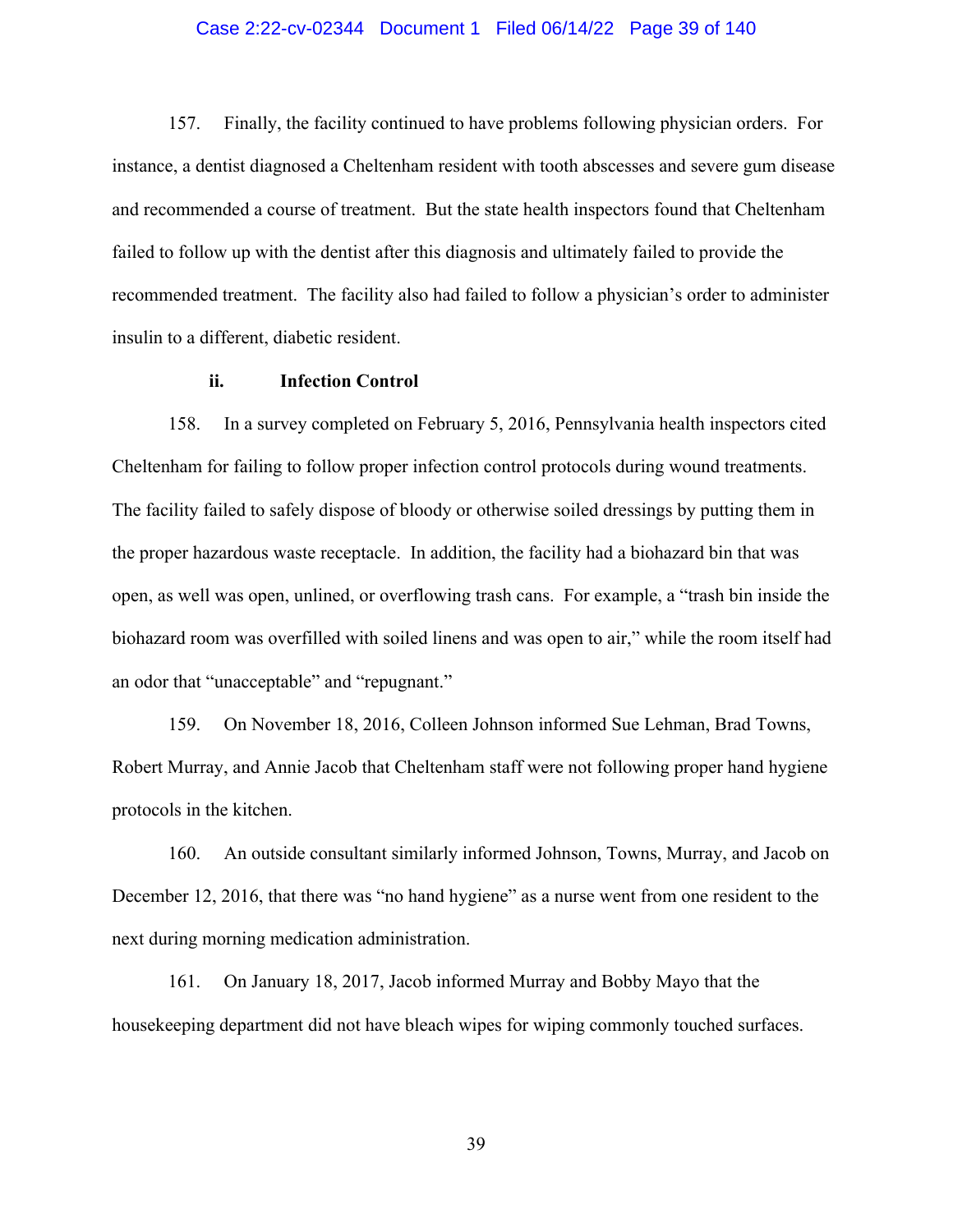157. Finally, the facility continued to have problems following physician orders. For instance, a dentist diagnosed a Cheltenham resident with tooth abscesses and severe gum disease and recommended a course of treatment. But the state health inspectors found that Cheltenham failed to follow up with the dentist after this diagnosis and ultimately failed to provide the recommended treatment. The facility also had failed to follow a physician's order to administer insulin to a different, diabetic resident.

**ii. Infection Control**

158. In a survey completed on February 5, 2016, Pennsylvania health inspectors cited Cheltenham for failing to follow proper infection control protocols during wound treatments. The facility failed to safely dispose of bloody or otherwise soiled dressings by putting them in the proper hazardous waste receptacle. In addition, the facility had a biohazard bin that was open, as well was open, unlined, or overflowing trash cans. For example, a "trash bin inside the biohazard room was overfilled with soiled linens and was open to air," while the room itself had an odor that "unacceptable" and "repugnant."

159. On November 18, 2016, Colleen Johnson informed Sue Lehman, Brad Towns, Robert Murray, and Annie Jacob that Cheltenham staff were not following proper hand hygiene protocols in the kitchen.

160. An outside consultant similarly informed Johnson, Towns, Murray, and Jacob on December 12, 2016, that there was "no hand hygiene" as a nurse went from one resident to the next during morning medication administration.

161. On January 18, 2017, Jacob informed Murray and Bobby Mayo that the housekeeping department did not have bleach wipes for wiping commonly touched surfaces.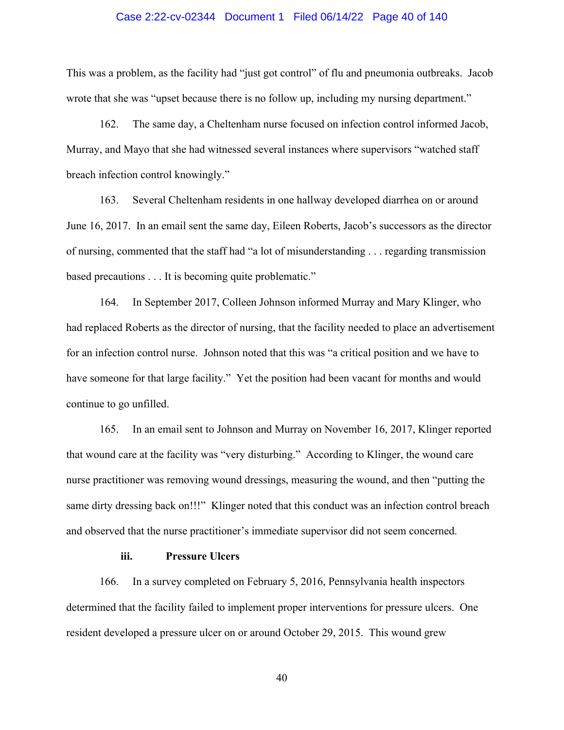This was a problem, as the facility had "just got control" of flu and pneumonia outbreaks. Jacob wrote that she was "upset because there is no follow up, including my nursing department."

162. The same day, a Cheltenham nurse focused on infection control informed Jacob, Murray, and Mayo that she had witnessed several instances where supervisors "watched staff breach infection control knowingly."

163. Several Cheltenham residents in one hallway developed diarrhea on or around June 16, 2017. In an email sent the same day, Eileen Roberts, Jacob's successors as the director of nursing, commented that the staff had "a lot of misunderstanding . . . regarding transmission based precautions . . . It is becoming quite problematic."

164. In September 2017, Colleen Johnson informed Murray and Mary Klinger, who had replaced Roberts as the director of nursing, that the facility needed to place an advertisement for an infection control nurse. Johnson noted that this was "a critical position and we have to have someone for that large facility." Yet the position had been vacant for months and would continue to go unfilled.

165. In an email sent to Johnson and Murray on November 16, 2017, Klinger reported that wound care at the facility was "very disturbing." According to Klinger, the wound care nurse practitioner was removing wound dressings, measuring the wound, and then "putting the same dirty dressing back on!!!" Klinger noted that this conduct was an infection control breach and observed that the nurse practitioner's immediate supervisor did not seem concerned.

#### iii. Pressure Ulcers

166. In a survey completed on February 5, 2016, Pennsylvania health inspectors determined that the facility failed to implement proper interventions for pressure ulcers. One resident developed a pressure ulcer on or around October 29, 2015. This wound grew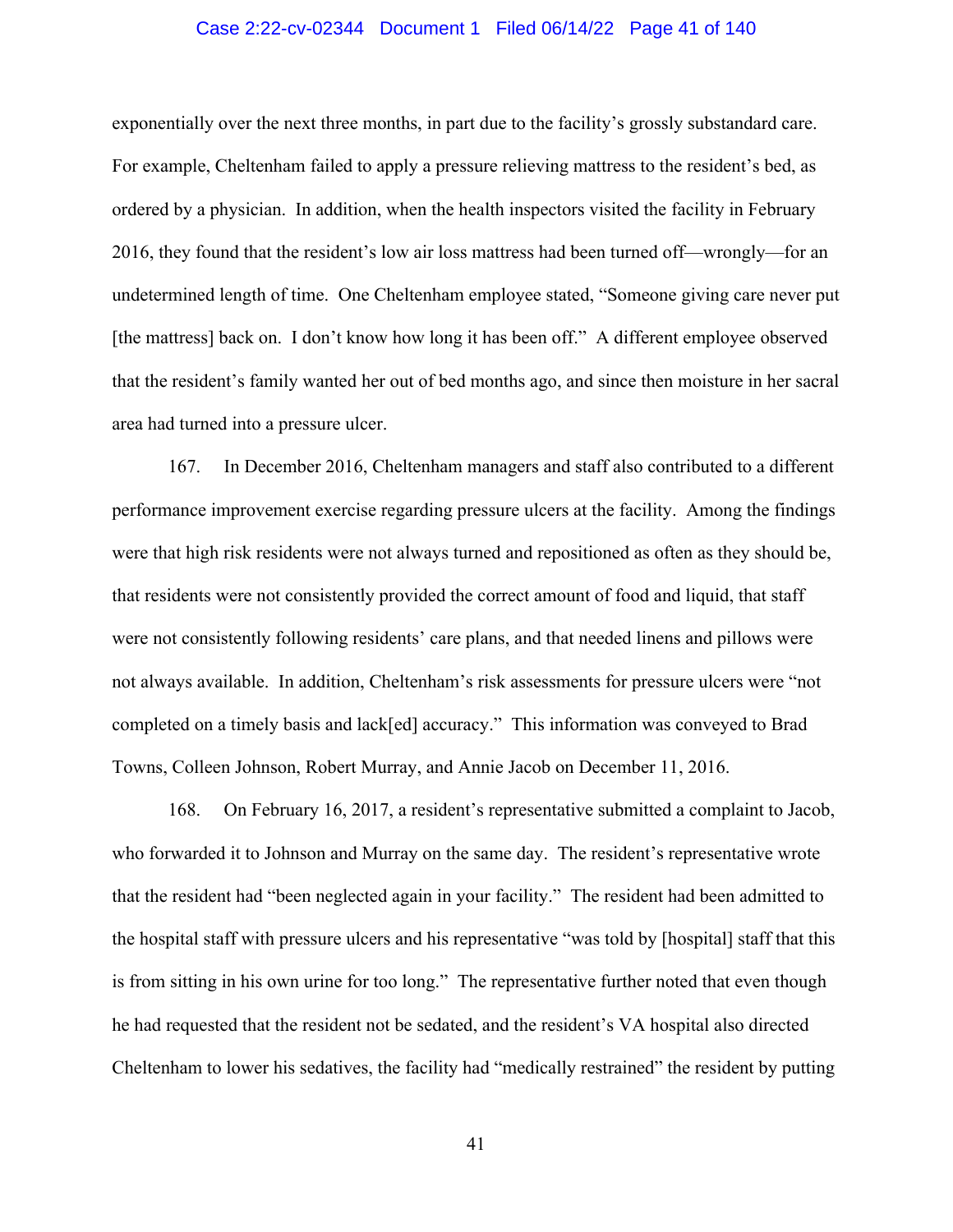exponentially over the next three months, in part due to the facility's grossly substandard care. For example, Cheltenham failed to apply a pressure relieving mattress to the resident's bed, as ordered by a physician. In addition, when the health inspectors visited the facility in February 2016, they found that the resident's low air loss mattress had been turned off—wrongly—for an undetermined length of time. One Cheltenham employee stated, "Someone giving care never put [the mattress] back on. I don't know how long it has been off." A different employee observed that the resident's family wanted her out of bed months ago, and since then moisture in her sacral area had turned into a pressure ulcer.

167. In December 2016, Cheltenham managers and staff also contributed to a different performance improvement exercise regarding pressure ulcers at the facility. Among the findings were that high risk residents were not always turned and repositioned as often as they should be, that residents were not consistently provided the correct amount of food and liquid, that staff were not consistently following residents' care plans, and that needed linens and pillows were not always available. In addition, Cheltenham's risk assessments for pressure ulcers were "not completed on a timely basis and lack[ed] accuracy." This information was conveyed to Brad Towns, Colleen Johnson, Robert Murray, and Annie Jacob on December 11, 2016.

168. On February 16, 2017, a resident's representative submitted a complaint to Jacob, who forwarded it to Johnson and Murray on the same day. The resident's representative wrote that the resident had "been neglected again in your facility." The resident had been admitted to the hospital staff with pressure ulcers and his representative "was told by [hospital] staff that this is from sitting in his own urine for too long." The representative further noted that even though he had requested that the resident not be sedated, and the resident's VA hospital also directed Cheltenham to lower his sedatives, the facility had "medically restrained" the resident by putting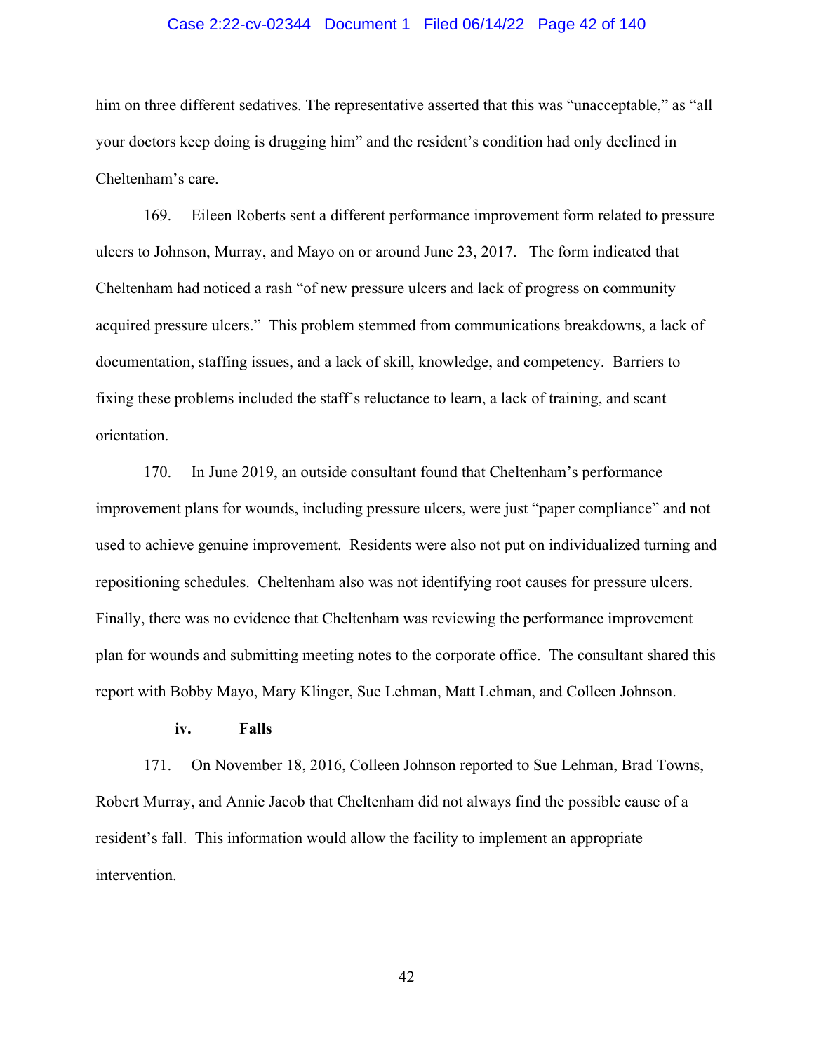him on three different sedatives. The representative asserted that this was "unacceptable," as "all your doctors keep doing is drugging him" and the resident's condition had only declined in Cheltenham's care.

169. Eileen Roberts sent a different performance improvement form related to pressure ulcers to Johnson, Murray, and Mayo on or around June 23, 2017. The form indicated that Cheltenham had noticed a rash "of new pressure ulcers and lack of progress on community acquired pressure ulcers." This problem stemmed from communications breakdowns, a lack of documentation, staffing issues, and a lack of skill, knowledge, and competency. Barriers to fixing these problems included the staff's reluctance to learn, a lack of training, and scant orientation.

170. In June 2019, an outside consultant found that Cheltenham's performance improvement plans for wounds, including pressure ulcers, were just "paper compliance" and not used to achieve genuine improvement. Residents were also not put on individualized turning and repositioning schedules. Cheltenham also was not identifying root causes for pressure ulcers. Finally, there was no evidence that Cheltenham was reviewing the performance improvement plan for wounds and submitting meeting notes to the corporate office. The consultant shared this report with Bobby Mayo, Mary Klinger, Sue Lehman, Matt Lehman, and Colleen Johnson.

#### iv. Falls

171. On November 18, 2016, Colleen Johnson reported to Sue Lehman, Brad Towns, Robert Murray, and Annie Jacob that Cheltenham did not always find the possible cause of a resident's fall. This information would allow the facility to implement an appropriate intervention.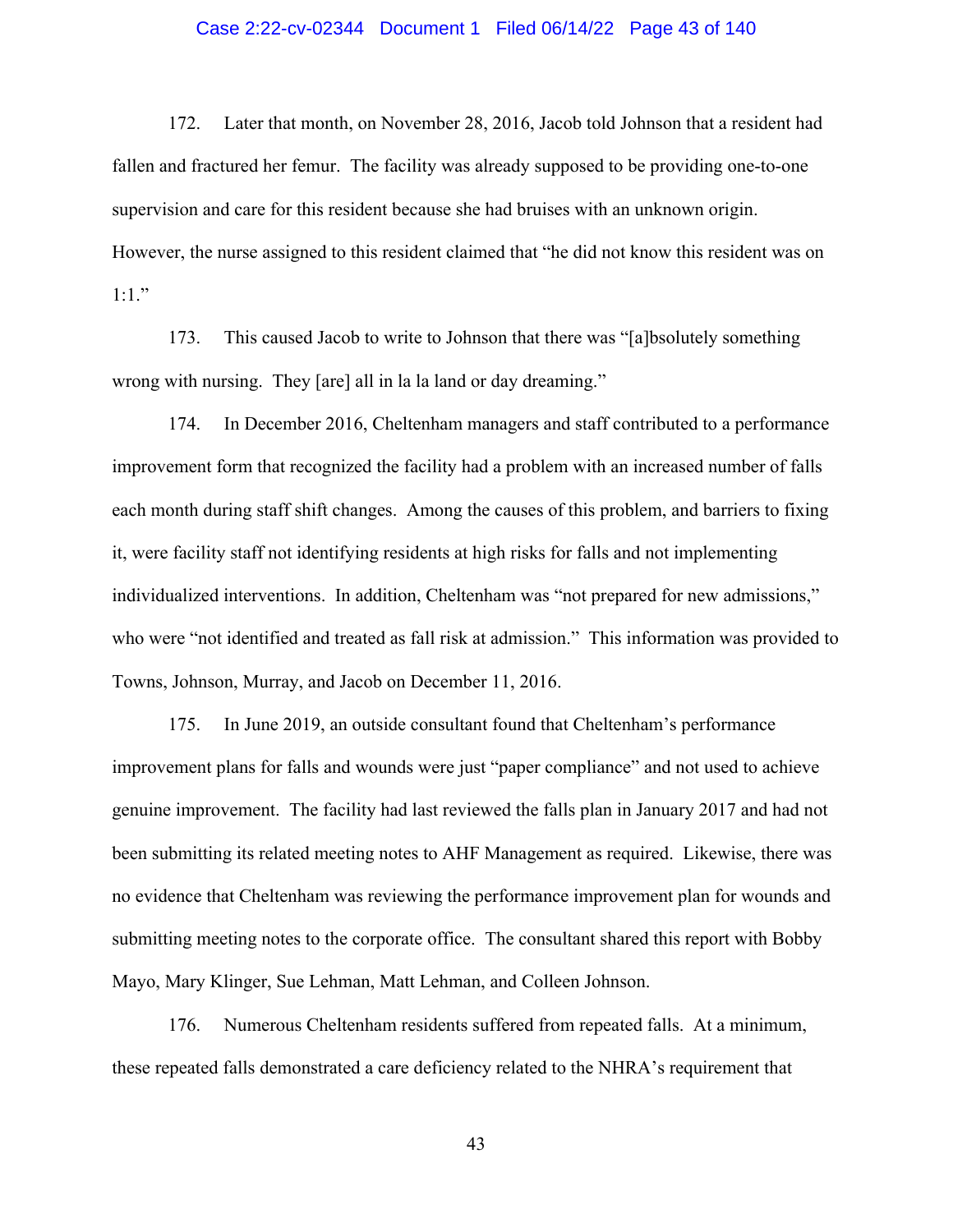172. Later that month, on November 28, 2016, Jacob told Johnson that a resident had fallen and fractured her femur. The facility was already supposed to be providing one-to-one supervision and care for this resident because she had bruises with an unknown origin. However, the nurse assigned to this resident claimed that "he did not know this resident was on 1:1."

173. This caused Jacob to write to Johnson that there was "[a]bsolutely something wrong with nursing. They [are] all in la la land or day dreaming."

174. In December 2016, Cheltenham managers and staff contributed to a performance improvement form that recognized the facility had a problem with an increased number of falls each month during staff shift changes. Among the causes of this problem, and barriers to fixing it, were facility staff not identifying residents at high risks for falls and not implementing individualized interventions. In addition, Cheltenham was "not prepared for new admissions," who were "not identified and treated as fall risk at admission." This information was provided to Towns, Johnson, Murray, and Jacob on December 11, 2016.

175. In June 2019, an outside consultant found that Cheltenham's performance improvement plans for falls and wounds were just "paper compliance" and not used to achieve genuine improvement. The facility had last reviewed the falls plan in January 2017 and had not been submitting its related meeting notes to AHF Management as required. Likewise, there was no evidence that Cheltenham was reviewing the performance improvement plan for wounds and submitting meeting notes to the corporate office. The consultant shared this report with Bobby Mayo, Mary Klinger, Sue Lehman, Matt Lehman, and Colleen Johnson.

176. Numerous Cheltenham residents suffered from repeated falls. At a minimum, these repeated falls demonstrated a care deficiency related to the NHRA's requirement that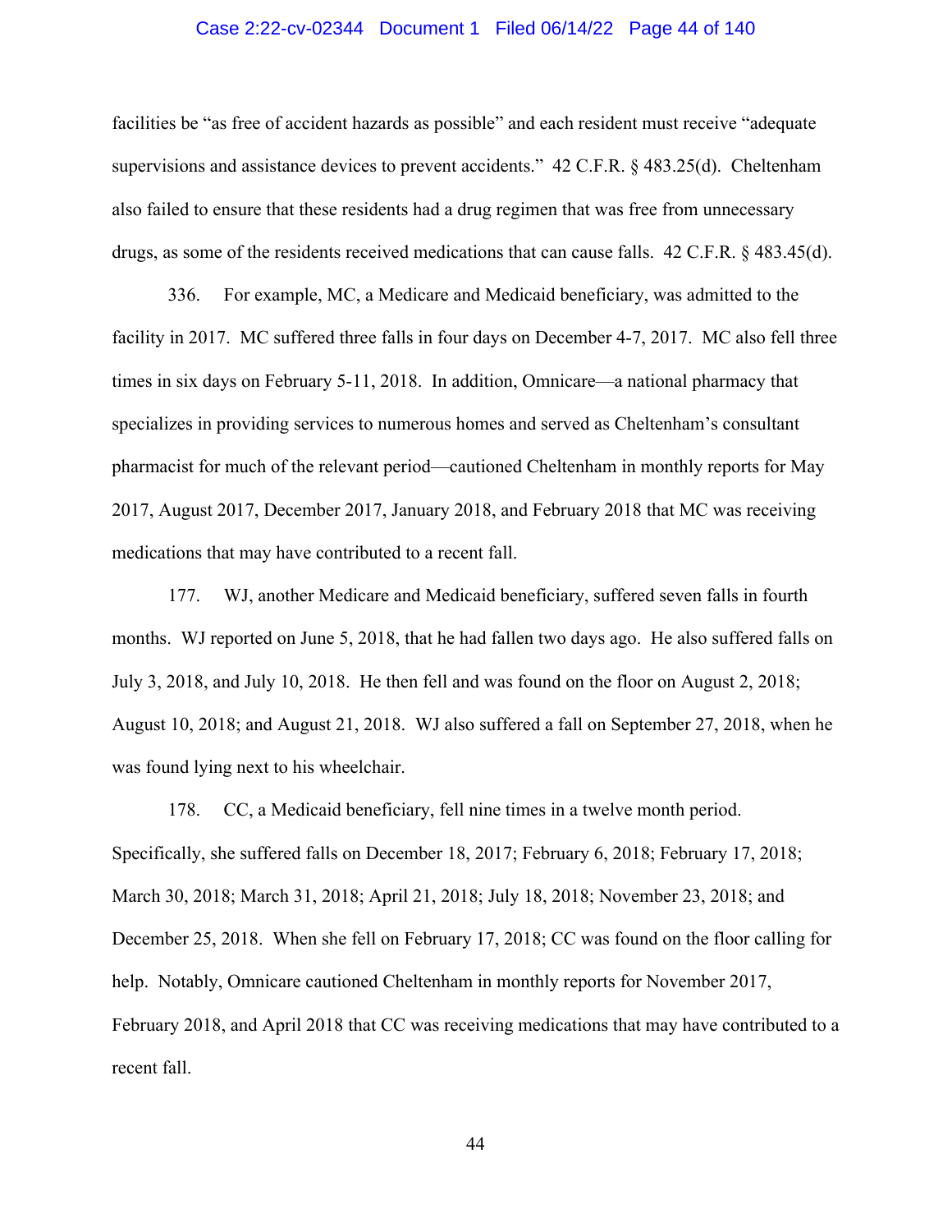facilities be "as free of accident hazards as possible" and each resident must receive "adequate supervisions and assistance devices to prevent accidents." 42 C.F.R. § 483.25(d). Cheltenham also failed to ensure that these residents had a drug regimen that was free from unnecessary drugs, as some of the residents received medications that can cause falls. 42 C.F.R. § 483.45(d).

336. For example, MC, a Medicare and Medicaid beneficiary, was admitted to the facility in 2017. MC suffered three falls in four days on December 4-7, 2017. MC also fell three times in six days on February 5-11, 2018. In addition, Omnicare—a national pharmacy that specializes in providing services to numerous homes and served as Cheltenham's consultant pharmacist for much of the relevant period—cautioned Cheltenham in monthly reports for May 2017, August 2017, December 2017, January 2018, and February 2018 that MC was receiving medications that may have contributed to a recent fall.

177. WJ, another Medicare and Medicaid beneficiary, suffered seven falls in fourth months. WJ reported on June 5, 2018, that he had fallen two days ago. He also suffered falls on July 3, 2018, and July 10, 2018. He then fell and was found on the floor on August 2, 2018; August 10, 2018; and August 21, 2018. WJ also suffered a fall on September 27, 2018, when he was found lying next to his wheelchair.

178. CC, a Medicaid beneficiary, fell nine times in a twelve month period. Specifically, she suffered falls on December 18, 2017; February 6, 2018; February 17, 2018; March 30, 2018; March 31, 2018; April 21, 2018; July 18, 2018; November 23, 2018; and December 25, 2018. When she fell on February 17, 2018; CC was found on the floor calling for help. Notably, Omnicare cautioned Cheltenham in monthly reports for November 2017, February 2018, and April 2018 that CC was receiving medications that may have contributed to a recent fall.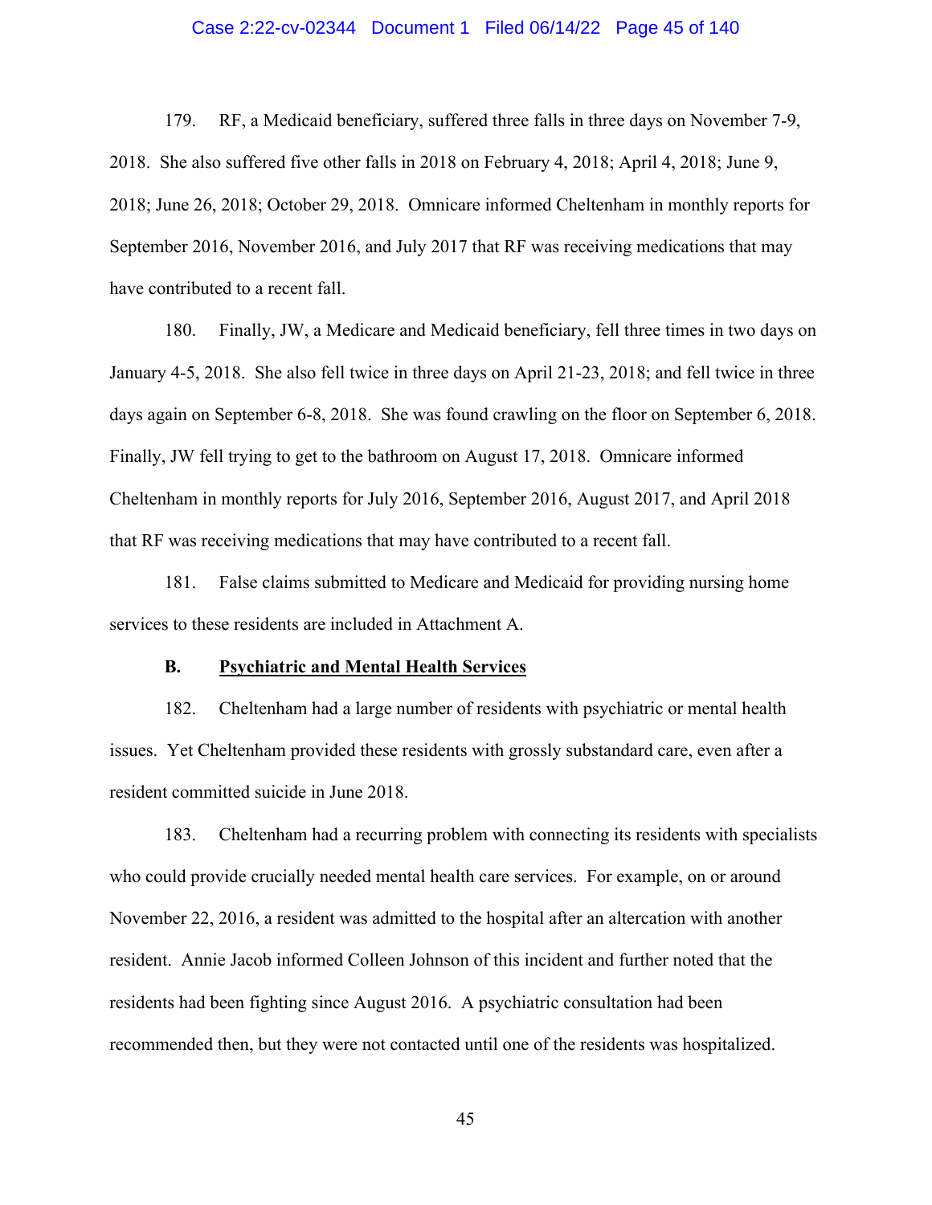179. RF, a Medicaid beneficiary, suffered three falls in three days on November 7-9, 2018. She also suffered five other falls in 2018 on February 4, 2018; April 4, 2018; June 9, 2018; June 26, 2018; October 29, 2018. Omnicare informed Cheltenham in monthly reports for September 2016, November 2016, and July 2017 that RF was receiving medications that may have contributed to a recent fall.

180. Finally, JW, a Medicare and Medicaid beneficiary, fell three times in two days on January 4-5, 2018. She also fell twice in three days on April 21-23, 2018; and fell twice in three days again on September 6-8, 2018. She was found crawling on the floor on September 6, 2018. Finally, JW fell trying to get to the bathroom on August 17, 2018. Omnicare informed Cheltenham in monthly reports for July 2016, September 2016, August 2017, and April 2018 that RF was receiving medications that may have contributed to a recent fall.

181. False claims submitted to Medicare and Medicaid for providing nursing home services to these residents are included in Attachment A.

### B. Psychiatric and Mental Health Services

182. Cheltenham had a large number of residents with psychiatric or mental health issues. Yet Cheltenham provided these residents with grossly substandard care, even after a resident committed suicide in June 2018.

183. Cheltenham had a recurring problem with connecting its residents with specialists who could provide crucially needed mental health care services. For example, on or around November 22, 2016, a resident was admitted to the hospital after an altercation with another resident. Annie Jacob informed Colleen Johnson of this incident and further noted that the residents had been fighting since August 2016. A psychiatric consultation had been recommended then, but they were not contacted until one of the residents was hospitalized.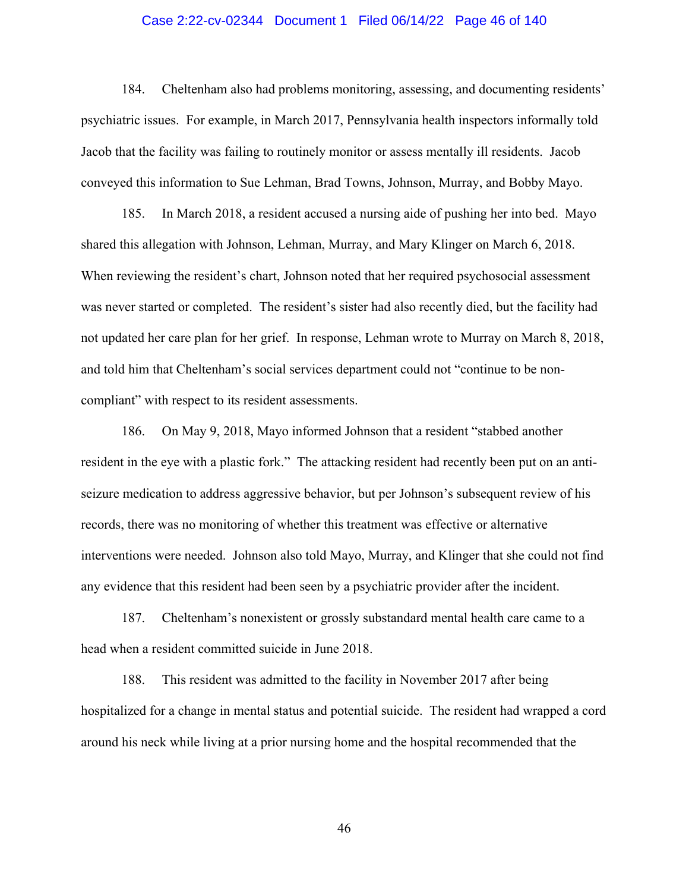184. Cheltenham also had problems monitoring, assessing, and documenting residents' psychiatric issues. For example, in March 2017, Pennsylvania health inspectors informally told Jacob that the facility was failing to routinely monitor or assess mentally ill residents. Jacob conveyed this information to Sue Lehman, Brad Towns, Johnson, Murray, and Bobby Mayo.

185. In March 2018, a resident accused a nursing aide of pushing her into bed. Mayo shared this allegation with Johnson, Lehman, Murray, and Mary Klinger on March 6, 2018. When reviewing the resident's chart, Johnson noted that her required psychosocial assessment was never started or completed. The resident's sister had also recently died, but the facility had not updated her care plan for her grief. In response, Lehman wrote to Murray on March 8, 2018, and told him that Cheltenham's social services department could not "continue to be non-compliant" with respect to its resident assessments.

186. On May 9, 2018, Mayo informed Johnson that a resident "stabbed another resident in the eye with a plastic fork." The attacking resident had recently been put on an anti-seizure medication to address aggressive behavior, but per Johnson's subsequent review of his records, there was no monitoring of whether this treatment was effective or alternative interventions were needed. Johnson also told Mayo, Murray, and Klinger that she could not find any evidence that this resident had been seen by a psychiatric provider after the incident.

187. Cheltenham's nonexistent or grossly substandard mental health care came to a head when a resident committed suicide in June 2018.

188. This resident was admitted to the facility in November 2017 after being hospitalized for a change in mental status and potential suicide. The resident had wrapped a cord around his neck while living at a prior nursing home and the hospital recommended that the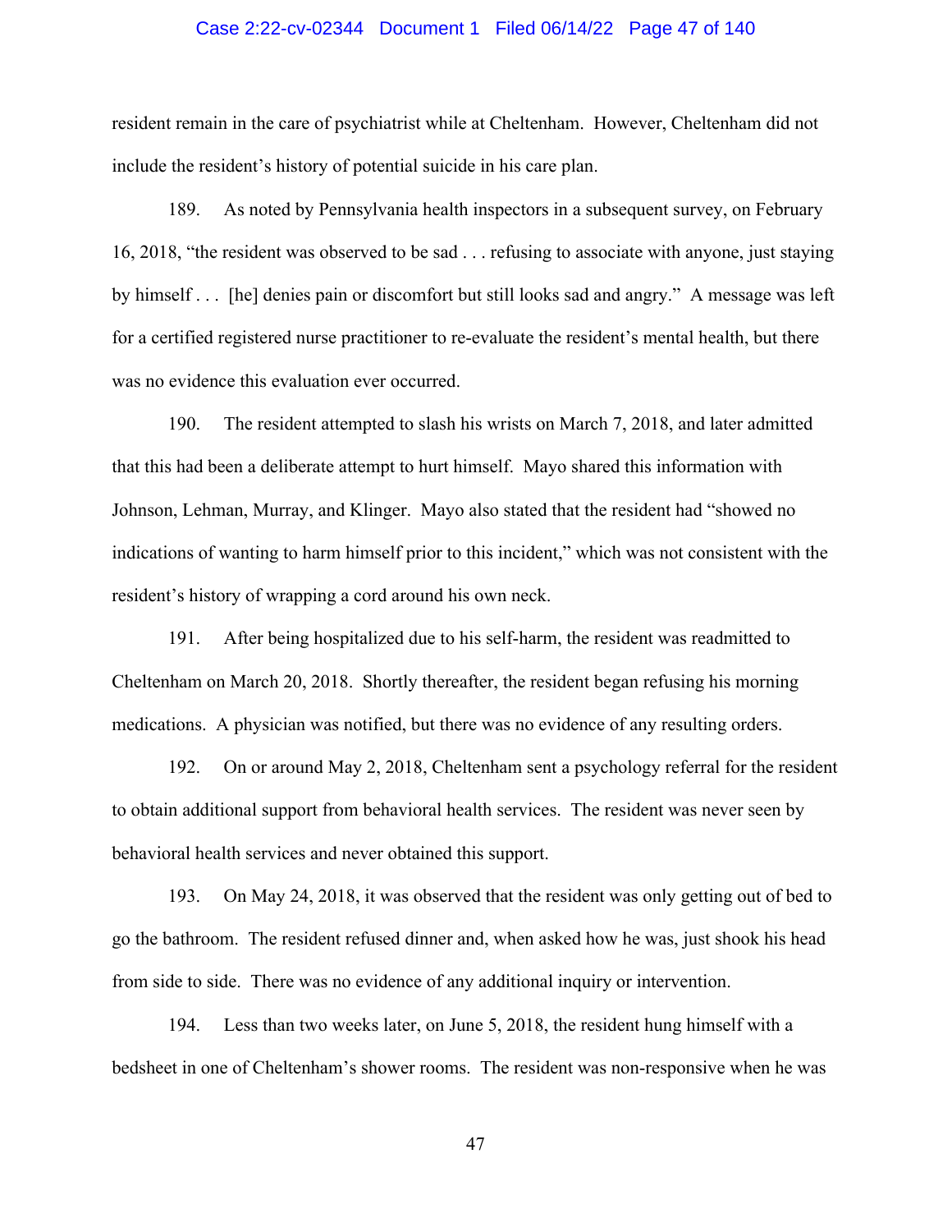resident remain in the care of psychiatrist while at Cheltenham. However, Cheltenham did not include the resident's history of potential suicide in his care plan.

189. As noted by Pennsylvania health inspectors in a subsequent survey, on February 16, 2018, "the resident was observed to be sad . . . refusing to associate with anyone, just staying by himself . . . [he] denies pain or discomfort but still looks sad and angry." A message was left for a certified registered nurse practitioner to re-evaluate the resident's mental health, but there was no evidence this evaluation ever occurred.

190. The resident attempted to slash his wrists on March 7, 2018, and later admitted that this had been a deliberate attempt to hurt himself. Mayo shared this information with Johnson, Lehman, Murray, and Klinger. Mayo also stated that the resident had "showed no indications of wanting to harm himself prior to this incident," which was not consistent with the resident's history of wrapping a cord around his own neck.

191. After being hospitalized due to his self-harm, the resident was readmitted to Cheltenham on March 20, 2018. Shortly thereafter, the resident began refusing his morning medications. A physician was notified, but there was no evidence of any resulting orders.

192. On or around May 2, 2018, Cheltenham sent a psychology referral for the resident to obtain additional support from behavioral health services. The resident was never seen by behavioral health services and never obtained this support.

193. On May 24, 2018, it was observed that the resident was only getting out of bed to go the bathroom. The resident refused dinner and, when asked how he was, just shook his head from side to side. There was no evidence of any additional inquiry or intervention.

194. Less than two weeks later, on June 5, 2018, the resident hung himself with a bedsheet in one of Cheltenham's shower rooms. The resident was non-responsive when he was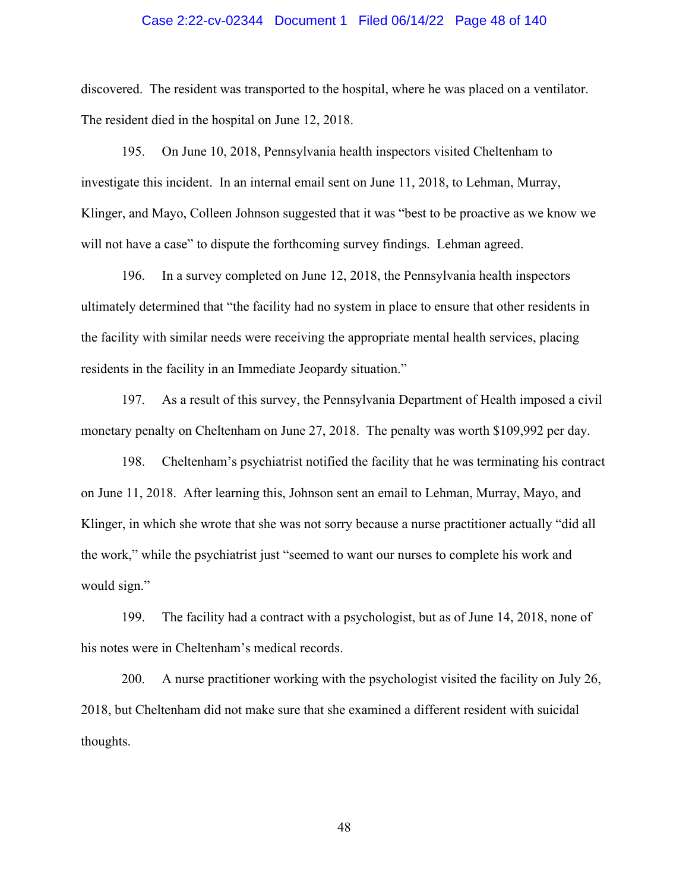discovered. The resident was transported to the hospital, where he was placed on a ventilator. The resident died in the hospital on June 12, 2018.

195. On June 10, 2018, Pennsylvania health inspectors visited Cheltenham to investigate this incident. In an internal email sent on June 11, 2018, to Lehman, Murray, Klinger, and Mayo, Colleen Johnson suggested that it was "best to be proactive as we know we will not have a case" to dispute the forthcoming survey findings. Lehman agreed.

196. In a survey completed on June 12, 2018, the Pennsylvania health inspectors ultimately determined that "the facility had no system in place to ensure that other residents in the facility with similar needs were receiving the appropriate mental health services, placing residents in the facility in an Immediate Jeopardy situation."

197. As a result of this survey, the Pennsylvania Department of Health imposed a civil monetary penalty on Cheltenham on June 27, 2018. The penalty was worth $109,992 per day.

198. Cheltenham's psychiatrist notified the facility that he was terminating his contract on June 11, 2018. After learning this, Johnson sent an email to Lehman, Murray, Mayo, and Klinger, in which she wrote that she was not sorry because a nurse practitioner actually "did all the work," while the psychiatrist just "seemed to want our nurses to complete his work and would sign."

199. The facility had a contract with a psychologist, but as of June 14, 2018, none of his notes were in Cheltenham's medical records.

200. A nurse practitioner working with the psychologist visited the facility on July 26, 2018, but Cheltenham did not make sure that she examined a different resident with suicidal thoughts.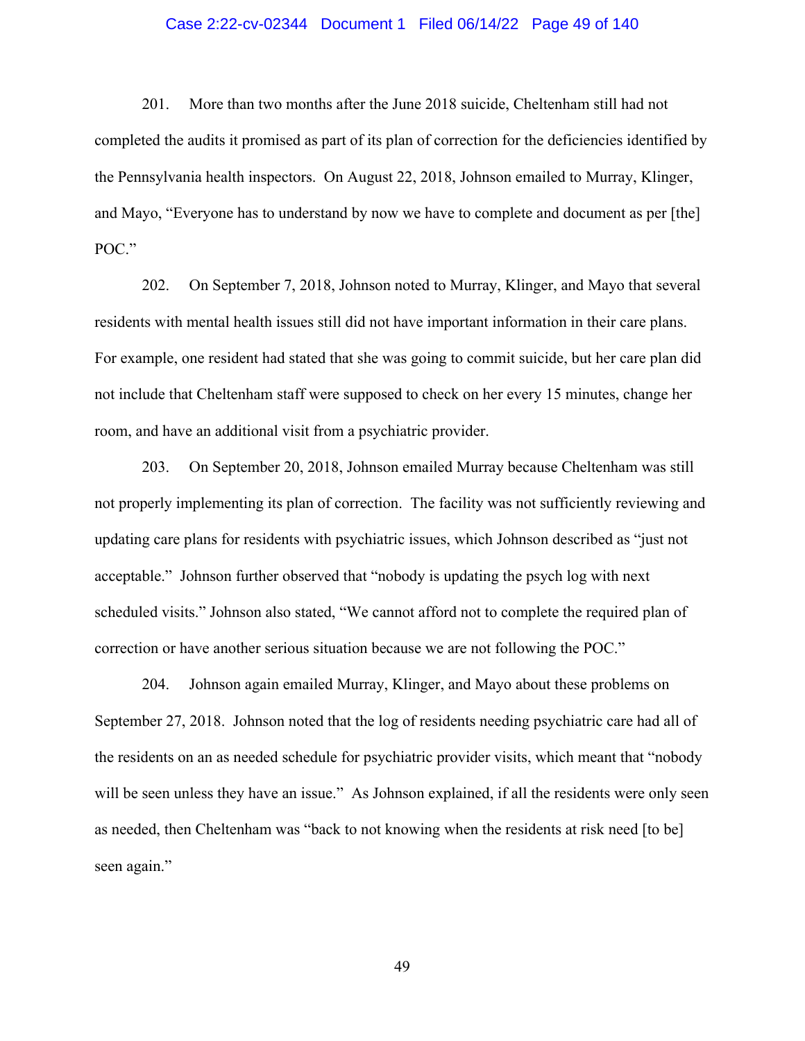201. More than two months after the June 2018 suicide, Cheltenham still had not completed the audits it promised as part of its plan of correction for the deficiencies identified by the Pennsylvania health inspectors. On August 22, 2018, Johnson emailed to Murray, Klinger, and Mayo, "Everyone has to understand by now we have to complete and document as per [the] POC."

202. On September 7, 2018, Johnson noted to Murray, Klinger, and Mayo that several residents with mental health issues still did not have important information in their care plans. For example, one resident had stated that she was going to commit suicide, but her care plan did not include that Cheltenham staff were supposed to check on her every 15 minutes, change her room, and have an additional visit from a psychiatric provider.

203. On September 20, 2018, Johnson emailed Murray because Cheltenham was still not properly implementing its plan of correction. The facility was not sufficiently reviewing and updating care plans for residents with psychiatric issues, which Johnson described as "just not acceptable." Johnson further observed that "nobody is updating the psych log with next scheduled visits." Johnson also stated, "We cannot afford not to complete the required plan of correction or have another serious situation because we are not following the POC."

204. Johnson again emailed Murray, Klinger, and Mayo about these problems on September 27, 2018. Johnson noted that the log of residents needing psychiatric care had all of the residents on an as needed schedule for psychiatric provider visits, which meant that "nobody will be seen unless they have an issue." As Johnson explained, if all the residents were only seen as needed, then Cheltenham was "back to not knowing when the residents at risk need [to be] seen again."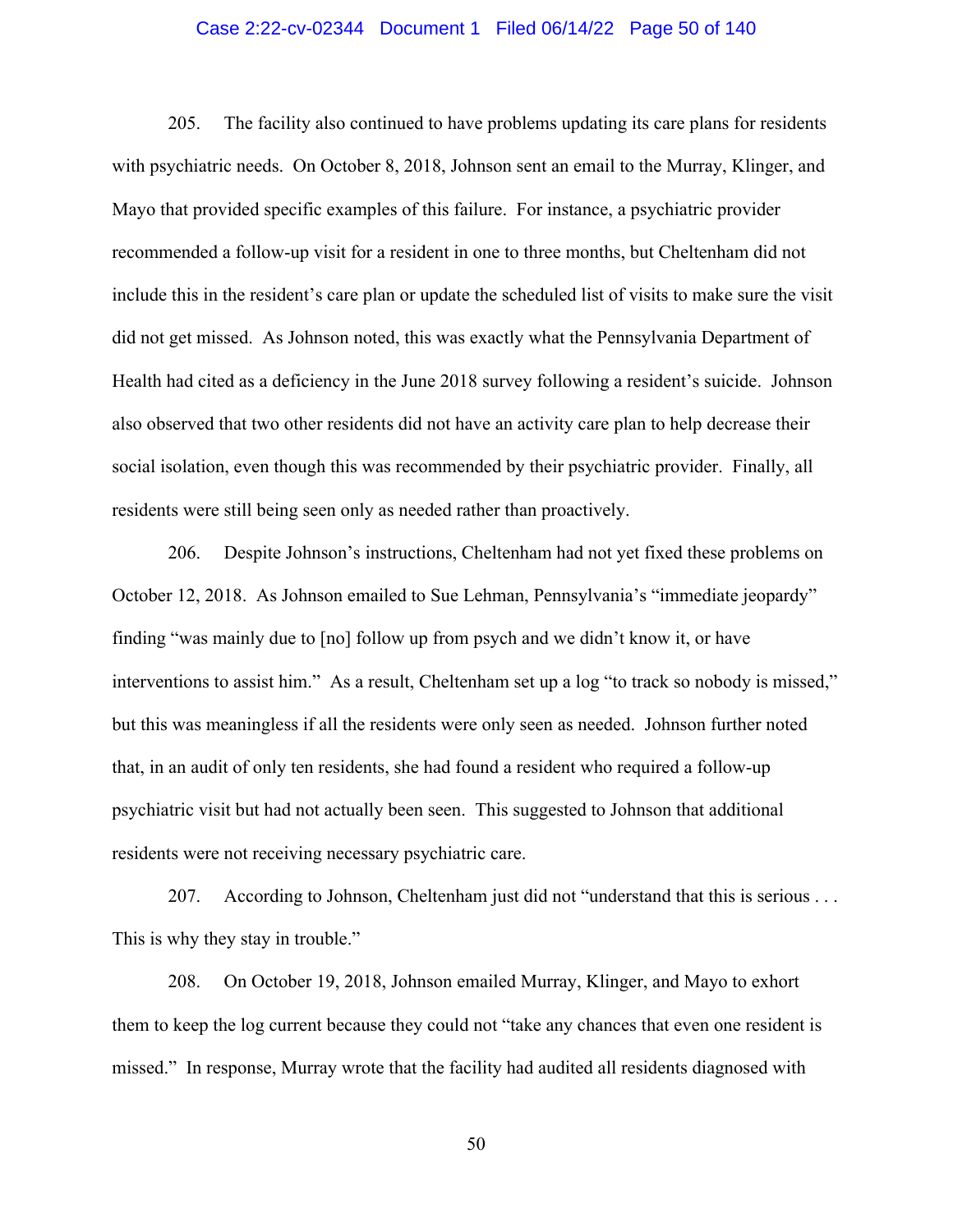205. The facility also continued to have problems updating its care plans for residents with psychiatric needs. On October 8, 2018, Johnson sent an email to the Murray, Klinger, and Mayo that provided specific examples of this failure. For instance, a psychiatric provider recommended a follow-up visit for a resident in one to three months, but Cheltenham did not include this in the resident's care plan or update the scheduled list of visits to make sure the visit did not get missed. As Johnson noted, this was exactly what the Pennsylvania Department of Health had cited as a deficiency in the June 2018 survey following a resident's suicide. Johnson also observed that two other residents did not have an activity care plan to help decrease their social isolation, even though this was recommended by their psychiatric provider. Finally, all residents were still being seen only as needed rather than proactively.

206. Despite Johnson's instructions, Cheltenham had not yet fixed these problems on October 12, 2018. As Johnson emailed to Sue Lehman, Pennsylvania's "immediate jeopardy" finding "was mainly due to [no] follow up from psych and we didn't know it, or have interventions to assist him." As a result, Cheltenham set up a log "to track so nobody is missed," but this was meaningless if all the residents were only seen as needed. Johnson further noted that, in an audit of only ten residents, she had found a resident who required a follow-up psychiatric visit but had not actually been seen. This suggested to Johnson that additional residents were not receiving necessary psychiatric care.

207. According to Johnson, Cheltenham just did not "understand that this is serious . . . This is why they stay in trouble."

208. On October 19, 2018, Johnson emailed Murray, Klinger, and Mayo to exhort them to keep the log current because they could not "take any chances that even one resident is missed." In response, Murray wrote that the facility had audited all residents diagnosed with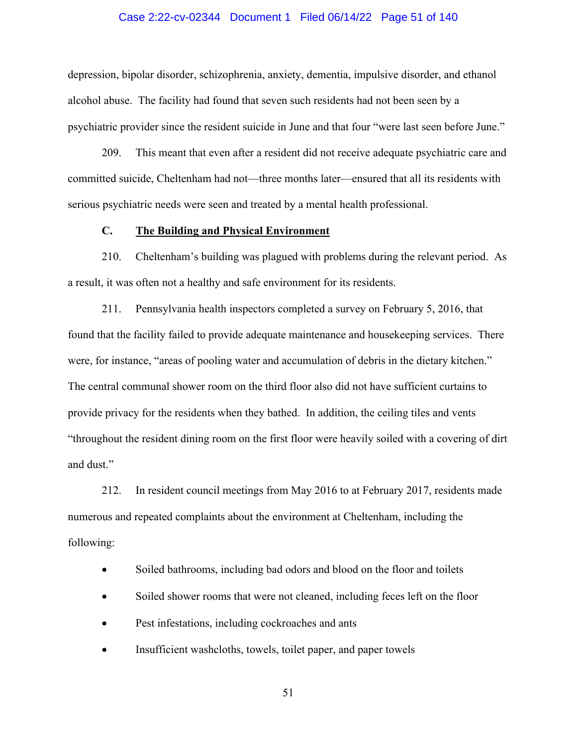depression, bipolar disorder, schizophrenia, anxiety, dementia, impulsive disorder, and ethanol alcohol abuse. The facility had found that seven such residents had not been seen by a psychiatric provider since the resident suicide in June and that four "were last seen before June."

209. This meant that even after a resident did not receive adequate psychiatric care and committed suicide, Cheltenham had not—three months later—ensured that all its residents with serious psychiatric needs were seen and treated by a mental health professional.

### C. <u>The Building and Physical Environment</u>

210. Cheltenham's building was plagued with problems during the relevant period. As a result, it was often not a healthy and safe environment for its residents.

211. Pennsylvania health inspectors completed a survey on February 5, 2016, that found that the facility failed to provide adequate maintenance and housekeeping services. There were, for instance, "areas of pooling water and accumulation of debris in the dietary kitchen." The central communal shower room on the third floor also did not have sufficient curtains to provide privacy for the residents when they bathed. In addition, the ceiling tiles and vents "throughout the resident dining room on the first floor were heavily soiled with a covering of dirt and dust."

212. In resident council meetings from May 2016 to at February 2017, residents made numerous and repeated complaints about the environment at Cheltenham, including the following:

- Soiled bathrooms, including bad odors and blood on the floor and toilets
- Soiled shower rooms that were not cleaned, including feces left on the floor
- Pest infestations, including cockroaches and ants
- Insufficient washcloths, towels, toilet paper, and paper towels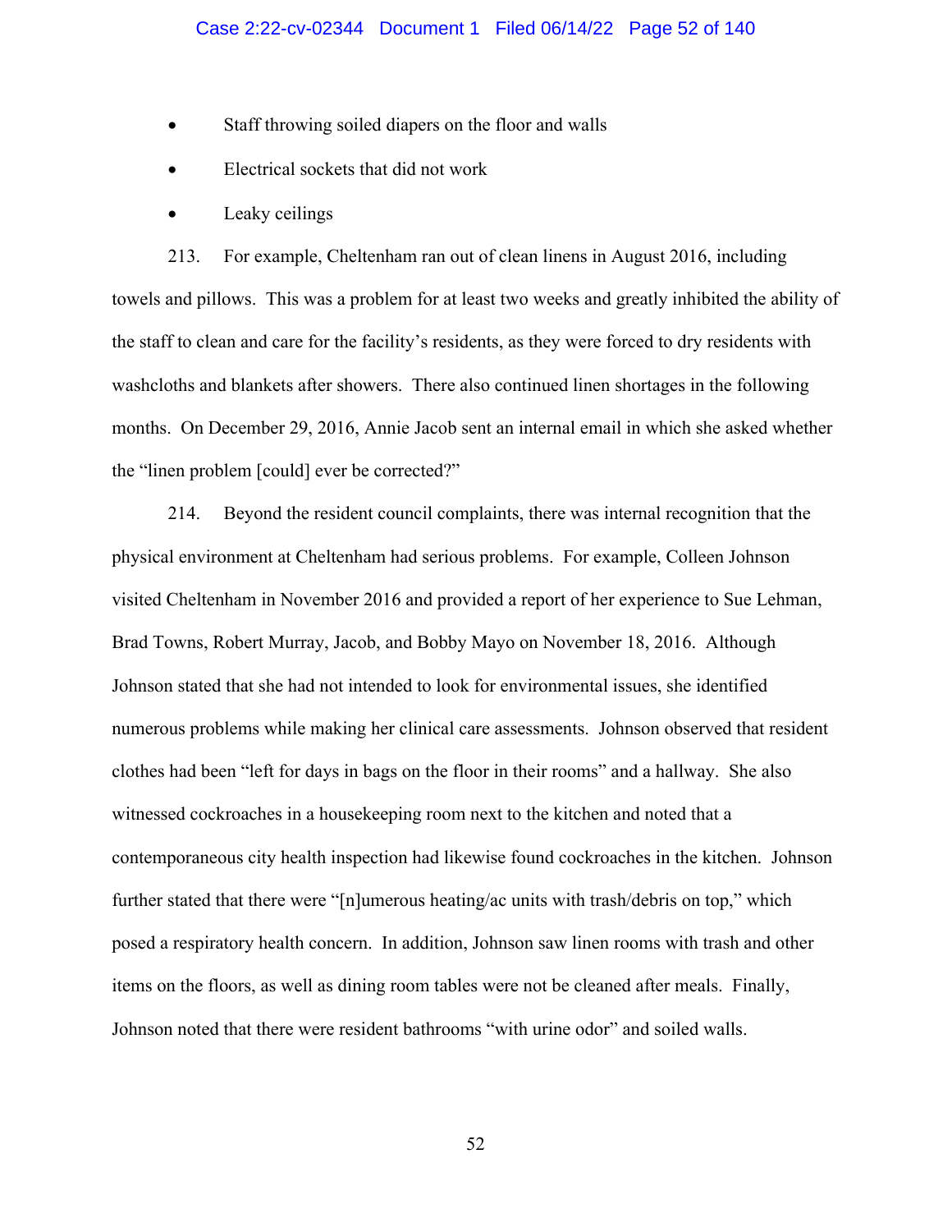- Staff throwing soiled diapers on the floor and walls
- Electrical sockets that did not work
- Leaky ceilings

213. For example, Cheltenham ran out of clean linens in August 2016, including towels and pillows. This was a problem for at least two weeks and greatly inhibited the ability of the staff to clean and care for the facility's residents, as they were forced to dry residents with washcloths and blankets after showers. There also continued linen shortages in the following months. On December 29, 2016, Annie Jacob sent an internal email in which she asked whether the "linen problem [could] ever be corrected?"

214. Beyond the resident council complaints, there was internal recognition that the physical environment at Cheltenham had serious problems. For example, Colleen Johnson visited Cheltenham in November 2016 and provided a report of her experience to Sue Lehman, Brad Towns, Robert Murray, Jacob, and Bobby Mayo on November 18, 2016. Although Johnson stated that she had not intended to look for environmental issues, she identified numerous problems while making her clinical care assessments. Johnson observed that resident clothes had been "left for days in bags on the floor in their rooms" and a hallway. She also witnessed cockroaches in a housekeeping room next to the kitchen and noted that a contemporaneous city health inspection had likewise found cockroaches in the kitchen. Johnson further stated that there were "[n]umerous heating/ac units with trash/debris on top," which posed a respiratory health concern. In addition, Johnson saw linen rooms with trash and other items on the floors, as well as dining room tables were not be cleaned after meals. Finally, Johnson noted that there were resident bathrooms "with urine odor" and soiled walls.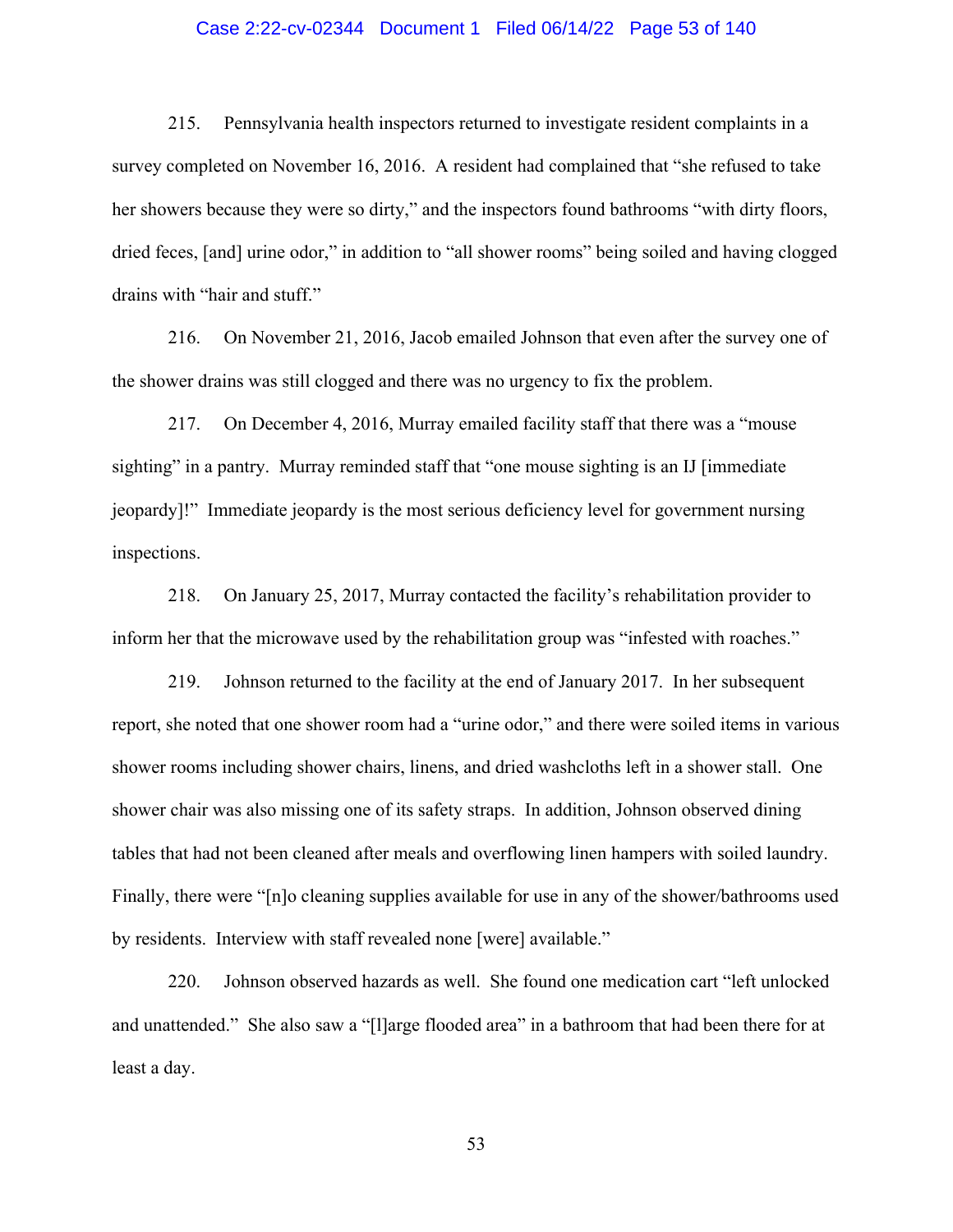215. Pennsylvania health inspectors returned to investigate resident complaints in a survey completed on November 16, 2016. A resident had complained that "she refused to take her showers because they were so dirty," and the inspectors found bathrooms "with dirty floors, dried feces, [and] urine odor," in addition to "all shower rooms" being soiled and having clogged drains with "hair and stuff."

216. On November 21, 2016, Jacob emailed Johnson that even after the survey one of the shower drains was still clogged and there was no urgency to fix the problem.

217. On December 4, 2016, Murray emailed facility staff that there was a "mouse sighting" in a pantry. Murray reminded staff that "one mouse sighting is an IJ [immediate jeopardy]!" Immediate jeopardy is the most serious deficiency level for government nursing inspections.

218. On January 25, 2017, Murray contacted the facility's rehabilitation provider to inform her that the microwave used by the rehabilitation group was "infested with roaches."

219. Johnson returned to the facility at the end of January 2017. In her subsequent report, she noted that one shower room had a "urine odor," and there were soiled items in various shower rooms including shower chairs, linens, and dried washcloths left in a shower stall. One shower chair was also missing one of its safety straps. In addition, Johnson observed dining tables that had not been cleaned after meals and overflowing linen hampers with soiled laundry. Finally, there were "[n]o cleaning supplies available for use in any of the shower/bathrooms used by residents. Interview with staff revealed none [were] available."

220. Johnson observed hazards as well. She found one medication cart "left unlocked and unattended." She also saw a "[l]arge flooded area" in a bathroom that had been there for at least a day.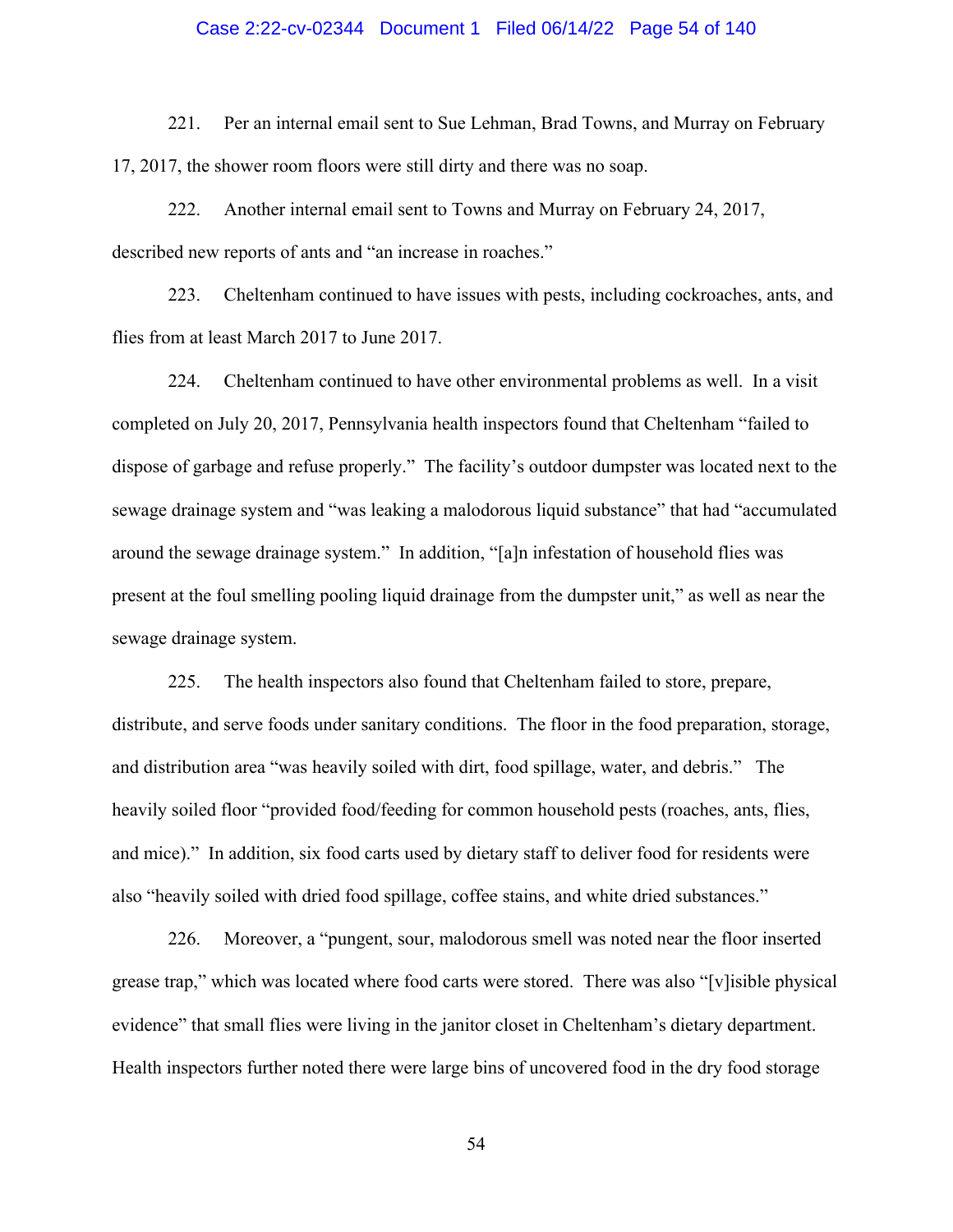221. Per an internal email sent to Sue Lehman, Brad Towns, and Murray on February 17, 2017, the shower room floors were still dirty and there was no soap.

222. Another internal email sent to Towns and Murray on February 24, 2017, described new reports of ants and "an increase in roaches."

223. Cheltenham continued to have issues with pests, including cockroaches, ants, and flies from at least March 2017 to June 2017.

224. Cheltenham continued to have other environmental problems as well. In a visit completed on July 20, 2017, Pennsylvania health inspectors found that Cheltenham "failed to dispose of garbage and refuse properly." The facility's outdoor dumpster was located next to the sewage drainage system and "was leaking a malodorous liquid substance" that had "accumulated around the sewage drainage system." In addition, "[a]n infestation of household flies was present at the foul smelling pooling liquid drainage from the dumpster unit," as well as near the sewage drainage system.

225. The health inspectors also found that Cheltenham failed to store, prepare, distribute, and serve foods under sanitary conditions. The floor in the food preparation, storage, and distribution area "was heavily soiled with dirt, food spillage, water, and debris." The heavily soiled floor "provided food/feeding for common household pests (roaches, ants, flies, and mice)." In addition, six food carts used by dietary staff to deliver food for residents were also "heavily soiled with dried food spillage, coffee stains, and white dried substances."

226. Moreover, a "pungent, sour, malodorous smell was noted near the floor inserted grease trap," which was located where food carts were stored. There was also "[v]isible physical evidence" that small flies were living in the janitor closet in Cheltenham's dietary department. Health inspectors further noted there were large bins of uncovered food in the dry food storage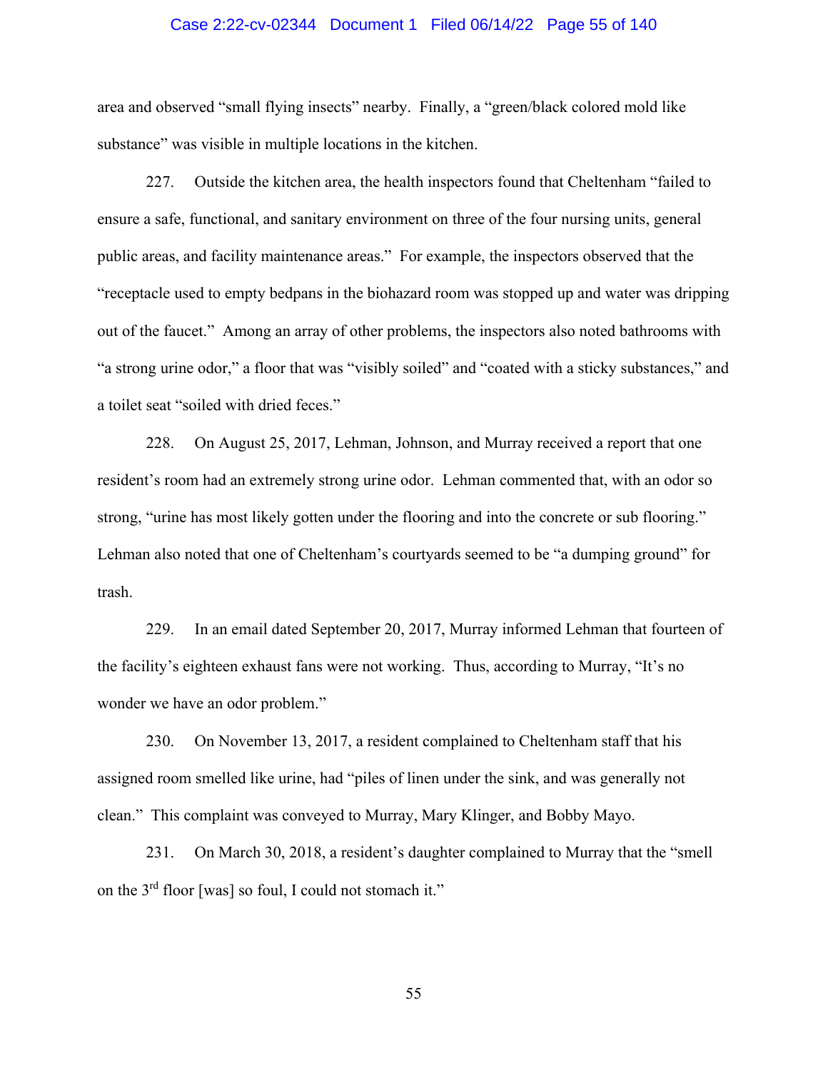area and observed "small flying insects" nearby. Finally, a "green/black colored mold like substance" was visible in multiple locations in the kitchen.

227. Outside the kitchen area, the health inspectors found that Cheltenham "failed to ensure a safe, functional, and sanitary environment on three of the four nursing units, general public areas, and facility maintenance areas." For example, the inspectors observed that the "receptacle used to empty bedpans in the biohazard room was stopped up and water was dripping out of the faucet." Among an array of other problems, the inspectors also noted bathrooms with "a strong urine odor," a floor that was "visibly soiled" and "coated with a sticky substances," and a toilet seat "soiled with dried feces."

228. On August 25, 2017, Lehman, Johnson, and Murray received a report that one resident's room had an extremely strong urine odor. Lehman commented that, with an odor so strong, "urine has most likely gotten under the flooring and into the concrete or sub flooring." Lehman also noted that one of Cheltenham's courtyards seemed to be "a dumping ground" for trash.

229. In an email dated September 20, 2017, Murray informed Lehman that fourteen of the facility's eighteen exhaust fans were not working. Thus, according to Murray, "It's no wonder we have an odor problem."

230. On November 13, 2017, a resident complained to Cheltenham staff that his assigned room smelled like urine, had "piles of linen under the sink, and was generally not clean." This complaint was conveyed to Murray, Mary Klinger, and Bobby Mayo.

231. On March 30, 2018, a resident's daughter complained to Murray that the "smell on the 3rd floor [was] so foul, I could not stomach it."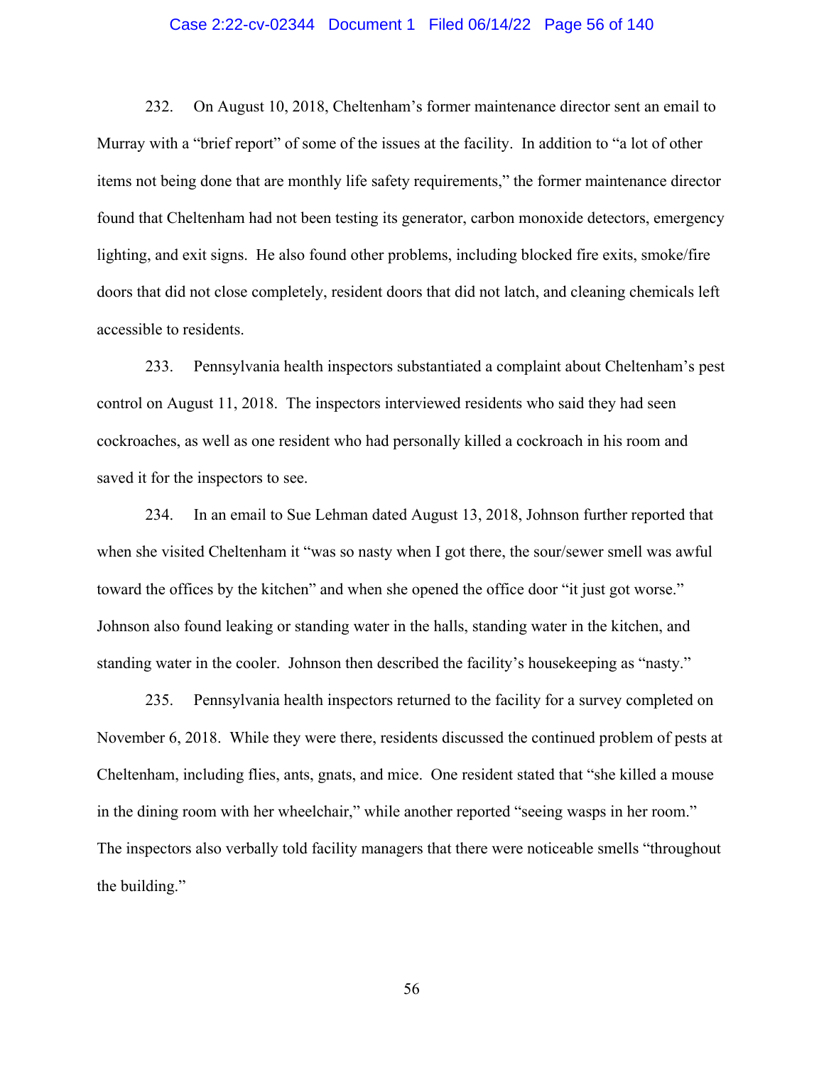232. On August 10, 2018, Cheltenham's former maintenance director sent an email to Murray with a "brief report" of some of the issues at the facility. In addition to "a lot of other items not being done that are monthly life safety requirements," the former maintenance director found that Cheltenham had not been testing its generator, carbon monoxide detectors, emergency lighting, and exit signs. He also found other problems, including blocked fire exits, smoke/fire doors that did not close completely, resident doors that did not latch, and cleaning chemicals left accessible to residents.

233. Pennsylvania health inspectors substantiated a complaint about Cheltenham's pest control on August 11, 2018. The inspectors interviewed residents who said they had seen cockroaches, as well as one resident who had personally killed a cockroach in his room and saved it for the inspectors to see.

234. In an email to Sue Lehman dated August 13, 2018, Johnson further reported that when she visited Cheltenham it "was so nasty when I got there, the sour/sewer smell was awful toward the offices by the kitchen" and when she opened the office door "it just got worse." Johnson also found leaking or standing water in the halls, standing water in the kitchen, and standing water in the cooler. Johnson then described the facility's housekeeping as "nasty."

235. Pennsylvania health inspectors returned to the facility for a survey completed on November 6, 2018. While they were there, residents discussed the continued problem of pests at Cheltenham, including flies, ants, gnats, and mice. One resident stated that "she killed a mouse in the dining room with her wheelchair," while another reported "seeing wasps in her room." The inspectors also verbally told facility managers that there were noticeable smells "throughout the building."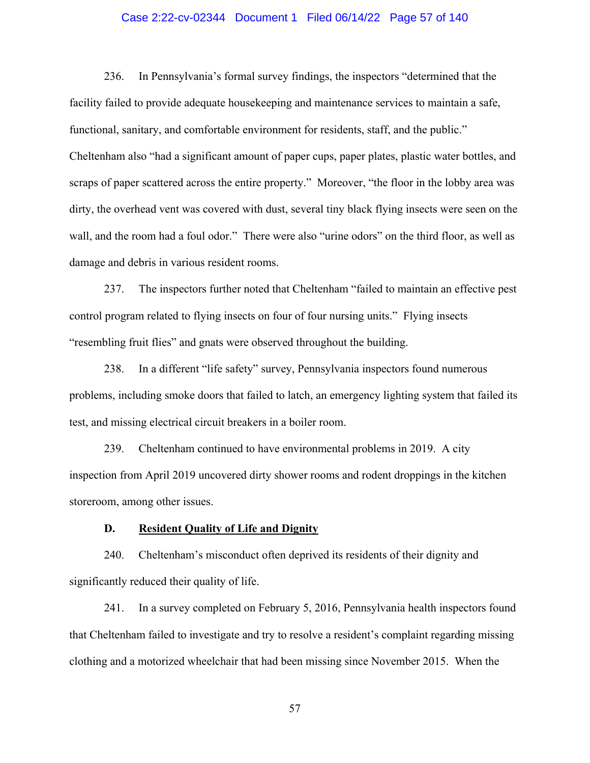236. In Pennsylvania's formal survey findings, the inspectors "determined that the facility failed to provide adequate housekeeping and maintenance services to maintain a safe, functional, sanitary, and comfortable environment for residents, staff, and the public." Cheltenham also "had a significant amount of paper cups, paper plates, plastic water bottles, and scraps of paper scattered across the entire property." Moreover, "the floor in the lobby area was dirty, the overhead vent was covered with dust, several tiny black flying insects were seen on the wall, and the room had a foul odor." There were also "urine odors" on the third floor, as well as damage and debris in various resident rooms.

237. The inspectors further noted that Cheltenham "failed to maintain an effective pest control program related to flying insects on four of four nursing units." Flying insects "resembling fruit flies" and gnats were observed throughout the building.

238. In a different "life safety" survey, Pennsylvania inspectors found numerous problems, including smoke doors that failed to latch, an emergency lighting system that failed its test, and missing electrical circuit breakers in a boiler room.

239. Cheltenham continued to have environmental problems in 2019. A city inspection from April 2019 uncovered dirty shower rooms and rodent droppings in the kitchen storeroom, among other issues.

### D. <u>Resident Quality of Life and Dignity</u>

240. Cheltenham's misconduct often deprived its residents of their dignity and significantly reduced their quality of life.

241. In a survey completed on February 5, 2016, Pennsylvania health inspectors found that Cheltenham failed to investigate and try to resolve a resident's complaint regarding missing clothing and a motorized wheelchair that had been missing since November 2015. When the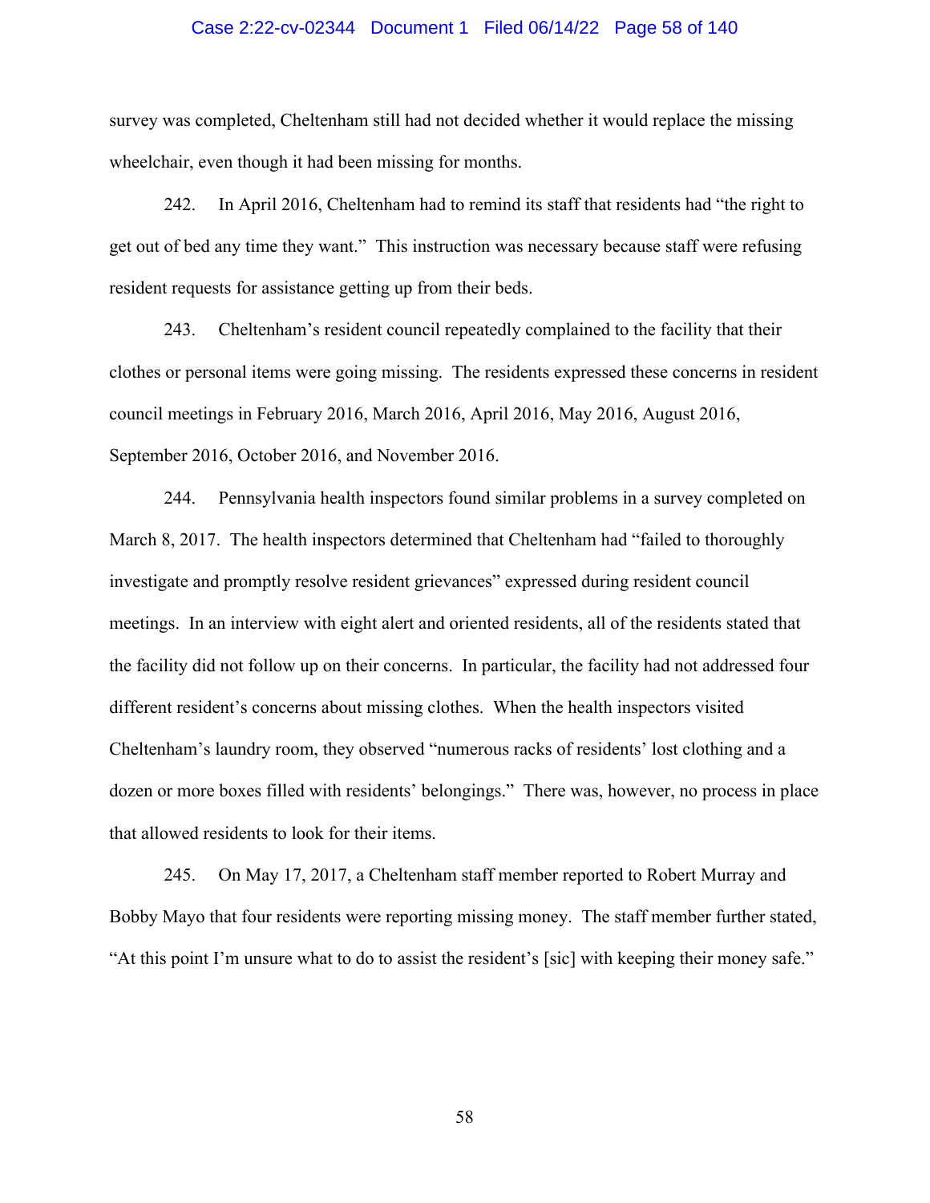survey was completed, Cheltenham still had not decided whether it would replace the missing wheelchair, even though it had been missing for months.

242. In April 2016, Cheltenham had to remind its staff that residents had "the right to get out of bed any time they want." This instruction was necessary because staff were refusing resident requests for assistance getting up from their beds.

243. Cheltenham's resident council repeatedly complained to the facility that their clothes or personal items were going missing. The residents expressed these concerns in resident council meetings in February 2016, March 2016, April 2016, May 2016, August 2016, September 2016, October 2016, and November 2016.

244. Pennsylvania health inspectors found similar problems in a survey completed on March 8, 2017. The health inspectors determined that Cheltenham had "failed to thoroughly investigate and promptly resolve resident grievances" expressed during resident council meetings. In an interview with eight alert and oriented residents, all of the residents stated that the facility did not follow up on their concerns. In particular, the facility had not addressed four different resident's concerns about missing clothes. When the health inspectors visited Cheltenham's laundry room, they observed "numerous racks of residents' lost clothing and a dozen or more boxes filled with residents' belongings." There was, however, no process in place that allowed residents to look for their items.

245. On May 17, 2017, a Cheltenham staff member reported to Robert Murray and Bobby Mayo that four residents were reporting missing money. The staff member further stated, "At this point I'm unsure what to do to assist the resident's [sic] with keeping their money safe."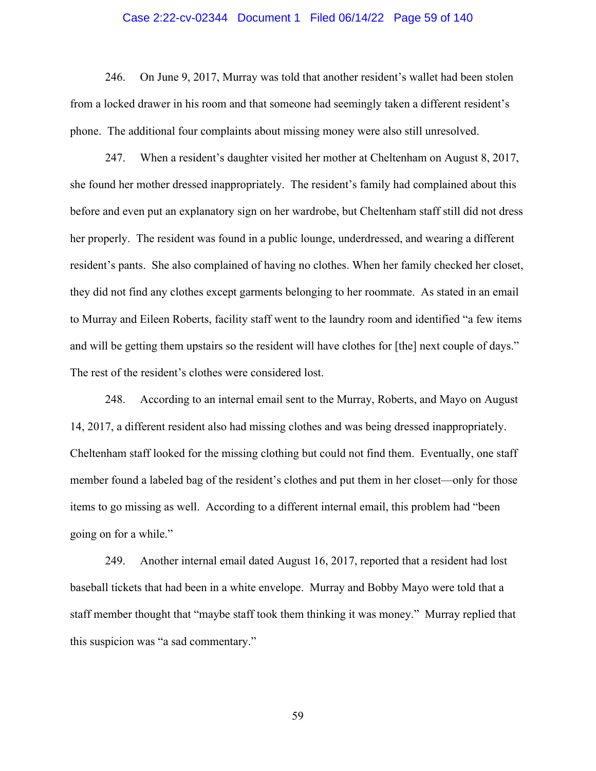246. On June 9, 2017, Murray was told that another resident's wallet had been stolen from a locked drawer in his room and that someone had seemingly taken a different resident's phone. The additional four complaints about missing money were also still unresolved.

247. When a resident's daughter visited her mother at Cheltenham on August 8, 2017, she found her mother dressed inappropriately. The resident's family had complained about this before and even put an explanatory sign on her wardrobe, but Cheltenham staff still did not dress her properly. The resident was found in a public lounge, underdressed, and wearing a different resident's pants. She also complained of having no clothes. When her family checked her closet, they did not find any clothes except garments belonging to her roommate. As stated in an email to Murray and Eileen Roberts, facility staff went to the laundry room and identified "a few items and will be getting them upstairs so the resident will have clothes for [the] next couple of days." The rest of the resident's clothes were considered lost.

248. According to an internal email sent to the Murray, Roberts, and Mayo on August 14, 2017, a different resident also had missing clothes and was being dressed inappropriately. Cheltenham staff looked for the missing clothing but could not find them. Eventually, one staff member found a labeled bag of the resident's clothes and put them in her closet—only for those items to go missing as well. According to a different internal email, this problem had "been going on for a while."

249. Another internal email dated August 16, 2017, reported that a resident had lost baseball tickets that had been in a white envelope. Murray and Bobby Mayo were told that a staff member thought that "maybe staff took them thinking it was money." Murray replied that this suspicion was "a sad commentary."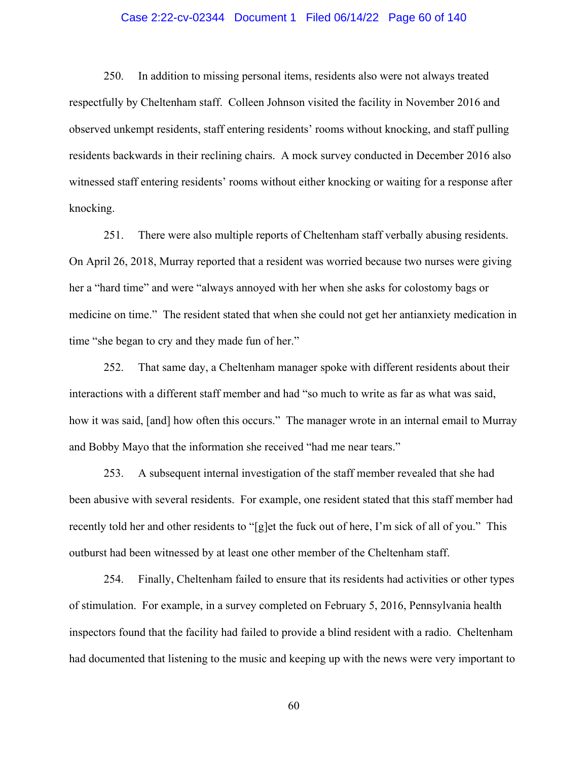250. In addition to missing personal items, residents also were not always treated respectfully by Cheltenham staff. Colleen Johnson visited the facility in November 2016 and observed unkempt residents, staff entering residents' rooms without knocking, and staff pulling residents backwards in their reclining chairs. A mock survey conducted in December 2016 also witnessed staff entering residents' rooms without either knocking or waiting for a response after knocking.

251. There were also multiple reports of Cheltenham staff verbally abusing residents. On April 26, 2018, Murray reported that a resident was worried because two nurses were giving her a "hard time" and were "always annoyed with her when she asks for colostomy bags or medicine on time." The resident stated that when she could not get her antianxiety medication in time "she began to cry and they made fun of her."

252. That same day, a Cheltenham manager spoke with different residents about their interactions with a different staff member and had "so much to write as far as what was said, how it was said, [and] how often this occurs." The manager wrote in an internal email to Murray and Bobby Mayo that the information she received "had me near tears."

253. A subsequent internal investigation of the staff member revealed that she had been abusive with several residents. For example, one resident stated that this staff member had recently told her and other residents to "[g]et the fuck out of here, I'm sick of all of you." This outburst had been witnessed by at least one other member of the Cheltenham staff.

254. Finally, Cheltenham failed to ensure that its residents had activities or other types of stimulation. For example, in a survey completed on February 5, 2016, Pennsylvania health inspectors found that the facility had failed to provide a blind resident with a radio. Cheltenham had documented that listening to the music and keeping up with the news were very important to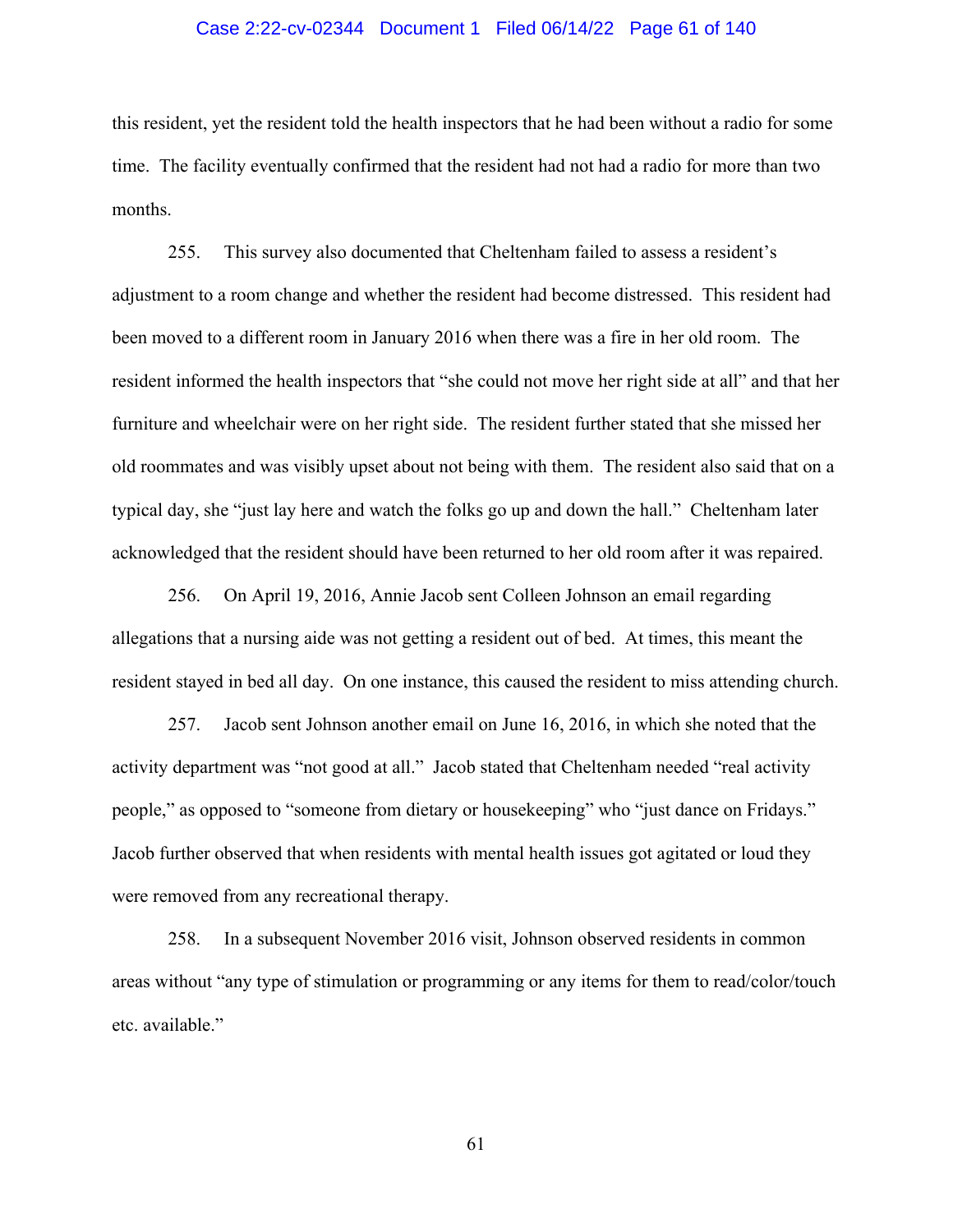this resident, yet the resident told the health inspectors that he had been without a radio for some time. The facility eventually confirmed that the resident had not had a radio for more than two months.

255. This survey also documented that Cheltenham failed to assess a resident's adjustment to a room change and whether the resident had become distressed. This resident had been moved to a different room in January 2016 when there was a fire in her old room. The resident informed the health inspectors that "she could not move her right side at all" and that her furniture and wheelchair were on her right side. The resident further stated that she missed her old roommates and was visibly upset about not being with them. The resident also said that on a typical day, she "just lay here and watch the folks go up and down the hall." Cheltenham later acknowledged that the resident should have been returned to her old room after it was repaired.

256. On April 19, 2016, Annie Jacob sent Colleen Johnson an email regarding allegations that a nursing aide was not getting a resident out of bed. At times, this meant the resident stayed in bed all day. On one instance, this caused the resident to miss attending church.

257. Jacob sent Johnson another email on June 16, 2016, in which she noted that the activity department was "not good at all." Jacob stated that Cheltenham needed "real activity people," as opposed to "someone from dietary or housekeeping" who "just dance on Fridays." Jacob further observed that when residents with mental health issues got agitated or loud they were removed from any recreational therapy.

258. In a subsequent November 2016 visit, Johnson observed residents in common areas without "any type of stimulation or programming or any items for them to read/color/touch etc. available."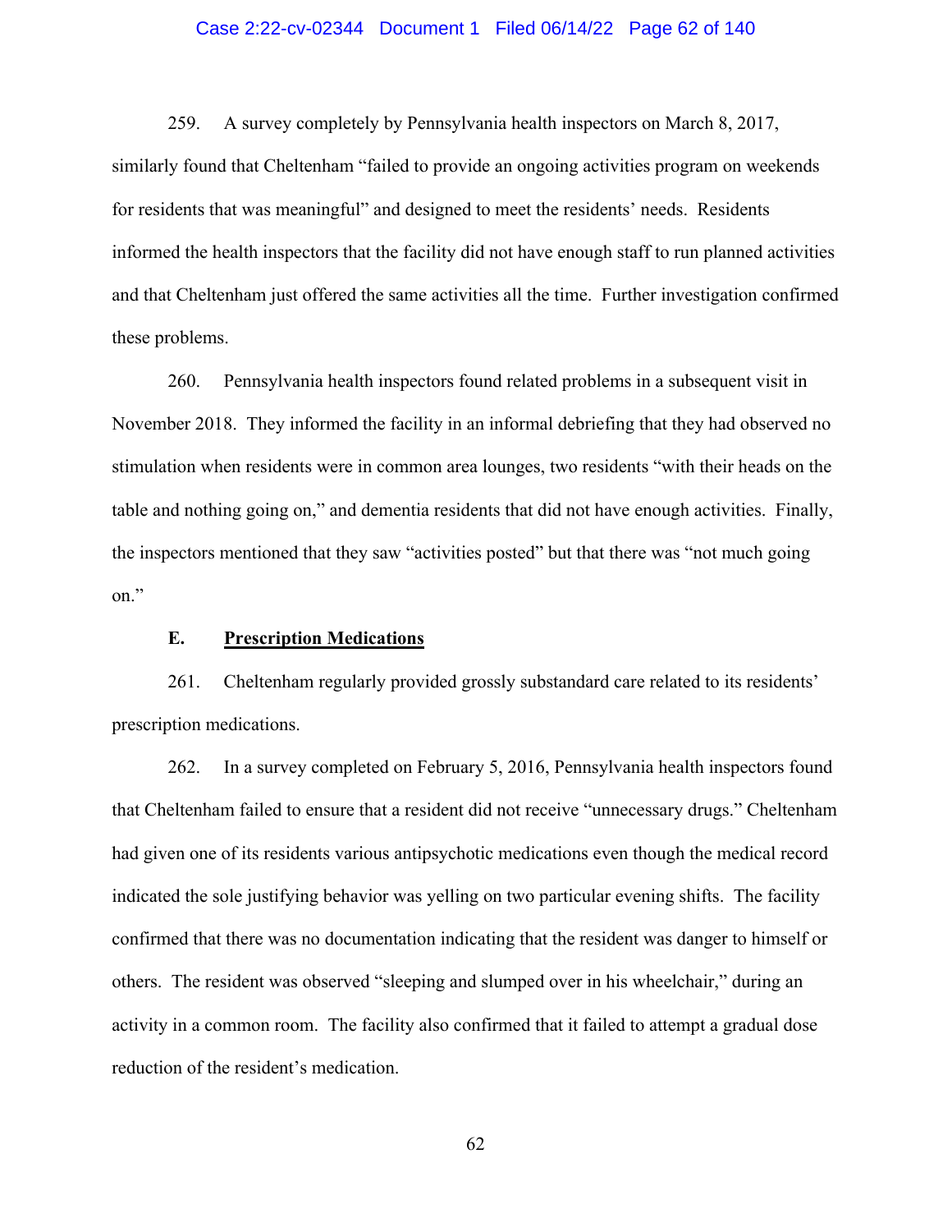259. A survey completely by Pennsylvania health inspectors on March 8, 2017, similarly found that Cheltenham "failed to provide an ongoing activities program on weekends for residents that was meaningful" and designed to meet the residents' needs. Residents informed the health inspectors that the facility did not have enough staff to run planned activities and that Cheltenham just offered the same activities all the time. Further investigation confirmed these problems.

260. Pennsylvania health inspectors found related problems in a subsequent visit in November 2018. They informed the facility in an informal debriefing that they had observed no stimulation when residents were in common area lounges, two residents "with their heads on the table and nothing going on," and dementia residents that did not have enough activities. Finally, the inspectors mentioned that they saw "activities posted" but that there was "not much going on."

### E. <u>Prescription Medications</u>

261. Cheltenham regularly provided grossly substandard care related to its residents' prescription medications.

262. In a survey completed on February 5, 2016, Pennsylvania health inspectors found that Cheltenham failed to ensure that a resident did not receive "unnecessary drugs." Cheltenham had given one of its residents various antipsychotic medications even though the medical record indicated the sole justifying behavior was yelling on two particular evening shifts. The facility confirmed that there was no documentation indicating that the resident was danger to himself or others. The resident was observed "sleeping and slumped over in his wheelchair," during an activity in a common room. The facility also confirmed that it failed to attempt a gradual dose reduction of the resident's medication.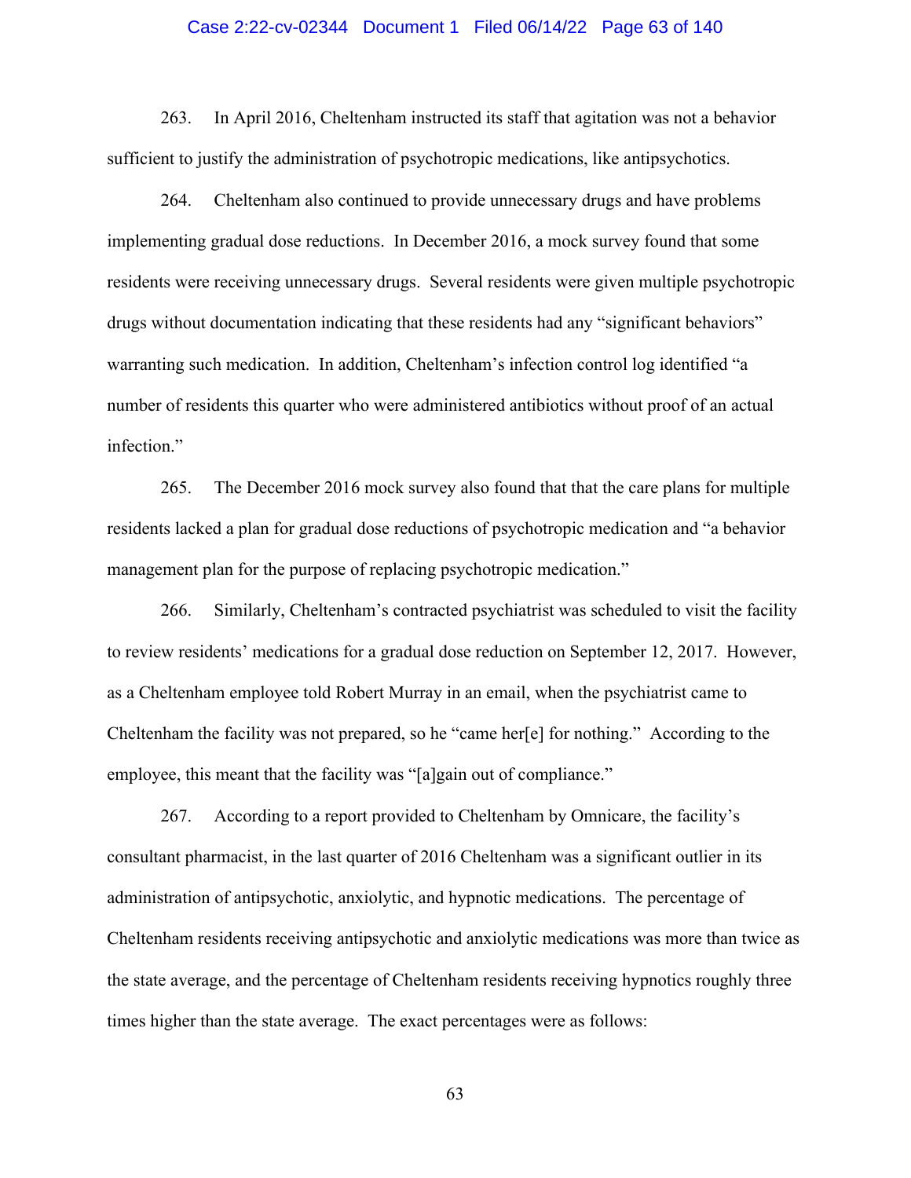263. In April 2016, Cheltenham instructed its staff that agitation was not a behavior sufficient to justify the administration of psychotropic medications, like antipsychotics.

264. Cheltenham also continued to provide unnecessary drugs and have problems implementing gradual dose reductions. In December 2016, a mock survey found that some residents were receiving unnecessary drugs. Several residents were given multiple psychotropic drugs without documentation indicating that these residents had any "significant behaviors" warranting such medication. In addition, Cheltenham's infection control log identified "a number of residents this quarter who were administered antibiotics without proof of an actual infection."

265. The December 2016 mock survey also found that that the care plans for multiple residents lacked a plan for gradual dose reductions of psychotropic medication and "a behavior management plan for the purpose of replacing psychotropic medication."

266. Similarly, Cheltenham's contracted psychiatrist was scheduled to visit the facility to review residents' medications for a gradual dose reduction on September 12, 2017. However, as a Cheltenham employee told Robert Murray in an email, when the psychiatrist came to Cheltenham the facility was not prepared, so he "came her[e] for nothing." According to the employee, this meant that the facility was "[a]gain out of compliance."

267. According to a report provided to Cheltenham by Omnicare, the facility's consultant pharmacist, in the last quarter of 2016 Cheltenham was a significant outlier in its administration of antipsychotic, anxiolytic, and hypnotic medications. The percentage of Cheltenham residents receiving antipsychotic and anxiolytic medications was more than twice as the state average, and the percentage of Cheltenham residents receiving hypnotics roughly three times higher than the state average. The exact percentages were as follows: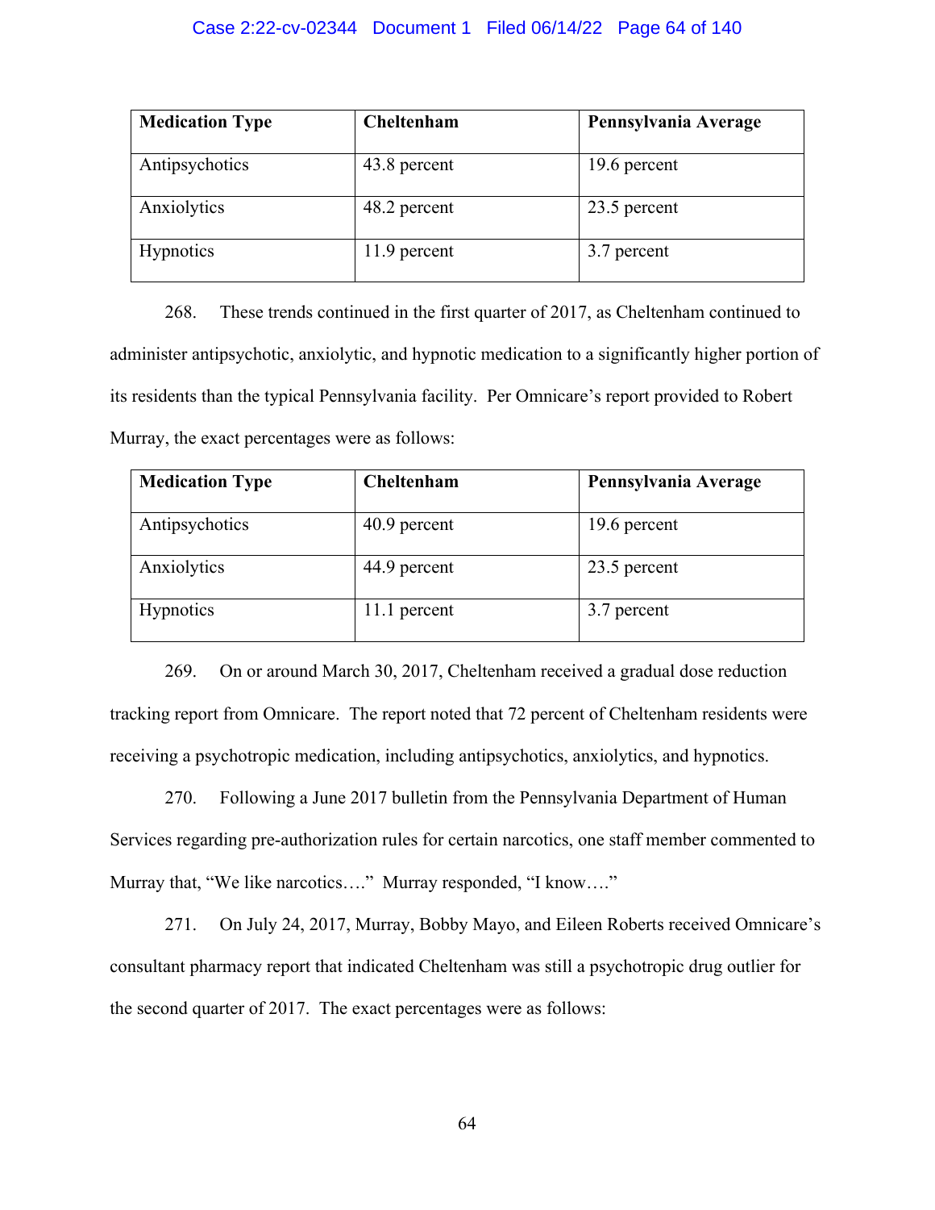| Medication Type | Cheltenham | Pennsylvania Average |
|---|---|---|
| Antipsychotics | 43.8 percent | 19.6 percent |
| Anxiolytics | 48.2 percent | 23.5 percent |
| Hypnotics | 11.9 percent | 3.7 percent |

268. These trends continued in the first quarter of 2017, as Cheltenham continued to administer antipsychotic, anxiolytic, and hypnotic medication to a significantly higher portion of its residents than the typical Pennsylvania facility. Per Omnicare's report provided to Robert Murray, the exact percentages were as follows:

| Medication Type | Cheltenham | Pennsylvania Average |
|---|---|---|
| Antipsychotics | 40.9 percent | 19.6 percent |
| Anxiolytics | 44.9 percent | 23.5 percent |
| Hypnotics | 11.1 percent | 3.7 percent |

269. On or around March 30, 2017, Cheltenham received a gradual dose reduction tracking report from Omnicare. The report noted that 72 percent of Cheltenham residents were receiving a psychotropic medication, including antipsychotics, anxiolytics, and hypnotics.

270. Following a June 2017 bulletin from the Pennsylvania Department of Human Services regarding pre-authorization rules for certain narcotics, one staff member commented to Murray that, "We like narcotics…." Murray responded, "I know…."

271. On July 24, 2017, Murray, Bobby Mayo, and Eileen Roberts received Omnicare's consultant pharmacy report that indicated Cheltenham was still a psychotropic drug outlier for the second quarter of 2017. The exact percentages were as follows: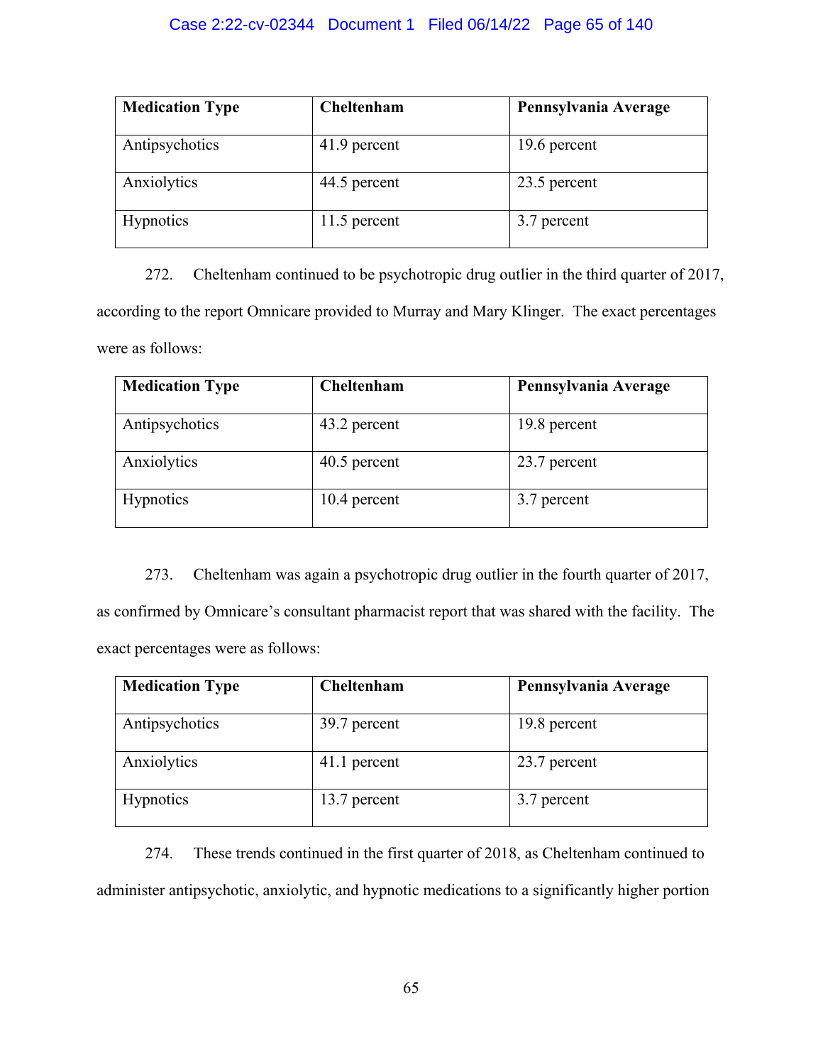| Medication Type | Cheltenham | Pennsylvania Average |
|---|---|---|
| Antipsychotics | 41.9 percent | 19.6 percent |
| Anxiolytics | 44.5 percent | 23.5 percent |
| Hypnotics | 11.5 percent | 3.7 percent |

272. Cheltenham continued to be psychotropic drug outlier in the third quarter of 2017, according to the report Omnicare provided to Murray and Mary Klinger. The exact percentages were as follows:

| Medication Type | Cheltenham | Pennsylvania Average |
|---|---|---|
| Antipsychotics | 43.2 percent | 19.8 percent |
| Anxiolytics | 40.5 percent | 23.7 percent |
| Hypnotics | 10.4 percent | 3.7 percent |

273. Cheltenham was again a psychotropic drug outlier in the fourth quarter of 2017, as confirmed by Omnicare's consultant pharmacist report that was shared with the facility. The exact percentages were as follows:

| Medication Type | Cheltenham | Pennsylvania Average |
|---|---|---|
| Antipsychotics | 39.7 percent | 19.8 percent |
| Anxiolytics | 41.1 percent | 23.7 percent |
| Hypnotics | 13.7 percent | 3.7 percent |

274. These trends continued in the first quarter of 2018, as Cheltenham continued to administer antipsychotic, anxiolytic, and hypnotic medications to a significantly higher portion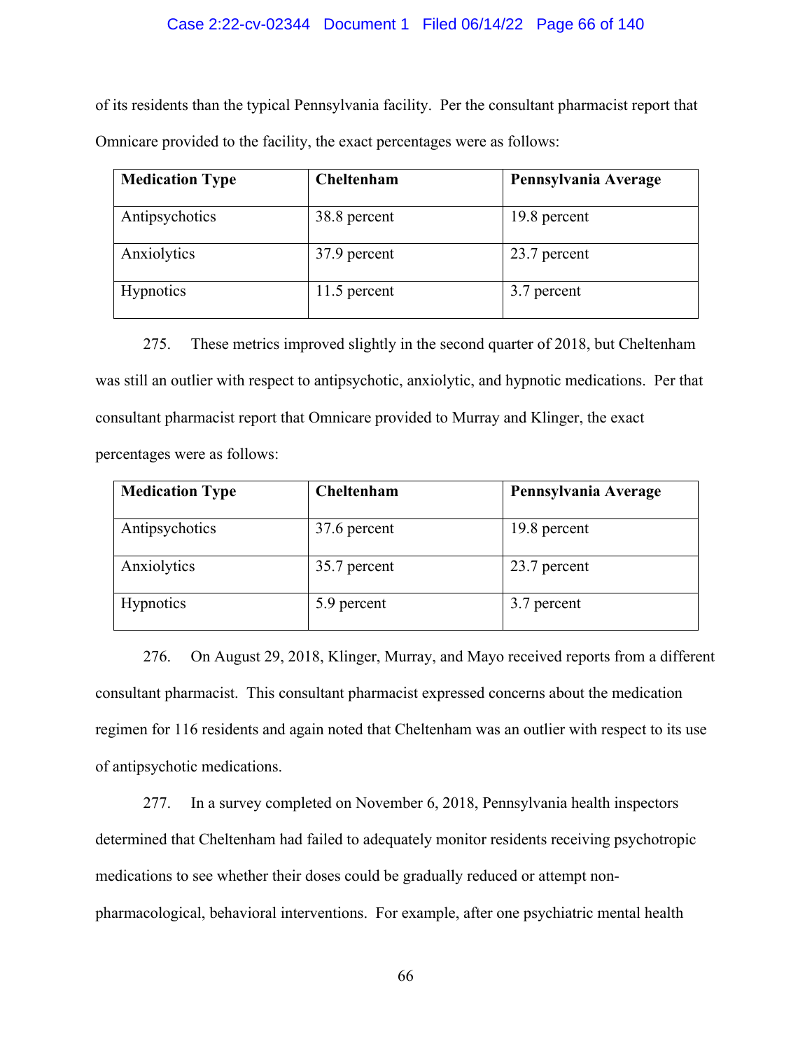of its residents than the typical Pennsylvania facility. Per the consultant pharmacist report that Omnicare provided to the facility, the exact percentages were as follows:

| Medication Type | Cheltenham | Pennsylvania Average |
|---|---|---|
| Antipsychotics | 38.8 percent | 19.8 percent |
| Anxiolytics | 37.9 percent | 23.7 percent |
| Hypnotics | 11.5 percent | 3.7 percent |

275. These metrics improved slightly in the second quarter of 2018, but Cheltenham was still an outlier with respect to antipsychotic, anxiolytic, and hypnotic medications. Per that consultant pharmacist report that Omnicare provided to Murray and Klinger, the exact percentages were as follows:

| Medication Type | Cheltenham | Pennsylvania Average |
|---|---|---|
| Antipsychotics | 37.6 percent | 19.8 percent |
| Anxiolytics | 35.7 percent | 23.7 percent |
| Hypnotics | 5.9 percent | 3.7 percent |

276. On August 29, 2018, Klinger, Murray, and Mayo received reports from a different consultant pharmacist. This consultant pharmacist expressed concerns about the medication regimen for 116 residents and again noted that Cheltenham was an outlier with respect to its use of antipsychotic medications.

277. In a survey completed on November 6, 2018, Pennsylvania health inspectors determined that Cheltenham had failed to adequately monitor residents receiving psychotropic medications to see whether their doses could be gradually reduced or attempt non-pharmacological, behavioral interventions. For example, after one psychiatric mental health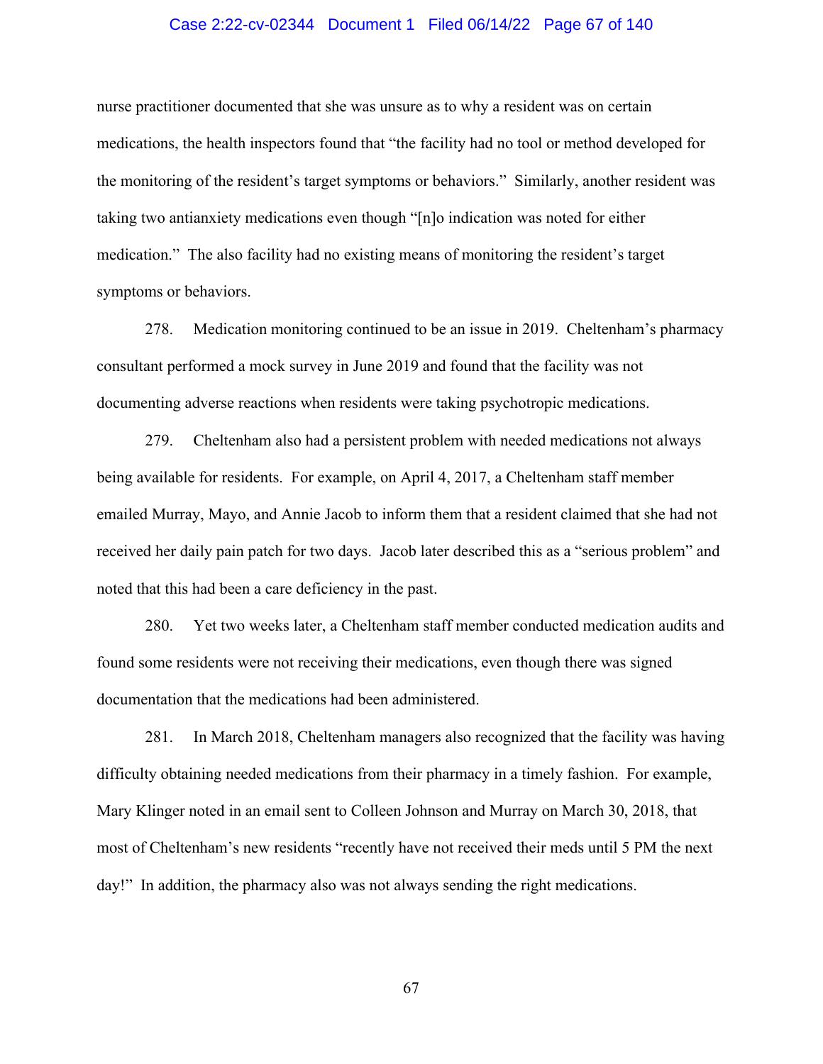nurse practitioner documented that she was unsure as to why a resident was on certain medications, the health inspectors found that "the facility had no tool or method developed for the monitoring of the resident's target symptoms or behaviors." Similarly, another resident was taking two antianxiety medications even though "[n]o indication was noted for either medication." The also facility had no existing means of monitoring the resident's target symptoms or behaviors.

278. Medication monitoring continued to be an issue in 2019. Cheltenham's pharmacy consultant performed a mock survey in June 2019 and found that the facility was not documenting adverse reactions when residents were taking psychotropic medications.

279. Cheltenham also had a persistent problem with needed medications not always being available for residents. For example, on April 4, 2017, a Cheltenham staff member emailed Murray, Mayo, and Annie Jacob to inform them that a resident claimed that she had not received her daily pain patch for two days. Jacob later described this as a "serious problem" and noted that this had been a care deficiency in the past.

280. Yet two weeks later, a Cheltenham staff member conducted medication audits and found some residents were not receiving their medications, even though there was signed documentation that the medications had been administered.

281. In March 2018, Cheltenham managers also recognized that the facility was having difficulty obtaining needed medications from their pharmacy in a timely fashion. For example, Mary Klinger noted in an email sent to Colleen Johnson and Murray on March 30, 2018, that most of Cheltenham's new residents "recently have not received their meds until 5 PM the next day!" In addition, the pharmacy also was not always sending the right medications.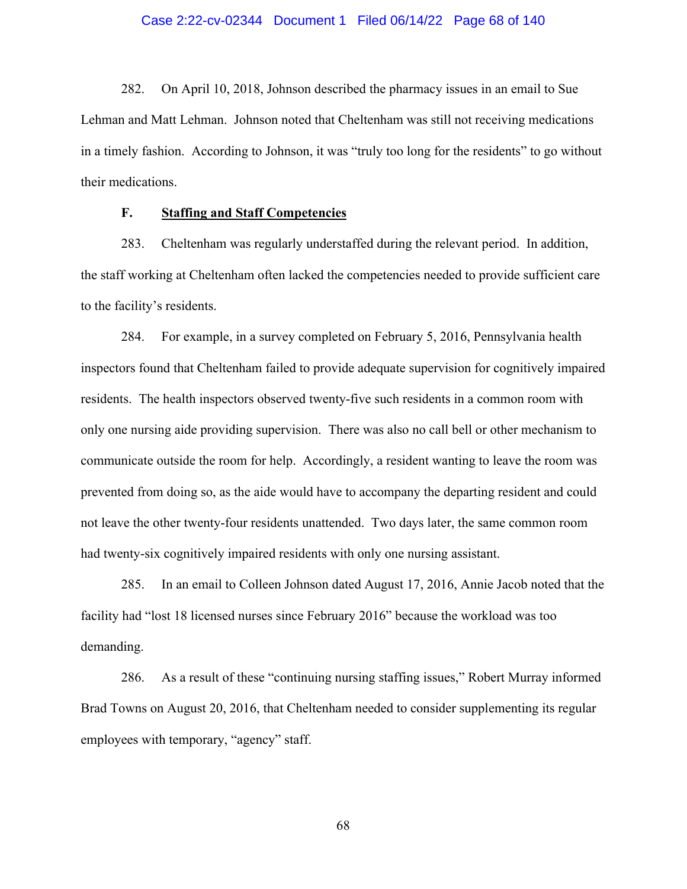282. On April 10, 2018, Johnson described the pharmacy issues in an email to Sue Lehman and Matt Lehman. Johnson noted that Cheltenham was still not receiving medications in a timely fashion. According to Johnson, it was "truly too long for the residents" to go without their medications.

### F. **Staffing and Staff Competencies**

283. Cheltenham was regularly understaffed during the relevant period. In addition, the staff working at Cheltenham often lacked the competencies needed to provide sufficient care to the facility's residents.

284. For example, in a survey completed on February 5, 2016, Pennsylvania health inspectors found that Cheltenham failed to provide adequate supervision for cognitively impaired residents. The health inspectors observed twenty-five such residents in a common room with only one nursing aide providing supervision. There was also no call bell or other mechanism to communicate outside the room for help. Accordingly, a resident wanting to leave the room was prevented from doing so, as the aide would have to accompany the departing resident and could not leave the other twenty-four residents unattended. Two days later, the same common room had twenty-six cognitively impaired residents with only one nursing assistant.

285. In an email to Colleen Johnson dated August 17, 2016, Annie Jacob noted that the facility had "lost 18 licensed nurses since February 2016" because the workload was too demanding.

286. As a result of these "continuing nursing staffing issues," Robert Murray informed Brad Towns on August 20, 2016, that Cheltenham needed to consider supplementing its regular employees with temporary, "agency" staff.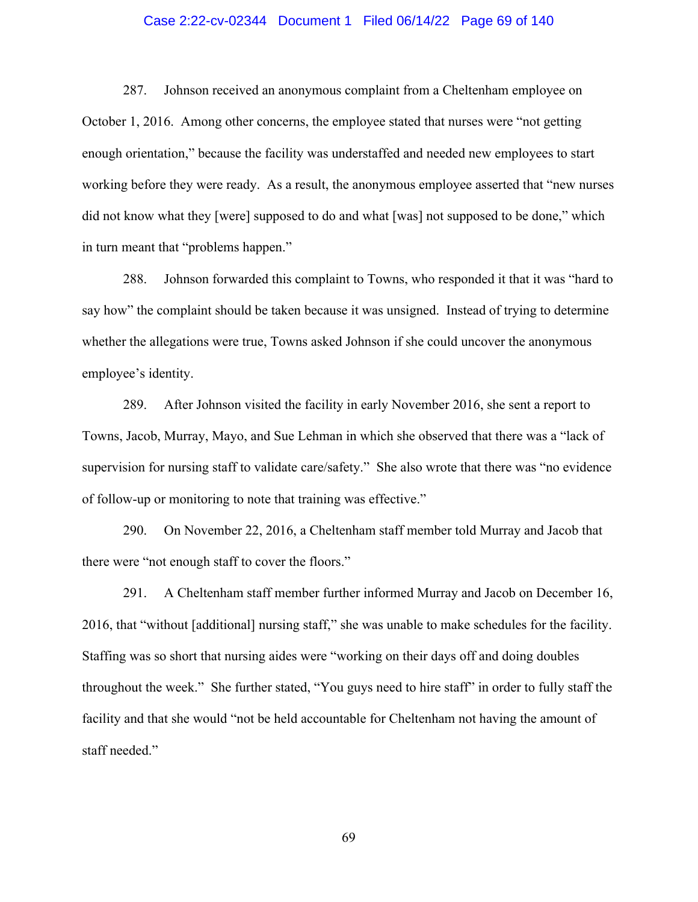287. Johnson received an anonymous complaint from a Cheltenham employee on October 1, 2016. Among other concerns, the employee stated that nurses were "not getting enough orientation," because the facility was understaffed and needed new employees to start working before they were ready. As a result, the anonymous employee asserted that "new nurses did not know what they [were] supposed to do and what [was] not supposed to be done," which in turn meant that "problems happen."

288. Johnson forwarded this complaint to Towns, who responded it that it was "hard to say how" the complaint should be taken because it was unsigned. Instead of trying to determine whether the allegations were true, Towns asked Johnson if she could uncover the anonymous employee's identity.

289. After Johnson visited the facility in early November 2016, she sent a report to Towns, Jacob, Murray, Mayo, and Sue Lehman in which she observed that there was a "lack of supervision for nursing staff to validate care/safety." She also wrote that there was "no evidence of follow-up or monitoring to note that training was effective."

290. On November 22, 2016, a Cheltenham staff member told Murray and Jacob that there were "not enough staff to cover the floors."

291. A Cheltenham staff member further informed Murray and Jacob on December 16, 2016, that "without [additional] nursing staff," she was unable to make schedules for the facility. Staffing was so short that nursing aides were "working on their days off and doing doubles throughout the week." She further stated, "You guys need to hire staff" in order to fully staff the facility and that she would "not be held accountable for Cheltenham not having the amount of staff needed."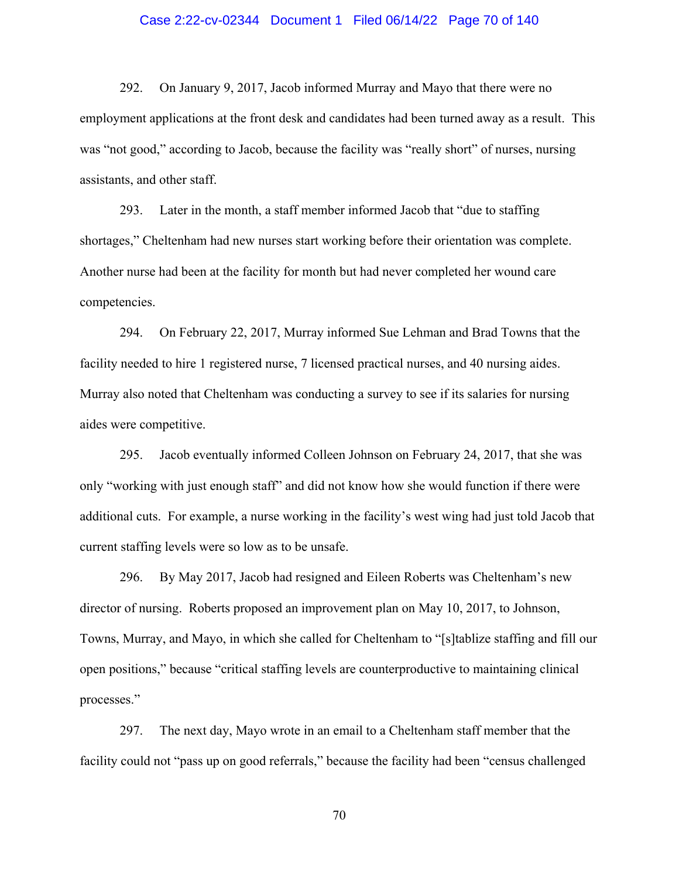292. On January 9, 2017, Jacob informed Murray and Mayo that there were no employment applications at the front desk and candidates had been turned away as a result. This was "not good," according to Jacob, because the facility was "really short" of nurses, nursing assistants, and other staff.

293. Later in the month, a staff member informed Jacob that "due to staffing shortages," Cheltenham had new nurses start working before their orientation was complete. Another nurse had been at the facility for month but had never completed her wound care competencies.

294. On February 22, 2017, Murray informed Sue Lehman and Brad Towns that the facility needed to hire 1 registered nurse, 7 licensed practical nurses, and 40 nursing aides. Murray also noted that Cheltenham was conducting a survey to see if its salaries for nursing aides were competitive.

295. Jacob eventually informed Colleen Johnson on February 24, 2017, that she was only "working with just enough staff" and did not know how she would function if there were additional cuts. For example, a nurse working in the facility's west wing had just told Jacob that current staffing levels were so low as to be unsafe.

296. By May 2017, Jacob had resigned and Eileen Roberts was Cheltenham's new director of nursing. Roberts proposed an improvement plan on May 10, 2017, to Johnson, Towns, Murray, and Mayo, in which she called for Cheltenham to "[s]tablize staffing and fill our open positions," because "critical staffing levels are counterproductive to maintaining clinical processes."

297. The next day, Mayo wrote in an email to a Cheltenham staff member that the facility could not "pass up on good referrals," because the facility had been "census challenged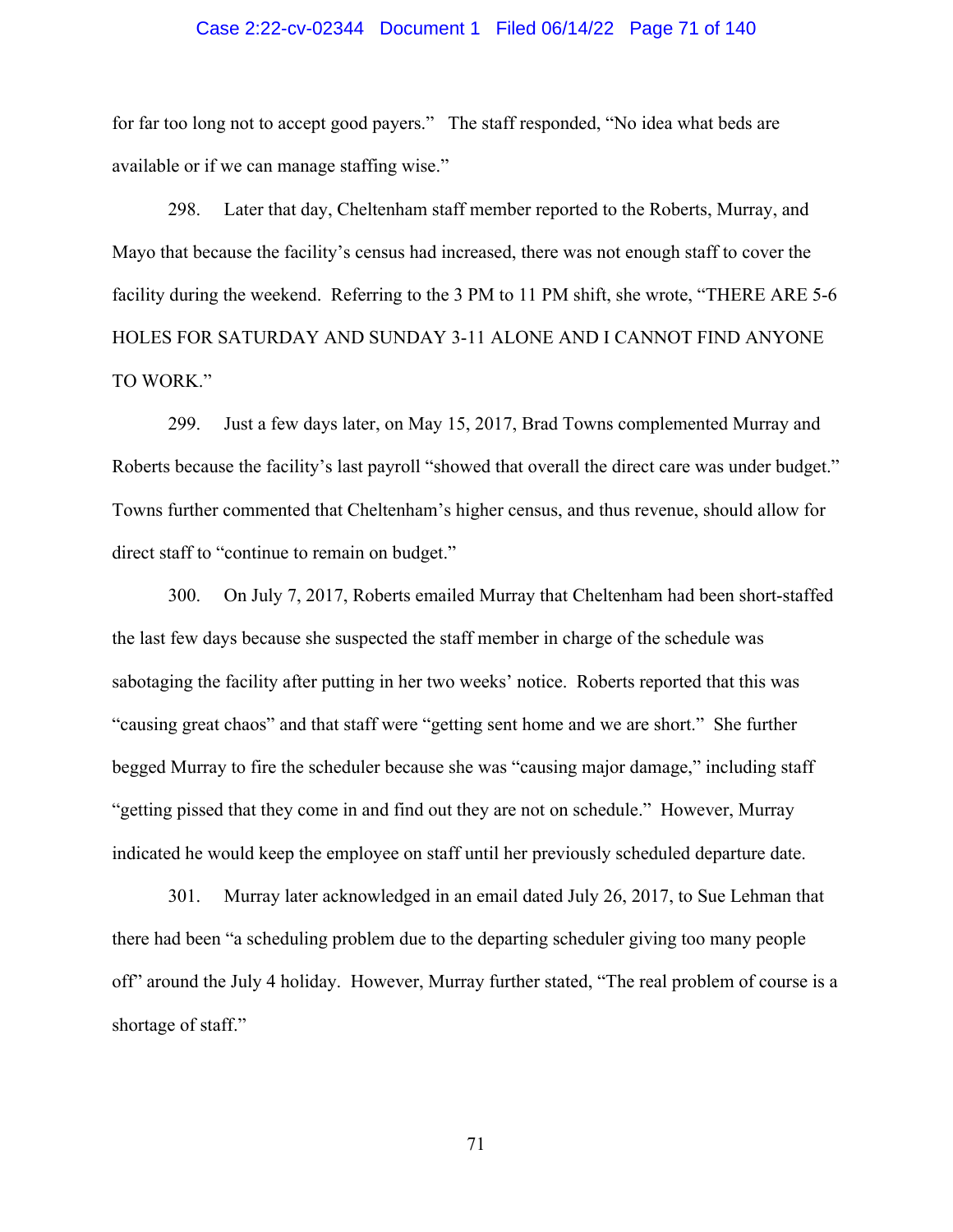for far too long not to accept good payers." The staff responded, "No idea what beds are available or if we can manage staffing wise."

298. Later that day, Cheltenham staff member reported to the Roberts, Murray, and Mayo that because the facility's census had increased, there was not enough staff to cover the facility during the weekend. Referring to the 3 PM to 11 PM shift, she wrote, "THERE ARE 5-6 HOLES FOR SATURDAY AND SUNDAY 3-11 ALONE AND I CANNOT FIND ANYONE TO WORK."

299. Just a few days later, on May 15, 2017, Brad Towns complemented Murray and Roberts because the facility's last payroll "showed that overall the direct care was under budget." Towns further commented that Cheltenham's higher census, and thus revenue, should allow for direct staff to "continue to remain on budget."

300. On July 7, 2017, Roberts emailed Murray that Cheltenham had been short-staffed the last few days because she suspected the staff member in charge of the schedule was sabotaging the facility after putting in her two weeks' notice. Roberts reported that this was "causing great chaos" and that staff were "getting sent home and we are short." She further begged Murray to fire the scheduler because she was "causing major damage," including staff "getting pissed that they come in and find out they are not on schedule." However, Murray indicated he would keep the employee on staff until her previously scheduled departure date.

301. Murray later acknowledged in an email dated July 26, 2017, to Sue Lehman that there had been "a scheduling problem due to the departing scheduler giving too many people off" around the July 4 holiday. However, Murray further stated, "The real problem of course is a shortage of staff."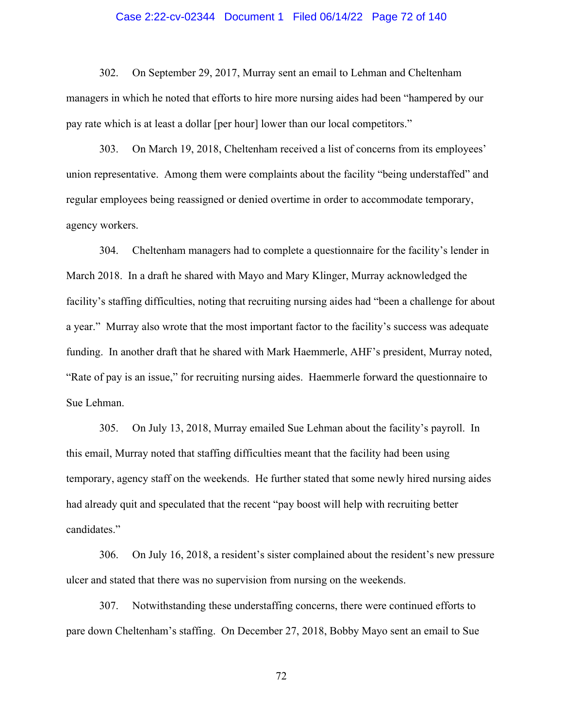302. On September 29, 2017, Murray sent an email to Lehman and Cheltenham managers in which he noted that efforts to hire more nursing aides had been "hampered by our pay rate which is at least a dollar [per hour] lower than our local competitors."

303. On March 19, 2018, Cheltenham received a list of concerns from its employees' union representative. Among them were complaints about the facility "being understaffed" and regular employees being reassigned or denied overtime in order to accommodate temporary, agency workers.

304. Cheltenham managers had to complete a questionnaire for the facility's lender in March 2018. In a draft he shared with Mayo and Mary Klinger, Murray acknowledged the facility's staffing difficulties, noting that recruiting nursing aides had "been a challenge for about a year." Murray also wrote that the most important factor to the facility's success was adequate funding. In another draft that he shared with Mark Haemmerle, AHF's president, Murray noted, "Rate of pay is an issue," for recruiting nursing aides. Haemmerle forward the questionnaire to Sue Lehman.

305. On July 13, 2018, Murray emailed Sue Lehman about the facility's payroll. In this email, Murray noted that staffing difficulties meant that the facility had been using temporary, agency staff on the weekends. He further stated that some newly hired nursing aides had already quit and speculated that the recent "pay boost will help with recruiting better candidates."

306. On July 16, 2018, a resident's sister complained about the resident's new pressure ulcer and stated that there was no supervision from nursing on the weekends.

307. Notwithstanding these understaffing concerns, there were continued efforts to pare down Cheltenham's staffing. On December 27, 2018, Bobby Mayo sent an email to Sue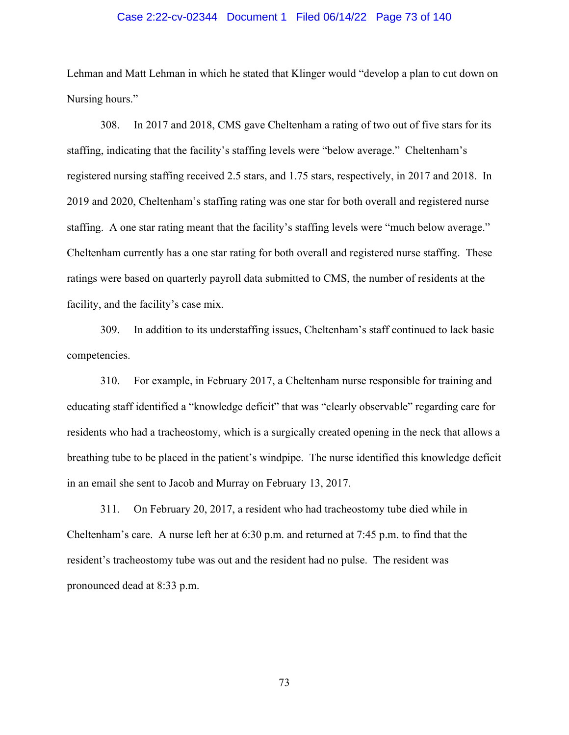Lehman and Matt Lehman in which he stated that Klinger would "develop a plan to cut down on Nursing hours."

308. In 2017 and 2018, CMS gave Cheltenham a rating of two out of five stars for its staffing, indicating that the facility's staffing levels were "below average." Cheltenham's registered nursing staffing received 2.5 stars, and 1.75 stars, respectively, in 2017 and 2018. In 2019 and 2020, Cheltenham's staffing rating was one star for both overall and registered nurse staffing. A one star rating meant that the facility's staffing levels were "much below average." Cheltenham currently has a one star rating for both overall and registered nurse staffing. These ratings were based on quarterly payroll data submitted to CMS, the number of residents at the facility, and the facility's case mix.

309. In addition to its understaffing issues, Cheltenham's staff continued to lack basic competencies.

310. For example, in February 2017, a Cheltenham nurse responsible for training and educating staff identified a "knowledge deficit" that was "clearly observable" regarding care for residents who had a tracheostomy, which is a surgically created opening in the neck that allows a breathing tube to be placed in the patient's windpipe. The nurse identified this knowledge deficit in an email she sent to Jacob and Murray on February 13, 2017.

311. On February 20, 2017, a resident who had tracheostomy tube died while in Cheltenham's care. A nurse left her at 6:30 p.m. and returned at 7:45 p.m. to find that the resident's tracheostomy tube was out and the resident had no pulse. The resident was pronounced dead at 8:33 p.m.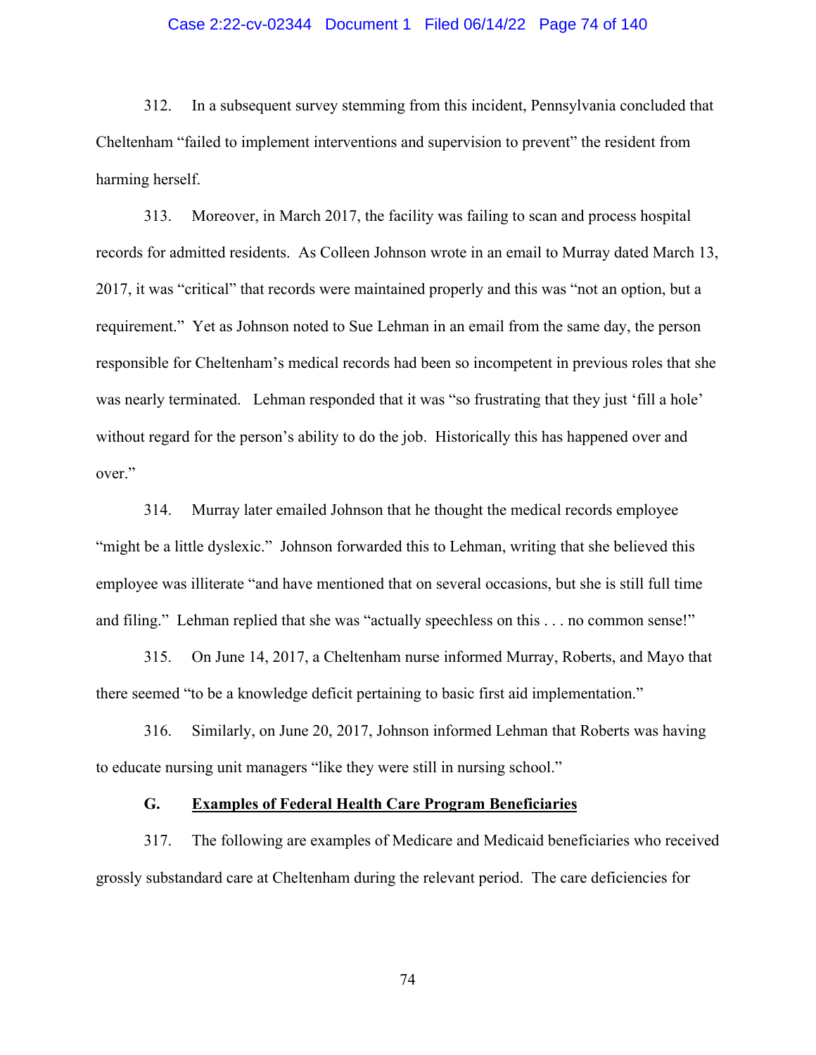312. In a subsequent survey stemming from this incident, Pennsylvania concluded that Cheltenham "failed to implement interventions and supervision to prevent" the resident from harming herself.

313. Moreover, in March 2017, the facility was failing to scan and process hospital records for admitted residents. As Colleen Johnson wrote in an email to Murray dated March 13, 2017, it was "critical" that records were maintained properly and this was "not an option, but a requirement." Yet as Johnson noted to Sue Lehman in an email from the same day, the person responsible for Cheltenham's medical records had been so incompetent in previous roles that she was nearly terminated. Lehman responded that it was "so frustrating that they just 'fill a hole' without regard for the person's ability to do the job. Historically this has happened over and over."

314. Murray later emailed Johnson that he thought the medical records employee "might be a little dyslexic." Johnson forwarded this to Lehman, writing that she believed this employee was illiterate "and have mentioned that on several occasions, but she is still full time and filing." Lehman replied that she was "actually speechless on this . . . no common sense!"

315. On June 14, 2017, a Cheltenham nurse informed Murray, Roberts, and Mayo that there seemed "to be a knowledge deficit pertaining to basic first aid implementation."

316. Similarly, on June 20, 2017, Johnson informed Lehman that Roberts was having to educate nursing unit managers "like they were still in nursing school."

### G. Examples of Federal Health Care Program Beneficiaries

317. The following are examples of Medicare and Medicaid beneficiaries who received grossly substandard care at Cheltenham during the relevant period. The care deficiencies for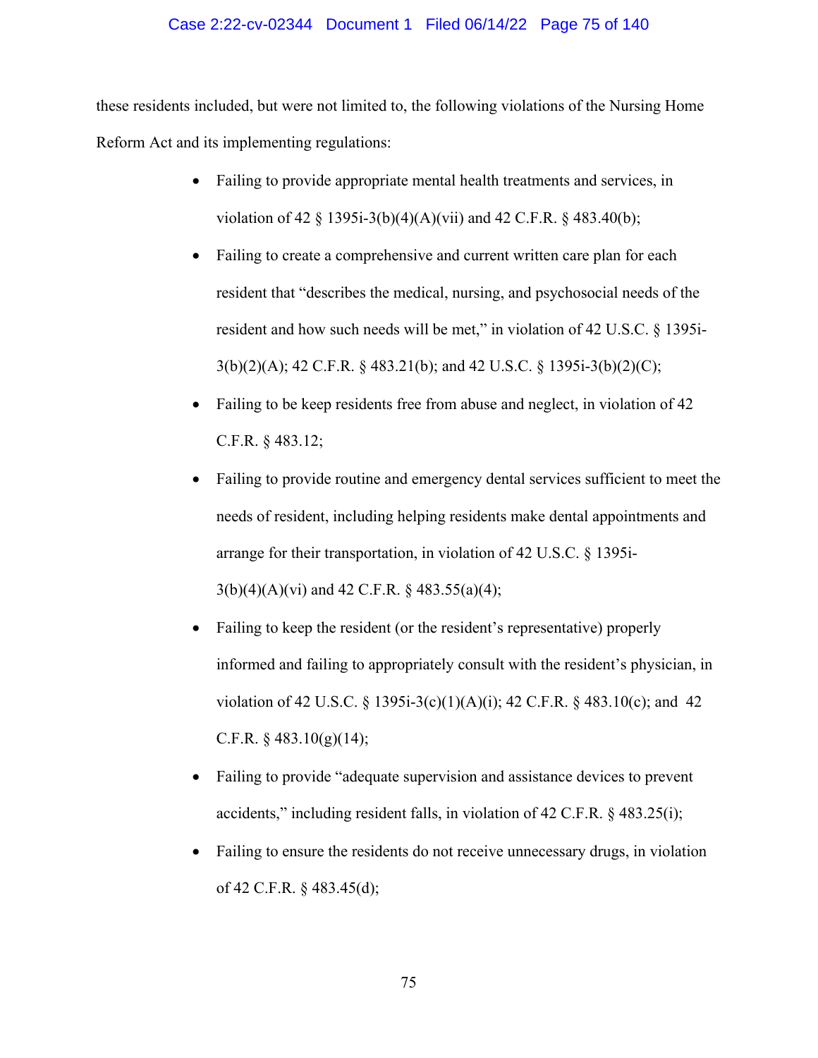these residents included, but were not limited to, the following violations of the Nursing Home Reform Act and its implementing regulations:

- Failing to provide appropriate mental health treatments and services, in violation of 42 § 1395i-3(b)(4)(A)(vii) and 42 C.F.R. § 483.40(b);
- Failing to create a comprehensive and current written care plan for each resident that "describes the medical, nursing, and psychosocial needs of the resident and how such needs will be met," in violation of 42 U.S.C. § 1395i-3(b)(2)(A); 42 C.F.R. § 483.21(b); and 42 U.S.C. § 1395i-3(b)(2)(C);
- Failing to be keep residents free from abuse and neglect, in violation of 42 C.F.R. § 483.12;
- Failing to provide routine and emergency dental services sufficient to meet the needs of resident, including helping residents make dental appointments and arrange for their transportation, in violation of 42 U.S.C. § 1395i-3(b)(4)(A)(vi) and 42 C.F.R. § 483.55(a)(4);
- Failing to keep the resident (or the resident's representative) properly informed and failing to appropriately consult with the resident's physician, in violation of 42 U.S.C. § 1395i-3(c)(1)(A)(i); 42 C.F.R. § 483.10(c); and 42 C.F.R. § 483.10(g)(14);
- Failing to provide "adequate supervision and assistance devices to prevent accidents," including resident falls, in violation of 42 C.F.R. § 483.25(i);
- Failing to ensure the residents do not receive unnecessary drugs, in violation of 42 C.F.R. § 483.45(d);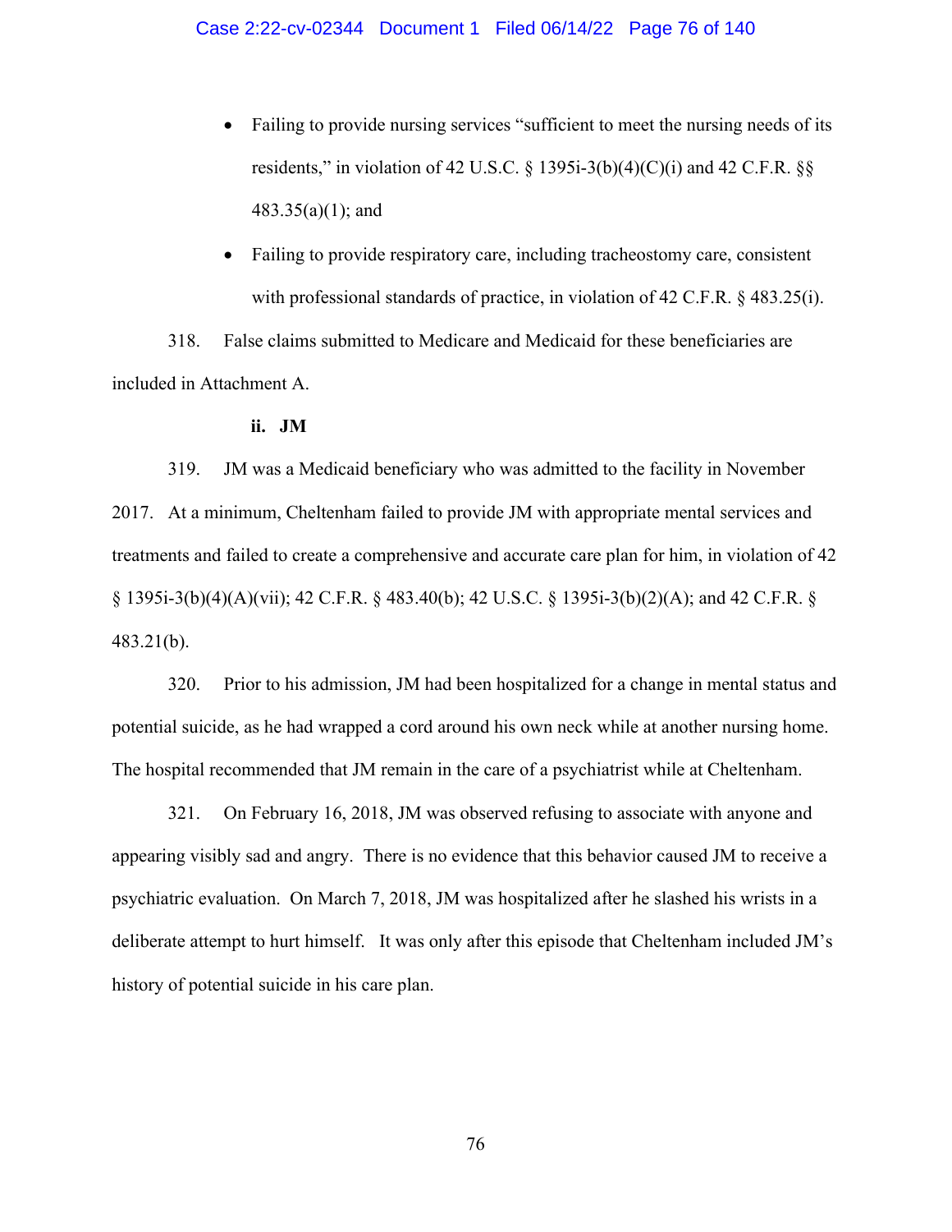- Failing to provide nursing services "sufficient to meet the nursing needs of its residents," in violation of 42 U.S.C. § 1395i-3(b)(4)(C)(i) and 42 C.F.R. §§ 483.35(a)(1); and
- Failing to provide respiratory care, including tracheostomy care, consistent with professional standards of practice, in violation of 42 C.F.R. § 483.25(i).

318. False claims submitted to Medicare and Medicaid for these beneficiaries are included in Attachment A.

**ii. JM**

319. JM was a Medicaid beneficiary who was admitted to the facility in November 2017. At a minimum, Cheltenham failed to provide JM with appropriate mental services and treatments and failed to create a comprehensive and accurate care plan for him, in violation of 42 § 1395i-3(b)(4)(A)(vii); 42 C.F.R. § 483.40(b); 42 U.S.C. § 1395i-3(b)(2)(A); and 42 C.F.R. § 483.21(b).

320. Prior to his admission, JM had been hospitalized for a change in mental status and potential suicide, as he had wrapped a cord around his own neck while at another nursing home. The hospital recommended that JM remain in the care of a psychiatrist while at Cheltenham.

321. On February 16, 2018, JM was observed refusing to associate with anyone and appearing visibly sad and angry. There is no evidence that this behavior caused JM to receive a psychiatric evaluation. On March 7, 2018, JM was hospitalized after he slashed his wrists in a deliberate attempt to hurt himself. It was only after this episode that Cheltenham included JM's history of potential suicide in his care plan.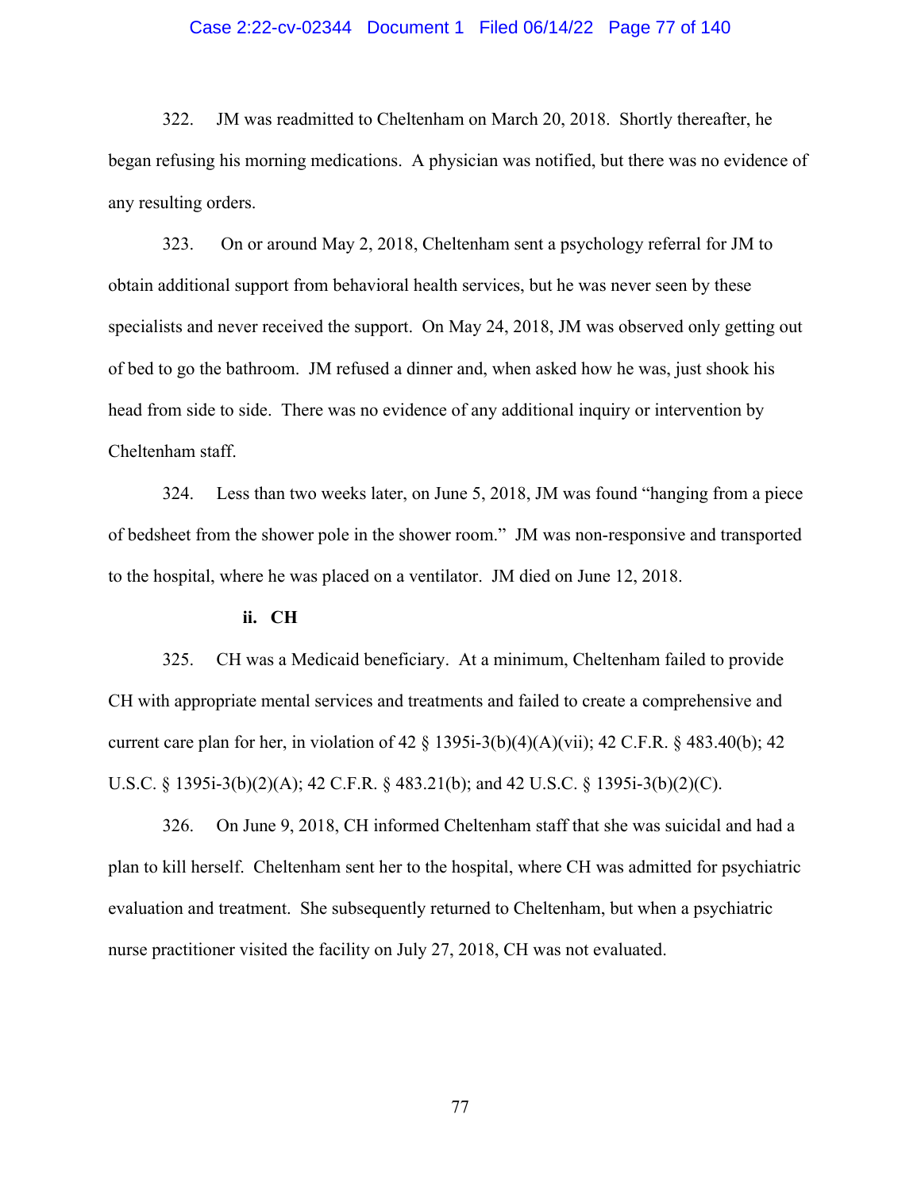322. JM was readmitted to Cheltenham on March 20, 2018. Shortly thereafter, he began refusing his morning medications. A physician was notified, but there was no evidence of any resulting orders.

323. On or around May 2, 2018, Cheltenham sent a psychology referral for JM to obtain additional support from behavioral health services, but he was never seen by these specialists and never received the support. On May 24, 2018, JM was observed only getting out of bed to go the bathroom. JM refused a dinner and, when asked how he was, just shook his head from side to side. There was no evidence of any additional inquiry or intervention by Cheltenham staff.

324. Less than two weeks later, on June 5, 2018, JM was found "hanging from a piece of bedsheet from the shower pole in the shower room." JM was non-responsive and transported to the hospital, where he was placed on a ventilator. JM died on June 12, 2018.

**ii. CH**

325. CH was a Medicaid beneficiary. At a minimum, Cheltenham failed to provide CH with appropriate mental services and treatments and failed to create a comprehensive and current care plan for her, in violation of 42 § 1395i-3(b)(4)(A)(vii); 42 C.F.R. § 483.40(b); 42 U.S.C. § 1395i-3(b)(2)(A); 42 C.F.R. § 483.21(b); and 42 U.S.C. § 1395i-3(b)(2)(C).

326. On June 9, 2018, CH informed Cheltenham staff that she was suicidal and had a plan to kill herself. Cheltenham sent her to the hospital, where CH was admitted for psychiatric evaluation and treatment. She subsequently returned to Cheltenham, but when a psychiatric nurse practitioner visited the facility on July 27, 2018, CH was not evaluated.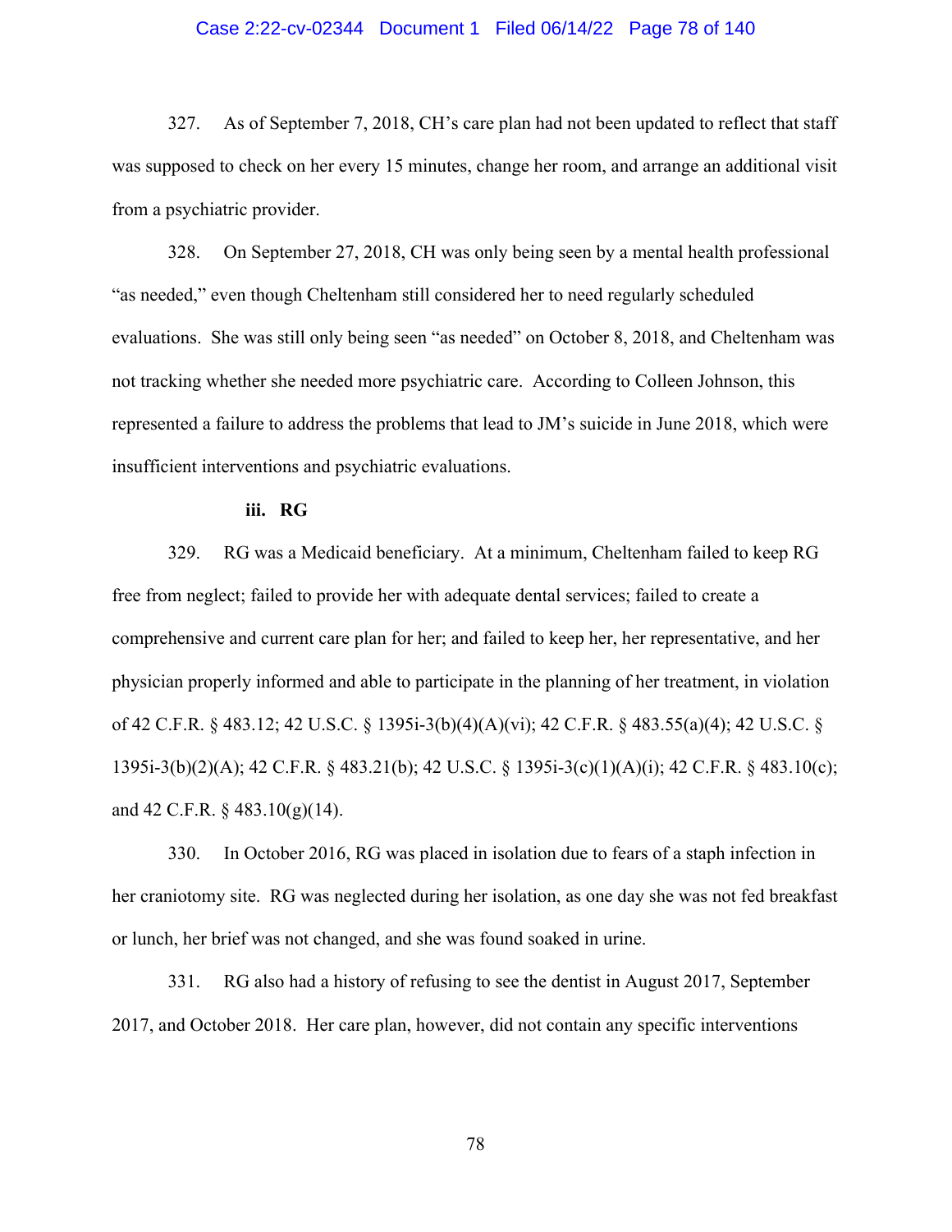327. As of September 7, 2018, CH's care plan had not been updated to reflect that staff was supposed to check on her every 15 minutes, change her room, and arrange an additional visit from a psychiatric provider.

328. On September 27, 2018, CH was only being seen by a mental health professional "as needed," even though Cheltenham still considered her to need regularly scheduled evaluations. She was still only being seen "as needed" on October 8, 2018, and Cheltenham was not tracking whether she needed more psychiatric care. According to Colleen Johnson, this represented a failure to address the problems that lead to JM's suicide in June 2018, which were insufficient interventions and psychiatric evaluations.

**iii. RG**

329. RG was a Medicaid beneficiary. At a minimum, Cheltenham failed to keep RG free from neglect; failed to provide her with adequate dental services; failed to create a comprehensive and current care plan for her; and failed to keep her, her representative, and her physician properly informed and able to participate in the planning of her treatment, in violation of 42 C.F.R. § 483.12; 42 U.S.C. § 1395i-3(b)(4)(A)(vi); 42 C.F.R. § 483.55(a)(4); 42 U.S.C. § 1395i-3(b)(2)(A); 42 C.F.R. § 483.21(b); 42 U.S.C. § 1395i-3(c)(1)(A)(i); 42 C.F.R. § 483.10(c); and 42 C.F.R. § 483.10(g)(14).

330. In October 2016, RG was placed in isolation due to fears of a staph infection in her craniotomy site. RG was neglected during her isolation, as one day she was not fed breakfast or lunch, her brief was not changed, and she was found soaked in urine.

331. RG also had a history of refusing to see the dentist in August 2017, September 2017, and October 2018. Her care plan, however, did not contain any specific interventions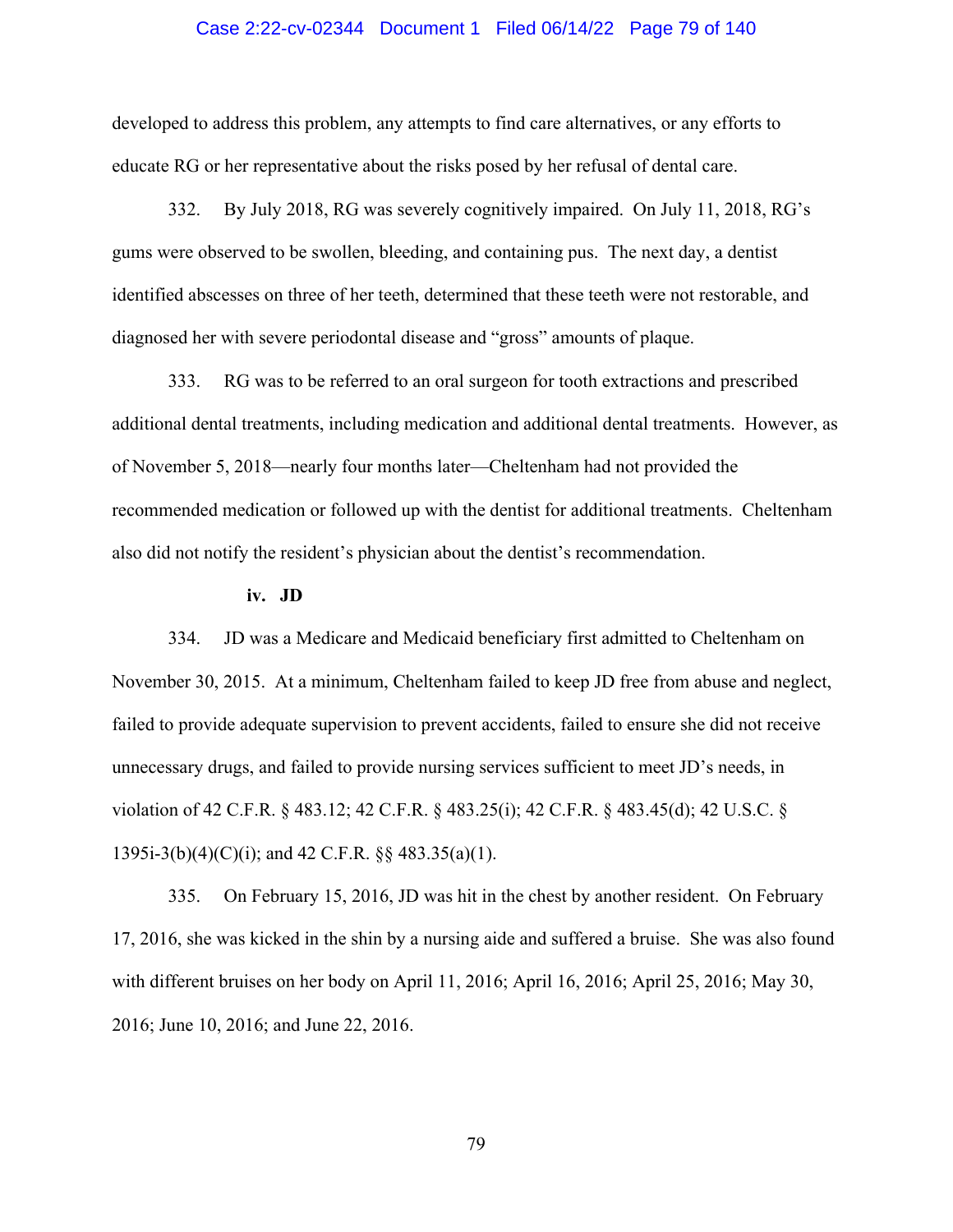developed to address this problem, any attempts to find care alternatives, or any efforts to educate RG or her representative about the risks posed by her refusal of dental care.

332. By July 2018, RG was severely cognitively impaired. On July 11, 2018, RG's gums were observed to be swollen, bleeding, and containing pus. The next day, a dentist identified abscesses on three of her teeth, determined that these teeth were not restorable, and diagnosed her with severe periodontal disease and "gross" amounts of plaque.

333. RG was to be referred to an oral surgeon for tooth extractions and prescribed additional dental treatments, including medication and additional dental treatments. However, as of November 5, 2018—nearly four months later—Cheltenham had not provided the recommended medication or followed up with the dentist for additional treatments. Cheltenham also did not notify the resident's physician about the dentist's recommendation.

**iv. JD**

334. JD was a Medicare and Medicaid beneficiary first admitted to Cheltenham on November 30, 2015. At a minimum, Cheltenham failed to keep JD free from abuse and neglect, failed to provide adequate supervision to prevent accidents, failed to ensure she did not receive unnecessary drugs, and failed to provide nursing services sufficient to meet JD's needs, in violation of 42 C.F.R. § 483.12; 42 C.F.R. § 483.25(i); 42 C.F.R. § 483.45(d); 42 U.S.C. § 1395i-3(b)(4)(C)(i); and 42 C.F.R. §§ 483.35(a)(1).

335. On February 15, 2016, JD was hit in the chest by another resident. On February 17, 2016, she was kicked in the shin by a nursing aide and suffered a bruise. She was also found with different bruises on her body on April 11, 2016; April 16, 2016; April 25, 2016; May 30, 2016; June 10, 2016; and June 22, 2016.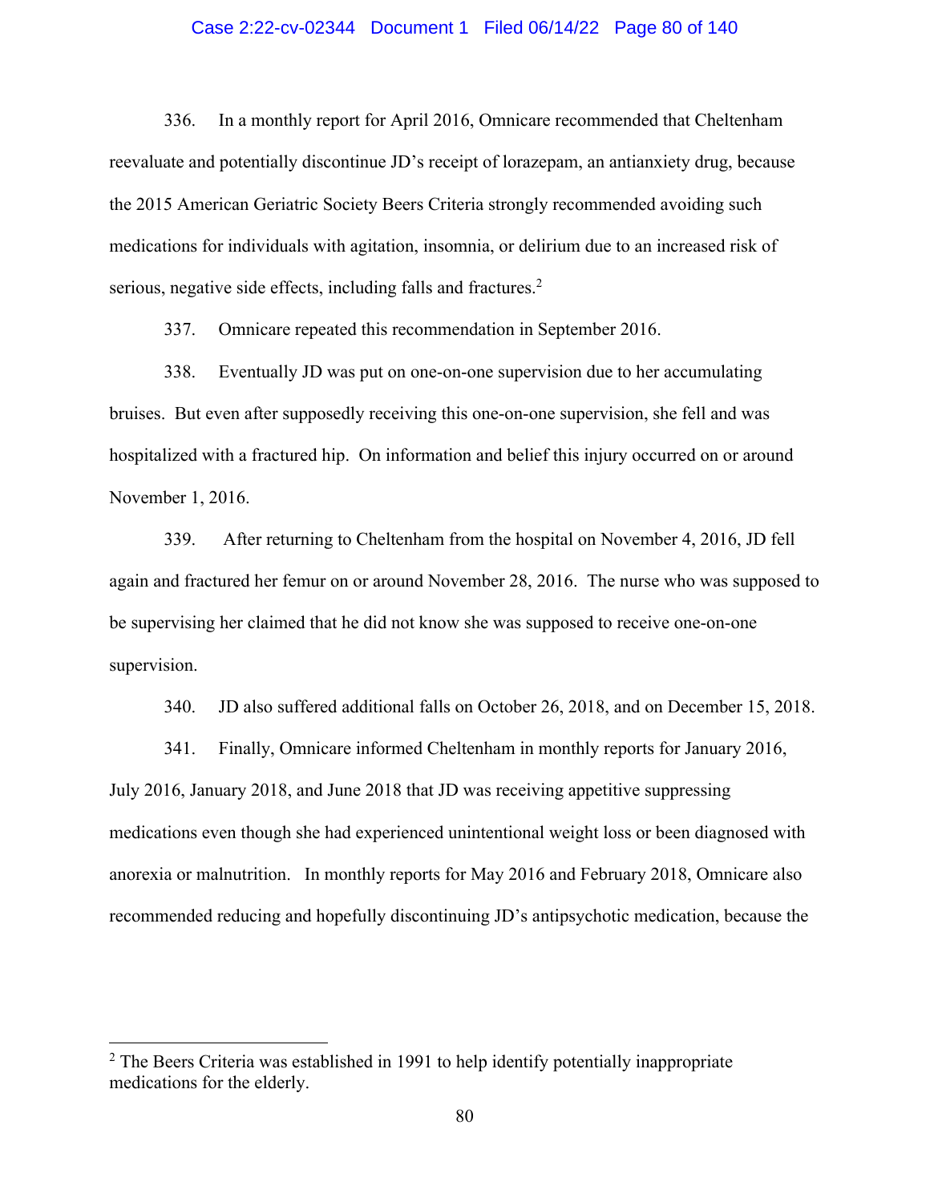336. In a monthly report for April 2016, Omnicare recommended that Cheltenham reevaluate and potentially discontinue JD's receipt of lorazepam, an antianxiety drug, because the 2015 American Geriatric Society Beers Criteria strongly recommended avoiding such medications for individuals with agitation, insomnia, or delirium due to an increased risk of serious, negative side effects, including falls and fractures.[2]

337. Omnicare repeated this recommendation in September 2016.

338. Eventually JD was put on one-on-one supervision due to her accumulating bruises. But even after supposedly receiving this one-on-one supervision, she fell and was hospitalized with a fractured hip. On information and belief this injury occurred on or around November 1, 2016.

339. After returning to Cheltenham from the hospital on November 4, 2016, JD fell again and fractured her femur on or around November 28, 2016. The nurse who was supposed to be supervising her claimed that he did not know she was supposed to receive one-on-one supervision.

340. JD also suffered additional falls on October 26, 2018, and on December 15, 2018.

341. Finally, Omnicare informed Cheltenham in monthly reports for January 2016, July 2016, January 2018, and June 2018 that JD was receiving appetitive suppressing medications even though she had experienced unintentional weight loss or been diagnosed with anorexia or malnutrition. In monthly reports for May 2016 and February 2018, Omnicare also recommended reducing and hopefully discontinuing JD's antipsychotic medication, because the

---

[2] The Beers Criteria was established in 1991 to help identify potentially inappropriate medications for the elderly.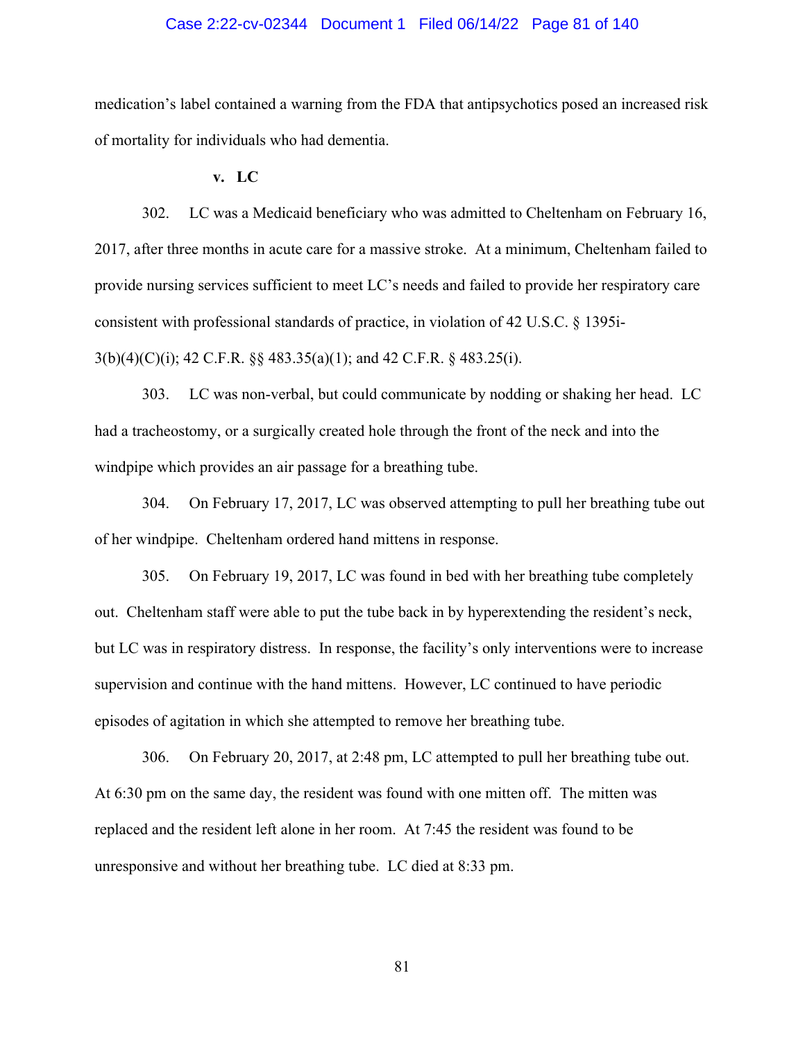medication's label contained a warning from the FDA that antipsychotics posed an increased risk of mortality for individuals who had dementia.

#### v. LC

302. LC was a Medicaid beneficiary who was admitted to Cheltenham on February 16, 2017, after three months in acute care for a massive stroke. At a minimum, Cheltenham failed to provide nursing services sufficient to meet LC's needs and failed to provide her respiratory care consistent with professional standards of practice, in violation of 42 U.S.C. § 1395i-3(b)(4)(C)(i); 42 C.F.R. §§ 483.35(a)(1); and 42 C.F.R. § 483.25(i).

303. LC was non-verbal, but could communicate by nodding or shaking her head. LC had a tracheostomy, or a surgically created hole through the front of the neck and into the windpipe which provides an air passage for a breathing tube.

304. On February 17, 2017, LC was observed attempting to pull her breathing tube out of her windpipe. Cheltenham ordered hand mittens in response.

305. On February 19, 2017, LC was found in bed with her breathing tube completely out. Cheltenham staff were able to put the tube back in by hyperextending the resident's neck, but LC was in respiratory distress. In response, the facility's only interventions were to increase supervision and continue with the hand mittens. However, LC continued to have periodic episodes of agitation in which she attempted to remove her breathing tube.

306. On February 20, 2017, at 2:48 pm, LC attempted to pull her breathing tube out. At 6:30 pm on the same day, the resident was found with one mitten off. The mitten was replaced and the resident left alone in her room. At 7:45 the resident was found to be unresponsive and without her breathing tube. LC died at 8:33 pm.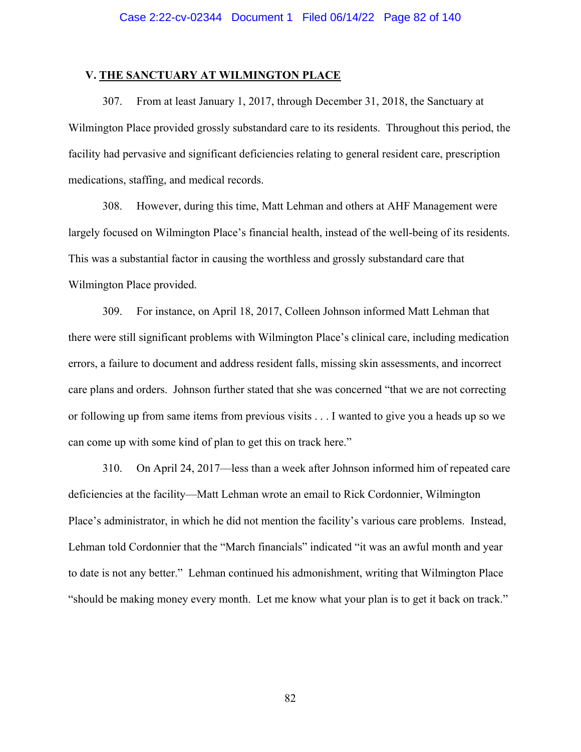## V. THE SANCTUARY AT WILMINGTON PLACE

307. From at least January 1, 2017, through December 31, 2018, the Sanctuary at Wilmington Place provided grossly substandard care to its residents. Throughout this period, the facility had pervasive and significant deficiencies relating to general resident care, prescription medications, staffing, and medical records.

308. However, during this time, Matt Lehman and others at AHF Management were largely focused on Wilmington Place's financial health, instead of the well-being of its residents. This was a substantial factor in causing the worthless and grossly substandard care that Wilmington Place provided.

309. For instance, on April 18, 2017, Colleen Johnson informed Matt Lehman that there were still significant problems with Wilmington Place's clinical care, including medication errors, a failure to document and address resident falls, missing skin assessments, and incorrect care plans and orders. Johnson further stated that she was concerned "that we are not correcting or following up from same items from previous visits . . . I wanted to give you a heads up so we can come up with some kind of plan to get this on track here."

310. On April 24, 2017—less than a week after Johnson informed him of repeated care deficiencies at the facility—Matt Lehman wrote an email to Rick Cordonnier, Wilmington Place's administrator, in which he did not mention the facility's various care problems. Instead, Lehman told Cordonnier that the "March financials" indicated "it was an awful month and year to date is not any better." Lehman continued his admonishment, writing that Wilmington Place "should be making money every month. Let me know what your plan is to get it back on track."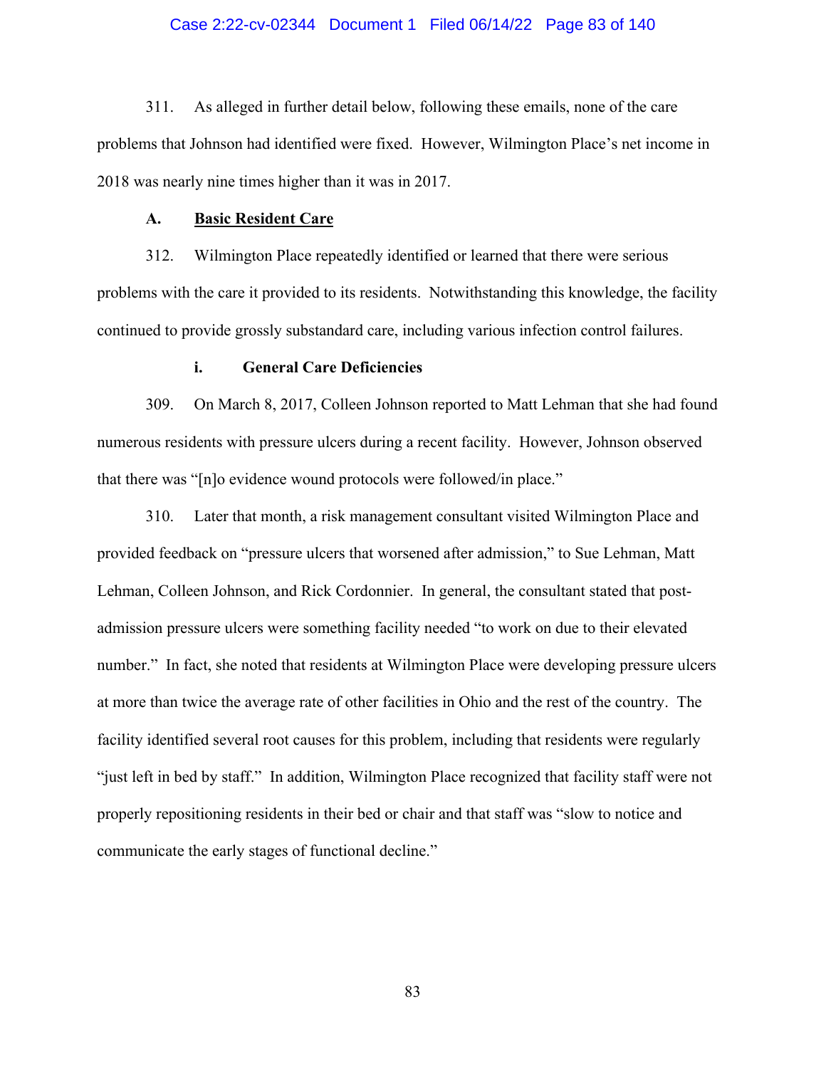311. As alleged in further detail below, following these emails, none of the care problems that Johnson had identified were fixed. However, Wilmington Place's net income in 2018 was nearly nine times higher than it was in 2017.

### A. Basic Resident Care

312. Wilmington Place repeatedly identified or learned that there were serious problems with the care it provided to its residents. Notwithstanding this knowledge, the facility continued to provide grossly substandard care, including various infection control failures.

#### i. General Care Deficiencies

309. On March 8, 2017, Colleen Johnson reported to Matt Lehman that she had found numerous residents with pressure ulcers during a recent facility. However, Johnson observed that there was "[n]o evidence wound protocols were followed/in place."

310. Later that month, a risk management consultant visited Wilmington Place and provided feedback on "pressure ulcers that worsened after admission," to Sue Lehman, Matt Lehman, Colleen Johnson, and Rick Cordonnier. In general, the consultant stated that post-admission pressure ulcers were something facility needed "to work on due to their elevated number." In fact, she noted that residents at Wilmington Place were developing pressure ulcers at more than twice the average rate of other facilities in Ohio and the rest of the country. The facility identified several root causes for this problem, including that residents were regularly "just left in bed by staff." In addition, Wilmington Place recognized that facility staff were not properly repositioning residents in their bed or chair and that staff was "slow to notice and communicate the early stages of functional decline."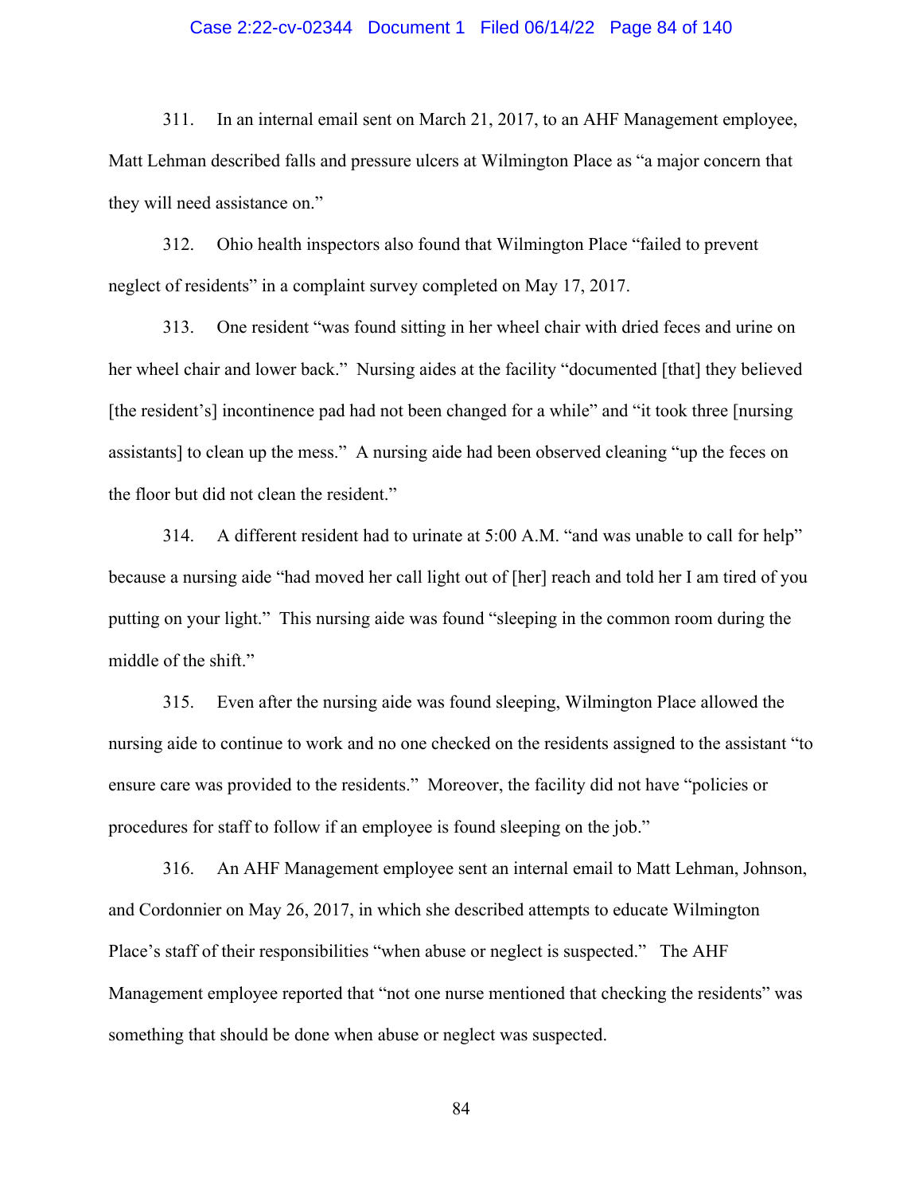311. In an internal email sent on March 21, 2017, to an AHF Management employee, Matt Lehman described falls and pressure ulcers at Wilmington Place as "a major concern that they will need assistance on."

312. Ohio health inspectors also found that Wilmington Place "failed to prevent neglect of residents" in a complaint survey completed on May 17, 2017.

313. One resident "was found sitting in her wheel chair with dried feces and urine on her wheel chair and lower back." Nursing aides at the facility "documented [that] they believed [the resident's] incontinence pad had not been changed for a while" and "it took three [nursing assistants] to clean up the mess." A nursing aide had been observed cleaning "up the feces on the floor but did not clean the resident."

314. A different resident had to urinate at 5:00 A.M. "and was unable to call for help" because a nursing aide "had moved her call light out of [her] reach and told her I am tired of you putting on your light." This nursing aide was found "sleeping in the common room during the middle of the shift."

315. Even after the nursing aide was found sleeping, Wilmington Place allowed the nursing aide to continue to work and no one checked on the residents assigned to the assistant "to ensure care was provided to the residents." Moreover, the facility did not have "policies or procedures for staff to follow if an employee is found sleeping on the job."

316. An AHF Management employee sent an internal email to Matt Lehman, Johnson, and Cordonnier on May 26, 2017, in which she described attempts to educate Wilmington Place's staff of their responsibilities "when abuse or neglect is suspected." The AHF Management employee reported that "not one nurse mentioned that checking the residents" was something that should be done when abuse or neglect was suspected.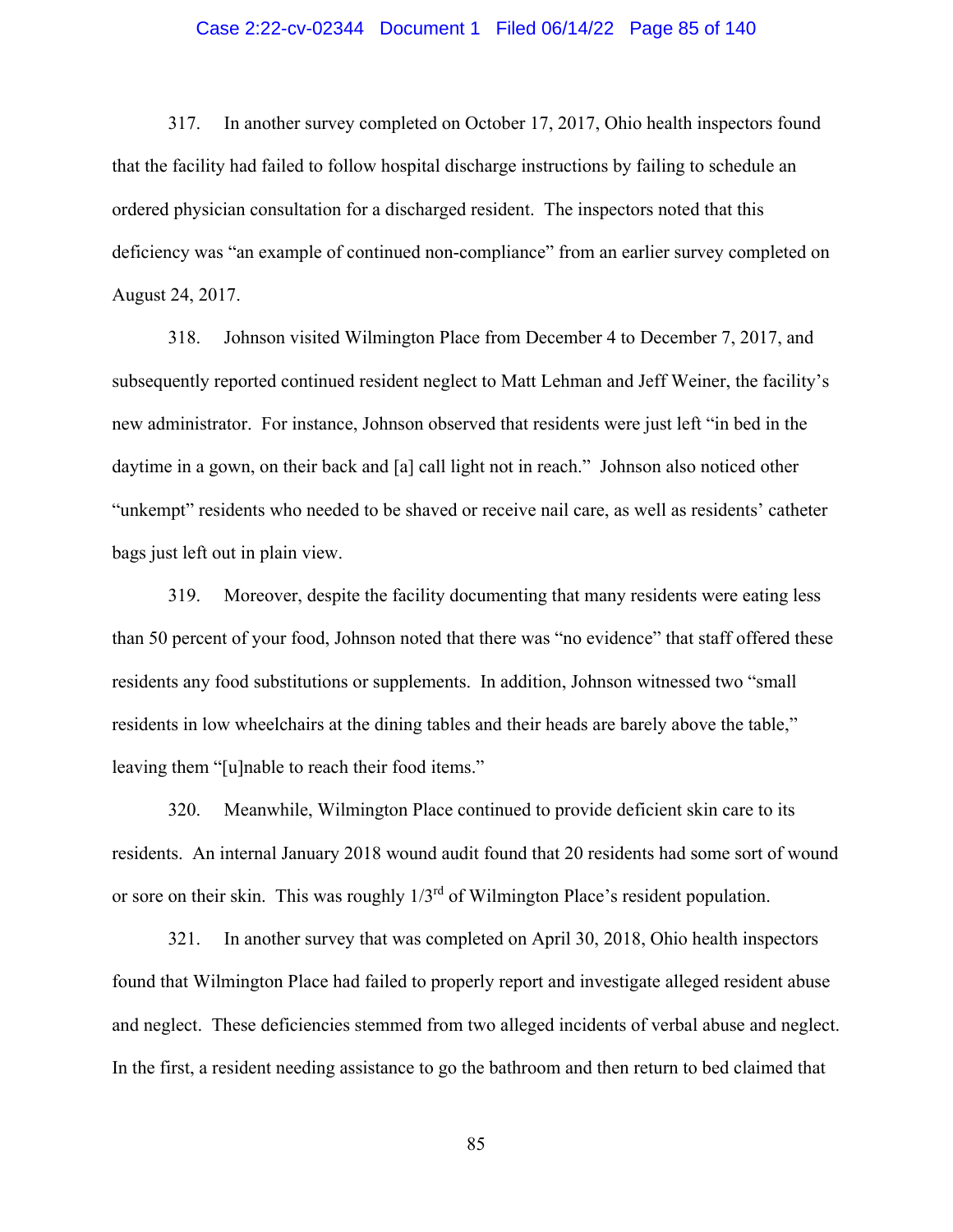317. In another survey completed on October 17, 2017, Ohio health inspectors found that the facility had failed to follow hospital discharge instructions by failing to schedule an ordered physician consultation for a discharged resident. The inspectors noted that this deficiency was "an example of continued non-compliance" from an earlier survey completed on August 24, 2017.

318. Johnson visited Wilmington Place from December 4 to December 7, 2017, and subsequently reported continued resident neglect to Matt Lehman and Jeff Weiner, the facility's new administrator. For instance, Johnson observed that residents were just left "in bed in the daytime in a gown, on their back and [a] call light not in reach." Johnson also noticed other "unkempt" residents who needed to be shaved or receive nail care, as well as residents' catheter bags just left out in plain view.

319. Moreover, despite the facility documenting that many residents were eating less than 50 percent of your food, Johnson noted that there was "no evidence" that staff offered these residents any food substitutions or supplements. In addition, Johnson witnessed two "small residents in low wheelchairs at the dining tables and their heads are barely above the table," leaving them "[u]nable to reach their food items."

320. Meanwhile, Wilmington Place continued to provide deficient skin care to its residents. An internal January 2018 wound audit found that 20 residents had some sort of wound or sore on their skin. This was roughly 1/3rd of Wilmington Place's resident population.

321. In another survey that was completed on April 30, 2018, Ohio health inspectors found that Wilmington Place had failed to properly report and investigate alleged resident abuse and neglect. These deficiencies stemmed from two alleged incidents of verbal abuse and neglect. In the first, a resident needing assistance to go the bathroom and then return to bed claimed that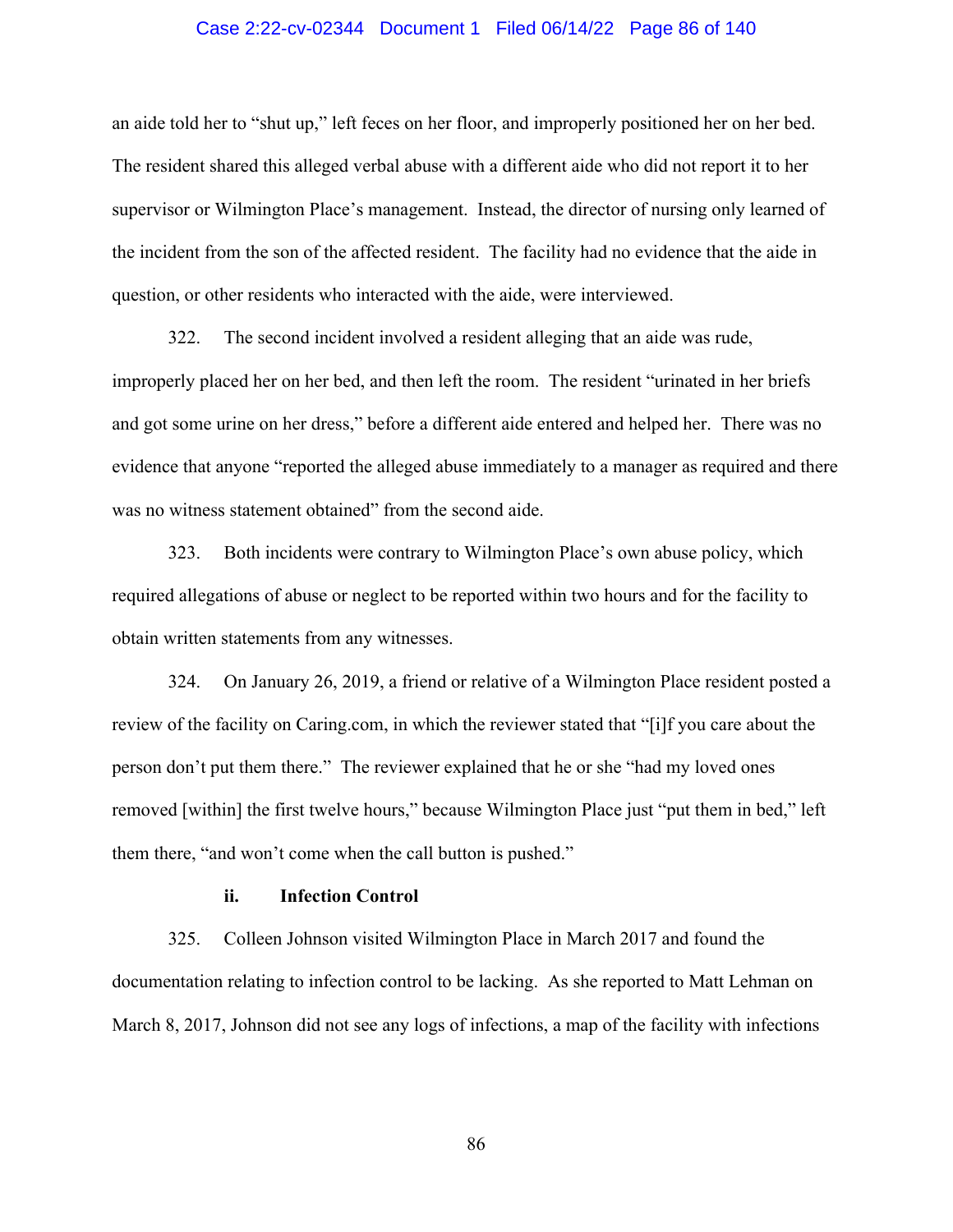an aide told her to "shut up," left feces on her floor, and improperly positioned her on her bed. The resident shared this alleged verbal abuse with a different aide who did not report it to her supervisor or Wilmington Place's management. Instead, the director of nursing only learned of the incident from the son of the affected resident. The facility had no evidence that the aide in question, or other residents who interacted with the aide, were interviewed.

322. The second incident involved a resident alleging that an aide was rude, improperly placed her on her bed, and then left the room. The resident "urinated in her briefs and got some urine on her dress," before a different aide entered and helped her. There was no evidence that anyone "reported the alleged abuse immediately to a manager as required and there was no witness statement obtained" from the second aide.

323. Both incidents were contrary to Wilmington Place's own abuse policy, which required allegations of abuse or neglect to be reported within two hours and for the facility to obtain written statements from any witnesses.

324. On January 26, 2019, a friend or relative of a Wilmington Place resident posted a review of the facility on Caring.com, in which the reviewer stated that "[i]f you care about the person don't put them there." The reviewer explained that he or she "had my loved ones removed [within] the first twelve hours," because Wilmington Place just "put them in bed," left them there, "and won't come when the call button is pushed."

**ii. Infection Control**

325. Colleen Johnson visited Wilmington Place in March 2017 and found the documentation relating to infection control to be lacking. As she reported to Matt Lehman on March 8, 2017, Johnson did not see any logs of infections, a map of the facility with infections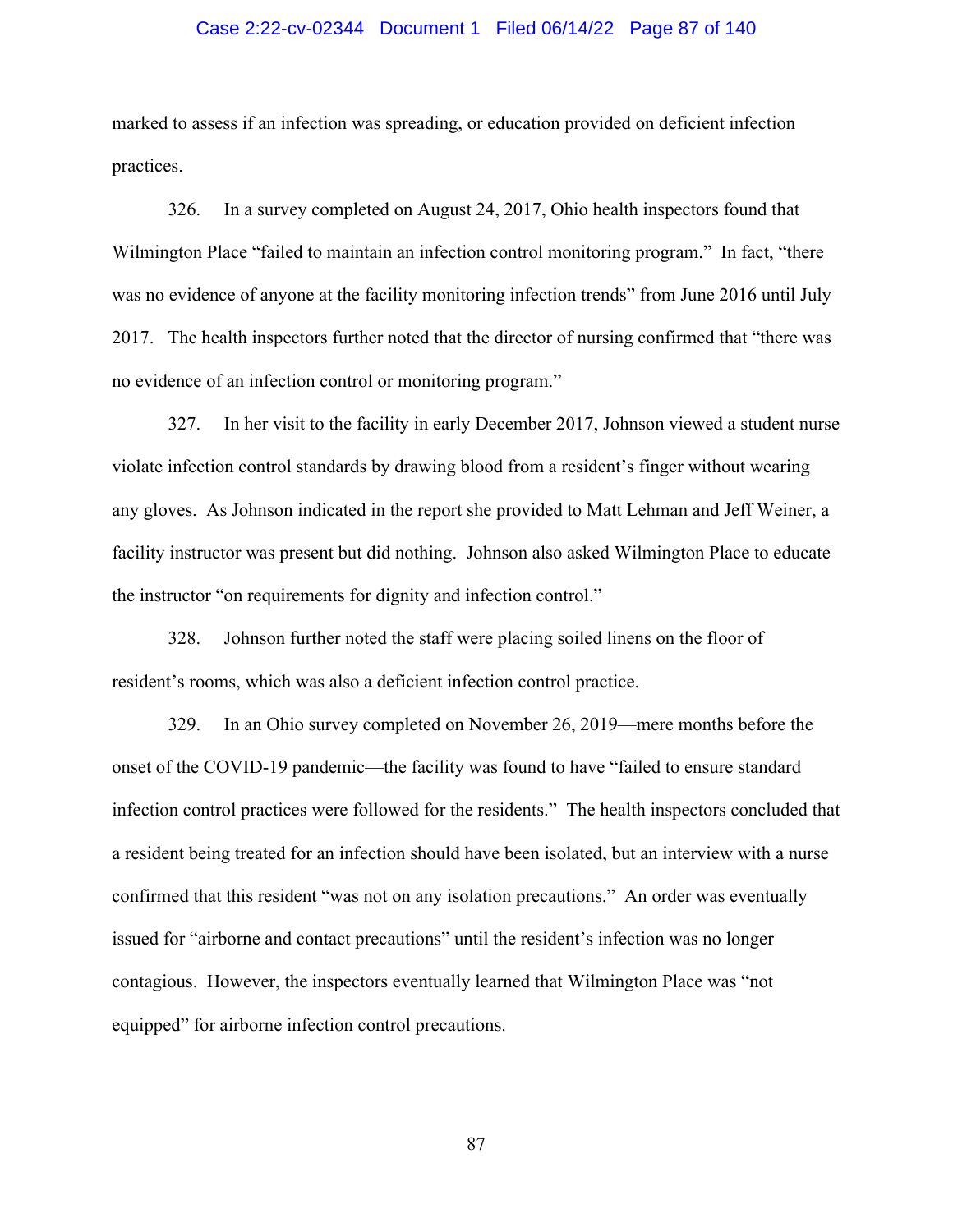marked to assess if an infection was spreading, or education provided on deficient infection practices.

326. In a survey completed on August 24, 2017, Ohio health inspectors found that Wilmington Place "failed to maintain an infection control monitoring program." In fact, "there was no evidence of anyone at the facility monitoring infection trends" from June 2016 until July 2017. The health inspectors further noted that the director of nursing confirmed that "there was no evidence of an infection control or monitoring program."

327. In her visit to the facility in early December 2017, Johnson viewed a student nurse violate infection control standards by drawing blood from a resident's finger without wearing any gloves. As Johnson indicated in the report she provided to Matt Lehman and Jeff Weiner, a facility instructor was present but did nothing. Johnson also asked Wilmington Place to educate the instructor "on requirements for dignity and infection control."

328. Johnson further noted the staff were placing soiled linens on the floor of resident's rooms, which was also a deficient infection control practice.

329. In an Ohio survey completed on November 26, 2019—mere months before the onset of the COVID-19 pandemic—the facility was found to have "failed to ensure standard infection control practices were followed for the residents." The health inspectors concluded that a resident being treated for an infection should have been isolated, but an interview with a nurse confirmed that this resident "was not on any isolation precautions." An order was eventually issued for "airborne and contact precautions" until the resident's infection was no longer contagious. However, the inspectors eventually learned that Wilmington Place was "not equipped" for airborne infection control precautions.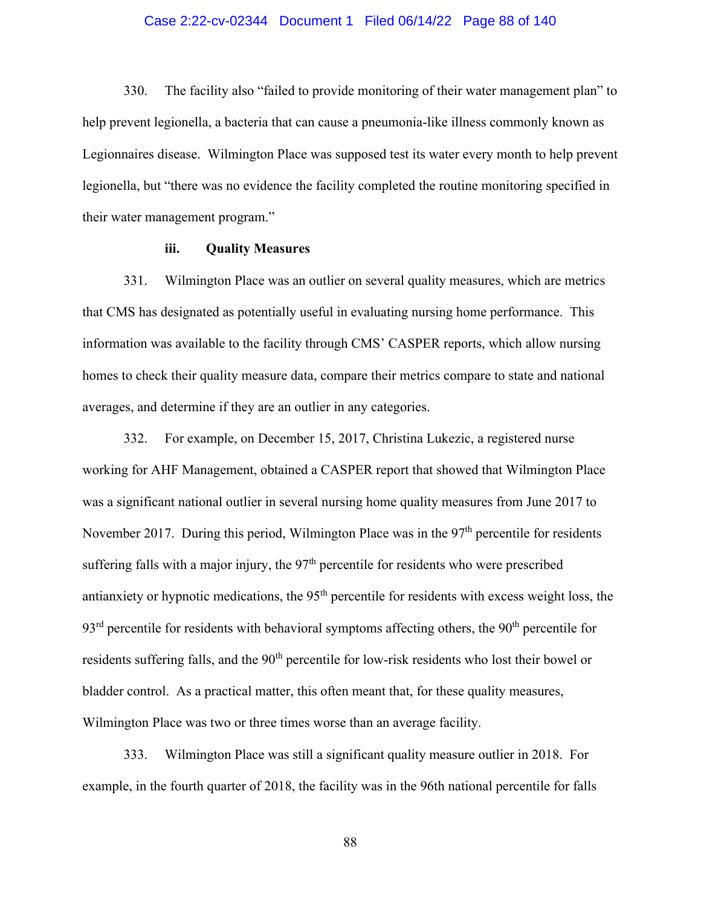330. The facility also "failed to provide monitoring of their water management plan" to help prevent legionella, a bacteria that can cause a pneumonia-like illness commonly known as Legionnaires disease. Wilmington Place was supposed test its water every month to help prevent legionella, but "there was no evidence the facility completed the routine monitoring specified in their water management program."

**iii. Quality Measures**

331. Wilmington Place was an outlier on several quality measures, which are metrics that CMS has designated as potentially useful in evaluating nursing home performance. This information was available to the facility through CMS' CASPER reports, which allow nursing homes to check their quality measure data, compare their metrics compare to state and national averages, and determine if they are an outlier in any categories.

332. For example, on December 15, 2017, Christina Lukezic, a registered nurse working for AHF Management, obtained a CASPER report that showed that Wilmington Place was a significant national outlier in several nursing home quality measures from June 2017 to November 2017. During this period, Wilmington Place was in the 97th percentile for residents suffering falls with a major injury, the 97th percentile for residents who were prescribed antianxiety or hypnotic medications, the 95th percentile for residents with excess weight loss, the 93rd percentile for residents with behavioral symptoms affecting others, the 90th percentile for residents suffering falls, and the 90th percentile for low-risk residents who lost their bowel or bladder control. As a practical matter, this often meant that, for these quality measures, Wilmington Place was two or three times worse than an average facility.

333. Wilmington Place was still a significant quality measure outlier in 2018. For example, in the fourth quarter of 2018, the facility was in the 96th national percentile for falls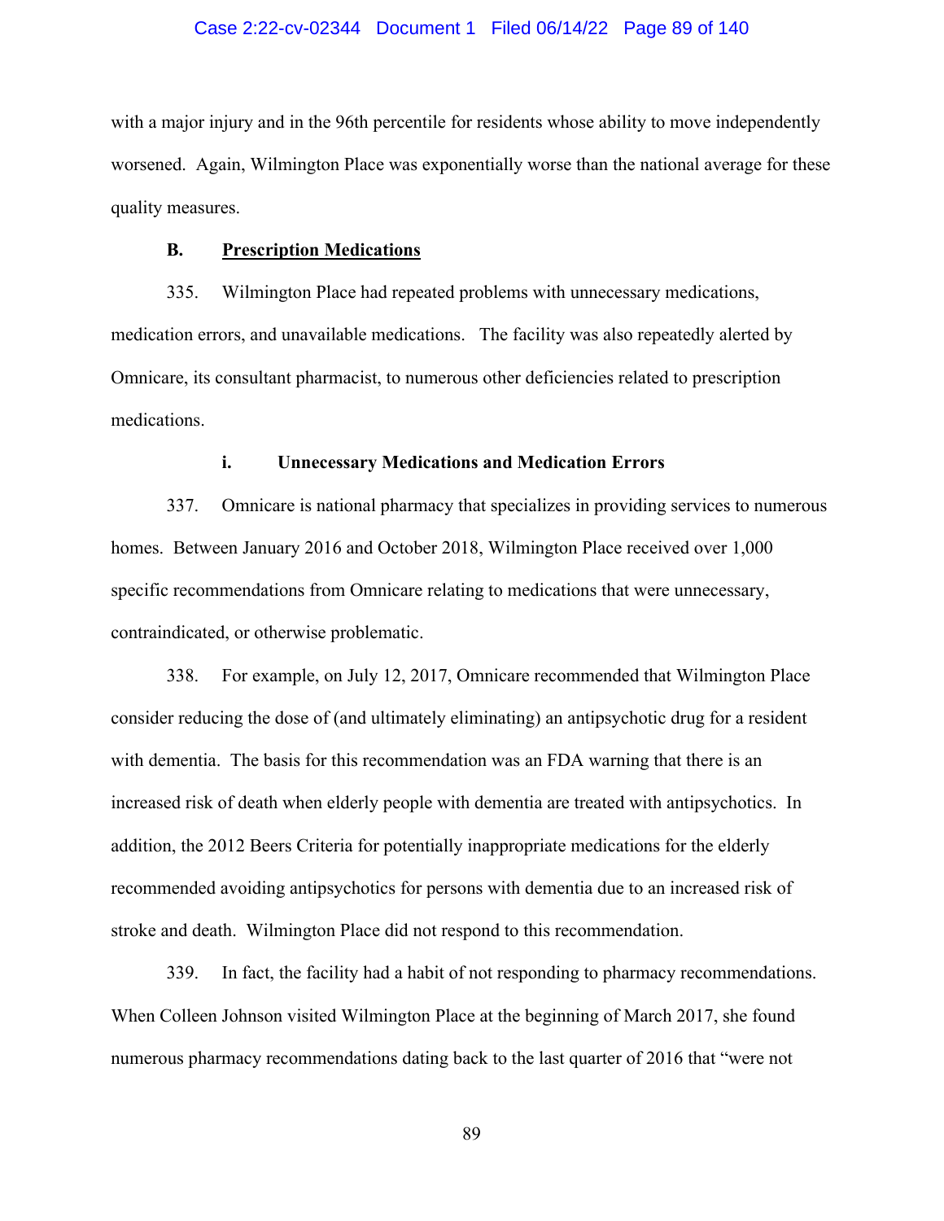with a major injury and in the 96th percentile for residents whose ability to move independently worsened. Again, Wilmington Place was exponentially worse than the national average for these quality measures.

### B. <u>Prescription Medications</u>

335. Wilmington Place had repeated problems with unnecessary medications, medication errors, and unavailable medications. The facility was also repeatedly alerted by Omnicare, its consultant pharmacist, to numerous other deficiencies related to prescription medications.

#### i. Unnecessary Medications and Medication Errors

337. Omnicare is national pharmacy that specializes in providing services to numerous homes. Between January 2016 and October 2018, Wilmington Place received over 1,000 specific recommendations from Omnicare relating to medications that were unnecessary, contraindicated, or otherwise problematic.

338. For example, on July 12, 2017, Omnicare recommended that Wilmington Place consider reducing the dose of (and ultimately eliminating) an antipsychotic drug for a resident with dementia. The basis for this recommendation was an FDA warning that there is an increased risk of death when elderly people with dementia are treated with antipsychotics. In addition, the 2012 Beers Criteria for potentially inappropriate medications for the elderly recommended avoiding antipsychotics for persons with dementia due to an increased risk of stroke and death. Wilmington Place did not respond to this recommendation.

339. In fact, the facility had a habit of not responding to pharmacy recommendations. When Colleen Johnson visited Wilmington Place at the beginning of March 2017, she found numerous pharmacy recommendations dating back to the last quarter of 2016 that "were not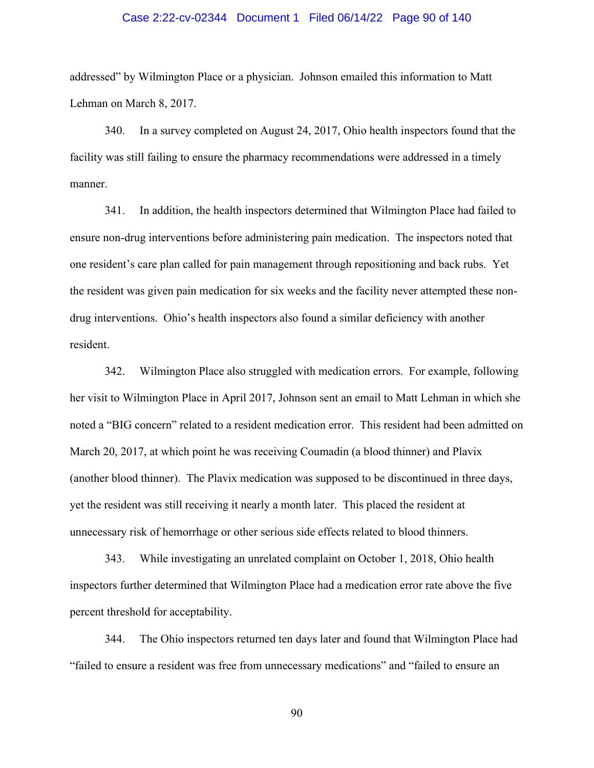addressed" by Wilmington Place or a physician. Johnson emailed this information to Matt Lehman on March 8, 2017.

340. In a survey completed on August 24, 2017, Ohio health inspectors found that the facility was still failing to ensure the pharmacy recommendations were addressed in a timely manner.

341. In addition, the health inspectors determined that Wilmington Place had failed to ensure non-drug interventions before administering pain medication. The inspectors noted that one resident's care plan called for pain management through repositioning and back rubs. Yet the resident was given pain medication for six weeks and the facility never attempted these non-drug interventions. Ohio's health inspectors also found a similar deficiency with another resident.

342. Wilmington Place also struggled with medication errors. For example, following her visit to Wilmington Place in April 2017, Johnson sent an email to Matt Lehman in which she noted a "BIG concern" related to a resident medication error. This resident had been admitted on March 20, 2017, at which point he was receiving Coumadin (a blood thinner) and Plavix (another blood thinner). The Plavix medication was supposed to be discontinued in three days, yet the resident was still receiving it nearly a month later. This placed the resident at unnecessary risk of hemorrhage or other serious side effects related to blood thinners.

343. While investigating an unrelated complaint on October 1, 2018, Ohio health inspectors further determined that Wilmington Place had a medication error rate above the five percent threshold for acceptability.

344. The Ohio inspectors returned ten days later and found that Wilmington Place had "failed to ensure a resident was free from unnecessary medications" and "failed to ensure an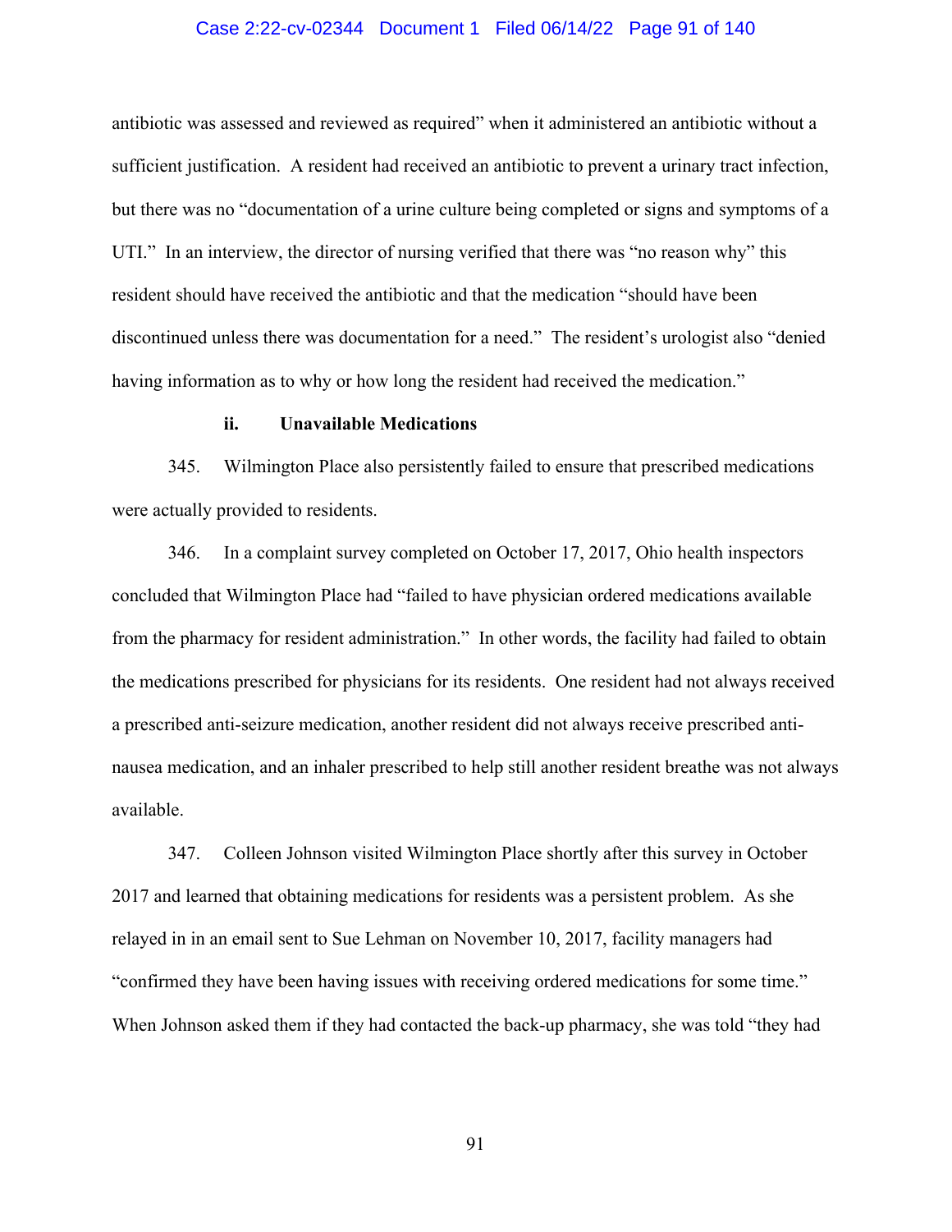antibiotic was assessed and reviewed as required" when it administered an antibiotic without a sufficient justification. A resident had received an antibiotic to prevent a urinary tract infection, but there was no "documentation of a urine culture being completed or signs and symptoms of a UTI." In an interview, the director of nursing verified that there was "no reason why" this resident should have received the antibiotic and that the medication "should have been discontinued unless there was documentation for a need." The resident's urologist also "denied having information as to why or how long the resident had received the medication."

**ii. Unavailable Medications**

345. Wilmington Place also persistently failed to ensure that prescribed medications were actually provided to residents.

346. In a complaint survey completed on October 17, 2017, Ohio health inspectors concluded that Wilmington Place had "failed to have physician ordered medications available from the pharmacy for resident administration." In other words, the facility had failed to obtain the medications prescribed for physicians for its residents. One resident had not always received a prescribed anti-seizure medication, another resident did not always receive prescribed anti-nausea medication, and an inhaler prescribed to help still another resident breathe was not always available.

347. Colleen Johnson visited Wilmington Place shortly after this survey in October 2017 and learned that obtaining medications for residents was a persistent problem. As she relayed in in an email sent to Sue Lehman on November 10, 2017, facility managers had "confirmed they have been having issues with receiving ordered medications for some time." When Johnson asked them if they had contacted the back-up pharmacy, she was told "they had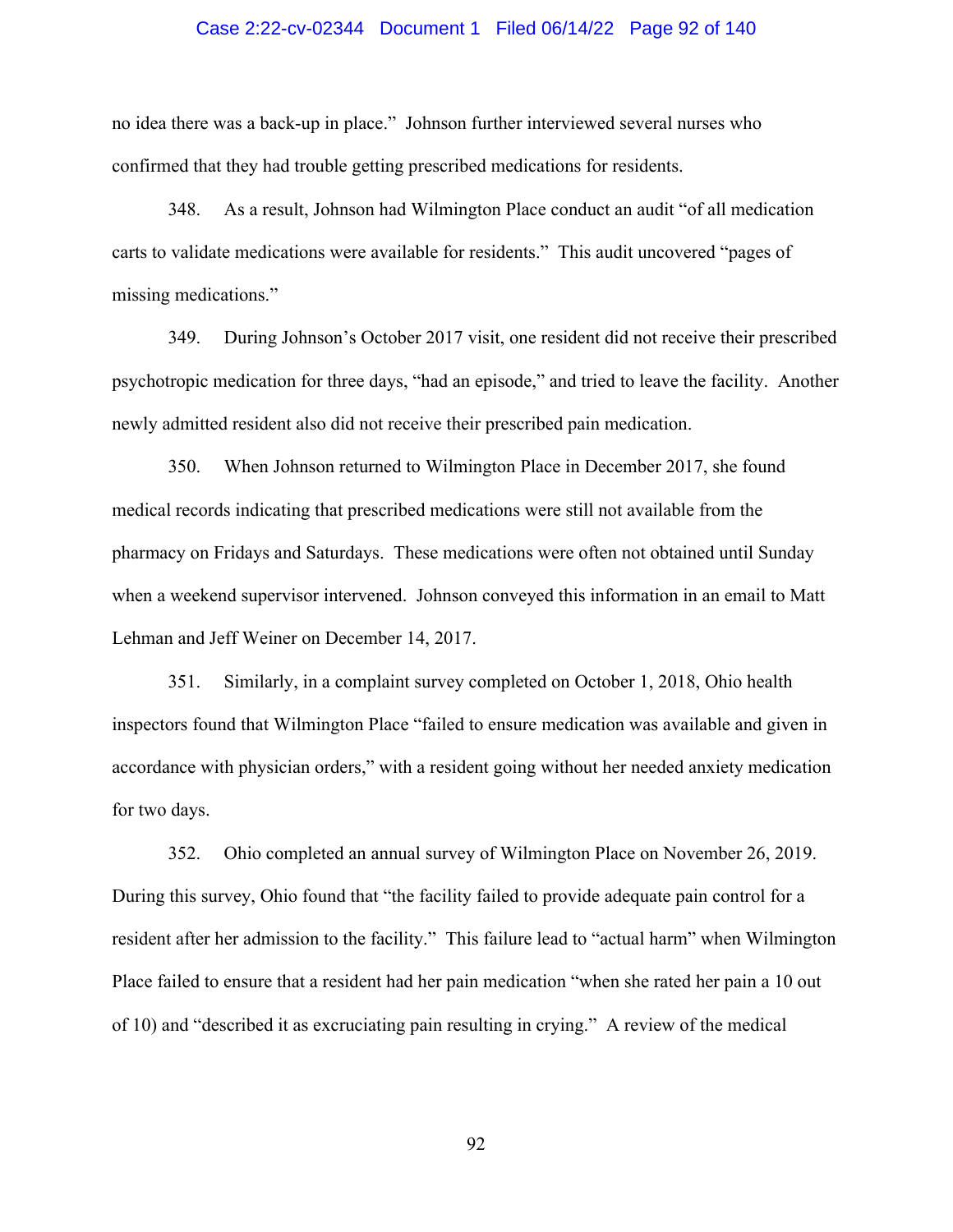no idea there was a back-up in place." Johnson further interviewed several nurses who confirmed that they had trouble getting prescribed medications for residents.

348. As a result, Johnson had Wilmington Place conduct an audit "of all medication carts to validate medications were available for residents." This audit uncovered "pages of missing medications."

349. During Johnson's October 2017 visit, one resident did not receive their prescribed psychotropic medication for three days, "had an episode," and tried to leave the facility. Another newly admitted resident also did not receive their prescribed pain medication.

350. When Johnson returned to Wilmington Place in December 2017, she found medical records indicating that prescribed medications were still not available from the pharmacy on Fridays and Saturdays. These medications were often not obtained until Sunday when a weekend supervisor intervened. Johnson conveyed this information in an email to Matt Lehman and Jeff Weiner on December 14, 2017.

351. Similarly, in a complaint survey completed on October 1, 2018, Ohio health inspectors found that Wilmington Place "failed to ensure medication was available and given in accordance with physician orders," with a resident going without her needed anxiety medication for two days.

352. Ohio completed an annual survey of Wilmington Place on November 26, 2019. During this survey, Ohio found that "the facility failed to provide adequate pain control for a resident after her admission to the facility." This failure lead to "actual harm" when Wilmington Place failed to ensure that a resident had her pain medication "when she rated her pain a 10 out of 10) and "described it as excruciating pain resulting in crying." A review of the medical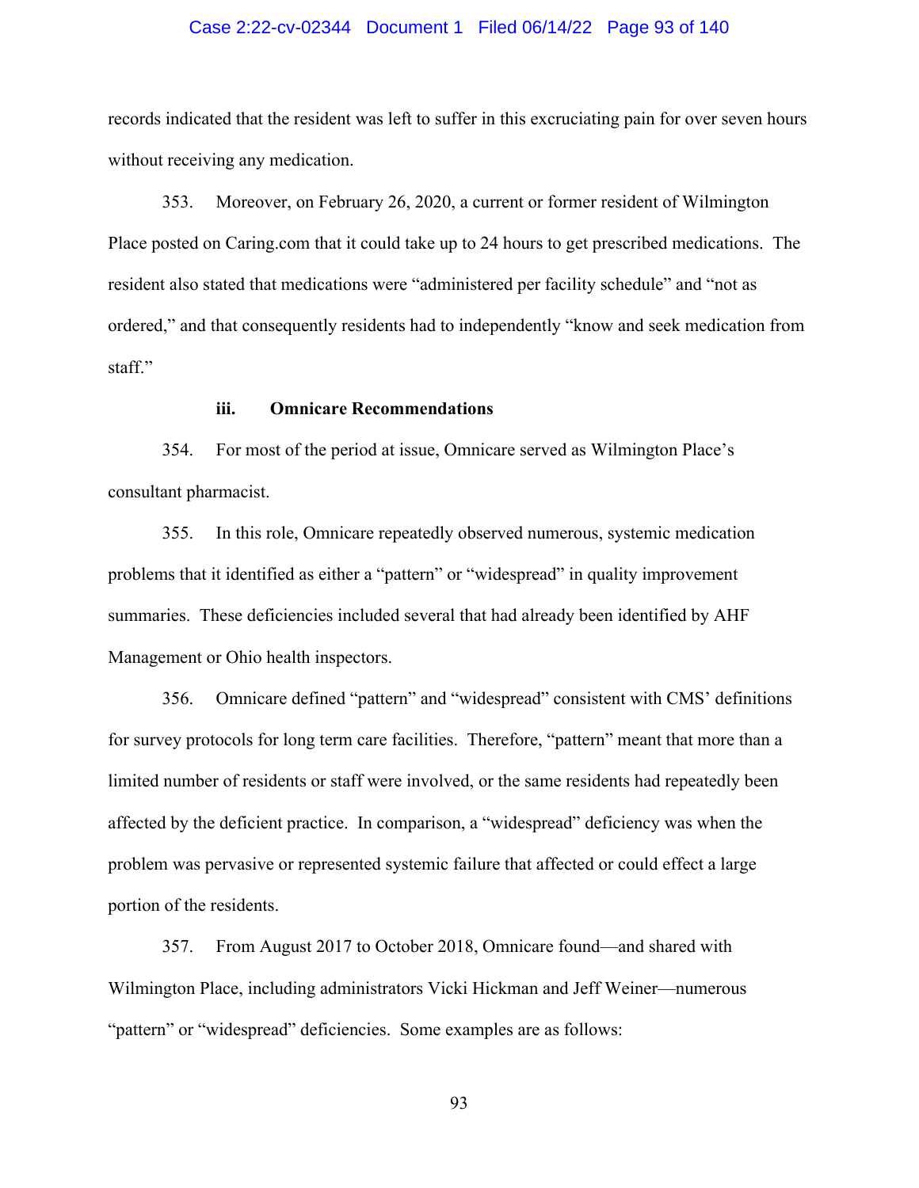records indicated that the resident was left to suffer in this excruciating pain for over seven hours without receiving any medication.

353. Moreover, on February 26, 2020, a current or former resident of Wilmington Place posted on Caring.com that it could take up to 24 hours to get prescribed medications. The resident also stated that medications were "administered per facility schedule" and "not as ordered," and that consequently residents had to independently "know and seek medication from staff."

#### iii. Omnicare Recommendations

354. For most of the period at issue, Omnicare served as Wilmington Place's consultant pharmacist.

355. In this role, Omnicare repeatedly observed numerous, systemic medication problems that it identified as either a "pattern" or "widespread" in quality improvement summaries. These deficiencies included several that had already been identified by AHF Management or Ohio health inspectors.

356. Omnicare defined "pattern" and "widespread" consistent with CMS' definitions for survey protocols for long term care facilities. Therefore, "pattern" meant that more than a limited number of residents or staff were involved, or the same residents had repeatedly been affected by the deficient practice. In comparison, a "widespread" deficiency was when the problem was pervasive or represented systemic failure that affected or could effect a large portion of the residents.

357. From August 2017 to October 2018, Omnicare found—and shared with Wilmington Place, including administrators Vicki Hickman and Jeff Weiner—numerous "pattern" or "widespread" deficiencies. Some examples are as follows: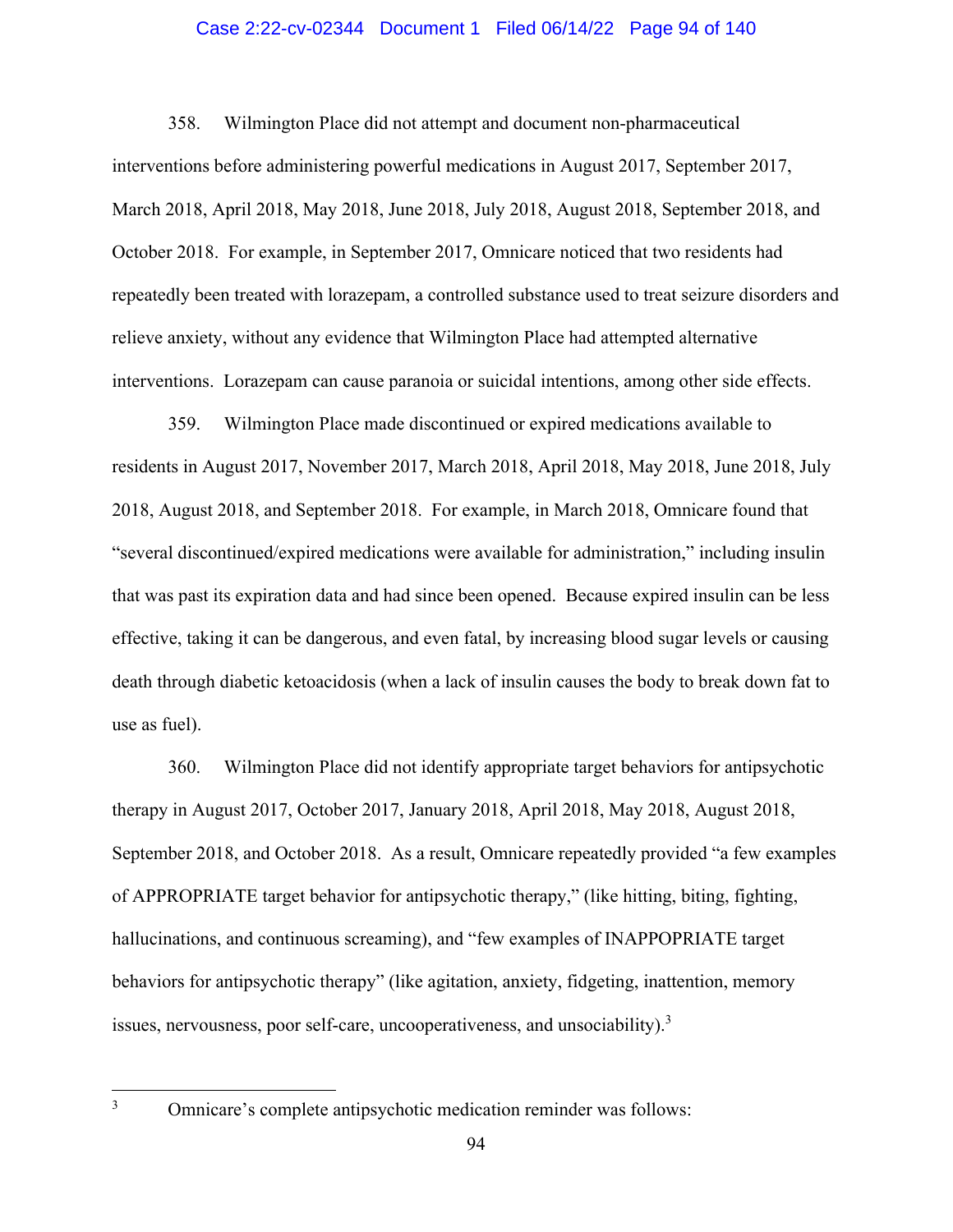358. Wilmington Place did not attempt and document non-pharmaceutical interventions before administering powerful medications in August 2017, September 2017, March 2018, April 2018, May 2018, June 2018, July 2018, August 2018, September 2018, and October 2018. For example, in September 2017, Omnicare noticed that two residents had repeatedly been treated with lorazepam, a controlled substance used to treat seizure disorders and relieve anxiety, without any evidence that Wilmington Place had attempted alternative interventions. Lorazepam can cause paranoia or suicidal intentions, among other side effects.

359. Wilmington Place made discontinued or expired medications available to residents in August 2017, November 2017, March 2018, April 2018, May 2018, June 2018, July 2018, August 2018, and September 2018. For example, in March 2018, Omnicare found that "several discontinued/expired medications were available for administration," including insulin that was past its expiration data and had since been opened. Because expired insulin can be less effective, taking it can be dangerous, and even fatal, by increasing blood sugar levels or causing death through diabetic ketoacidosis (when a lack of insulin causes the body to break down fat to use as fuel).

360. Wilmington Place did not identify appropriate target behaviors for antipsychotic therapy in August 2017, October 2017, January 2018, April 2018, May 2018, August 2018, September 2018, and October 2018. As a result, Omnicare repeatedly provided "a few examples of APPROPRIATE target behavior for antipsychotic therapy," (like hitting, biting, fighting, hallucinations, and continuous screaming), and "few examples of INAPPROPRIATE target behaviors for antipsychotic therapy" (like agitation, anxiety, fidgeting, inattention, memory issues, nervousness, poor self-care, uncooperativeness, and unsociability).[3]

---

[3] Omnicare's complete antipsychotic medication reminder was follows: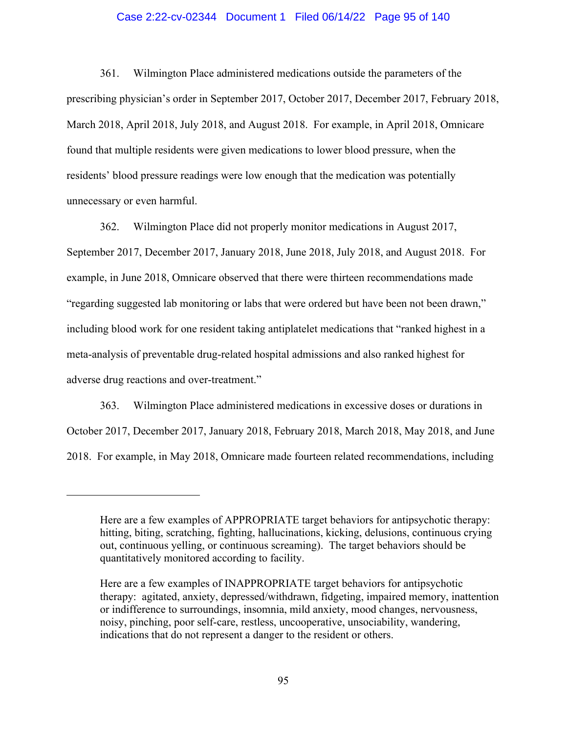361. Wilmington Place administered medications outside the parameters of the prescribing physician's order in September 2017, October 2017, December 2017, February 2018, March 2018, April 2018, July 2018, and August 2018. For example, in April 2018, Omnicare found that multiple residents were given medications to lower blood pressure, when the residents' blood pressure readings were low enough that the medication was potentially unnecessary or even harmful.

362. Wilmington Place did not properly monitor medications in August 2017, September 2017, December 2017, January 2018, June 2018, July 2018, and August 2018. For example, in June 2018, Omnicare observed that there were thirteen recommendations made "regarding suggested lab monitoring or labs that were ordered but have been not been drawn," including blood work for one resident taking antiplatelet medications that "ranked highest in a meta-analysis of preventable drug-related hospital admissions and also ranked highest for adverse drug reactions and over-treatment."

363. Wilmington Place administered medications in excessive doses or durations in October 2017, December 2017, January 2018, February 2018, March 2018, May 2018, and June 2018. For example, in May 2018, Omnicare made fourteen related recommendations, including

---

> Here are a few examples of APPROPRIATE target behaviors for antipsychotic therapy: hitting, biting, scratching, fighting, hallucinations, kicking, delusions, continuous crying out, continuous yelling, or continuous screaming). The target behaviors should be quantitatively monitored according to facility.
>
> Here are a few examples of INAPPROPRIATE target behaviors for antipsychotic therapy: agitated, anxiety, depressed/withdrawn, fidgeting, impaired memory, inattention or indifference to surroundings, insomnia, mild anxiety, mood changes, nervousness, noisy, pinching, poor self-care, restless, uncooperative, unsociability, wandering, indications that do not represent a danger to the resident or others.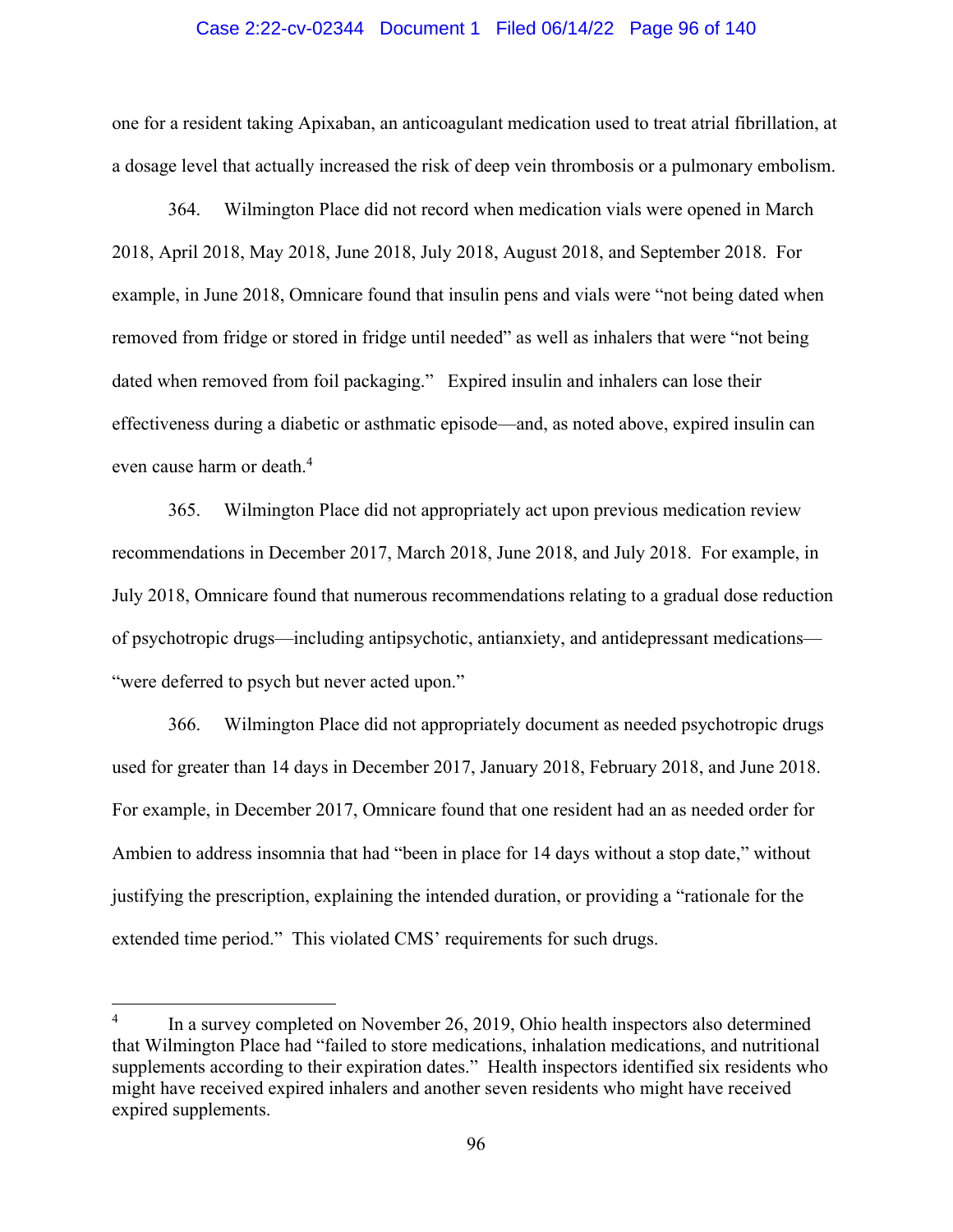one for a resident taking Apixaban, an anticoagulant medication used to treat atrial fibrillation, at a dosage level that actually increased the risk of deep vein thrombosis or a pulmonary embolism.

364. Wilmington Place did not record when medication vials were opened in March 2018, April 2018, May 2018, June 2018, July 2018, August 2018, and September 2018. For example, in June 2018, Omnicare found that insulin pens and vials were "not being dated when removed from fridge or stored in fridge until needed" as well as inhalers that were "not being dated when removed from foil packaging." Expired insulin and inhalers can lose their effectiveness during a diabetic or asthmatic episode—and, as noted above, expired insulin can even cause harm or death.[4]

365. Wilmington Place did not appropriately act upon previous medication review recommendations in December 2017, March 2018, June 2018, and July 2018. For example, in July 2018, Omnicare found that numerous recommendations relating to a gradual dose reduction of psychotropic drugs—including antipsychotic, antianxiety, and antidepressant medications—"were deferred to psych but never acted upon."

366. Wilmington Place did not appropriately document as needed psychotropic drugs used for greater than 14 days in December 2017, January 2018, February 2018, and June 2018. For example, in December 2017, Omnicare found that one resident had an as needed order for Ambien to address insomnia that had "been in place for 14 days without a stop date," without justifying the prescription, explaining the intended duration, or providing a "rationale for the extended time period." This violated CMS' requirements for such drugs.

---

[4] In a survey completed on November 26, 2019, Ohio health inspectors also determined that Wilmington Place had "failed to store medications, inhalation medications, and nutritional supplements according to their expiration dates." Health inspectors identified six residents who might have received expired inhalers and another seven residents who might have received expired supplements.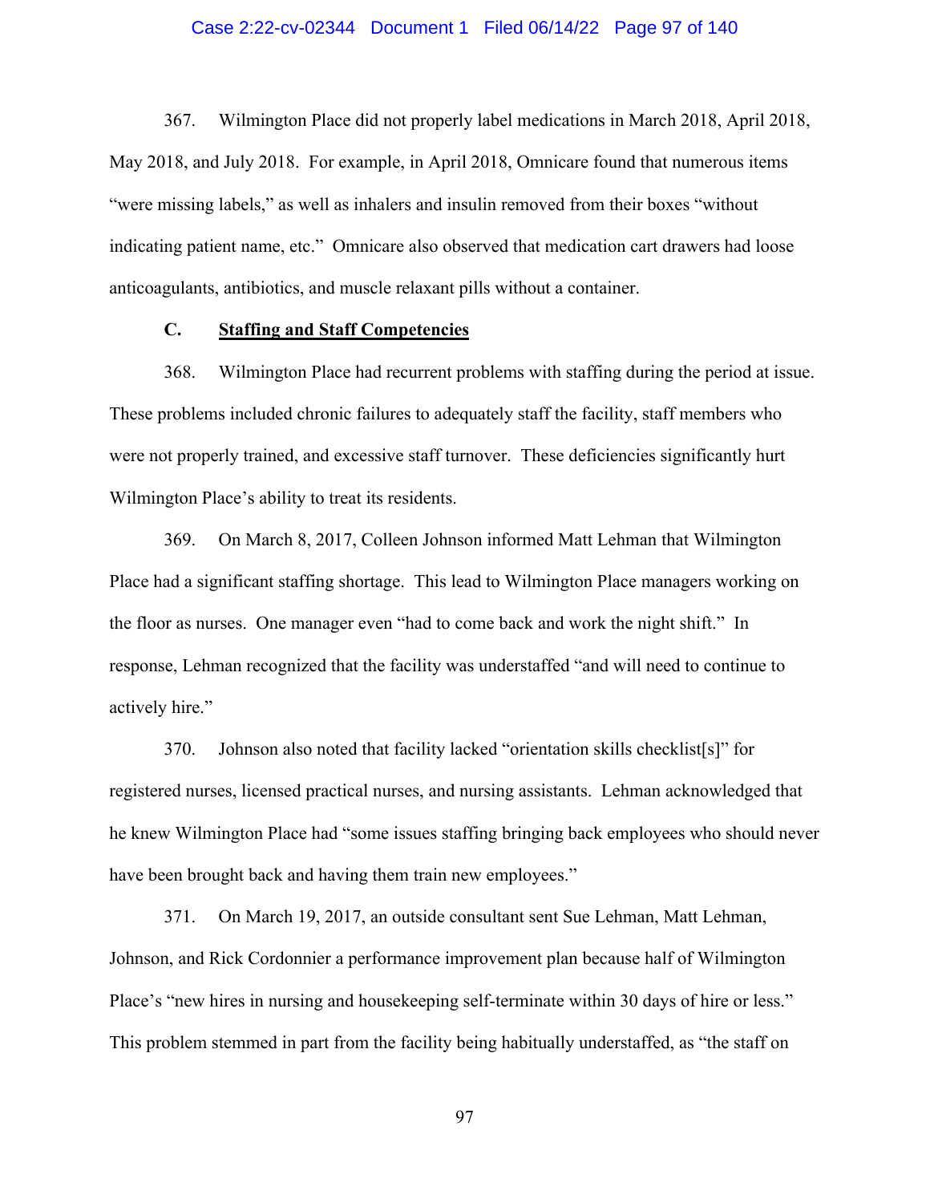367. Wilmington Place did not properly label medications in March 2018, April 2018, May 2018, and July 2018. For example, in April 2018, Omnicare found that numerous items "were missing labels," as well as inhalers and insulin removed from their boxes "without indicating patient name, etc." Omnicare also observed that medication cart drawers had loose anticoagulants, antibiotics, and muscle relaxant pills without a container.

### C. <u>Staffing and Staff Competencies</u>

368. Wilmington Place had recurrent problems with staffing during the period at issue. These problems included chronic failures to adequately staff the facility, staff members who were not properly trained, and excessive staff turnover. These deficiencies significantly hurt Wilmington Place's ability to treat its residents.

369. On March 8, 2017, Colleen Johnson informed Matt Lehman that Wilmington Place had a significant staffing shortage. This lead to Wilmington Place managers working on the floor as nurses. One manager even "had to come back and work the night shift." In response, Lehman recognized that the facility was understaffed "and will need to continue to actively hire."

370. Johnson also noted that facility lacked "orientation skills checklist[s]" for registered nurses, licensed practical nurses, and nursing assistants. Lehman acknowledged that he knew Wilmington Place had "some issues staffing bringing back employees who should never have been brought back and having them train new employees."

371. On March 19, 2017, an outside consultant sent Sue Lehman, Matt Lehman, Johnson, and Rick Cordonnier a performance improvement plan because half of Wilmington Place's "new hires in nursing and housekeeping self-terminate within 30 days of hire or less." This problem stemmed in part from the facility being habitually understaffed, as "the staff on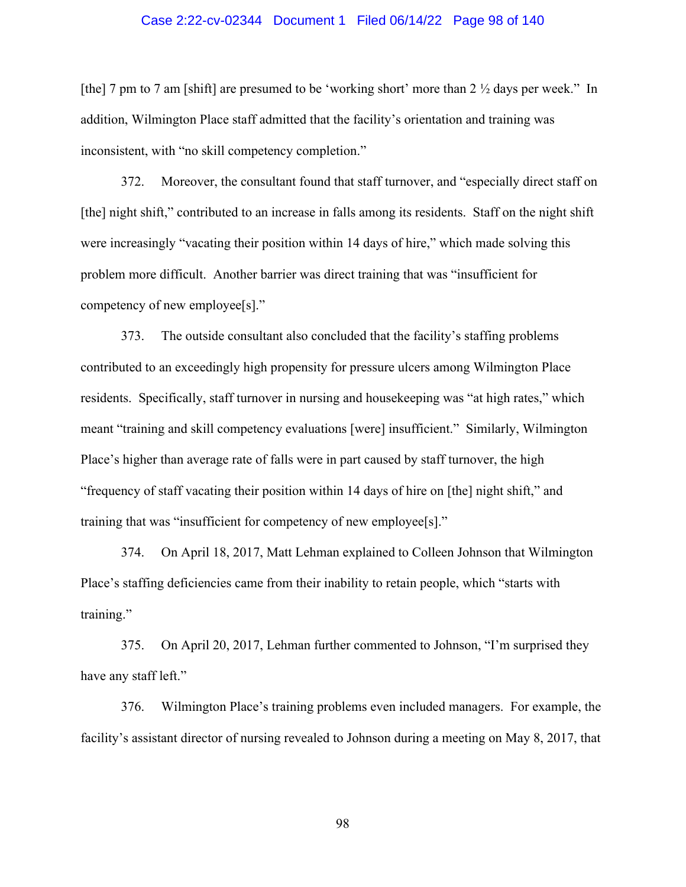[the] 7 pm to 7 am [shift] are presumed to be 'working short' more than 2 ½ days per week." In addition, Wilmington Place staff admitted that the facility's orientation and training was inconsistent, with "no skill competency completion."

372. Moreover, the consultant found that staff turnover, and "especially direct staff on [the] night shift," contributed to an increase in falls among its residents. Staff on the night shift were increasingly "vacating their position within 14 days of hire," which made solving this problem more difficult. Another barrier was direct training that was "insufficient for competency of new employee[s]."

373. The outside consultant also concluded that the facility's staffing problems contributed to an exceedingly high propensity for pressure ulcers among Wilmington Place residents. Specifically, staff turnover in nursing and housekeeping was "at high rates," which meant "training and skill competency evaluations [were] insufficient." Similarly, Wilmington Place's higher than average rate of falls were in part caused by staff turnover, the high "frequency of staff vacating their position within 14 days of hire on [the] night shift," and training that was "insufficient for competency of new employee[s]."

374. On April 18, 2017, Matt Lehman explained to Colleen Johnson that Wilmington Place's staffing deficiencies came from their inability to retain people, which "starts with training."

375. On April 20, 2017, Lehman further commented to Johnson, "I'm surprised they have any staff left."

376. Wilmington Place's training problems even included managers. For example, the facility's assistant director of nursing revealed to Johnson during a meeting on May 8, 2017, that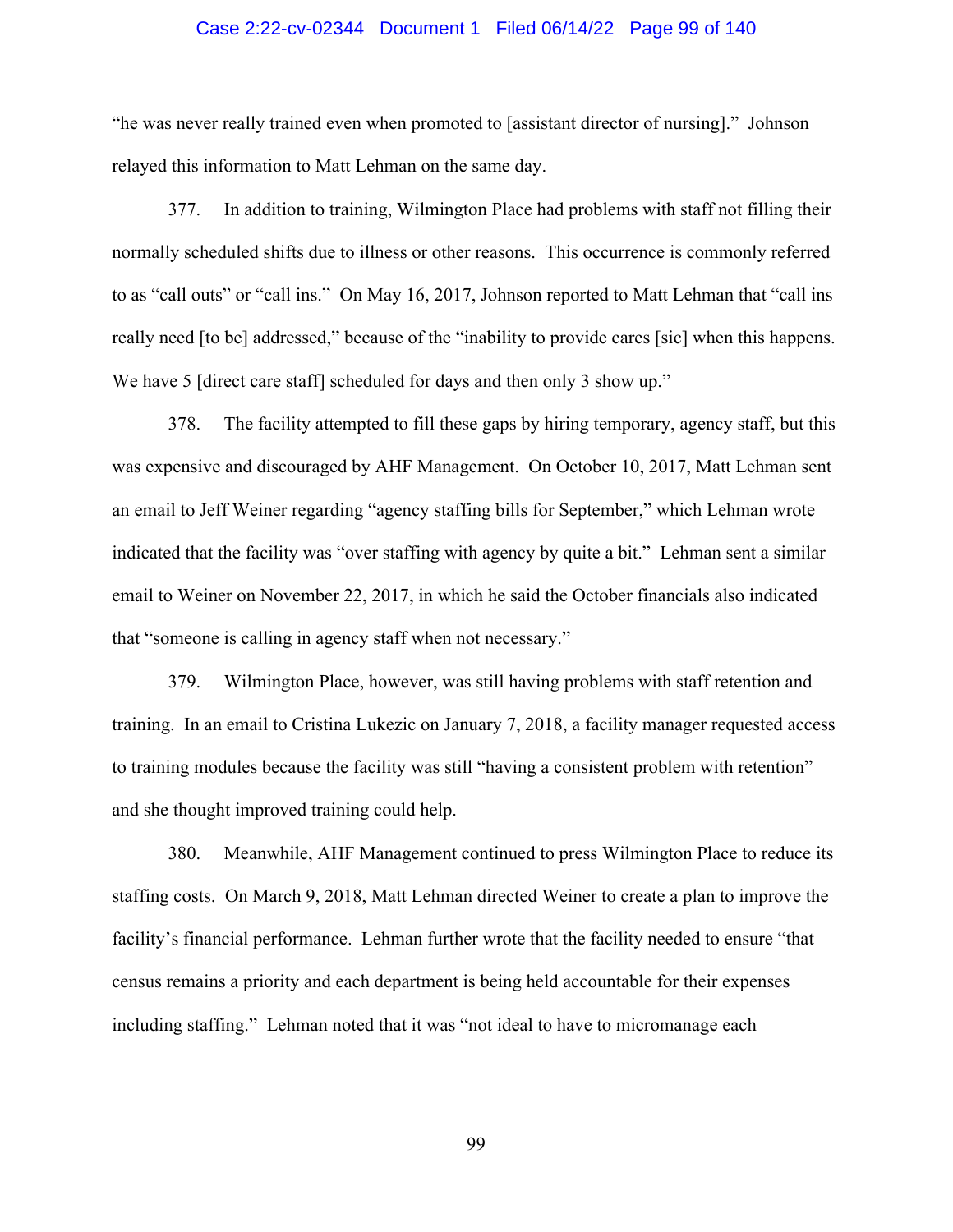"he was never really trained even when promoted to [assistant director of nursing]." Johnson relayed this information to Matt Lehman on the same day.

377. In addition to training, Wilmington Place had problems with staff not filling their normally scheduled shifts due to illness or other reasons. This occurrence is commonly referred to as "call outs" or "call ins." On May 16, 2017, Johnson reported to Matt Lehman that "call ins really need [to be] addressed," because of the "inability to provide cares [sic] when this happens. We have 5 [direct care staff] scheduled for days and then only 3 show up."

378. The facility attempted to fill these gaps by hiring temporary, agency staff, but this was expensive and discouraged by AHF Management. On October 10, 2017, Matt Lehman sent an email to Jeff Weiner regarding "agency staffing bills for September," which Lehman wrote indicated that the facility was "over staffing with agency by quite a bit." Lehman sent a similar email to Weiner on November 22, 2017, in which he said the October financials also indicated that "someone is calling in agency staff when not necessary."

379. Wilmington Place, however, was still having problems with staff retention and training. In an email to Cristina Lukezic on January 7, 2018, a facility manager requested access to training modules because the facility was still "having a consistent problem with retention" and she thought improved training could help.

380. Meanwhile, AHF Management continued to press Wilmington Place to reduce its staffing costs. On March 9, 2018, Matt Lehman directed Weiner to create a plan to improve the facility's financial performance. Lehman further wrote that the facility needed to ensure "that census remains a priority and each department is being held accountable for their expenses including staffing." Lehman noted that it was "not ideal to have to micromanage each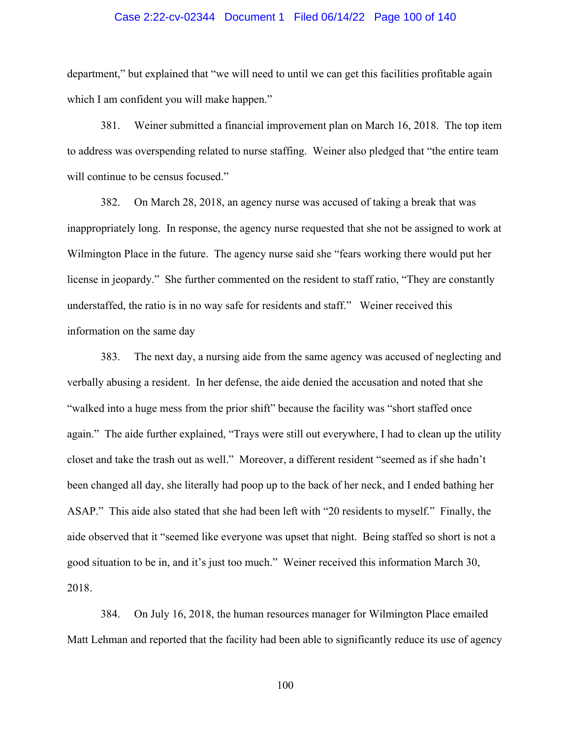department," but explained that "we will need to until we can get this facilities profitable again which I am confident you will make happen."

381. Weiner submitted a financial improvement plan on March 16, 2018. The top item to address was overspending related to nurse staffing. Weiner also pledged that "the entire team will continue to be census focused."

382. On March 28, 2018, an agency nurse was accused of taking a break that was inappropriately long. In response, the agency nurse requested that she not be assigned to work at Wilmington Place in the future. The agency nurse said she "fears working there would put her license in jeopardy." She further commented on the resident to staff ratio, "They are constantly understaffed, the ratio is in no way safe for residents and staff." Weiner received this information on the same day

383. The next day, a nursing aide from the same agency was accused of neglecting and verbally abusing a resident. In her defense, the aide denied the accusation and noted that she "walked into a huge mess from the prior shift" because the facility was "short staffed once again." The aide further explained, "Trays were still out everywhere, I had to clean up the utility closet and take the trash out as well." Moreover, a different resident "seemed as if she hadn't been changed all day, she literally had poop up to the back of her neck, and I ended bathing her ASAP." This aide also stated that she had been left with "20 residents to myself." Finally, the aide observed that it "seemed like everyone was upset that night. Being staffed so short is not a good situation to be in, and it's just too much." Weiner received this information March 30, 2018.

384. On July 16, 2018, the human resources manager for Wilmington Place emailed Matt Lehman and reported that the facility had been able to significantly reduce its use of agency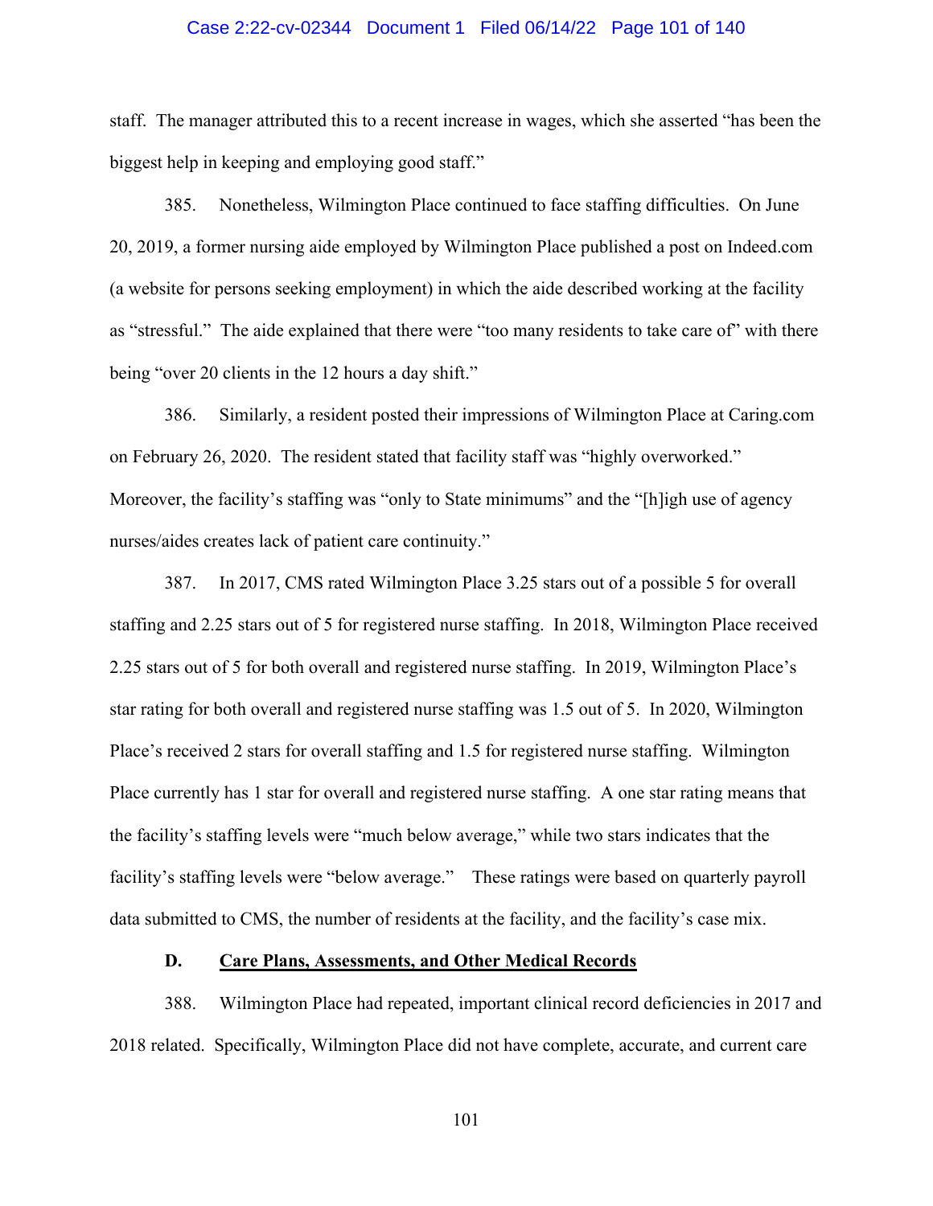staff. The manager attributed this to a recent increase in wages, which she asserted "has been the biggest help in keeping and employing good staff."

385. Nonetheless, Wilmington Place continued to face staffing difficulties. On June 20, 2019, a former nursing aide employed by Wilmington Place published a post on Indeed.com (a website for persons seeking employment) in which the aide described working at the facility as "stressful." The aide explained that there were "too many residents to take care of" with there being "over 20 clients in the 12 hours a day shift."

386. Similarly, a resident posted their impressions of Wilmington Place at Caring.com on February 26, 2020. The resident stated that facility staff was "highly overworked." Moreover, the facility's staffing was "only to State minimums" and the "[h]igh use of agency nurses/aides creates lack of patient care continuity."

387. In 2017, CMS rated Wilmington Place 3.25 stars out of a possible 5 for overall staffing and 2.25 stars out of 5 for registered nurse staffing. In 2018, Wilmington Place received 2.25 stars out of 5 for both overall and registered nurse staffing. In 2019, Wilmington Place's star rating for both overall and registered nurse staffing was 1.5 out of 5. In 2020, Wilmington Place's received 2 stars for overall staffing and 1.5 for registered nurse staffing. Wilmington Place currently has 1 star for overall and registered nurse staffing. A one star rating means that the facility's staffing levels were "much below average," while two stars indicates that the facility's staffing levels were "below average." These ratings were based on quarterly payroll data submitted to CMS, the number of residents at the facility, and the facility's case mix.

## D. <u>Care Plans, Assessments, and Other Medical Records</u>

388. Wilmington Place had repeated, important clinical record deficiencies in 2017 and 2018 related. Specifically, Wilmington Place did not have complete, accurate, and current care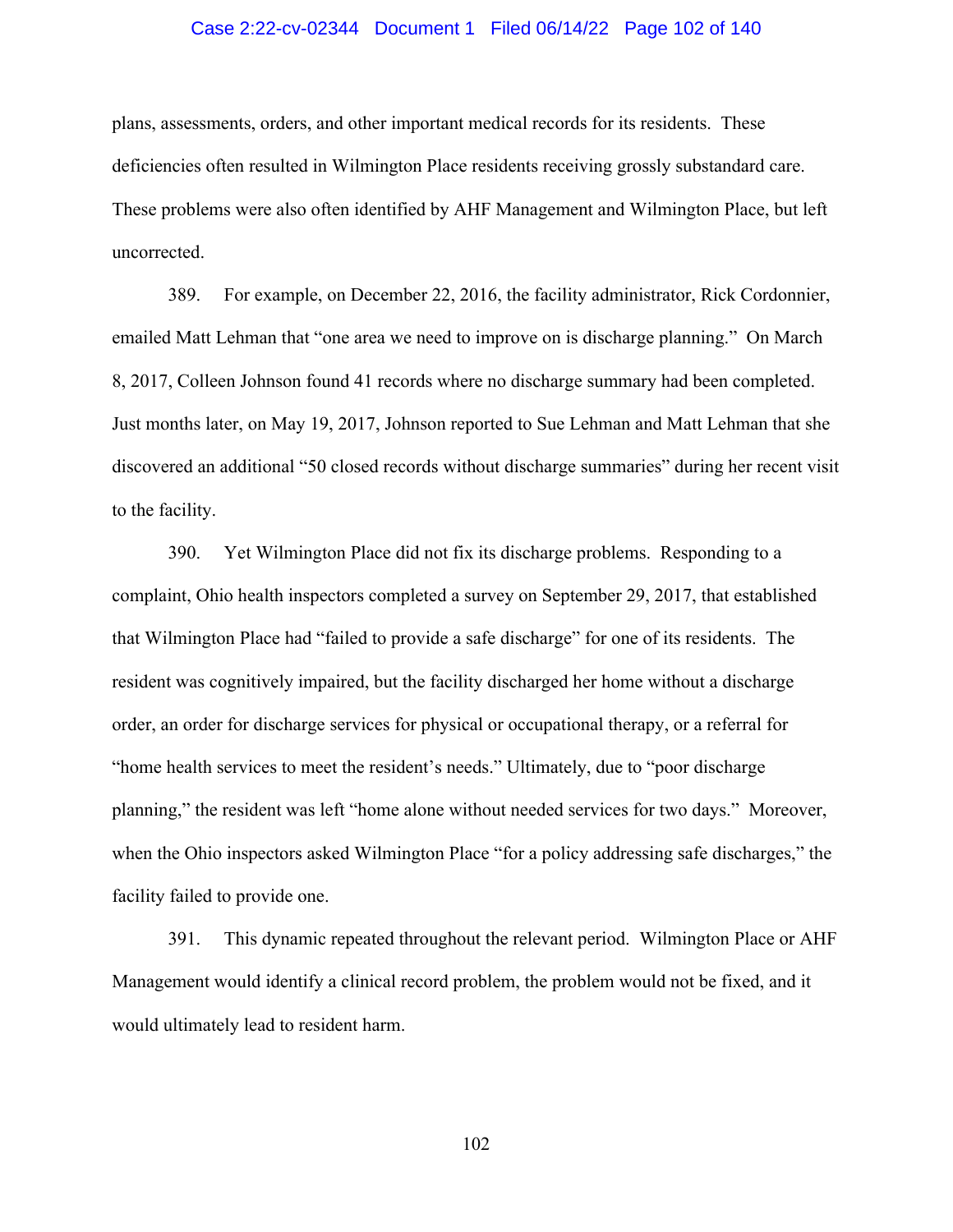plans, assessments, orders, and other important medical records for its residents. These deficiencies often resulted in Wilmington Place residents receiving grossly substandard care. These problems were also often identified by AHF Management and Wilmington Place, but left uncorrected.

389. For example, on December 22, 2016, the facility administrator, Rick Cordonnier, emailed Matt Lehman that "one area we need to improve on is discharge planning." On March 8, 2017, Colleen Johnson found 41 records where no discharge summary had been completed. Just months later, on May 19, 2017, Johnson reported to Sue Lehman and Matt Lehman that she discovered an additional "50 closed records without discharge summaries" during her recent visit to the facility.

390. Yet Wilmington Place did not fix its discharge problems. Responding to a complaint, Ohio health inspectors completed a survey on September 29, 2017, that established that Wilmington Place had "failed to provide a safe discharge" for one of its residents. The resident was cognitively impaired, but the facility discharged her home without a discharge order, an order for discharge services for physical or occupational therapy, or a referral for "home health services to meet the resident's needs." Ultimately, due to "poor discharge planning," the resident was left "home alone without needed services for two days." Moreover, when the Ohio inspectors asked Wilmington Place "for a policy addressing safe discharges," the facility failed to provide one.

391. This dynamic repeated throughout the relevant period. Wilmington Place or AHF Management would identify a clinical record problem, the problem would not be fixed, and it would ultimately lead to resident harm.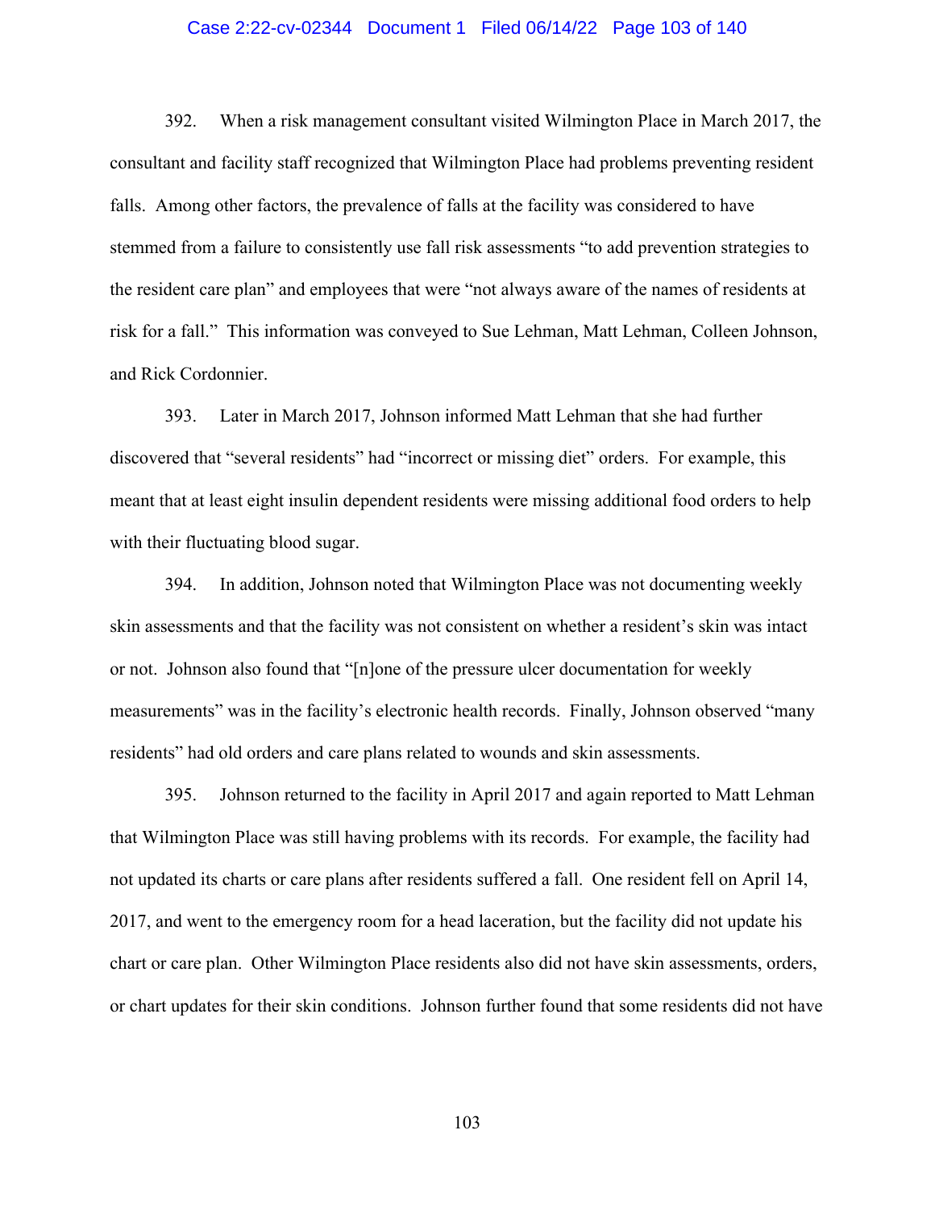392. When a risk management consultant visited Wilmington Place in March 2017, the consultant and facility staff recognized that Wilmington Place had problems preventing resident falls. Among other factors, the prevalence of falls at the facility was considered to have stemmed from a failure to consistently use fall risk assessments "to add prevention strategies to the resident care plan" and employees that were "not always aware of the names of residents at risk for a fall." This information was conveyed to Sue Lehman, Matt Lehman, Colleen Johnson, and Rick Cordonnier.

393. Later in March 2017, Johnson informed Matt Lehman that she had further discovered that "several residents" had "incorrect or missing diet" orders. For example, this meant that at least eight insulin dependent residents were missing additional food orders to help with their fluctuating blood sugar.

394. In addition, Johnson noted that Wilmington Place was not documenting weekly skin assessments and that the facility was not consistent on whether a resident's skin was intact or not. Johnson also found that "[n]one of the pressure ulcer documentation for weekly measurements" was in the facility's electronic health records. Finally, Johnson observed "many residents" had old orders and care plans related to wounds and skin assessments.

395. Johnson returned to the facility in April 2017 and again reported to Matt Lehman that Wilmington Place was still having problems with its records. For example, the facility had not updated its charts or care plans after residents suffered a fall. One resident fell on April 14, 2017, and went to the emergency room for a head laceration, but the facility did not update his chart or care plan. Other Wilmington Place residents also did not have skin assessments, orders, or chart updates for their skin conditions. Johnson further found that some residents did not have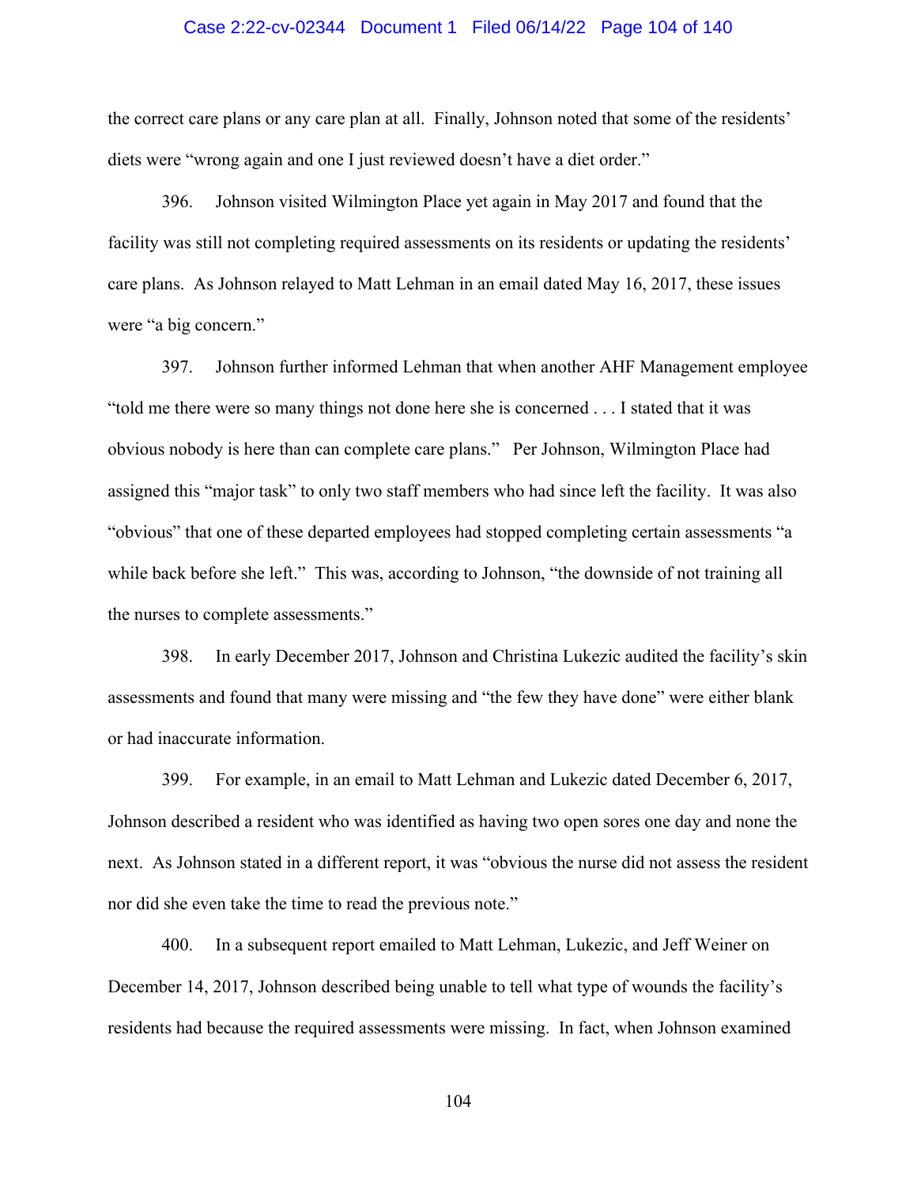the correct care plans or any care plan at all. Finally, Johnson noted that some of the residents' diets were "wrong again and one I just reviewed doesn't have a diet order."

396. Johnson visited Wilmington Place yet again in May 2017 and found that the facility was still not completing required assessments on its residents or updating the residents' care plans. As Johnson relayed to Matt Lehman in an email dated May 16, 2017, these issues were "a big concern."

397. Johnson further informed Lehman that when another AHF Management employee "told me there were so many things not done here she is concerned . . . I stated that it was obvious nobody is here than can complete care plans." Per Johnson, Wilmington Place had assigned this "major task" to only two staff members who had since left the facility. It was also "obvious" that one of these departed employees had stopped completing certain assessments "a while back before she left." This was, according to Johnson, "the downside of not training all the nurses to complete assessments."

398. In early December 2017, Johnson and Christina Lukezic audited the facility's skin assessments and found that many were missing and "the few they have done" were either blank or had inaccurate information.

399. For example, in an email to Matt Lehman and Lukezic dated December 6, 2017, Johnson described a resident who was identified as having two open sores one day and none the next. As Johnson stated in a different report, it was "obvious the nurse did not assess the resident nor did she even take the time to read the previous note."

400. In a subsequent report emailed to Matt Lehman, Lukezic, and Jeff Weiner on December 14, 2017, Johnson described being unable to tell what type of wounds the facility's residents had because the required assessments were missing. In fact, when Johnson examined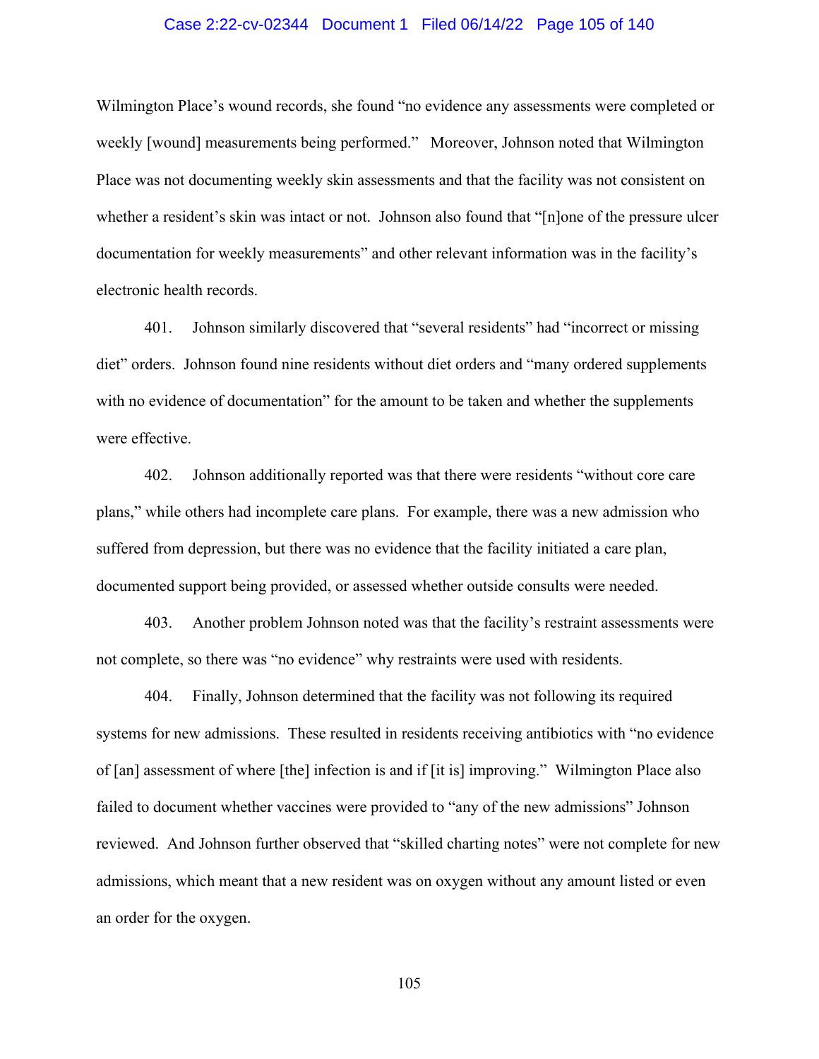Wilmington Place's wound records, she found "no evidence any assessments were completed or weekly [wound] measurements being performed." Moreover, Johnson noted that Wilmington Place was not documenting weekly skin assessments and that the facility was not consistent on whether a resident's skin was intact or not. Johnson also found that "[n]one of the pressure ulcer documentation for weekly measurements" and other relevant information was in the facility's electronic health records.

401. Johnson similarly discovered that "several residents" had "incorrect or missing diet" orders. Johnson found nine residents without diet orders and "many ordered supplements with no evidence of documentation" for the amount to be taken and whether the supplements were effective.

402. Johnson additionally reported was that there were residents "without core care plans," while others had incomplete care plans. For example, there was a new admission who suffered from depression, but there was no evidence that the facility initiated a care plan, documented support being provided, or assessed whether outside consults were needed.

403. Another problem Johnson noted was that the facility's restraint assessments were not complete, so there was "no evidence" why restraints were used with residents.

404. Finally, Johnson determined that the facility was not following its required systems for new admissions. These resulted in residents receiving antibiotics with "no evidence of [an] assessment of where [the] infection is and if [it is] improving." Wilmington Place also failed to document whether vaccines were provided to "any of the new admissions" Johnson reviewed. And Johnson further observed that "skilled charting notes" were not complete for new admissions, which meant that a new resident was on oxygen without any amount listed or even an order for the oxygen.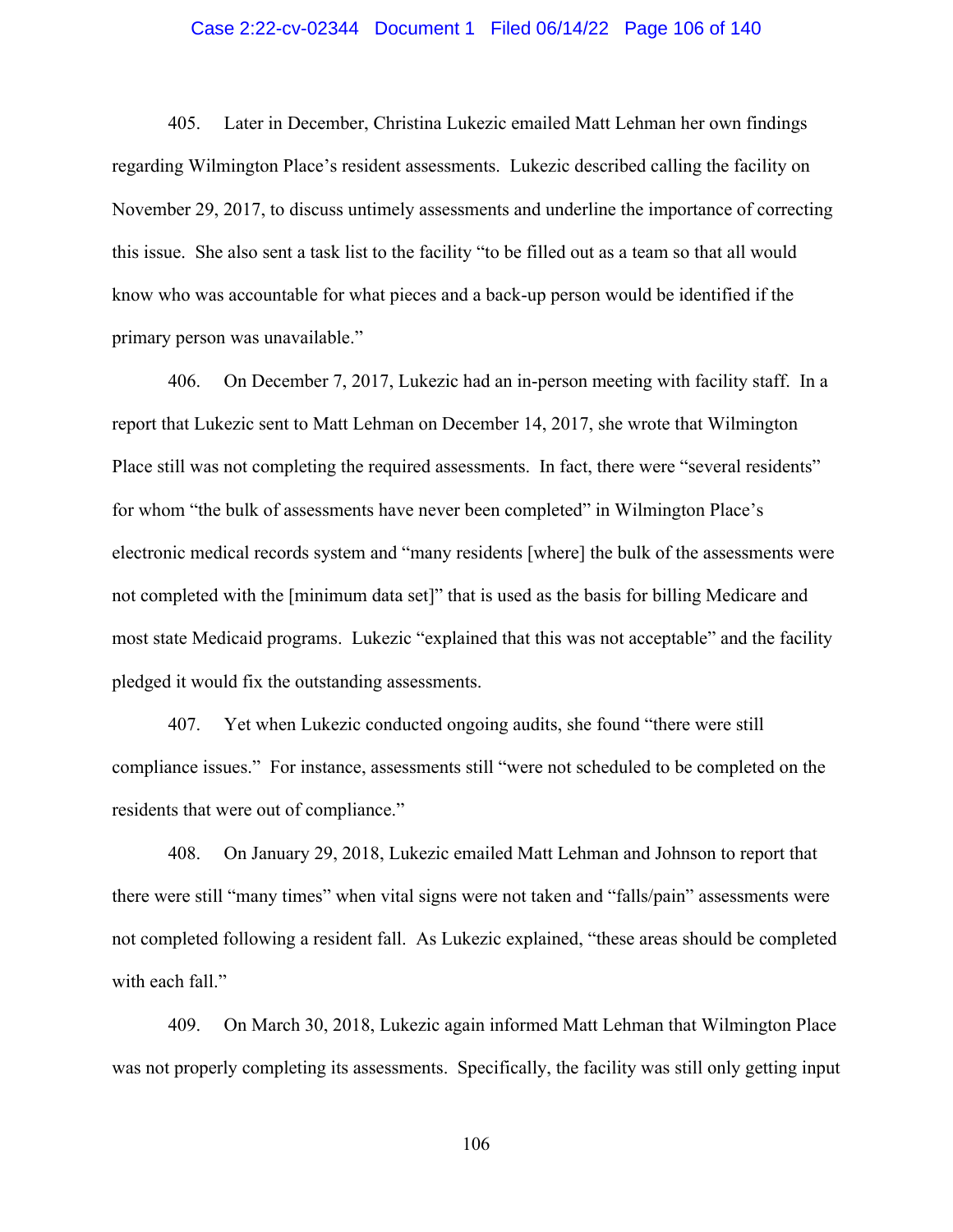405. Later in December, Christina Lukezic emailed Matt Lehman her own findings regarding Wilmington Place's resident assessments. Lukezic described calling the facility on November 29, 2017, to discuss untimely assessments and underline the importance of correcting this issue. She also sent a task list to the facility "to be filled out as a team so that all would know who was accountable for what pieces and a back-up person would be identified if the primary person was unavailable."

406. On December 7, 2017, Lukezic had an in-person meeting with facility staff. In a report that Lukezic sent to Matt Lehman on December 14, 2017, she wrote that Wilmington Place still was not completing the required assessments. In fact, there were "several residents" for whom "the bulk of assessments have never been completed" in Wilmington Place's electronic medical records system and "many residents [where] the bulk of the assessments were not completed with the [minimum data set]" that is used as the basis for billing Medicare and most state Medicaid programs. Lukezic "explained that this was not acceptable" and the facility pledged it would fix the outstanding assessments.

407. Yet when Lukezic conducted ongoing audits, she found "there were still compliance issues." For instance, assessments still "were not scheduled to be completed on the residents that were out of compliance."

408. On January 29, 2018, Lukezic emailed Matt Lehman and Johnson to report that there were still "many times" when vital signs were not taken and "falls/pain" assessments were not completed following a resident fall. As Lukezic explained, "these areas should be completed with each fall."

409. On March 30, 2018, Lukezic again informed Matt Lehman that Wilmington Place was not properly completing its assessments. Specifically, the facility was still only getting input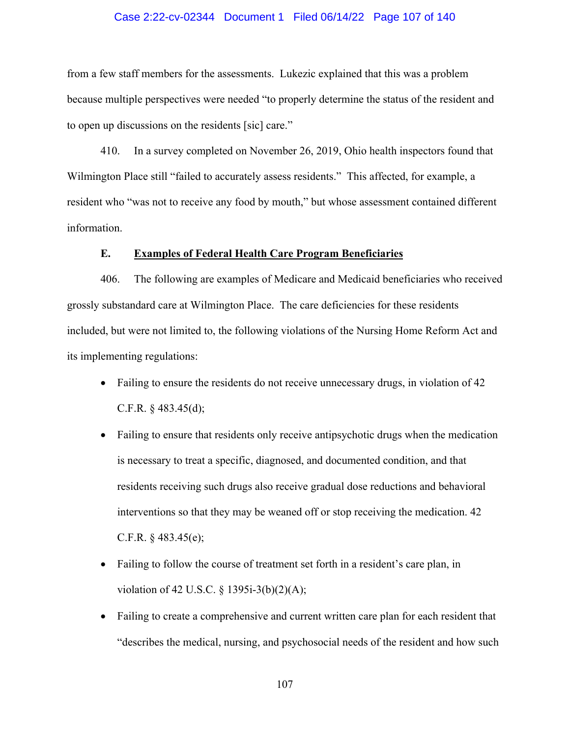from a few staff members for the assessments. Lukezic explained that this was a problem because multiple perspectives were needed "to properly determine the status of the resident and to open up discussions on the residents [sic] care."

410. In a survey completed on November 26, 2019, Ohio health inspectors found that Wilmington Place still "failed to accurately assess residents." This affected, for example, a resident who "was not to receive any food by mouth," but whose assessment contained different information.

### E. Examples of Federal Health Care Program Beneficiaries

406. The following are examples of Medicare and Medicaid beneficiaries who received grossly substandard care at Wilmington Place. The care deficiencies for these residents included, but were not limited to, the following violations of the Nursing Home Reform Act and its implementing regulations:

- Failing to ensure the residents do not receive unnecessary drugs, in violation of 42 C.F.R. § 483.45(d);
- Failing to ensure that residents only receive antipsychotic drugs when the medication is necessary to treat a specific, diagnosed, and documented condition, and that residents receiving such drugs also receive gradual dose reductions and behavioral interventions so that they may be weaned off or stop receiving the medication. 42 C.F.R. § 483.45(e);
- Failing to follow the course of treatment set forth in a resident's care plan, in violation of 42 U.S.C. § 1395i-3(b)(2)(A);
- Failing to create a comprehensive and current written care plan for each resident that "describes the medical, nursing, and psychosocial needs of the resident and how such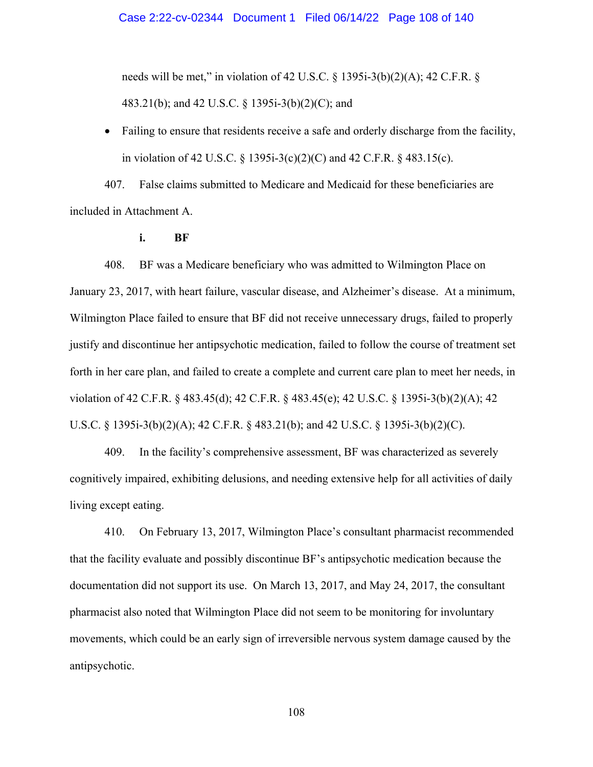needs will be met," in violation of 42 U.S.C. § 1395i-3(b)(2)(A); 42 C.F.R. § 483.21(b); and 42 U.S.C. § 1395i-3(b)(2)(C); and

- Failing to ensure that residents receive a safe and orderly discharge from the facility, in violation of 42 U.S.C. § 1395i-3(c)(2)(C) and 42 C.F.R. § 483.15(c).

407. False claims submitted to Medicare and Medicaid for these beneficiaries are included in Attachment A.

**i. BF**

408. BF was a Medicare beneficiary who was admitted to Wilmington Place on January 23, 2017, with heart failure, vascular disease, and Alzheimer's disease. At a minimum, Wilmington Place failed to ensure that BF did not receive unnecessary drugs, failed to properly justify and discontinue her antipsychotic medication, failed to follow the course of treatment set forth in her care plan, and failed to create a complete and current care plan to meet her needs, in violation of 42 C.F.R. § 483.45(d); 42 C.F.R. § 483.45(e); 42 U.S.C. § 1395i-3(b)(2)(A); 42 U.S.C. § 1395i-3(b)(2)(A); 42 C.F.R. § 483.21(b); and 42 U.S.C. § 1395i-3(b)(2)(C).

409. In the facility's comprehensive assessment, BF was characterized as severely cognitively impaired, exhibiting delusions, and needing extensive help for all activities of daily living except eating.

410. On February 13, 2017, Wilmington Place's consultant pharmacist recommended that the facility evaluate and possibly discontinue BF's antipsychotic medication because the documentation did not support its use. On March 13, 2017, and May 24, 2017, the consultant pharmacist also noted that Wilmington Place did not seem to be monitoring for involuntary movements, which could be an early sign of irreversible nervous system damage caused by the antipsychotic.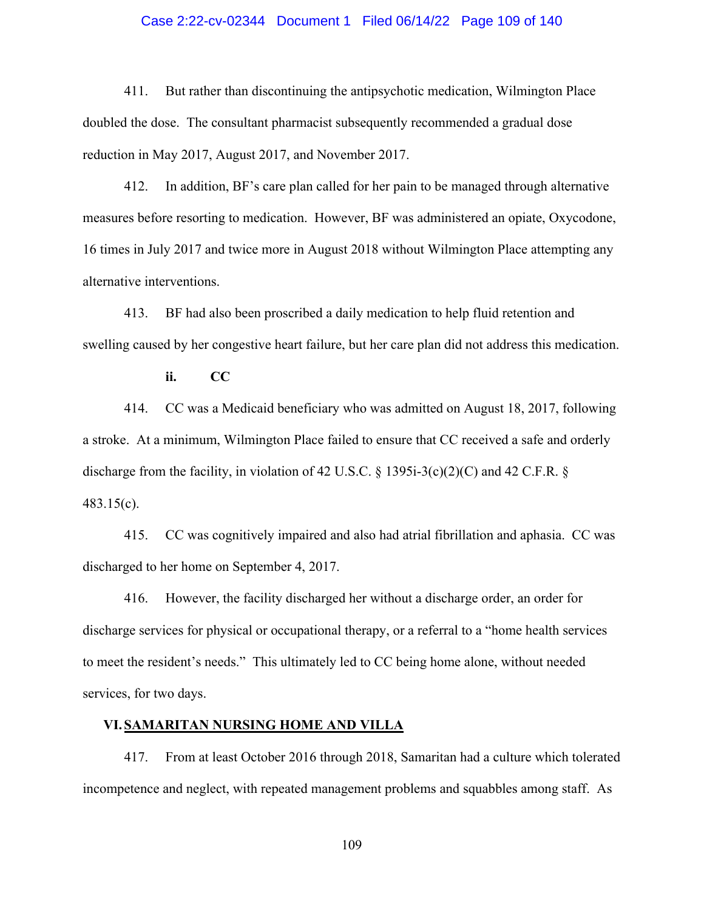411. But rather than discontinuing the antipsychotic medication, Wilmington Place doubled the dose. The consultant pharmacist subsequently recommended a gradual dose reduction in May 2017, August 2017, and November 2017.

412. In addition, BF's care plan called for her pain to be managed through alternative measures before resorting to medication. However, BF was administered an opiate, Oxycodone, 16 times in July 2017 and twice more in August 2018 without Wilmington Place attempting any alternative interventions.

413. BF had also been proscribed a daily medication to help fluid retention and swelling caused by her congestive heart failure, but her care plan did not address this medication.

**ii. CC**

414. CC was a Medicaid beneficiary who was admitted on August 18, 2017, following a stroke. At a minimum, Wilmington Place failed to ensure that CC received a safe and orderly discharge from the facility, in violation of 42 U.S.C. § 1395i-3(c)(2)(C) and 42 C.F.R. § 483.15(c).

415. CC was cognitively impaired and also had atrial fibrillation and aphasia. CC was discharged to her home on September 4, 2017.

416. However, the facility discharged her without a discharge order, an order for discharge services for physical or occupational therapy, or a referral to a "home health services to meet the resident's needs." This ultimately led to CC being home alone, without needed services, for two days.

## VI. SAMARITAN NURSING HOME AND VILLA

417. From at least October 2016 through 2018, Samaritan had a culture which tolerated incompetence and neglect, with repeated management problems and squabbles among staff. As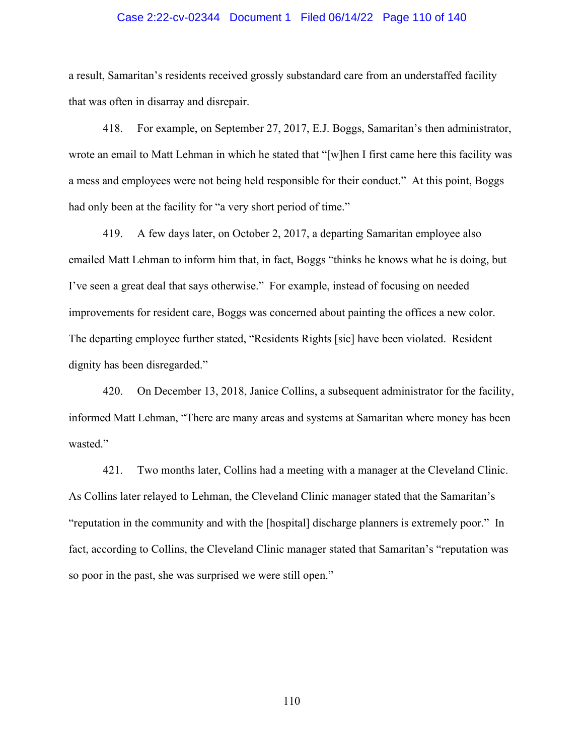a result, Samaritan's residents received grossly substandard care from an understaffed facility that was often in disarray and disrepair.

418. For example, on September 27, 2017, E.J. Boggs, Samaritan's then administrator, wrote an email to Matt Lehman in which he stated that "[w]hen I first came here this facility was a mess and employees were not being held responsible for their conduct." At this point, Boggs had only been at the facility for "a very short period of time."

419. A few days later, on October 2, 2017, a departing Samaritan employee also emailed Matt Lehman to inform him that, in fact, Boggs "thinks he knows what he is doing, but I've seen a great deal that says otherwise." For example, instead of focusing on needed improvements for resident care, Boggs was concerned about painting the offices a new color. The departing employee further stated, "Residents Rights [sic] have been violated. Resident dignity has been disregarded."

420. On December 13, 2018, Janice Collins, a subsequent administrator for the facility, informed Matt Lehman, "There are many areas and systems at Samaritan where money has been wasted."

421. Two months later, Collins had a meeting with a manager at the Cleveland Clinic. As Collins later relayed to Lehman, the Cleveland Clinic manager stated that the Samaritan's "reputation in the community and with the [hospital] discharge planners is extremely poor." In fact, according to Collins, the Cleveland Clinic manager stated that Samaritan's "reputation was so poor in the past, she was surprised we were still open."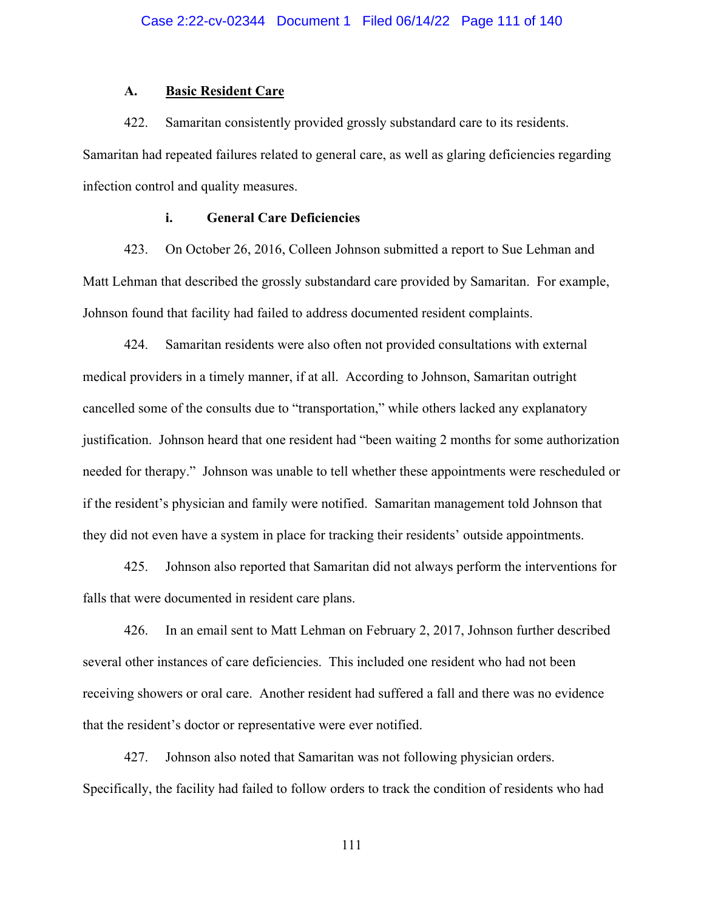### A. Basic Resident Care

422. Samaritan consistently provided grossly substandard care to its residents. Samaritan had repeated failures related to general care, as well as glaring deficiencies regarding infection control and quality measures.

#### i. General Care Deficiencies

423. On October 26, 2016, Colleen Johnson submitted a report to Sue Lehman and Matt Lehman that described the grossly substandard care provided by Samaritan. For example, Johnson found that facility had failed to address documented resident complaints.

424. Samaritan residents were also often not provided consultations with external medical providers in a timely manner, if at all. According to Johnson, Samaritan outright cancelled some of the consults due to "transportation," while others lacked any explanatory justification. Johnson heard that one resident had "been waiting 2 months for some authorization needed for therapy." Johnson was unable to tell whether these appointments were rescheduled or if the resident's physician and family were notified. Samaritan management told Johnson that they did not even have a system in place for tracking their residents' outside appointments.

425. Johnson also reported that Samaritan did not always perform the interventions for falls that were documented in resident care plans.

426. In an email sent to Matt Lehman on February 2, 2017, Johnson further described several other instances of care deficiencies. This included one resident who had not been receiving showers or oral care. Another resident had suffered a fall and there was no evidence that the resident's doctor or representative were ever notified.

427. Johnson also noted that Samaritan was not following physician orders. Specifically, the facility had failed to follow orders to track the condition of residents who had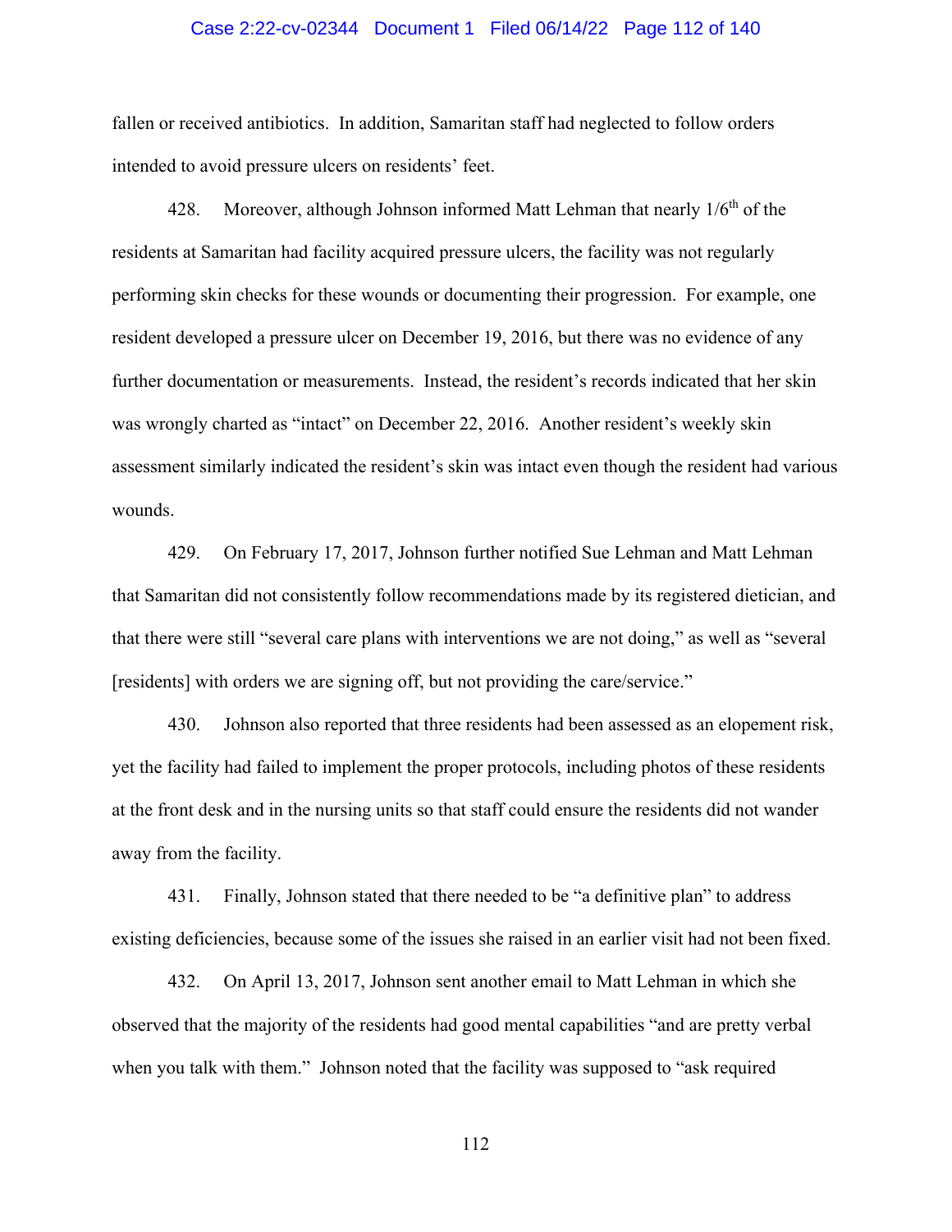fallen or received antibiotics. In addition, Samaritan staff had neglected to follow orders intended to avoid pressure ulcers on residents' feet.

428. Moreover, although Johnson informed Matt Lehman that nearly 1/6th of the residents at Samaritan had facility acquired pressure ulcers, the facility was not regularly performing skin checks for these wounds or documenting their progression. For example, one resident developed a pressure ulcer on December 19, 2016, but there was no evidence of any further documentation or measurements. Instead, the resident's records indicated that her skin was wrongly charted as "intact" on December 22, 2016. Another resident's weekly skin assessment similarly indicated the resident's skin was intact even though the resident had various wounds.

429. On February 17, 2017, Johnson further notified Sue Lehman and Matt Lehman that Samaritan did not consistently follow recommendations made by its registered dietician, and that there were still "several care plans with interventions we are not doing," as well as "several [residents] with orders we are signing off, but not providing the care/service."

430. Johnson also reported that three residents had been assessed as an elopement risk, yet the facility had failed to implement the proper protocols, including photos of these residents at the front desk and in the nursing units so that staff could ensure the residents did not wander away from the facility.

431. Finally, Johnson stated that there needed to be "a definitive plan" to address existing deficiencies, because some of the issues she raised in an earlier visit had not been fixed.

432. On April 13, 2017, Johnson sent another email to Matt Lehman in which she observed that the majority of the residents had good mental capabilities "and are pretty verbal when you talk with them." Johnson noted that the facility was supposed to "ask required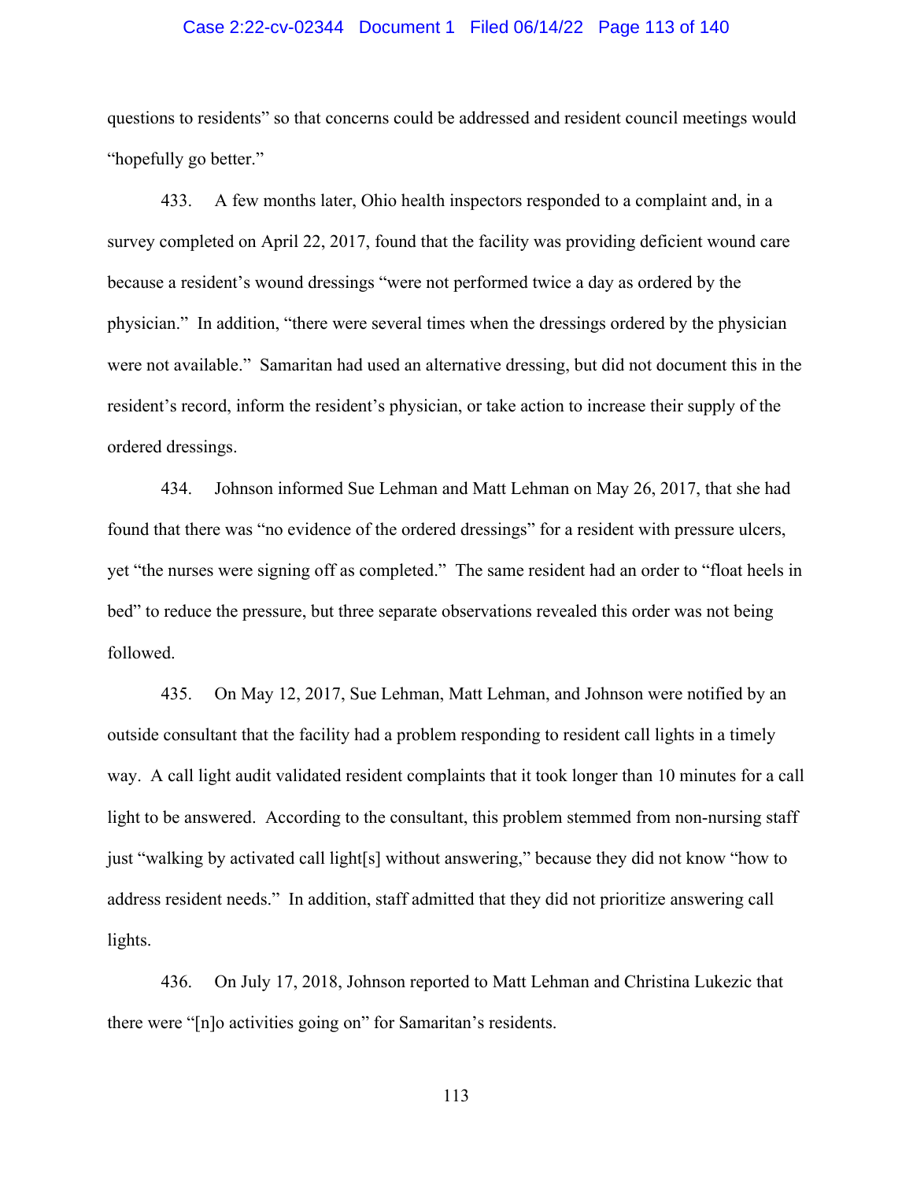questions to residents" so that concerns could be addressed and resident council meetings would "hopefully go better."

433. A few months later, Ohio health inspectors responded to a complaint and, in a survey completed on April 22, 2017, found that the facility was providing deficient wound care because a resident's wound dressings "were not performed twice a day as ordered by the physician." In addition, "there were several times when the dressings ordered by the physician were not available." Samaritan had used an alternative dressing, but did not document this in the resident's record, inform the resident's physician, or take action to increase their supply of the ordered dressings.

434. Johnson informed Sue Lehman and Matt Lehman on May 26, 2017, that she had found that there was "no evidence of the ordered dressings" for a resident with pressure ulcers, yet "the nurses were signing off as completed." The same resident had an order to "float heels in bed" to reduce the pressure, but three separate observations revealed this order was not being followed.

435. On May 12, 2017, Sue Lehman, Matt Lehman, and Johnson were notified by an outside consultant that the facility had a problem responding to resident call lights in a timely way. A call light audit validated resident complaints that it took longer than 10 minutes for a call light to be answered. According to the consultant, this problem stemmed from non-nursing staff just "walking by activated call light[s] without answering," because they did not know "how to address resident needs." In addition, staff admitted that they did not prioritize answering call lights.

436. On July 17, 2018, Johnson reported to Matt Lehman and Christina Lukezic that there were "[n]o activities going on" for Samaritan's residents.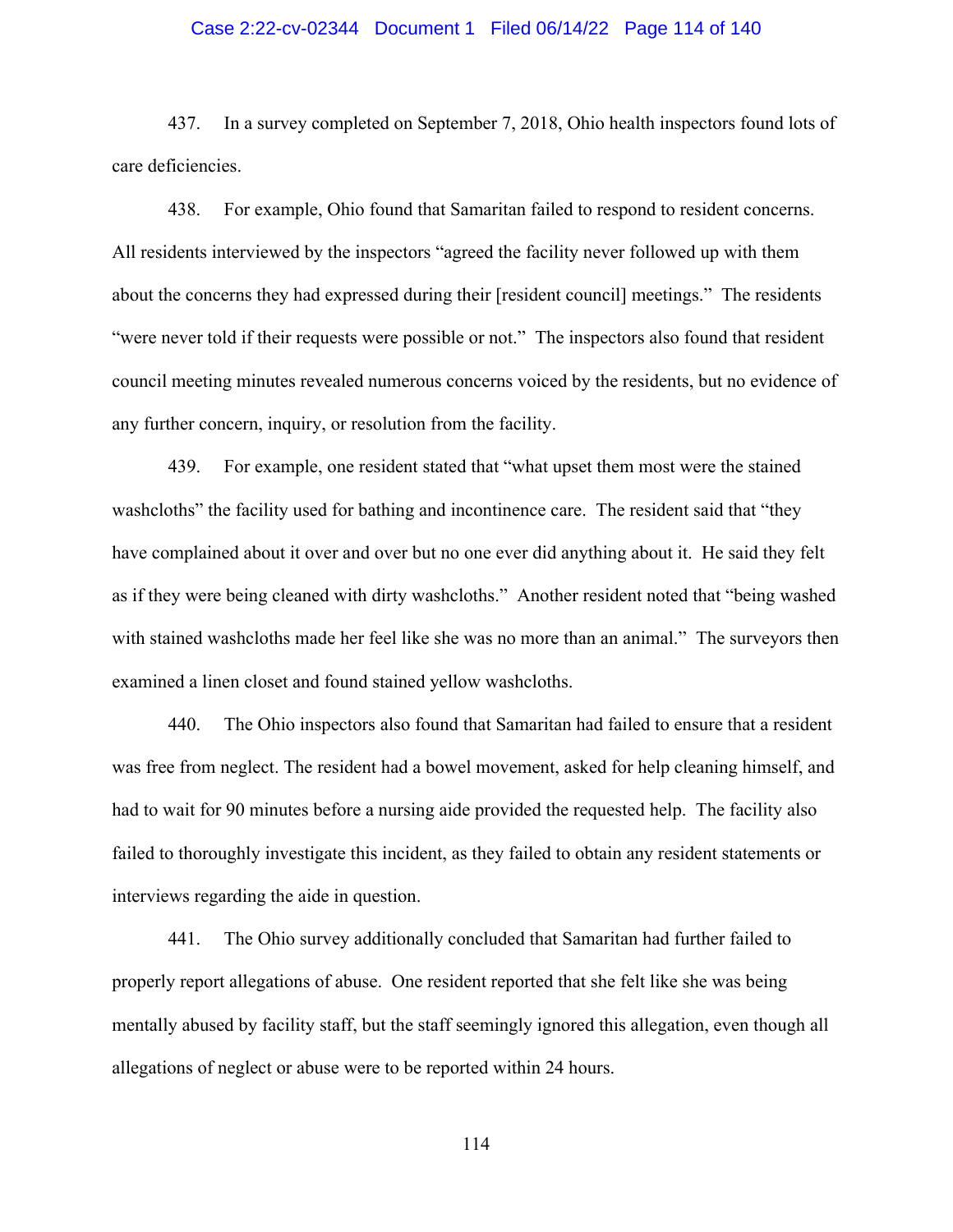437. In a survey completed on September 7, 2018, Ohio health inspectors found lots of care deficiencies.

438. For example, Ohio found that Samaritan failed to respond to resident concerns. All residents interviewed by the inspectors "agreed the facility never followed up with them about the concerns they had expressed during their [resident council] meetings." The residents "were never told if their requests were possible or not." The inspectors also found that resident council meeting minutes revealed numerous concerns voiced by the residents, but no evidence of any further concern, inquiry, or resolution from the facility.

439. For example, one resident stated that "what upset them most were the stained washcloths" the facility used for bathing and incontinence care. The resident said that "they have complained about it over and over but no one ever did anything about it. He said they felt as if they were being cleaned with dirty washcloths." Another resident noted that "being washed with stained washcloths made her feel like she was no more than an animal." The surveyors then examined a linen closet and found stained yellow washcloths.

440. The Ohio inspectors also found that Samaritan had failed to ensure that a resident was free from neglect. The resident had a bowel movement, asked for help cleaning himself, and had to wait for 90 minutes before a nursing aide provided the requested help. The facility also failed to thoroughly investigate this incident, as they failed to obtain any resident statements or interviews regarding the aide in question.

441. The Ohio survey additionally concluded that Samaritan had further failed to properly report allegations of abuse. One resident reported that she felt like she was being mentally abused by facility staff, but the staff seemingly ignored this allegation, even though all allegations of neglect or abuse were to be reported within 24 hours.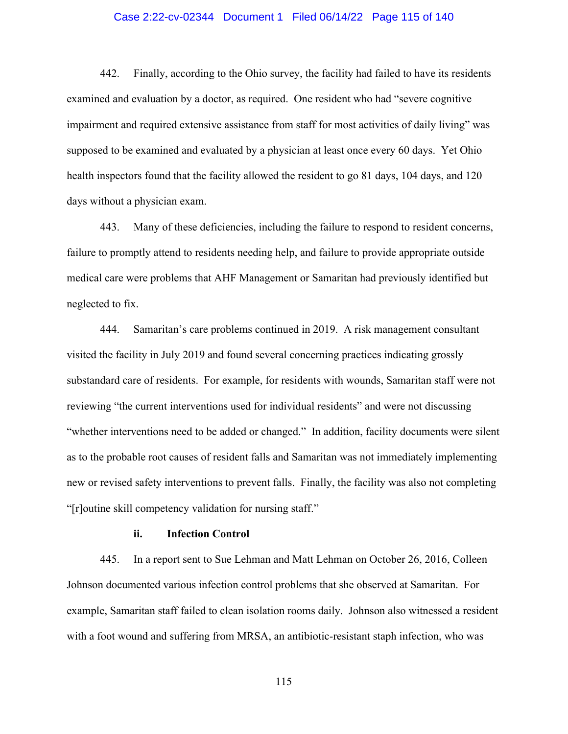442. Finally, according to the Ohio survey, the facility had failed to have its residents examined and evaluation by a doctor, as required. One resident who had "severe cognitive impairment and required extensive assistance from staff for most activities of daily living" was supposed to be examined and evaluated by a physician at least once every 60 days. Yet Ohio health inspectors found that the facility allowed the resident to go 81 days, 104 days, and 120 days without a physician exam.

443. Many of these deficiencies, including the failure to respond to resident concerns, failure to promptly attend to residents needing help, and failure to provide appropriate outside medical care were problems that AHF Management or Samaritan had previously identified but neglected to fix.

444. Samaritan's care problems continued in 2019. A risk management consultant visited the facility in July 2019 and found several concerning practices indicating grossly substandard care of residents. For example, for residents with wounds, Samaritan staff were not reviewing "the current interventions used for individual residents" and were not discussing "whether interventions need to be added or changed." In addition, facility documents were silent as to the probable root causes of resident falls and Samaritan was not immediately implementing new or revised safety interventions to prevent falls. Finally, the facility was also not completing "[r]outine skill competency validation for nursing staff."

#### ii. Infection Control

445. In a report sent to Sue Lehman and Matt Lehman on October 26, 2016, Colleen Johnson documented various infection control problems that she observed at Samaritan. For example, Samaritan staff failed to clean isolation rooms daily. Johnson also witnessed a resident with a foot wound and suffering from MRSA, an antibiotic-resistant staph infection, who was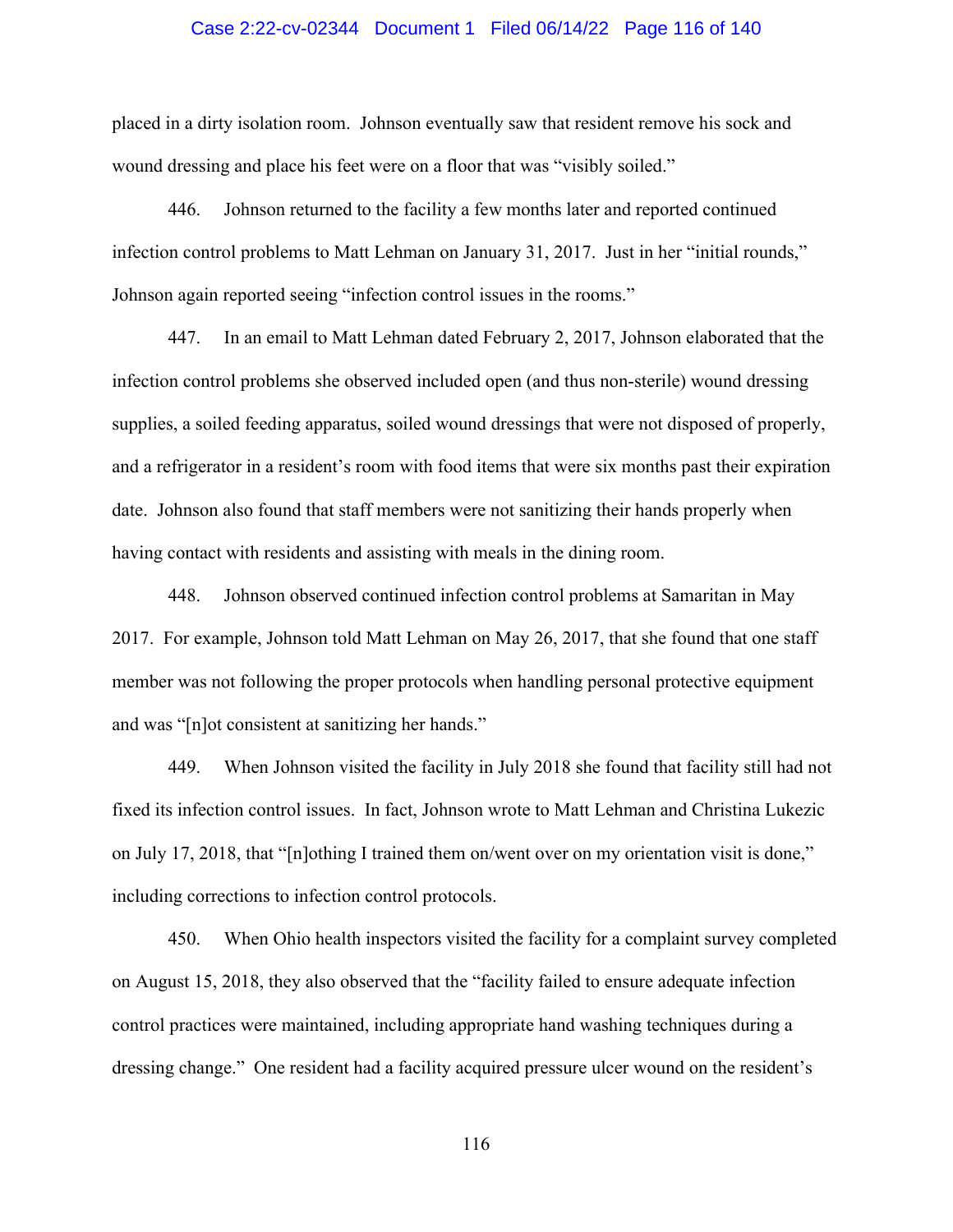placed in a dirty isolation room. Johnson eventually saw that resident remove his sock and wound dressing and place his feet were on a floor that was "visibly soiled."

446. Johnson returned to the facility a few months later and reported continued infection control problems to Matt Lehman on January 31, 2017. Just in her "initial rounds," Johnson again reported seeing "infection control issues in the rooms."

447. In an email to Matt Lehman dated February 2, 2017, Johnson elaborated that the infection control problems she observed included open (and thus non-sterile) wound dressing supplies, a soiled feeding apparatus, soiled wound dressings that were not disposed of properly, and a refrigerator in a resident's room with food items that were six months past their expiration date. Johnson also found that staff members were not sanitizing their hands properly when having contact with residents and assisting with meals in the dining room.

448. Johnson observed continued infection control problems at Samaritan in May 2017. For example, Johnson told Matt Lehman on May 26, 2017, that she found that one staff member was not following the proper protocols when handling personal protective equipment and was "[n]ot consistent at sanitizing her hands."

449. When Johnson visited the facility in July 2018 she found that facility still had not fixed its infection control issues. In fact, Johnson wrote to Matt Lehman and Christina Lukezic on July 17, 2018, that "[n]othing I trained them on/went over on my orientation visit is done," including corrections to infection control protocols.

450. When Ohio health inspectors visited the facility for a complaint survey completed on August 15, 2018, they also observed that the "facility failed to ensure adequate infection control practices were maintained, including appropriate hand washing techniques during a dressing change." One resident had a facility acquired pressure ulcer wound on the resident's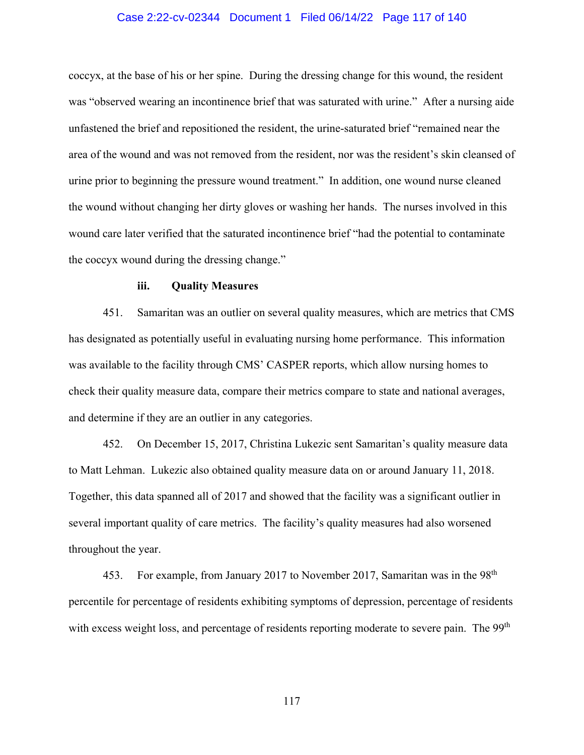coccyx, at the base of his or her spine. During the dressing change for this wound, the resident was "observed wearing an incontinence brief that was saturated with urine." After a nursing aide unfastened the brief and repositioned the resident, the urine-saturated brief "remained near the area of the wound and was not removed from the resident, nor was the resident's skin cleansed of urine prior to beginning the pressure wound treatment." In addition, one wound nurse cleaned the wound without changing her dirty gloves or washing her hands. The nurses involved in this wound care later verified that the saturated incontinence brief "had the potential to contaminate the coccyx wound during the dressing change."

**iii. Quality Measures**

451. Samaritan was an outlier on several quality measures, which are metrics that CMS has designated as potentially useful in evaluating nursing home performance. This information was available to the facility through CMS' CASPER reports, which allow nursing homes to check their quality measure data, compare their metrics compare to state and national averages, and determine if they are an outlier in any categories.

452. On December 15, 2017, Christina Lukezic sent Samaritan's quality measure data to Matt Lehman. Lukezic also obtained quality measure data on or around January 11, 2018. Together, this data spanned all of 2017 and showed that the facility was a significant outlier in several important quality of care metrics. The facility's quality measures had also worsened throughout the year.

453. For example, from January 2017 to November 2017, Samaritan was in the 98th percentile for percentage of residents exhibiting symptoms of depression, percentage of residents with excess weight loss, and percentage of residents reporting moderate to severe pain. The 99th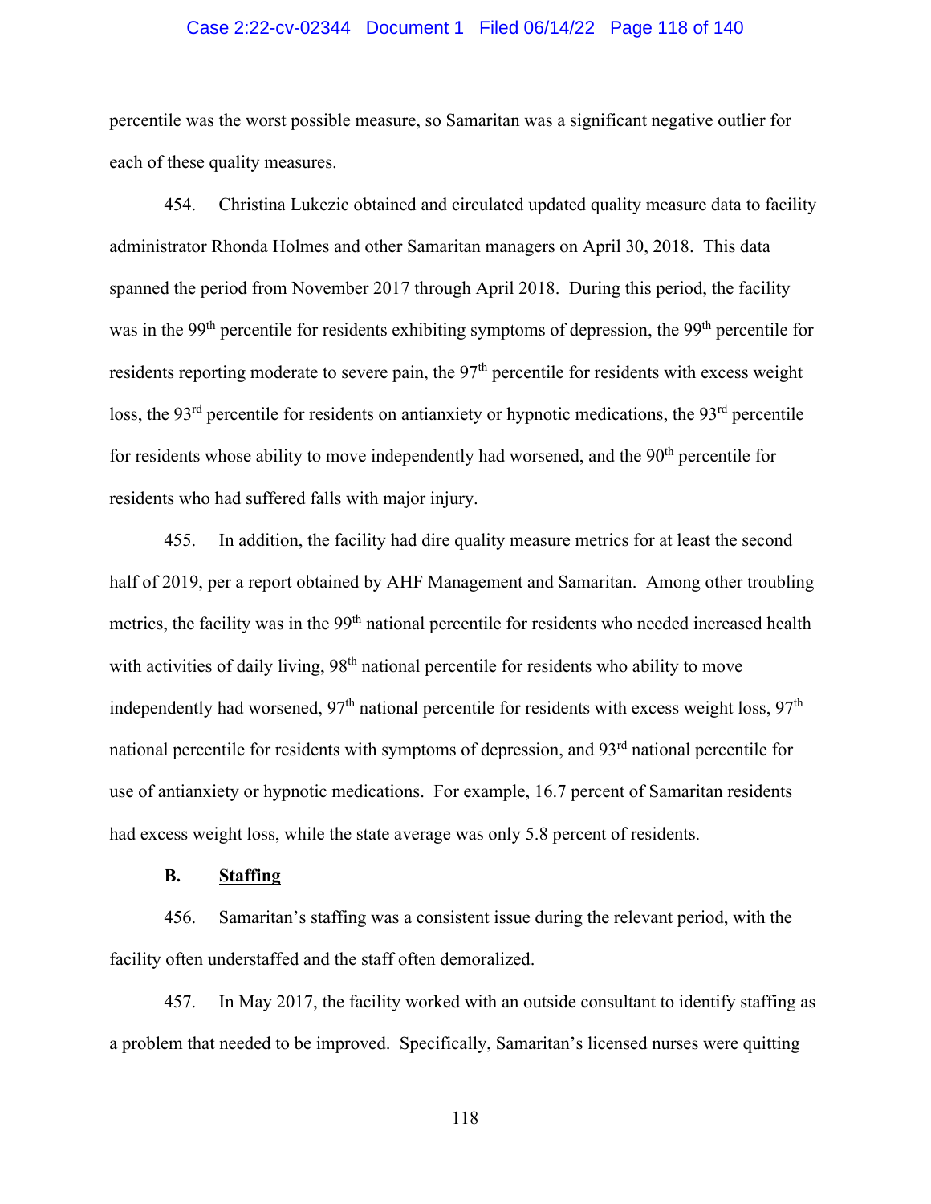percentile was the worst possible measure, so Samaritan was a significant negative outlier for each of these quality measures.

454. Christina Lukezic obtained and circulated updated quality measure data to facility administrator Rhonda Holmes and other Samaritan managers on April 30, 2018. This data spanned the period from November 2017 through April 2018. During this period, the facility was in the 99th percentile for residents exhibiting symptoms of depression, the 99th percentile for residents reporting moderate to severe pain, the 97th percentile for residents with excess weight loss, the 93rd percentile for residents on antianxiety or hypnotic medications, the 93rd percentile for residents whose ability to move independently had worsened, and the 90th percentile for residents who had suffered falls with major injury.

455. In addition, the facility had dire quality measure metrics for at least the second half of 2019, per a report obtained by AHF Management and Samaritan. Among other troubling metrics, the facility was in the 99th national percentile for residents who needed increased health with activities of daily living, 98th national percentile for residents who ability to move independently had worsened, 97th national percentile for residents with excess weight loss, 97th national percentile for residents with symptoms of depression, and 93rd national percentile for use of antianxiety or hypnotic medications. For example, 16.7 percent of Samaritan residents had excess weight loss, while the state average was only 5.8 percent of residents.

**B. Staffing**

456. Samaritan's staffing was a consistent issue during the relevant period, with the facility often understaffed and the staff often demoralized.

457. In May 2017, the facility worked with an outside consultant to identify staffing as a problem that needed to be improved. Specifically, Samaritan's licensed nurses were quitting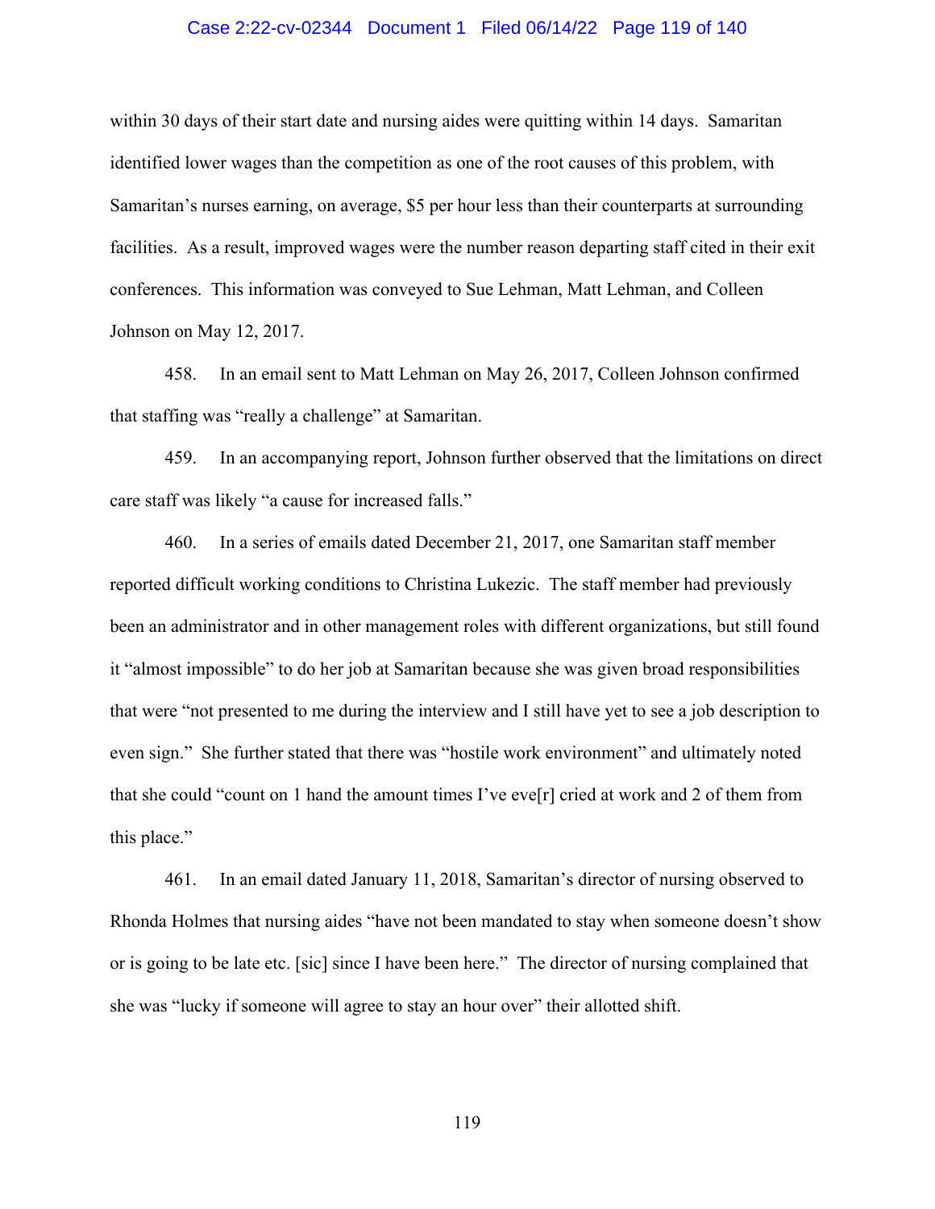within 30 days of their start date and nursing aides were quitting within 14 days. Samaritan identified lower wages than the competition as one of the root causes of this problem, with Samaritan's nurses earning, on average, $5 per hour less than their counterparts at surrounding facilities. As a result, improved wages were the number reason departing staff cited in their exit conferences. This information was conveyed to Sue Lehman, Matt Lehman, and Colleen Johnson on May 12, 2017.

458. In an email sent to Matt Lehman on May 26, 2017, Colleen Johnson confirmed that staffing was "really a challenge" at Samaritan.

459. In an accompanying report, Johnson further observed that the limitations on direct care staff was likely "a cause for increased falls."

460. In a series of emails dated December 21, 2017, one Samaritan staff member reported difficult working conditions to Christina Lukezic. The staff member had previously been an administrator and in other management roles with different organizations, but still found it "almost impossible" to do her job at Samaritan because she was given broad responsibilities that were "not presented to me during the interview and I still have yet to see a job description to even sign." She further stated that there was "hostile work environment" and ultimately noted that she could "count on 1 hand the amount times I've eve[r] cried at work and 2 of them from this place."

461. In an email dated January 11, 2018, Samaritan's director of nursing observed to Rhonda Holmes that nursing aides "have not been mandated to stay when someone doesn't show or is going to be late etc. [sic] since I have been here." The director of nursing complained that she was "lucky if someone will agree to stay an hour over" their allotted shift.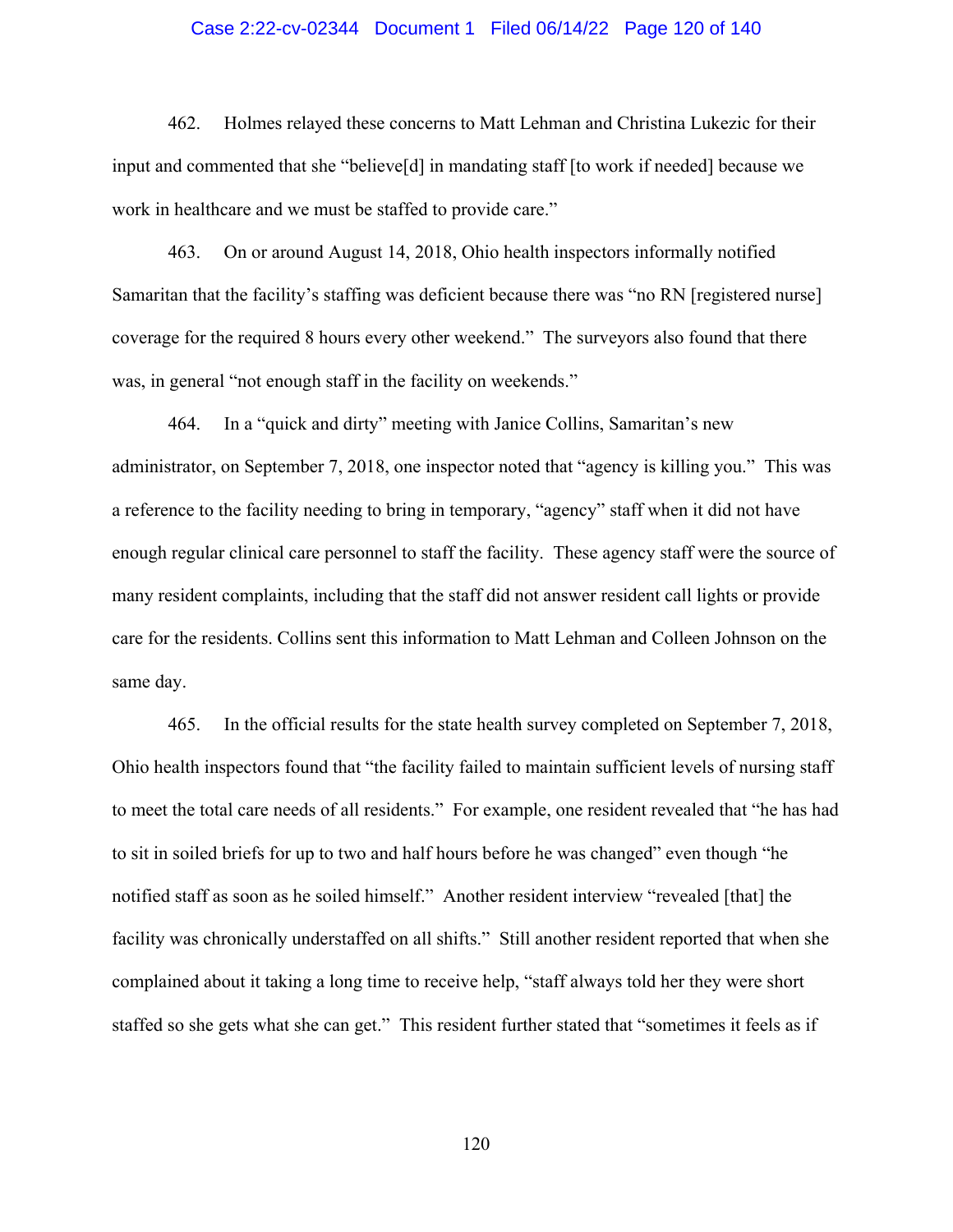462. Holmes relayed these concerns to Matt Lehman and Christina Lukezic for their input and commented that she "believe[d] in mandating staff [to work if needed] because we work in healthcare and we must be staffed to provide care."

463. On or around August 14, 2018, Ohio health inspectors informally notified Samaritan that the facility's staffing was deficient because there was "no RN [registered nurse] coverage for the required 8 hours every other weekend." The surveyors also found that there was, in general "not enough staff in the facility on weekends."

464. In a "quick and dirty" meeting with Janice Collins, Samaritan's new administrator, on September 7, 2018, one inspector noted that "agency is killing you." This was a reference to the facility needing to bring in temporary, "agency" staff when it did not have enough regular clinical care personnel to staff the facility. These agency staff were the source of many resident complaints, including that the staff did not answer resident call lights or provide care for the residents. Collins sent this information to Matt Lehman and Colleen Johnson on the same day.

465. In the official results for the state health survey completed on September 7, 2018, Ohio health inspectors found that "the facility failed to maintain sufficient levels of nursing staff to meet the total care needs of all residents." For example, one resident revealed that "he has had to sit in soiled briefs for up to two and half hours before he was changed" even though "he notified staff as soon as he soiled himself." Another resident interview "revealed [that] the facility was chronically understaffed on all shifts." Still another resident reported that when she complained about it taking a long time to receive help, "staff always told her they were short staffed so she gets what she can get." This resident further stated that "sometimes it feels as if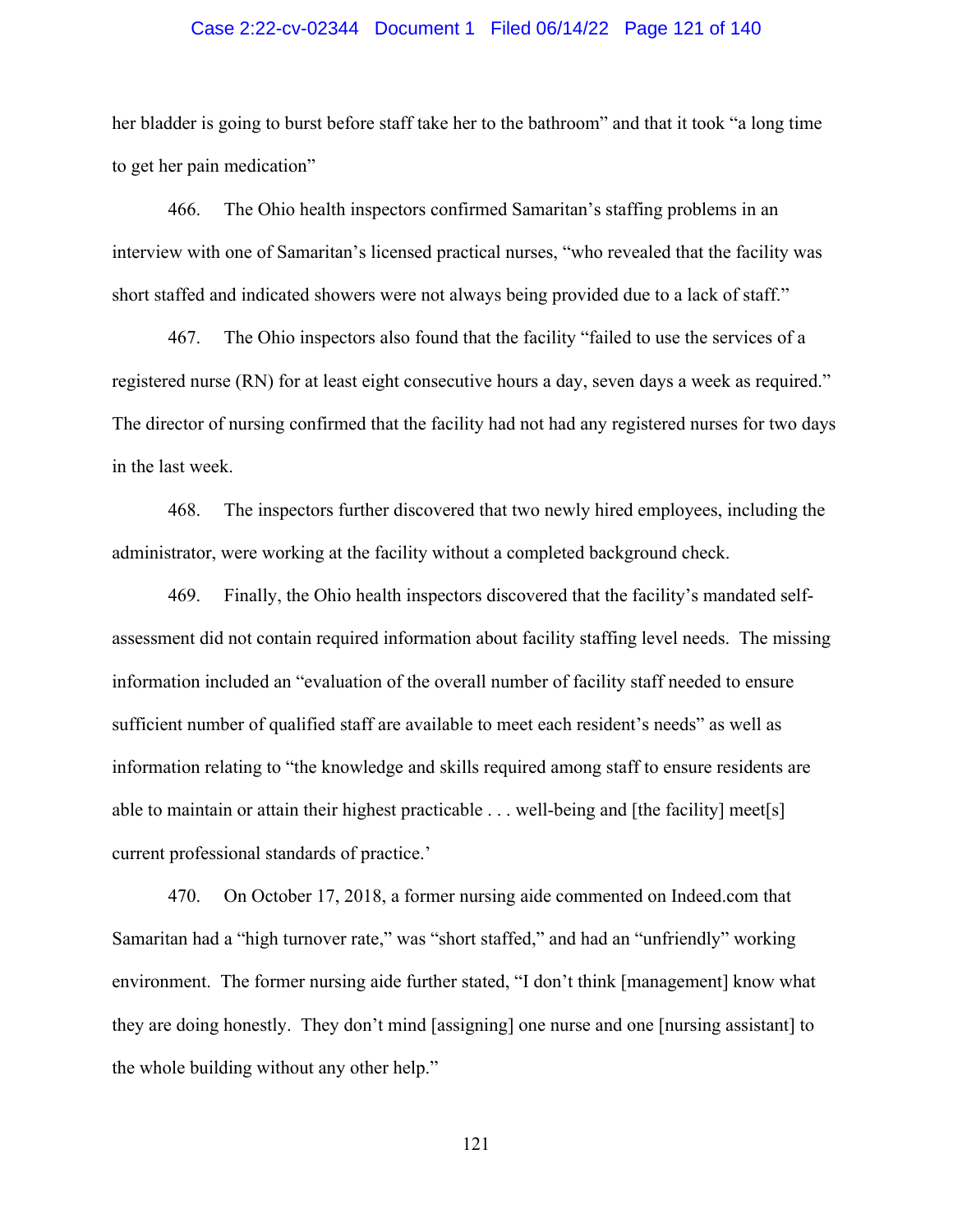her bladder is going to burst before staff take her to the bathroom" and that it took "a long time to get her pain medication"

466. The Ohio health inspectors confirmed Samaritan's staffing problems in an interview with one of Samaritan's licensed practical nurses, "who revealed that the facility was short staffed and indicated showers were not always being provided due to a lack of staff."

467. The Ohio inspectors also found that the facility "failed to use the services of a registered nurse (RN) for at least eight consecutive hours a day, seven days a week as required." The director of nursing confirmed that the facility had not had any registered nurses for two days in the last week.

468. The inspectors further discovered that two newly hired employees, including the administrator, were working at the facility without a completed background check.

469. Finally, the Ohio health inspectors discovered that the facility's mandated self-assessment did not contain required information about facility staffing level needs. The missing information included an "evaluation of the overall number of facility staff needed to ensure sufficient number of qualified staff are available to meet each resident's needs" as well as information relating to "the knowledge and skills required among staff to ensure residents are able to maintain or attain their highest practicable . . . well-being and [the facility] meet[s] current professional standards of practice.'

470. On October 17, 2018, a former nursing aide commented on Indeed.com that Samaritan had a "high turnover rate," was "short staffed," and had an "unfriendly" working environment. The former nursing aide further stated, "I don't think [management] know what they are doing honestly. They don't mind [assigning] one nurse and one [nursing assistant] to the whole building without any other help."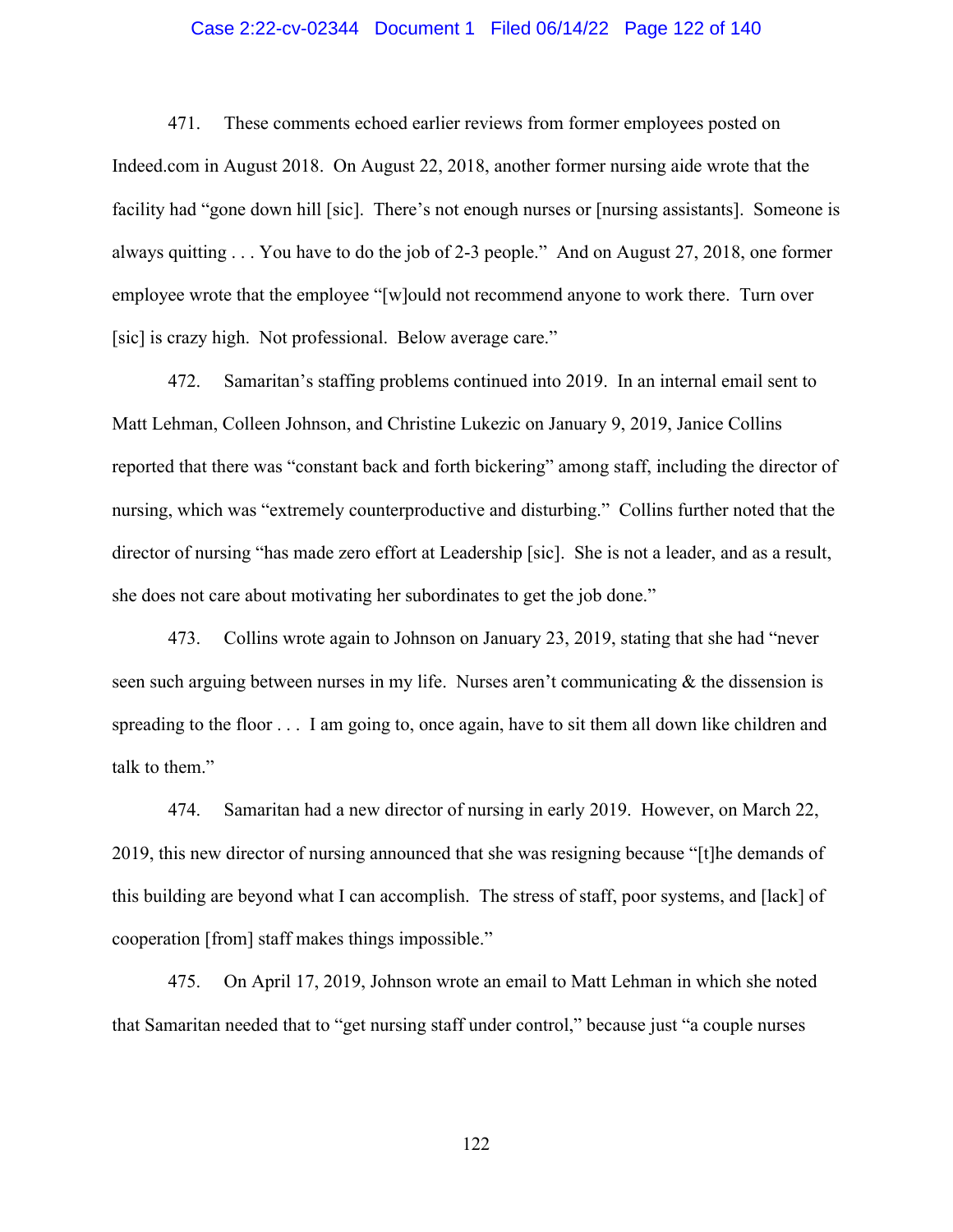471. These comments echoed earlier reviews from former employees posted on Indeed.com in August 2018. On August 22, 2018, another former nursing aide wrote that the facility had "gone down hill [sic]. There's not enough nurses or [nursing assistants]. Someone is always quitting . . . You have to do the job of 2-3 people." And on August 27, 2018, one former employee wrote that the employee "[w]ould not recommend anyone to work there. Turn over [sic] is crazy high. Not professional. Below average care."

472. Samaritan's staffing problems continued into 2019. In an internal email sent to Matt Lehman, Colleen Johnson, and Christine Lukezic on January 9, 2019, Janice Collins reported that there was "constant back and forth bickering" among staff, including the director of nursing, which was "extremely counterproductive and disturbing." Collins further noted that the director of nursing "has made zero effort at Leadership [sic]. She is not a leader, and as a result, she does not care about motivating her subordinates to get the job done."

473. Collins wrote again to Johnson on January 23, 2019, stating that she had "never seen such arguing between nurses in my life. Nurses aren't communicating & the dissension is spreading to the floor . . . I am going to, once again, have to sit them all down like children and talk to them."

474. Samaritan had a new director of nursing in early 2019. However, on March 22, 2019, this new director of nursing announced that she was resigning because "[t]he demands of this building are beyond what I can accomplish. The stress of staff, poor systems, and [lack] of cooperation [from] staff makes things impossible."

475. On April 17, 2019, Johnson wrote an email to Matt Lehman in which she noted that Samaritan needed that to "get nursing staff under control," because just "a couple nurses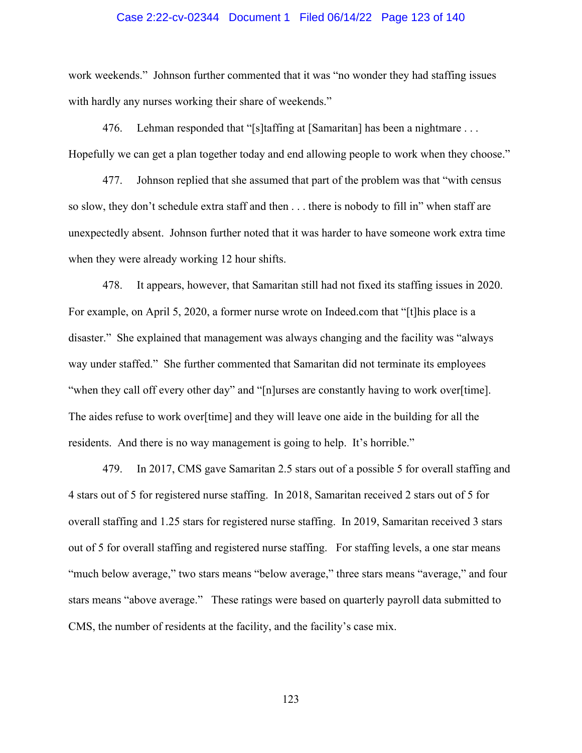work weekends." Johnson further commented that it was "no wonder they had staffing issues with hardly any nurses working their share of weekends."

476. Lehman responded that "[s]taffing at [Samaritan] has been a nightmare . . . Hopefully we can get a plan together today and end allowing people to work when they choose."

477. Johnson replied that she assumed that part of the problem was that "with census so slow, they don't schedule extra staff and then . . . there is nobody to fill in" when staff are unexpectedly absent. Johnson further noted that it was harder to have someone work extra time when they were already working 12 hour shifts.

478. It appears, however, that Samaritan still had not fixed its staffing issues in 2020. For example, on April 5, 2020, a former nurse wrote on Indeed.com that "[t]his place is a disaster." She explained that management was always changing and the facility was "always way under staffed." She further commented that Samaritan did not terminate its employees "when they call off every other day" and "[n]urses are constantly having to work over[time]. The aides refuse to work over[time] and they will leave one aide in the building for all the residents. And there is no way management is going to help. It's horrible."

479. In 2017, CMS gave Samaritan 2.5 stars out of a possible 5 for overall staffing and 4 stars out of 5 for registered nurse staffing. In 2018, Samaritan received 2 stars out of 5 for overall staffing and 1.25 stars for registered nurse staffing. In 2019, Samaritan received 3 stars out of 5 for overall staffing and registered nurse staffing. For staffing levels, a one star means "much below average," two stars means "below average," three stars means "average," and four stars means "above average." These ratings were based on quarterly payroll data submitted to CMS, the number of residents at the facility, and the facility's case mix.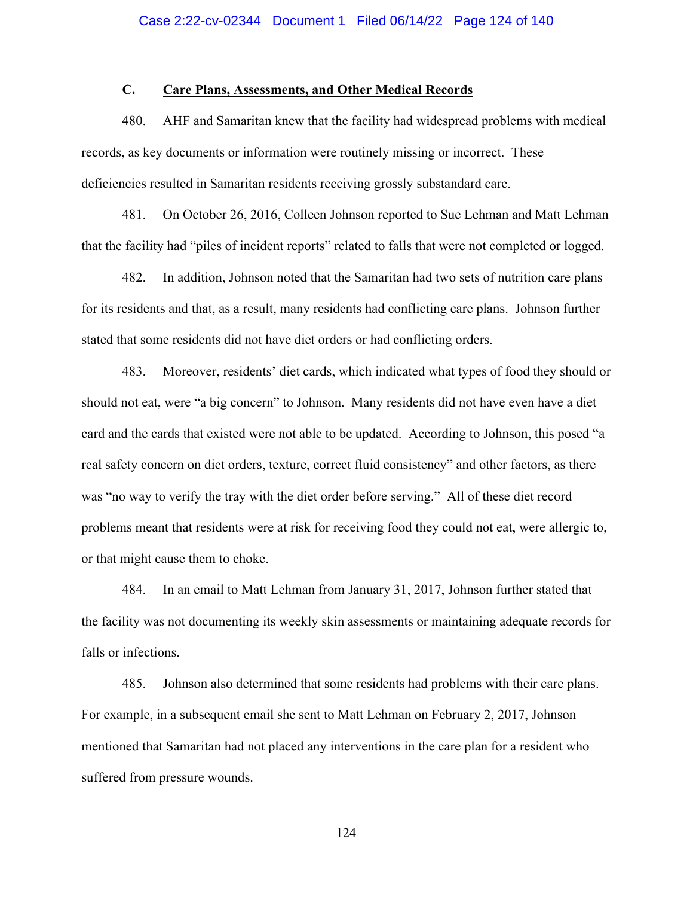### C. <u>Care Plans, Assessments, and Other Medical Records</u>

480. AHF and Samaritan knew that the facility had widespread problems with medical records, as key documents or information were routinely missing or incorrect. These deficiencies resulted in Samaritan residents receiving grossly substandard care.

481. On October 26, 2016, Colleen Johnson reported to Sue Lehman and Matt Lehman that the facility had "piles of incident reports" related to falls that were not completed or logged.

482. In addition, Johnson noted that the Samaritan had two sets of nutrition care plans for its residents and that, as a result, many residents had conflicting care plans. Johnson further stated that some residents did not have diet orders or had conflicting orders.

483. Moreover, residents' diet cards, which indicated what types of food they should or should not eat, were "a big concern" to Johnson. Many residents did not have even have a diet card and the cards that existed were not able to be updated. According to Johnson, this posed "a real safety concern on diet orders, texture, correct fluid consistency" and other factors, as there was "no way to verify the tray with the diet order before serving." All of these diet record problems meant that residents were at risk for receiving food they could not eat, were allergic to, or that might cause them to choke.

484. In an email to Matt Lehman from January 31, 2017, Johnson further stated that the facility was not documenting its weekly skin assessments or maintaining adequate records for falls or infections.

485. Johnson also determined that some residents had problems with their care plans. For example, in a subsequent email she sent to Matt Lehman on February 2, 2017, Johnson mentioned that Samaritan had not placed any interventions in the care plan for a resident who suffered from pressure wounds.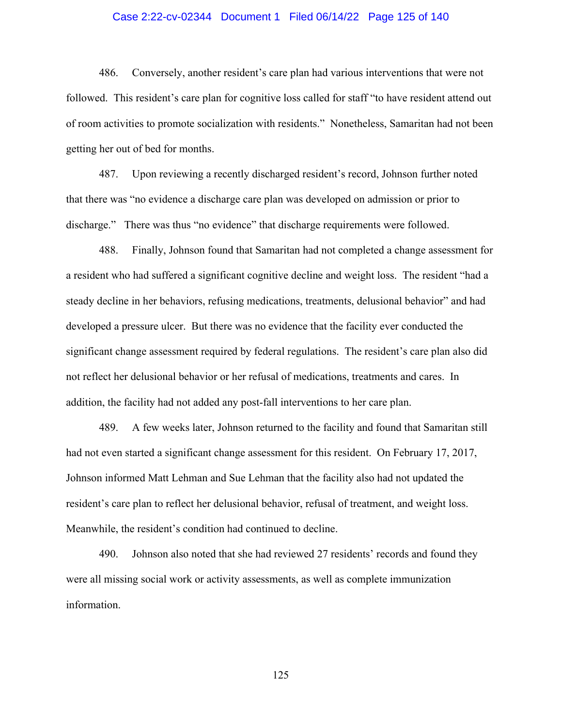486. Conversely, another resident's care plan had various interventions that were not followed. This resident's care plan for cognitive loss called for staff "to have resident attend out of room activities to promote socialization with residents." Nonetheless, Samaritan had not been getting her out of bed for months.

487. Upon reviewing a recently discharged resident's record, Johnson further noted that there was "no evidence a discharge care plan was developed on admission or prior to discharge." There was thus "no evidence" that discharge requirements were followed.

488. Finally, Johnson found that Samaritan had not completed a change assessment for a resident who had suffered a significant cognitive decline and weight loss. The resident "had a steady decline in her behaviors, refusing medications, treatments, delusional behavior" and had developed a pressure ulcer. But there was no evidence that the facility ever conducted the significant change assessment required by federal regulations. The resident's care plan also did not reflect her delusional behavior or her refusal of medications, treatments and cares. In addition, the facility had not added any post-fall interventions to her care plan.

489. A few weeks later, Johnson returned to the facility and found that Samaritan still had not even started a significant change assessment for this resident. On February 17, 2017, Johnson informed Matt Lehman and Sue Lehman that the facility also had not updated the resident's care plan to reflect her delusional behavior, refusal of treatment, and weight loss. Meanwhile, the resident's condition had continued to decline.

490. Johnson also noted that she had reviewed 27 residents' records and found they were all missing social work or activity assessments, as well as complete immunization information.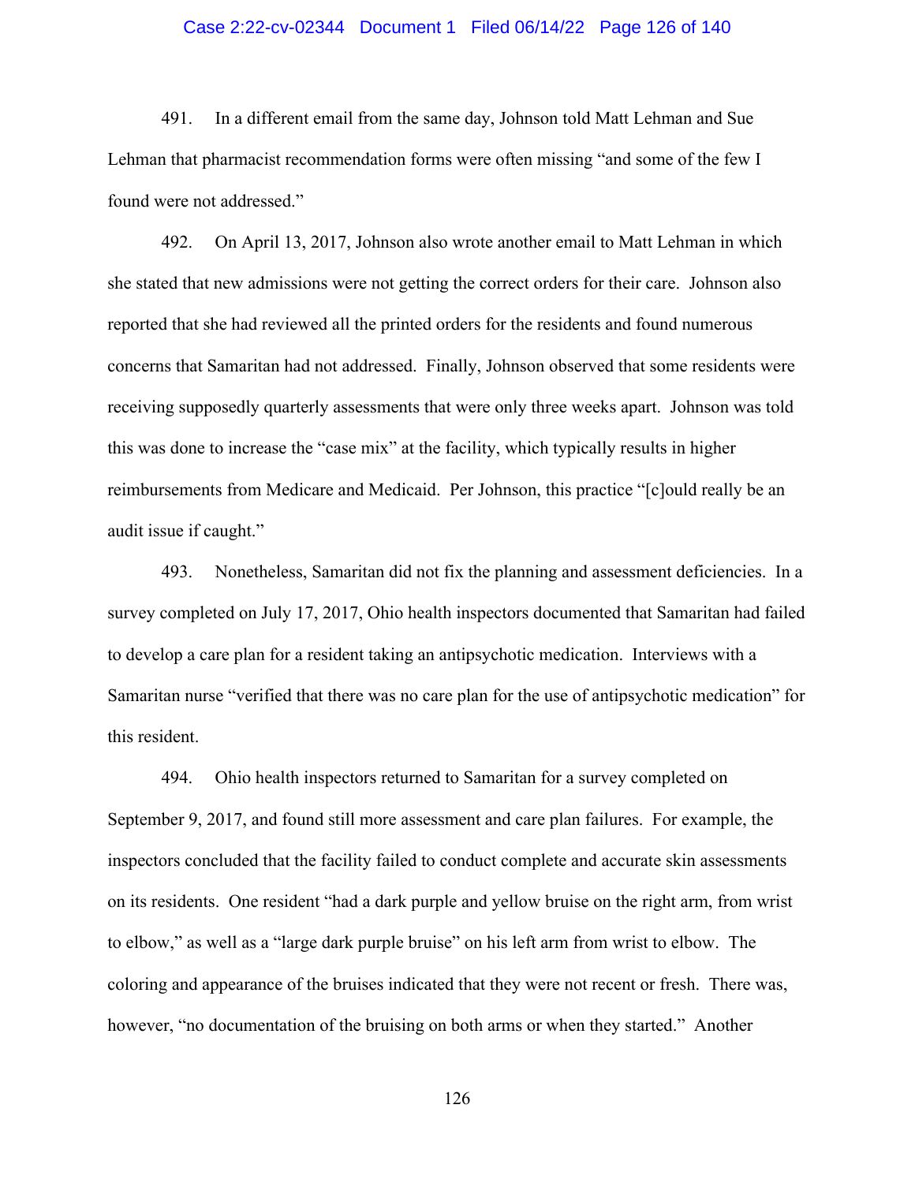491. In a different email from the same day, Johnson told Matt Lehman and Sue Lehman that pharmacist recommendation forms were often missing "and some of the few I found were not addressed."

492. On April 13, 2017, Johnson also wrote another email to Matt Lehman in which she stated that new admissions were not getting the correct orders for their care. Johnson also reported that she had reviewed all the printed orders for the residents and found numerous concerns that Samaritan had not addressed. Finally, Johnson observed that some residents were receiving supposedly quarterly assessments that were only three weeks apart. Johnson was told this was done to increase the "case mix" at the facility, which typically results in higher reimbursements from Medicare and Medicaid. Per Johnson, this practice "[c]ould really be an audit issue if caught."

493. Nonetheless, Samaritan did not fix the planning and assessment deficiencies. In a survey completed on July 17, 2017, Ohio health inspectors documented that Samaritan had failed to develop a care plan for a resident taking an antipsychotic medication. Interviews with a Samaritan nurse "verified that there was no care plan for the use of antipsychotic medication" for this resident.

494. Ohio health inspectors returned to Samaritan for a survey completed on September 9, 2017, and found still more assessment and care plan failures. For example, the inspectors concluded that the facility failed to conduct complete and accurate skin assessments on its residents. One resident "had a dark purple and yellow bruise on the right arm, from wrist to elbow," as well as a "large dark purple bruise" on his left arm from wrist to elbow. The coloring and appearance of the bruises indicated that they were not recent or fresh. There was, however, "no documentation of the bruising on both arms or when they started." Another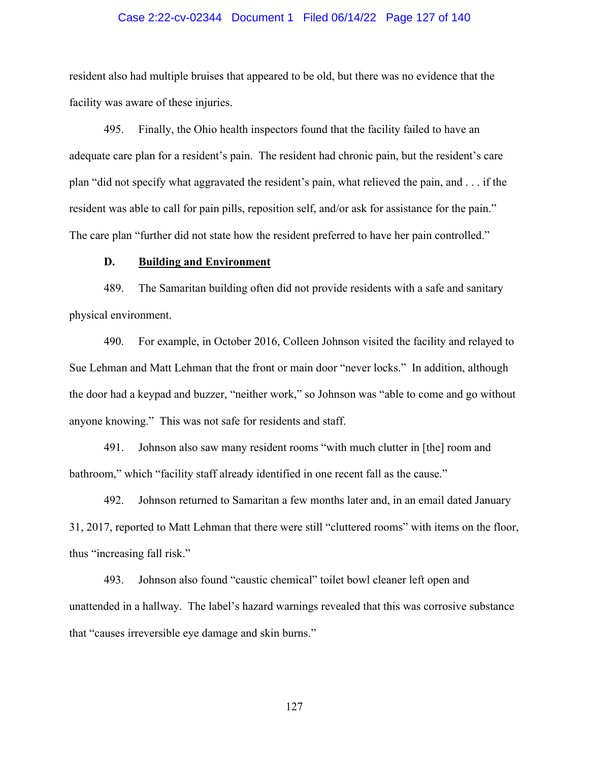resident also had multiple bruises that appeared to be old, but there was no evidence that the facility was aware of these injuries.

495. Finally, the Ohio health inspectors found that the facility failed to have an adequate care plan for a resident's pain. The resident had chronic pain, but the resident's care plan "did not specify what aggravated the resident's pain, what relieved the pain, and . . . if the resident was able to call for pain pills, reposition self, and/or ask for assistance for the pain." The care plan "further did not state how the resident preferred to have her pain controlled."

### D. Building and Environment

489. The Samaritan building often did not provide residents with a safe and sanitary physical environment.

490. For example, in October 2016, Colleen Johnson visited the facility and relayed to Sue Lehman and Matt Lehman that the front or main door "never locks." In addition, although the door had a keypad and buzzer, "neither work," so Johnson was "able to come and go without anyone knowing." This was not safe for residents and staff.

491. Johnson also saw many resident rooms "with much clutter in [the] room and bathroom," which "facility staff already identified in one recent fall as the cause."

492. Johnson returned to Samaritan a few months later and, in an email dated January 31, 2017, reported to Matt Lehman that there were still "cluttered rooms" with items on the floor, thus "increasing fall risk."

493. Johnson also found "caustic chemical" toilet bowl cleaner left open and unattended in a hallway. The label's hazard warnings revealed that this was corrosive substance that "causes irreversible eye damage and skin burns."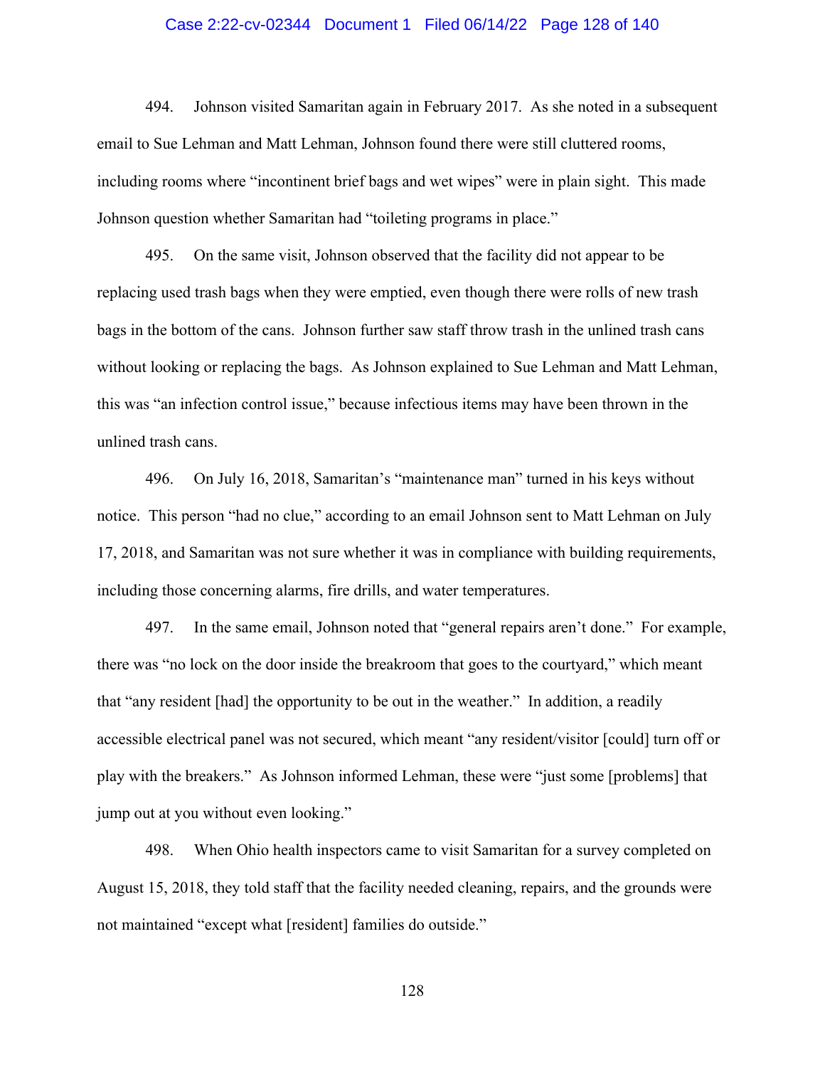494. Johnson visited Samaritan again in February 2017. As she noted in a subsequent email to Sue Lehman and Matt Lehman, Johnson found there were still cluttered rooms, including rooms where "incontinent brief bags and wet wipes" were in plain sight. This made Johnson question whether Samaritan had "toileting programs in place."

495. On the same visit, Johnson observed that the facility did not appear to be replacing used trash bags when they were emptied, even though there were rolls of new trash bags in the bottom of the cans. Johnson further saw staff throw trash in the unlined trash cans without looking or replacing the bags. As Johnson explained to Sue Lehman and Matt Lehman, this was "an infection control issue," because infectious items may have been thrown in the unlined trash cans.

496. On July 16, 2018, Samaritan's "maintenance man" turned in his keys without notice. This person "had no clue," according to an email Johnson sent to Matt Lehman on July 17, 2018, and Samaritan was not sure whether it was in compliance with building requirements, including those concerning alarms, fire drills, and water temperatures.

497. In the same email, Johnson noted that "general repairs aren't done." For example, there was "no lock on the door inside the breakroom that goes to the courtyard," which meant that "any resident [had] the opportunity to be out in the weather." In addition, a readily accessible electrical panel was not secured, which meant "any resident/visitor [could] turn off or play with the breakers." As Johnson informed Lehman, these were "just some [problems] that jump out at you without even looking."

498. When Ohio health inspectors came to visit Samaritan for a survey completed on August 15, 2018, they told staff that the facility needed cleaning, repairs, and the grounds were not maintained "except what [resident] families do outside."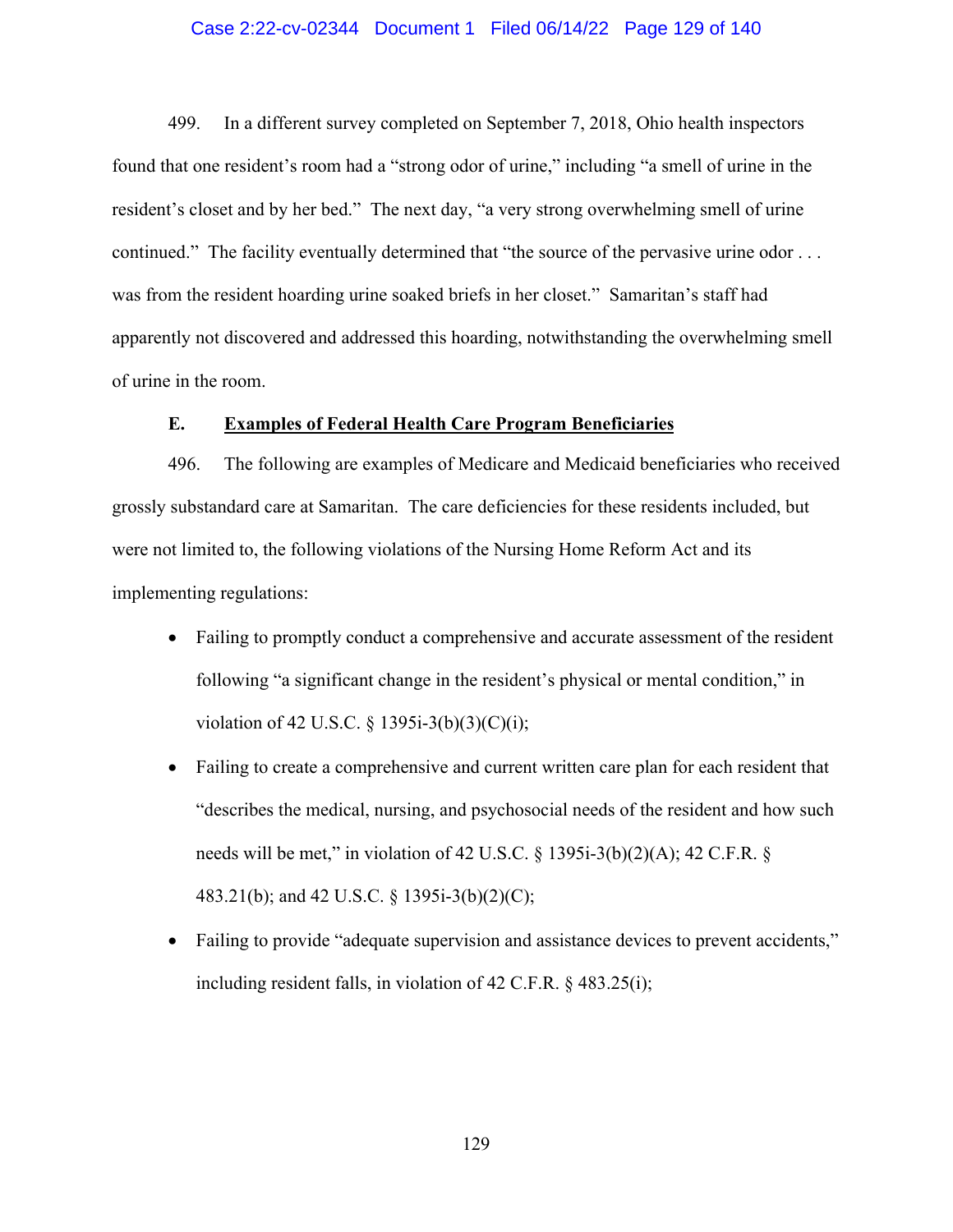499. In a different survey completed on September 7, 2018, Ohio health inspectors found that one resident's room had a "strong odor of urine," including "a smell of urine in the resident's closet and by her bed." The next day, "a very strong overwhelming smell of urine continued." The facility eventually determined that "the source of the pervasive urine odor . . . was from the resident hoarding urine soaked briefs in her closet." Samaritan's staff had apparently not discovered and addressed this hoarding, notwithstanding the overwhelming smell of urine in the room.

**E. <u>Examples of Federal Health Care Program Beneficiaries</u>**

496. The following are examples of Medicare and Medicaid beneficiaries who received grossly substandard care at Samaritan. The care deficiencies for these residents included, but were not limited to, the following violations of the Nursing Home Reform Act and its implementing regulations:

- Failing to promptly conduct a comprehensive and accurate assessment of the resident following "a significant change in the resident's physical or mental condition," in violation of 42 U.S.C. § 1395i-3(b)(3)(C)(i);
- Failing to create a comprehensive and current written care plan for each resident that "describes the medical, nursing, and psychosocial needs of the resident and how such needs will be met," in violation of 42 U.S.C. § 1395i-3(b)(2)(A); 42 C.F.R. § 483.21(b); and 42 U.S.C. § 1395i-3(b)(2)(C);
- Failing to provide "adequate supervision and assistance devices to prevent accidents," including resident falls, in violation of 42 C.F.R. § 483.25(i);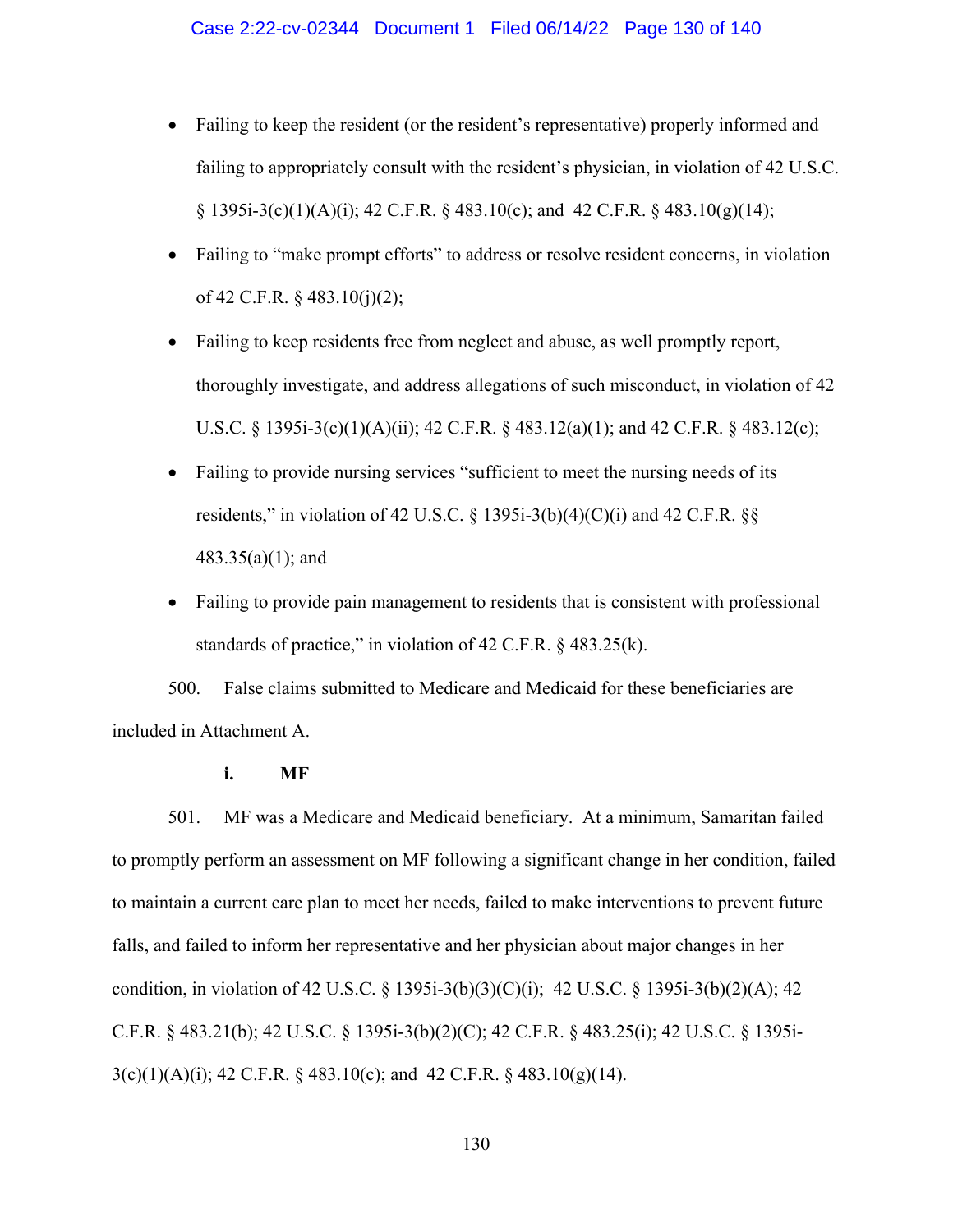- Failing to keep the resident (or the resident's representative) properly informed and failing to appropriately consult with the resident's physician, in violation of 42 U.S.C. § 1395i-3(c)(1)(A)(i); 42 C.F.R. § 483.10(c); and 42 C.F.R. § 483.10(g)(14);
- Failing to "make prompt efforts" to address or resolve resident concerns, in violation of 42 C.F.R. § 483.10(j)(2);
- Failing to keep residents free from neglect and abuse, as well promptly report, thoroughly investigate, and address allegations of such misconduct, in violation of 42 U.S.C. § 1395i-3(c)(1)(A)(ii); 42 C.F.R. § 483.12(a)(1); and 42 C.F.R. § 483.12(c);
- Failing to provide nursing services "sufficient to meet the nursing needs of its residents," in violation of 42 U.S.C. § 1395i-3(b)(4)(C)(i) and 42 C.F.R. §§ 483.35(a)(1); and
- Failing to provide pain management to residents that is consistent with professional standards of practice," in violation of 42 C.F.R. § 483.25(k).

500. False claims submitted to Medicare and Medicaid for these beneficiaries are included in Attachment A.

**i. MF**

501. MF was a Medicare and Medicaid beneficiary. At a minimum, Samaritan failed to promptly perform an assessment on MF following a significant change in her condition, failed to maintain a current care plan to meet her needs, failed to make interventions to prevent future falls, and failed to inform her representative and her physician about major changes in her condition, in violation of 42 U.S.C. § 1395i-3(b)(3)(C)(i); 42 U.S.C. § 1395i-3(b)(2)(A); 42 C.F.R. § 483.21(b); 42 U.S.C. § 1395i-3(b)(2)(C); 42 C.F.R. § 483.25(i); 42 U.S.C. § 1395i-3(c)(1)(A)(i); 42 C.F.R. § 483.10(c); and 42 C.F.R. § 483.10(g)(14).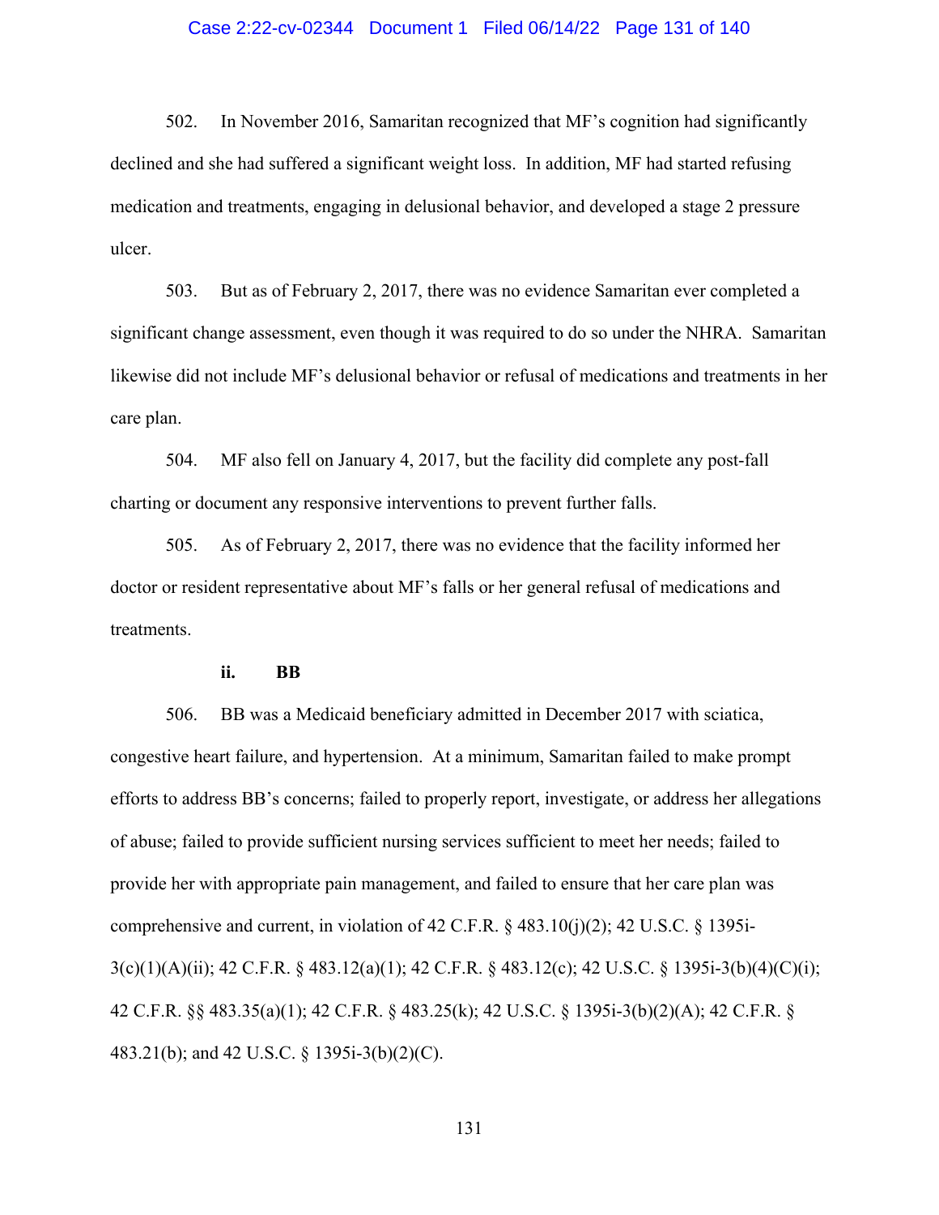502. In November 2016, Samaritan recognized that MF's cognition had significantly declined and she had suffered a significant weight loss. In addition, MF had started refusing medication and treatments, engaging in delusional behavior, and developed a stage 2 pressure ulcer.

503. But as of February 2, 2017, there was no evidence Samaritan ever completed a significant change assessment, even though it was required to do so under the NHRA. Samaritan likewise did not include MF's delusional behavior or refusal of medications and treatments in her care plan.

504. MF also fell on January 4, 2017, but the facility did complete any post-fall charting or document any responsive interventions to prevent further falls.

505. As of February 2, 2017, there was no evidence that the facility informed her doctor or resident representative about MF's falls or her general refusal of medications and treatments.

**ii. BB**

506. BB was a Medicaid beneficiary admitted in December 2017 with sciatica, congestive heart failure, and hypertension. At a minimum, Samaritan failed to make prompt efforts to address BB's concerns; failed to properly report, investigate, or address her allegations of abuse; failed to provide sufficient nursing services sufficient to meet her needs; failed to provide her with appropriate pain management, and failed to ensure that her care plan was comprehensive and current, in violation of 42 C.F.R. § 483.10(j)(2); 42 U.S.C. § 1395i-3(c)(1)(A)(ii); 42 C.F.R. § 483.12(a)(1); 42 C.F.R. § 483.12(c); 42 U.S.C. § 1395i-3(b)(4)(C)(i); 42 C.F.R. §§ 483.35(a)(1); 42 C.F.R. § 483.25(k); 42 U.S.C. § 1395i-3(b)(2)(A); 42 C.F.R. § 483.21(b); and 42 U.S.C. § 1395i-3(b)(2)(C).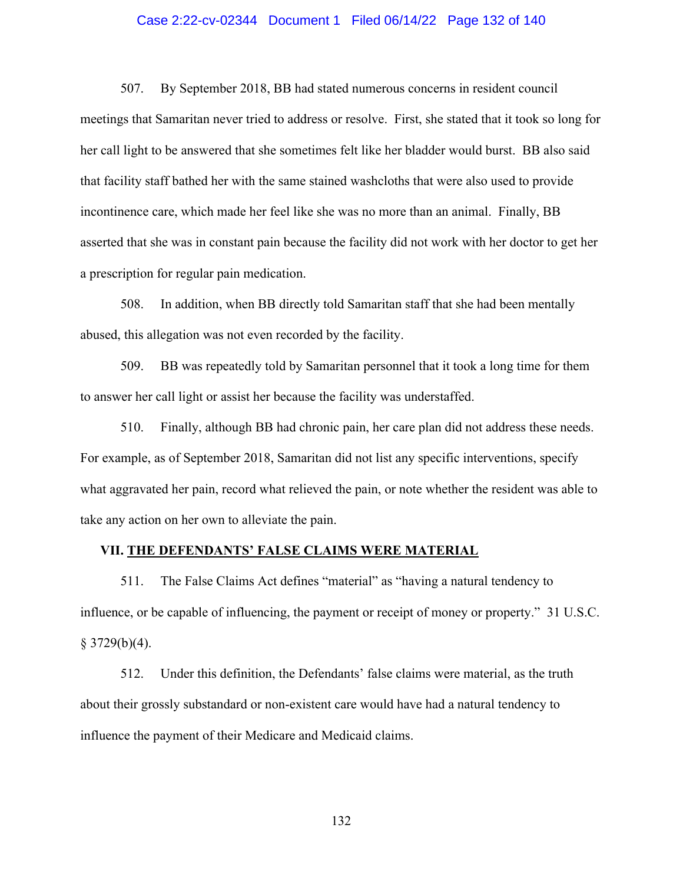507. By September 2018, BB had stated numerous concerns in resident council meetings that Samaritan never tried to address or resolve. First, she stated that it took so long for her call light to be answered that she sometimes felt like her bladder would burst. BB also said that facility staff bathed her with the same stained washcloths that were also used to provide incontinence care, which made her feel like she was no more than an animal. Finally, BB asserted that she was in constant pain because the facility did not work with her doctor to get her a prescription for regular pain medication.

508. In addition, when BB directly told Samaritan staff that she had been mentally abused, this allegation was not even recorded by the facility.

509. BB was repeatedly told by Samaritan personnel that it took a long time for them to answer her call light or assist her because the facility was understaffed.

510. Finally, although BB had chronic pain, her care plan did not address these needs. For example, as of September 2018, Samaritan did not list any specific interventions, specify what aggravated her pain, record what relieved the pain, or note whether the resident was able to take any action on her own to alleviate the pain.

## VII. <u>THE DEFENDANTS' FALSE CLAIMS WERE MATERIAL</u>

511. The False Claims Act defines "material" as "having a natural tendency to influence, or be capable of influencing, the payment or receipt of money or property." 31 U.S.C. § 3729(b)(4).

512. Under this definition, the Defendants' false claims were material, as the truth about their grossly substandard or non-existent care would have had a natural tendency to influence the payment of their Medicare and Medicaid claims.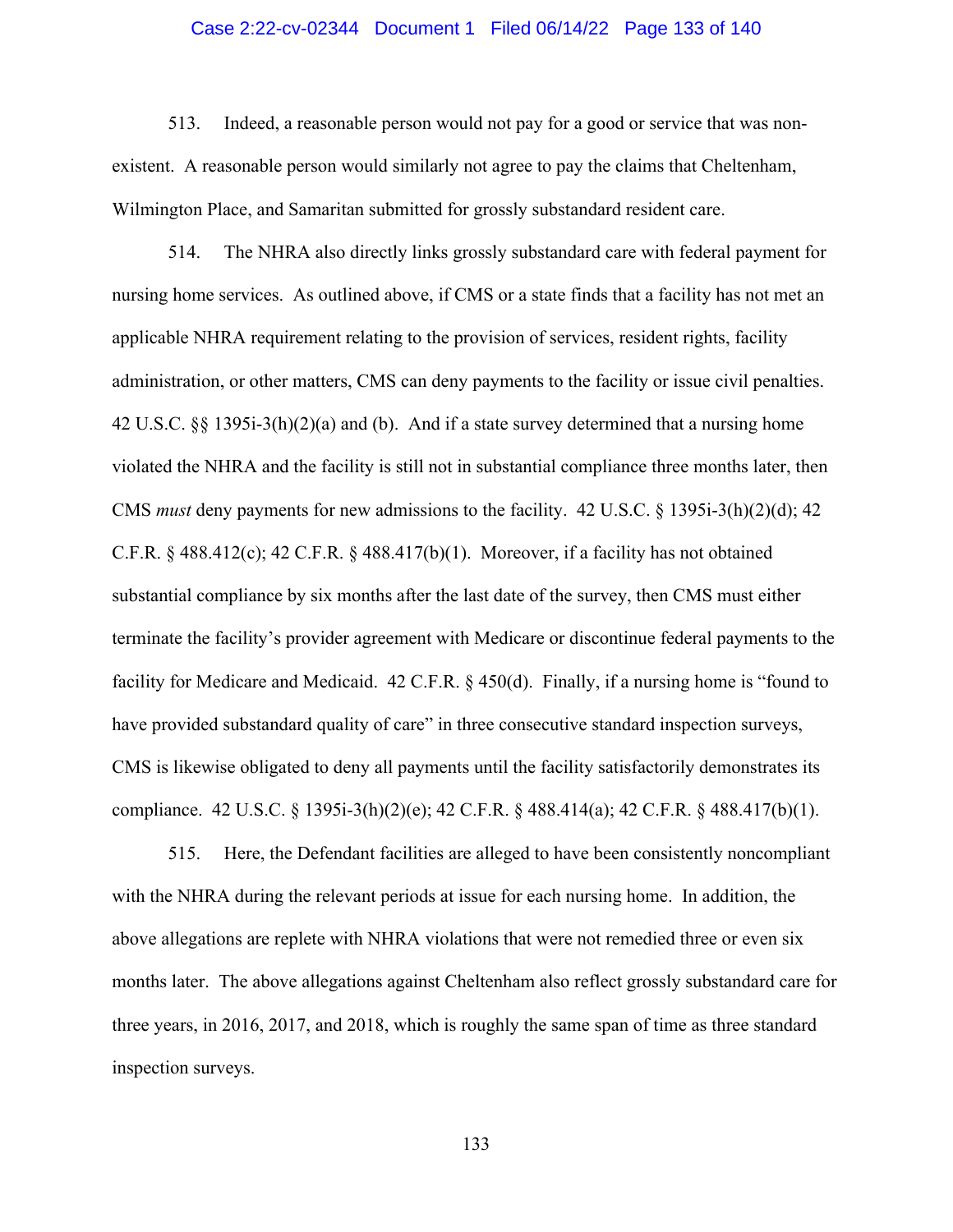513. Indeed, a reasonable person would not pay for a good or service that was non-existent. A reasonable person would similarly not agree to pay the claims that Cheltenham, Wilmington Place, and Samaritan submitted for grossly substandard resident care.

514. The NHRA also directly links grossly substandard care with federal payment for nursing home services. As outlined above, if CMS or a state finds that a facility has not met an applicable NHRA requirement relating to the provision of services, resident rights, facility administration, or other matters, CMS can deny payments to the facility or issue civil penalties. 42 U.S.C. §§ 1395i-3(h)(2)(a) and (b). And if a state survey determined that a nursing home violated the NHRA and the facility is still not in substantial compliance three months later, then CMS *must* deny payments for new admissions to the facility. 42 U.S.C. § 1395i-3(h)(2)(d); 42 C.F.R. § 488.412(c); 42 C.F.R. § 488.417(b)(1). Moreover, if a facility has not obtained substantial compliance by six months after the last date of the survey, then CMS must either terminate the facility's provider agreement with Medicare or discontinue federal payments to the facility for Medicare and Medicaid. 42 C.F.R. § 450(d). Finally, if a nursing home is "found to have provided substandard quality of care" in three consecutive standard inspection surveys, CMS is likewise obligated to deny all payments until the facility satisfactorily demonstrates its compliance. 42 U.S.C. § 1395i-3(h)(2)(e); 42 C.F.R. § 488.414(a); 42 C.F.R. § 488.417(b)(1).

515. Here, the Defendant facilities are alleged to have been consistently noncompliant with the NHRA during the relevant periods at issue for each nursing home. In addition, the above allegations are replete with NHRA violations that were not remedied three or even six months later. The above allegations against Cheltenham also reflect grossly substandard care for three years, in 2016, 2017, and 2018, which is roughly the same span of time as three standard inspection surveys.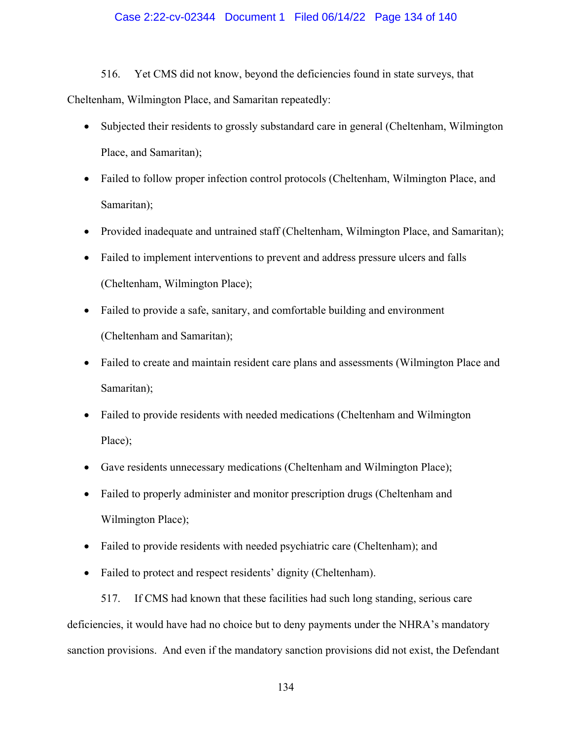516. Yet CMS did not know, beyond the deficiencies found in state surveys, that Cheltenham, Wilmington Place, and Samaritan repeatedly:

- Subjected their residents to grossly substandard care in general (Cheltenham, Wilmington Place, and Samaritan);
- Failed to follow proper infection control protocols (Cheltenham, Wilmington Place, and Samaritan);
- Provided inadequate and untrained staff (Cheltenham, Wilmington Place, and Samaritan);
- Failed to implement interventions to prevent and address pressure ulcers and falls (Cheltenham, Wilmington Place);
- Failed to provide a safe, sanitary, and comfortable building and environment (Cheltenham and Samaritan);
- Failed to create and maintain resident care plans and assessments (Wilmington Place and Samaritan);
- Failed to provide residents with needed medications (Cheltenham and Wilmington Place);
- Gave residents unnecessary medications (Cheltenham and Wilmington Place);
- Failed to properly administer and monitor prescription drugs (Cheltenham and Wilmington Place);
- Failed to provide residents with needed psychiatric care (Cheltenham); and
- Failed to protect and respect residents' dignity (Cheltenham).

517. If CMS had known that these facilities had such long standing, serious care deficiencies, it would have had no choice but to deny payments under the NHRA's mandatory sanction provisions. And even if the mandatory sanction provisions did not exist, the Defendant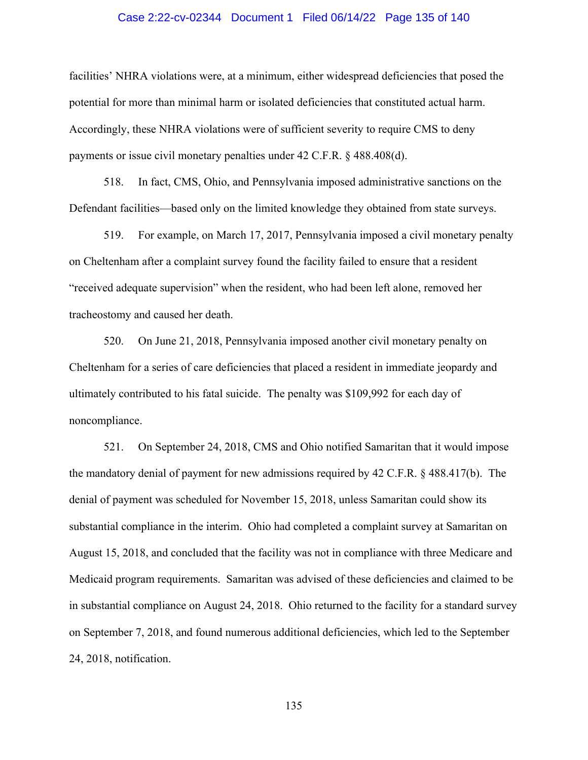facilities' NHRA violations were, at a minimum, either widespread deficiencies that posed the potential for more than minimal harm or isolated deficiencies that constituted actual harm. Accordingly, these NHRA violations were of sufficient severity to require CMS to deny payments or issue civil monetary penalties under 42 C.F.R. § 488.408(d).

518. In fact, CMS, Ohio, and Pennsylvania imposed administrative sanctions on the Defendant facilities—based only on the limited knowledge they obtained from state surveys.

519. For example, on March 17, 2017, Pennsylvania imposed a civil monetary penalty on Cheltenham after a complaint survey found the facility failed to ensure that a resident "received adequate supervision" when the resident, who had been left alone, removed her tracheostomy and caused her death.

520. On June 21, 2018, Pennsylvania imposed another civil monetary penalty on Cheltenham for a series of care deficiencies that placed a resident in immediate jeopardy and ultimately contributed to his fatal suicide. The penalty was $109,992 for each day of noncompliance.

521. On September 24, 2018, CMS and Ohio notified Samaritan that it would impose the mandatory denial of payment for new admissions required by 42 C.F.R. § 488.417(b). The denial of payment was scheduled for November 15, 2018, unless Samaritan could show its substantial compliance in the interim. Ohio had completed a complaint survey at Samaritan on August 15, 2018, and concluded that the facility was not in compliance with three Medicare and Medicaid program requirements. Samaritan was advised of these deficiencies and claimed to be in substantial compliance on August 24, 2018. Ohio returned to the facility for a standard survey on September 7, 2018, and found numerous additional deficiencies, which led to the September 24, 2018, notification.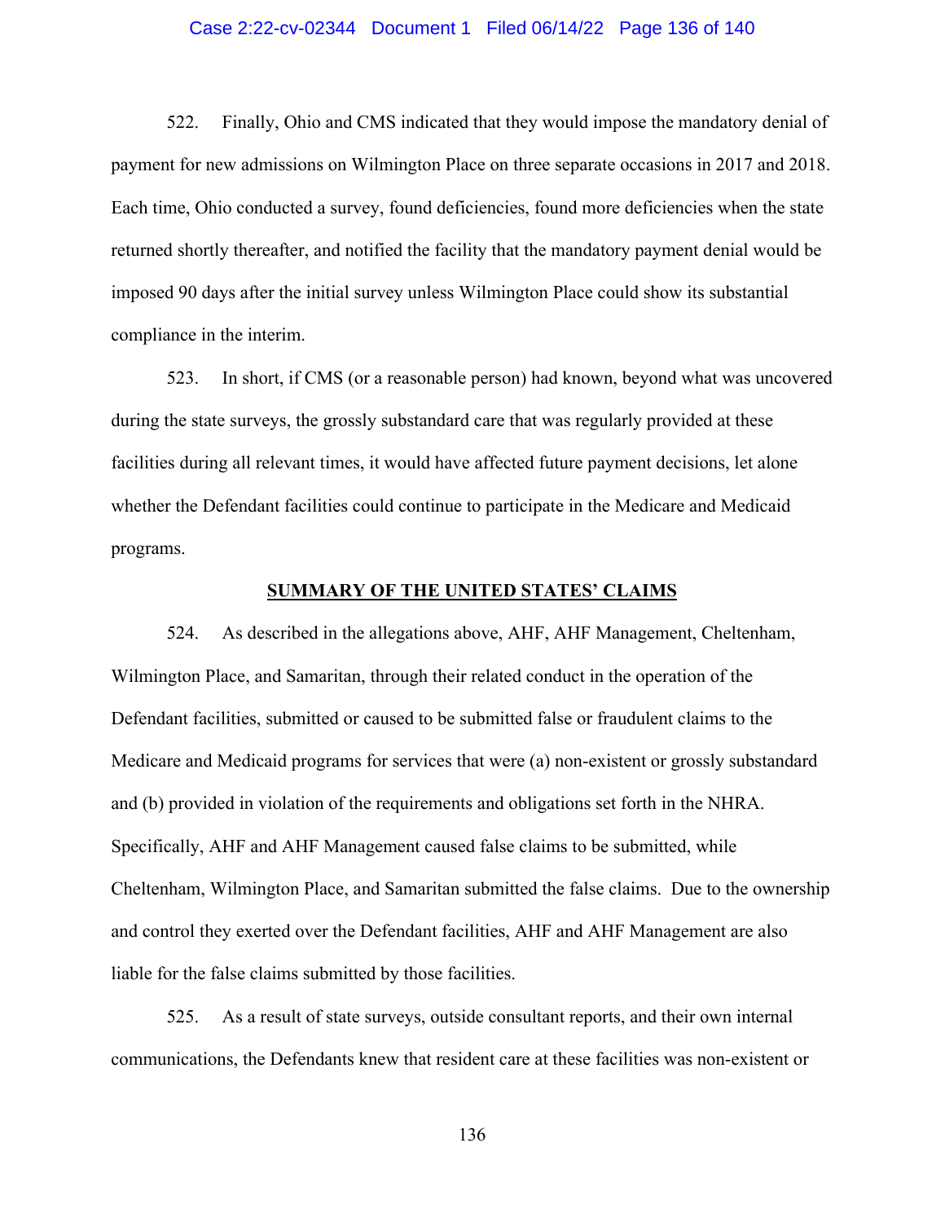522. Finally, Ohio and CMS indicated that they would impose the mandatory denial of payment for new admissions on Wilmington Place on three separate occasions in 2017 and 2018. Each time, Ohio conducted a survey, found deficiencies, found more deficiencies when the state returned shortly thereafter, and notified the facility that the mandatory payment denial would be imposed 90 days after the initial survey unless Wilmington Place could show its substantial compliance in the interim.

523. In short, if CMS (or a reasonable person) had known, beyond what was uncovered during the state surveys, the grossly substandard care that was regularly provided at these facilities during all relevant times, it would have affected future payment decisions, let alone whether the Defendant facilities could continue to participate in the Medicare and Medicaid programs.

## SUMMARY OF THE UNITED STATES' CLAIMS

524. As described in the allegations above, AHF, AHF Management, Cheltenham, Wilmington Place, and Samaritan, through their related conduct in the operation of the Defendant facilities, submitted or caused to be submitted false or fraudulent claims to the Medicare and Medicaid programs for services that were (a) non-existent or grossly substandard and (b) provided in violation of the requirements and obligations set forth in the NHRA. Specifically, AHF and AHF Management caused false claims to be submitted, while Cheltenham, Wilmington Place, and Samaritan submitted the false claims. Due to the ownership and control they exerted over the Defendant facilities, AHF and AHF Management are also liable for the false claims submitted by those facilities.

525. As a result of state surveys, outside consultant reports, and their own internal communications, the Defendants knew that resident care at these facilities was non-existent or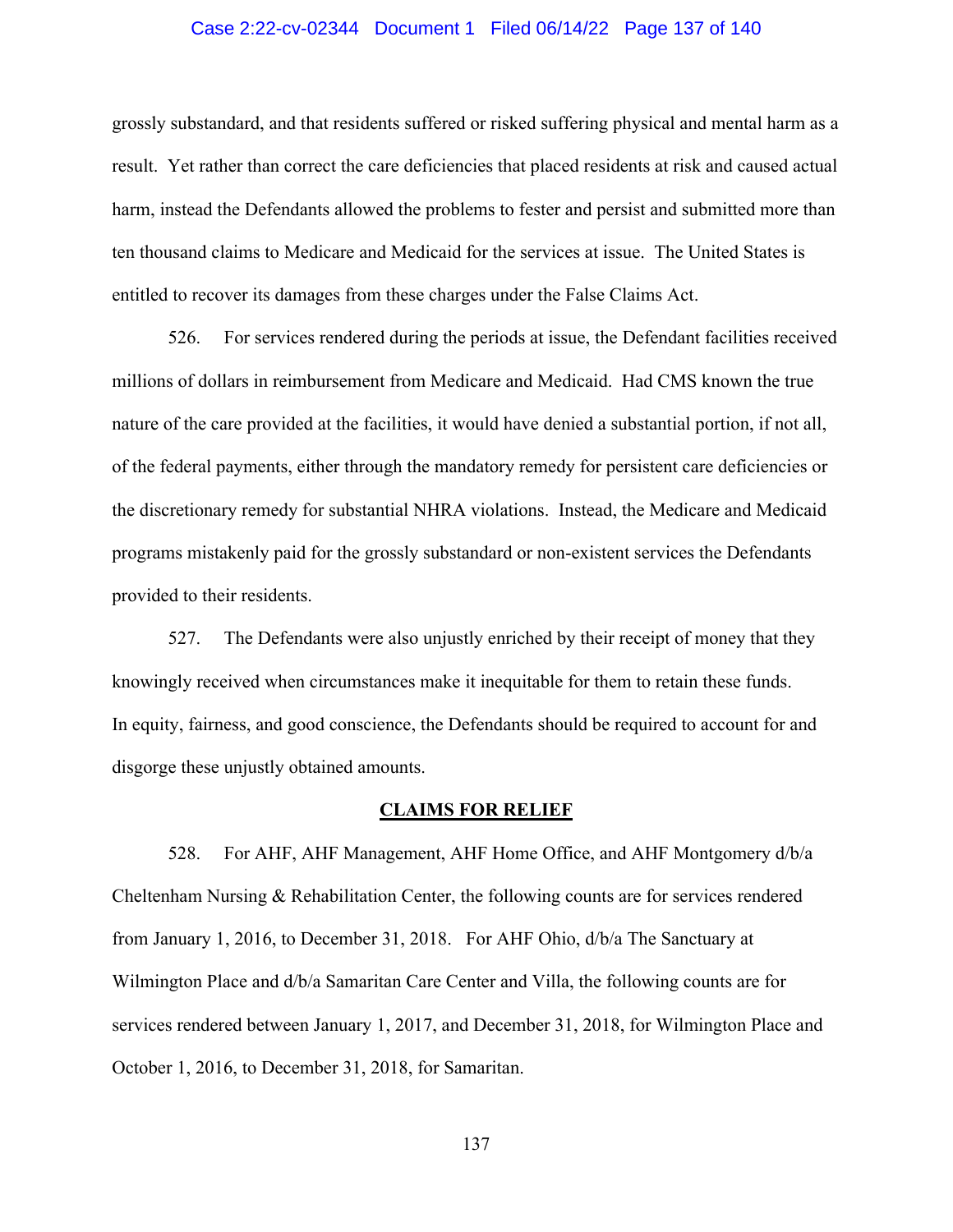grossly substandard, and that residents suffered or risked suffering physical and mental harm as a result. Yet rather than correct the care deficiencies that placed residents at risk and caused actual harm, instead the Defendants allowed the problems to fester and persist and submitted more than ten thousand claims to Medicare and Medicaid for the services at issue. The United States is entitled to recover its damages from these charges under the False Claims Act.

526. For services rendered during the periods at issue, the Defendant facilities received millions of dollars in reimbursement from Medicare and Medicaid. Had CMS known the true nature of the care provided at the facilities, it would have denied a substantial portion, if not all, of the federal payments, either through the mandatory remedy for persistent care deficiencies or the discretionary remedy for substantial NHRA violations. Instead, the Medicare and Medicaid programs mistakenly paid for the grossly substandard or non-existent services the Defendants provided to their residents.

527. The Defendants were also unjustly enriched by their receipt of money that they knowingly received when circumstances make it inequitable for them to retain these funds. In equity, fairness, and good conscience, the Defendants should be required to account for and disgorge these unjustly obtained amounts.

## CLAIMS FOR RELIEF

528. For AHF, AHF Management, AHF Home Office, and AHF Montgomery d/b/a Cheltenham Nursing & Rehabilitation Center, the following counts are for services rendered from January 1, 2016, to December 31, 2018. For AHF Ohio, d/b/a The Sanctuary at Wilmington Place and d/b/a Samaritan Care Center and Villa, the following counts are for services rendered between January 1, 2017, and December 31, 2018, for Wilmington Place and October 1, 2016, to December 31, 2018, for Samaritan.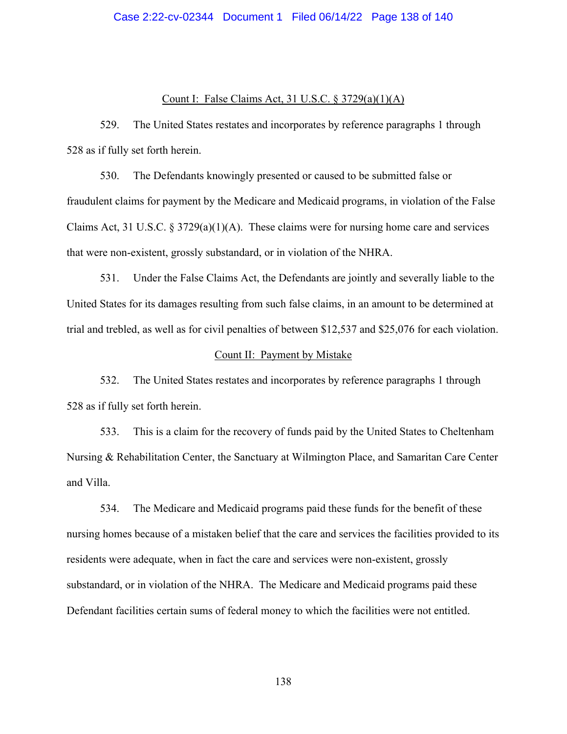<u>Count I: False Claims Act, 31 U.S.C. § 3729(a)(1)(A)</u>

529. The United States restates and incorporates by reference paragraphs 1 through 528 as if fully set forth herein.

530. The Defendants knowingly presented or caused to be submitted false or fraudulent claims for payment by the Medicare and Medicaid programs, in violation of the False Claims Act, 31 U.S.C. § 3729(a)(1)(A). These claims were for nursing home care and services that were non-existent, grossly substandard, or in violation of the NHRA.

531. Under the False Claims Act, the Defendants are jointly and severally liable to the United States for its damages resulting from such false claims, in an amount to be determined at trial and trebled, as well as for civil penalties of between $12,537 and $25,076 for each violation.

<u>Count II: Payment by Mistake</u>

532. The United States restates and incorporates by reference paragraphs 1 through 528 as if fully set forth herein.

533. This is a claim for the recovery of funds paid by the United States to Cheltenham Nursing & Rehabilitation Center, the Sanctuary at Wilmington Place, and Samaritan Care Center and Villa.

534. The Medicare and Medicaid programs paid these funds for the benefit of these nursing homes because of a mistaken belief that the care and services the facilities provided to its residents were adequate, when in fact the care and services were non-existent, grossly substandard, or in violation of the NHRA. The Medicare and Medicaid programs paid these Defendant facilities certain sums of federal money to which the facilities were not entitled.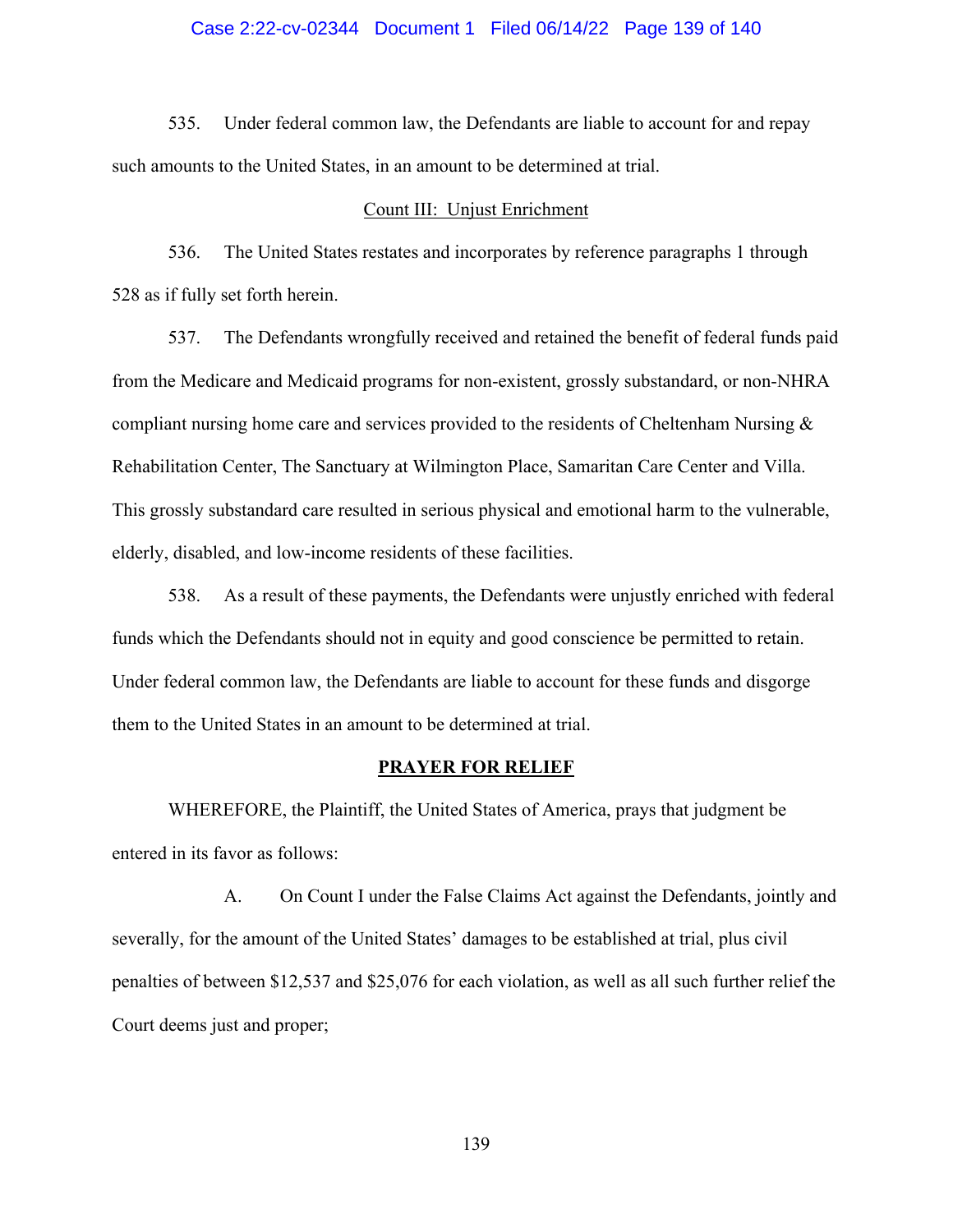535. Under federal common law, the Defendants are liable to account for and repay such amounts to the United States, in an amount to be determined at trial.

Count III: Unjust Enrichment

536. The United States restates and incorporates by reference paragraphs 1 through 528 as if fully set forth herein.

537. The Defendants wrongfully received and retained the benefit of federal funds paid from the Medicare and Medicaid programs for non-existent, grossly substandard, or non-NHRA compliant nursing home care and services provided to the residents of Cheltenham Nursing & Rehabilitation Center, The Sanctuary at Wilmington Place, Samaritan Care Center and Villa. This grossly substandard care resulted in serious physical and emotional harm to the vulnerable, elderly, disabled, and low-income residents of these facilities.

538. As a result of these payments, the Defendants were unjustly enriched with federal funds which the Defendants should not in equity and good conscience be permitted to retain. Under federal common law, the Defendants are liable to account for these funds and disgorge them to the United States in an amount to be determined at trial.

**PRAYER FOR RELIEF**

WHEREFORE, the Plaintiff, the United States of America, prays that judgment be entered in its favor as follows:

A. On Count I under the False Claims Act against the Defendants, jointly and severally, for the amount of the United States' damages to be established at trial, plus civil penalties of between $12,537 and $25,076 for each violation, as well as all such further relief the Court deems just and proper;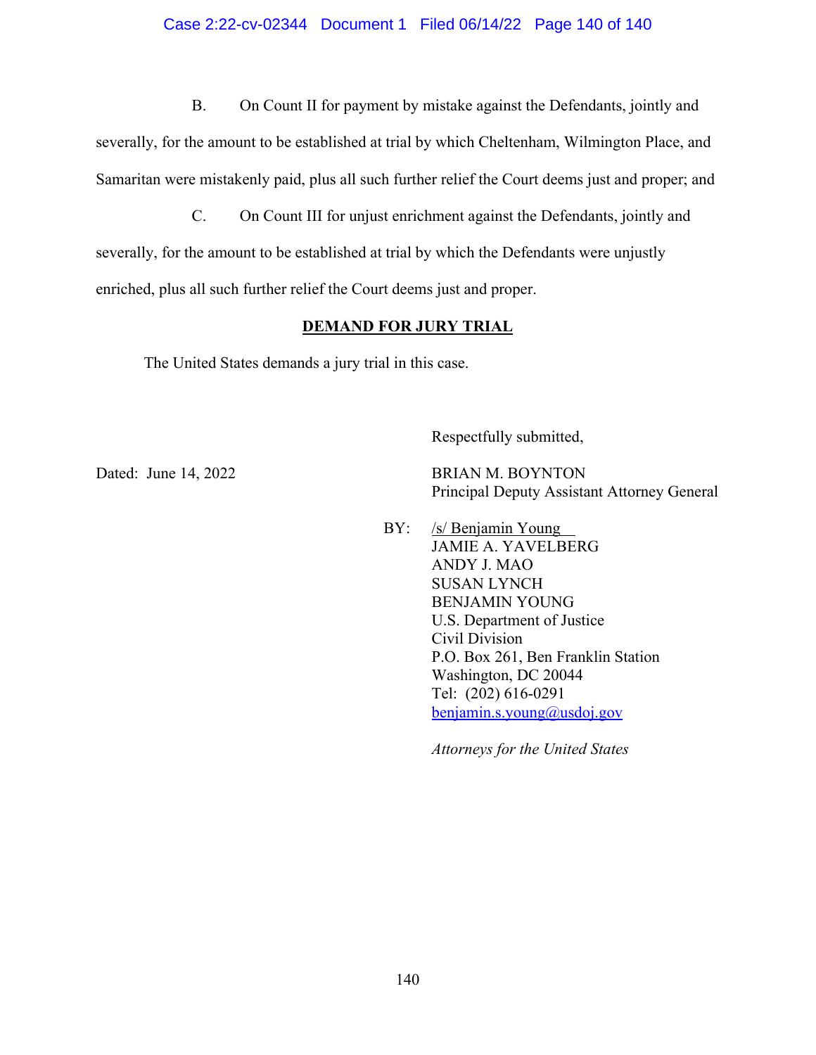B. On Count II for payment by mistake against the Defendants, jointly and severally, for the amount to be established at trial by which Cheltenham, Wilmington Place, and Samaritan were mistakenly paid, plus all such further relief the Court deems just and proper; and

C. On Count III for unjust enrichment against the Defendants, jointly and severally, for the amount to be established at trial by which the Defendants were unjustly enriched, plus all such further relief the Court deems just and proper.

**DEMAND FOR JURY TRIAL**

The United States demands a jury trial in this case.

Respectfully submitted,

Dated: June 14, 2022

BRIAN M. BOYNTON
Principal Deputy Assistant Attorney General

BY: /s/ Benjamin Young
JAMIE A. YAVELBERG
ANDY J. MAO
SUSAN LYNCH
BENJAMIN YOUNG
U.S. Department of Justice
Civil Division
P.O. Box 261, Ben Franklin Station
Washington, DC 20044
Tel: (202) 616-0291
benjamin.s.young@usdoj.gov

*Attorneys for the United States*